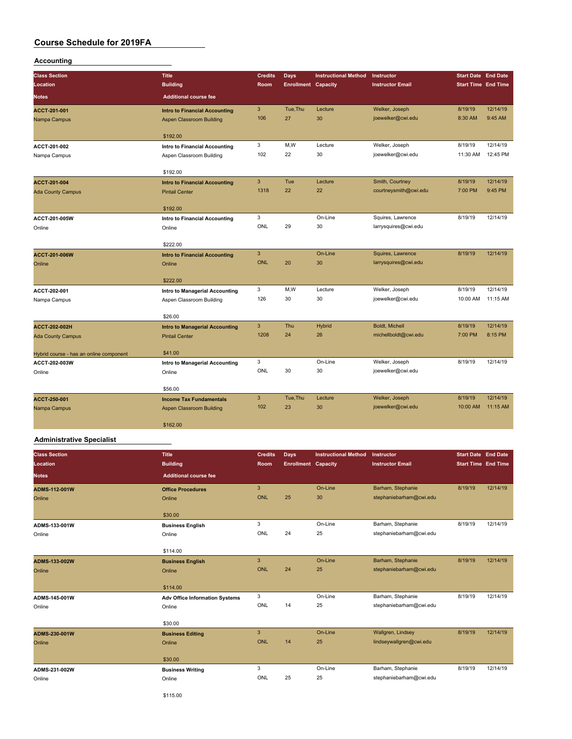# Course Schedule for 2019FA

## Accounting

| Class Section / Location / Notes | Title / Building / Additional course fee | Credits / Room | Days / Enrollment | Instructional Method / Capacity | Instructor / Instructor Email | Start Date / Start Time | End Date / End Time |
|---|---|---|---|---|---|---|---|
| ACCT-201-001 | Intro to Financial Accounting | 3 | Tue,Thu | Lecture | Welker, Joseph | 8/19/19 | 12/14/19 |
| Nampa Campus | Aspen Classroom Building | 106 | 27 | 30 | joewelker@cwi.edu | 8:30 AM | 9:45 AM |
| | $192.00 | | | | | | |
| ACCT-201-002 | Intro to Financial Accounting | 3 | M,W | Lecture | Welker, Joseph | 8/19/19 | 12/14/19 |
| Nampa Campus | Aspen Classroom Building | 102 | 22 | 30 | joewelker@cwi.edu | 11:30 AM | 12:45 PM |
| | $192.00 | | | | | | |
| ACCT-201-004 | Intro to Financial Accounting | 3 | Tue | Lecture | Smith, Courtney | 8/19/19 | 12/14/19 |
| Ada County Campus | Pintail Center | 1318 | 22 | 22 | courtneysmith@cwi.edu | 7:00 PM | 9:45 PM |
| | $192.00 | | | | | | |
| ACCT-201-005W | Intro to Financial Accounting | 3 | | On-Line | Squires, Lawrence | 8/19/19 | 12/14/19 |
| Online | Online | ONL | 29 | 30 | larrysquires@cwi.edu | | |
| | $222.00 | | | | | | |
| ACCT-201-006W | Intro to Financial Accounting | 3 | | On-Line | Squires, Lawrence | 8/19/19 | 12/14/19 |
| Online | Online | ONL | 20 | 30 | larrysquires@cwi.edu | | |
| | $222.00 | | | | | | |
| ACCT-202-001 | Intro to Managerial Accounting | 3 | M,W | Lecture | Welker, Joseph | 8/19/19 | 12/14/19 |
| Nampa Campus | Aspen Classroom Building | 126 | 30 | 30 | joewelker@cwi.edu | 10:00 AM | 11:15 AM |
| | $26.00 | | | | | | |
| ACCT-202-002H | Intro to Managerial Accounting | 3 | Thu | Hybrid | Boldt, Michell | 8/19/19 | 12/14/19 |
| Ada County Campus | Pintail Center | 1208 | 24 | 26 | michellboldt@cwi.edu | 7:00 PM | 8:15 PM |
| Hybrid course - has an online component | $41.00 | | | | | | |
| ACCT-202-003W | Intro to Managerial Accounting | 3 | | On-Line | Welker, Joseph | 8/19/19 | 12/14/19 |
| Online | Online | ONL | 30 | 30 | joewelker@cwi.edu | | |
| | $56.00 | | | | | | |
| ACCT-250-001 | Income Tax Fundamentals | 3 | Tue,Thu | Lecture | Welker, Joseph | 8/19/19 | 12/14/19 |
| Nampa Campus | Aspen Classroom Building | 102 | 23 | 30 | joewelker@cwi.edu | 10:00 AM | 11:15 AM |
| | $162.00 | | | | | | |

## Administrative Specialist

| Class Section / Location / Notes | Title / Building / Additional course fee | Credits / Room | Days / Enrollment | Instructional Method / Capacity | Instructor / Instructor Email | Start Date / Start Time | End Date / End Time |
|---|---|---|---|---|---|---|---|
| ADMS-112-001W | Office Procedures | 3 | | On-Line | Barham, Stephanie | 8/19/19 | 12/14/19 |
| Online | Online | ONL | 25 | 30 | stephaniebarham@cwi.edu | | |
| | $30.00 | | | | | | |
| ADMS-133-001W | Business English | 3 | | On-Line | Barham, Stephanie | 8/19/19 | 12/14/19 |
| Online | Online | ONL | 24 | 25 | stephaniebarham@cwi.edu | | |
| | $114.00 | | | | | | |
| ADMS-133-002W | Business English | 3 | | On-Line | Barham, Stephanie | 8/19/19 | 12/14/19 |
| Online | Online | ONL | 24 | 25 | stephaniebarham@cwi.edu | | |
| | $114.00 | | | | | | |
| ADMS-145-001W | Adv Office Information Systems | 3 | | On-Line | Barham, Stephanie | 8/19/19 | 12/14/19 |
| Online | Online | ONL | 14 | 25 | stephaniebarham@cwi.edu | | |
| | $30.00 | | | | | | |
| ADMS-230-001W | Business Editing | 3 | | On-Line | Wallgren, Lindsey | 8/19/19 | 12/14/19 |
| Online | Online | ONL | 14 | 25 | lindseywallgren@cwi.edu | | |
| | $30.00 | | | | | | |
| ADMS-231-002W | Business Writing | 3 | | On-Line | Barham, Stephanie | 8/19/19 | 12/14/19 |
| Online | Online | ONL | 25 | 25 | stephaniebarham@cwi.edu | | |
| | $115.00 | | | | | | |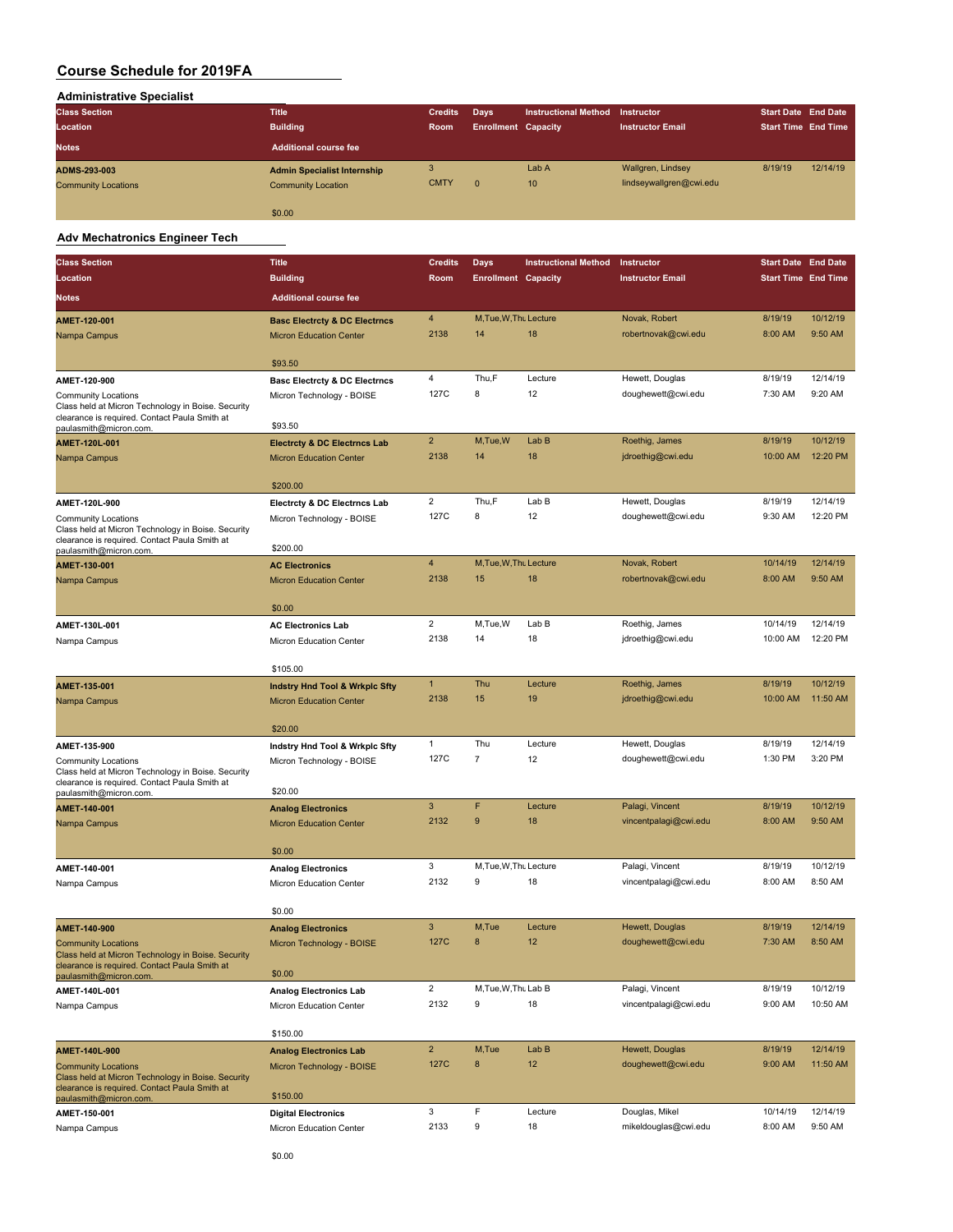# Course Schedule for 2019FA

## Administrative Specialist

| Class Section / Location / Notes | Title / Building / Additional course fee | Credits / Room | Days / Enrollment | Instructional Method / Capacity | Instructor / Instructor Email | Start Date / Start Time | End Date / End Time |
|---|---|---|---|---|---|---|---|
| ADMS-293-003<br>Community Locations | Admin Specialist Internship<br>Community Location<br>$0.00 | 3<br>CMTY | <br>0 | Lab A<br>10 | Wallgren, Lindsey<br>lindseywallgren@cwi.edu | 8/19/19 | 12/14/19 |

## Adv Mechatronics Engineer Tech

| Class Section / Location / Notes | Title / Building / Additional course fee | Credits / Room | Days / Enrollment | Instructional Method / Capacity | Instructor / Instructor Email | Start Date / Start Time | End Date / End Time |
|---|---|---|---|---|---|---|---|
| AMET-120-001<br>Nampa Campus | Basc Electrcty & DC Electrncs<br>Micron Education Center<br>$93.50 | 4<br>2138 | M,Tue,W,Thu<br>14 | Lecture<br>18 | Novak, Robert<br>robertnovak@cwi.edu | 8/19/19<br>8:00 AM | 10/12/19<br>9:50 AM |
| AMET-120-900<br>Community Locations<br>Class held at Micron Technology in Boise. Security clearance is required. Contact Paula Smith at paulasmith@micron.com. | Basc Electrcty & DC Electrncs<br>Micron Technology - BOISE<br>$93.50 | 4<br>127C | Thu,F<br>8 | Lecture<br>12 | Hewett, Douglas<br>doughewett@cwi.edu | 8/19/19<br>7:30 AM | 12/14/19<br>9:20 AM |
| AMET-120L-001<br>Nampa Campus | Electrcty & DC Electrncs Lab<br>Micron Education Center<br>$200.00 | 2<br>2138 | M,Tue,W<br>14 | Lab B<br>18 | Roethig, James<br>jdroethig@cwi.edu | 8/19/19<br>10:00 AM | 10/12/19<br>12:20 PM |
| AMET-120L-900<br>Community Locations<br>Class held at Micron Technology in Boise. Security clearance is required. Contact Paula Smith at paulasmith@micron.com. | Electrcty & DC Electrncs Lab<br>Micron Technology - BOISE<br>$200.00 | 2<br>127C | Thu,F<br>8 | Lab B<br>12 | Hewett, Douglas<br>doughewett@cwi.edu | 8/19/19<br>9:30 AM | 12/14/19<br>12:20 PM |
| AMET-130-001<br>Nampa Campus | AC Electronics<br>Micron Education Center<br>$0.00 | 4<br>2138 | M,Tue,W,Thu<br>15 | Lecture<br>18 | Novak, Robert<br>robertnovak@cwi.edu | 10/14/19<br>8:00 AM | 12/14/19<br>9:50 AM |
| AMET-130L-001<br>Nampa Campus | AC Electronics Lab<br>Micron Education Center<br>$105.00 | 2<br>2138 | M,Tue,W<br>14 | Lab B<br>18 | Roethig, James<br>jdroethig@cwi.edu | 10/14/19<br>10:00 AM | 12/14/19<br>12:20 PM |
| AMET-135-001<br>Nampa Campus | Indstry Hnd Tool & Wrkplc Sfty<br>Micron Education Center<br>$20.00 | 1<br>2138 | Thu<br>15 | Lecture<br>19 | Roethig, James<br>jdroethig@cwi.edu | 8/19/19<br>10:00 AM | 10/12/19<br>11:50 AM |
| AMET-135-900<br>Community Locations<br>Class held at Micron Technology in Boise. Security clearance is required. Contact Paula Smith at paulasmith@micron.com. | Indstry Hnd Tool & Wrkplc Sfty<br>Micron Technology - BOISE<br>$20.00 | 1<br>127C | Thu<br>7 | Lecture<br>12 | Hewett, Douglas<br>doughewett@cwi.edu | 8/19/19<br>1:30 PM | 12/14/19<br>3:20 PM |
| AMET-140-001<br>Nampa Campus | Analog Electronics<br>Micron Education Center<br>$0.00 | 3<br>2132 | F<br>9 | Lecture<br>18 | Palagi, Vincent<br>vincentpalagi@cwi.edu | 8/19/19<br>8:00 AM | 10/12/19<br>9:50 AM |
| AMET-140-001<br>Nampa Campus | Analog Electronics<br>Micron Education Center<br>$0.00 | 3<br>2132 | M,Tue,W,Thu<br>9 | Lecture<br>18 | Palagi, Vincent<br>vincentpalagi@cwi.edu | 8/19/19<br>8:00 AM | 10/12/19<br>8:50 AM |
| AMET-140-900<br>Community Locations<br>Class held at Micron Technology in Boise. Security clearance is required. Contact Paula Smith at paulasmith@micron.com. | Analog Electronics<br>Micron Technology - BOISE<br>$0.00 | 3<br>127C | M,Tue<br>8 | Lecture<br>12 | Hewett, Douglas<br>doughewett@cwi.edu | 8/19/19<br>7:30 AM | 12/14/19<br>8:50 AM |
| AMET-140L-001<br>Nampa Campus | Analog Electronics Lab<br>Micron Education Center<br>$150.00 | 2<br>2132 | M,Tue,W,Thu<br>9 | Lab B<br>18 | Palagi, Vincent<br>vincentpalagi@cwi.edu | 8/19/19<br>9:00 AM | 10/12/19<br>10:50 AM |
| AMET-140L-900<br>Community Locations<br>Class held at Micron Technology in Boise. Security clearance is required. Contact Paula Smith at paulasmith@micron.com. | Analog Electronics Lab<br>Micron Technology - BOISE<br>$150.00 | 2<br>127C | M,Tue<br>8 | Lab B<br>12 | Hewett, Douglas<br>doughewett@cwi.edu | 8/19/19<br>9:00 AM | 12/14/19<br>11:50 AM |
| AMET-150-001<br>Nampa Campus | Digital Electronics<br>Micron Education Center<br>$0.00 | 3<br>2133 | F<br>9 | Lecture<br>18 | Douglas, Mikel<br>mikeldouglas@cwi.edu | 10/14/19<br>8:00 AM | 12/14/19<br>9:50 AM |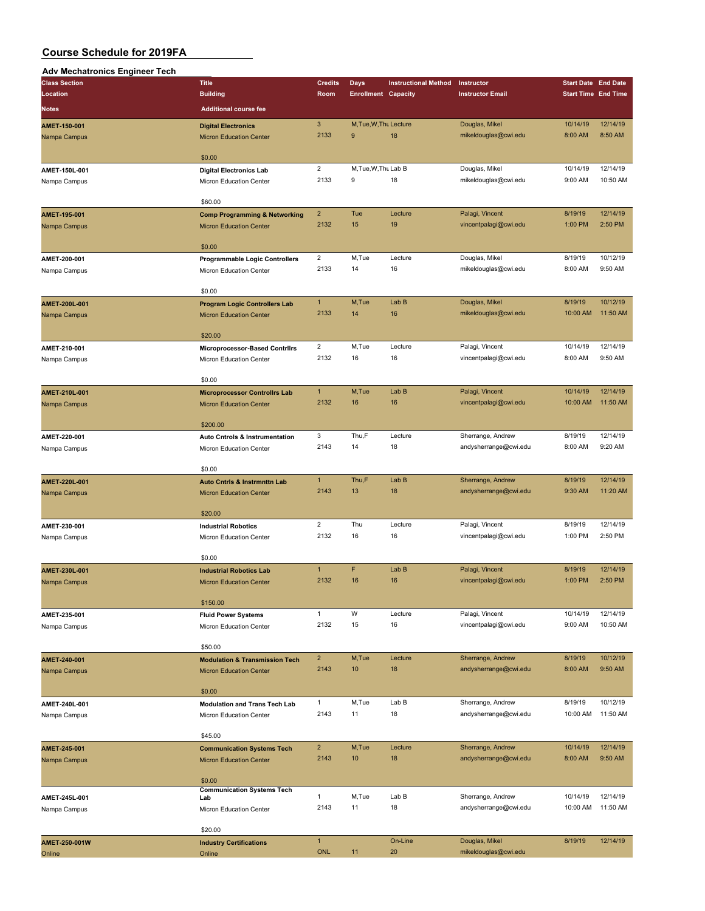# Course Schedule for 2019FA

## Adv Mechatronics Engineer Tech

| Class Section / Location / Notes | Title / Building / Additional course fee | Credits / Room | Days / Enrollment | Instructional Method / Capacity | Instructor / Instructor Email | Start Date / Start Time | End Date / End Time |
|---|---|---|---|---|---|---|---|
| AMET-150-001 | Digital Electronics | 3 | M,Tue,W,Thu | Lecture | Douglas, Mikel | 10/14/19 | 12/14/19 |
| Nampa Campus | Micron Education Center | 2133 | 9 | 18 | mikeldouglas@cwi.edu | 8:00 AM | 8:50 AM |
| | $0.00 | | | | | | |
| AMET-150L-001 | Digital Electronics Lab | 2 | M,Tue,W,Thu | Lab B | Douglas, Mikel | 10/14/19 | 12/14/19 |
| Nampa Campus | Micron Education Center | 2133 | 9 | 18 | mikeldouglas@cwi.edu | 9:00 AM | 10:50 AM |
| | $60.00 | | | | | | |
| AMET-195-001 | Comp Programming & Networking | 2 | Tue | Lecture | Palagi, Vincent | 8/19/19 | 12/14/19 |
| Nampa Campus | Micron Education Center | 2132 | 15 | 19 | vincentpalagi@cwi.edu | 1:00 PM | 2:50 PM |
| | $0.00 | | | | | | |
| AMET-200-001 | Programmable Logic Controllers | 2 | M,Tue | Lecture | Douglas, Mikel | 8/19/19 | 10/12/19 |
| Nampa Campus | Micron Education Center | 2133 | 14 | 16 | mikeldouglas@cwi.edu | 8:00 AM | 9:50 AM |
| | $0.00 | | | | | | |
| AMET-200L-001 | Program Logic Controllers Lab | 1 | M,Tue | Lab B | Douglas, Mikel | 8/19/19 | 10/12/19 |
| Nampa Campus | Micron Education Center | 2133 | 14 | 16 | mikeldouglas@cwi.edu | 10:00 AM | 11:50 AM |
| | $20.00 | | | | | | |
| AMET-210-001 | Microprocessor-Based Contrllrs | 2 | M,Tue | Lecture | Palagi, Vincent | 10/14/19 | 12/14/19 |
| Nampa Campus | Micron Education Center | 2132 | 16 | 16 | vincentpalagi@cwi.edu | 8:00 AM | 9:50 AM |
| | $0.00 | | | | | | |
| AMET-210L-001 | Microprocessor Controllrs Lab | 1 | M,Tue | Lab B | Palagi, Vincent | 10/14/19 | 12/14/19 |
| Nampa Campus | Micron Education Center | 2132 | 16 | 16 | vincentpalagi@cwi.edu | 10:00 AM | 11:50 AM |
| | $200.00 | | | | | | |
| AMET-220-001 | Auto Cntrols & Instrumentation | 3 | Thu,F | Lecture | Sherrange, Andrew | 8/19/19 | 12/14/19 |
| Nampa Campus | Micron Education Center | 2143 | 14 | 18 | andysherrange@cwi.edu | 8:00 AM | 9:20 AM |
| | $0.00 | | | | | | |
| AMET-220L-001 | Auto Cntrls & Instrmnttn Lab | 1 | Thu,F | Lab B | Sherrange, Andrew | 8/19/19 | 12/14/19 |
| Nampa Campus | Micron Education Center | 2143 | 13 | 18 | andysherrange@cwi.edu | 9:30 AM | 11:20 AM |
| | $20.00 | | | | | | |
| AMET-230-001 | Industrial Robotics | 2 | Thu | Lecture | Palagi, Vincent | 8/19/19 | 12/14/19 |
| Nampa Campus | Micron Education Center | 2132 | 16 | 16 | vincentpalagi@cwi.edu | 1:00 PM | 2:50 PM |
| | $0.00 | | | | | | |
| AMET-230L-001 | Industrial Robotics Lab | 1 | F | Lab B | Palagi, Vincent | 8/19/19 | 12/14/19 |
| Nampa Campus | Micron Education Center | 2132 | 16 | 16 | vincentpalagi@cwi.edu | 1:00 PM | 2:50 PM |
| | $150.00 | | | | | | |
| AMET-235-001 | Fluid Power Systems | 1 | W | Lecture | Palagi, Vincent | 10/14/19 | 12/14/19 |
| Nampa Campus | Micron Education Center | 2132 | 15 | 16 | vincentpalagi@cwi.edu | 9:00 AM | 10:50 AM |
| | $50.00 | | | | | | |
| AMET-240-001 | Modulation & Transmission Tech | 2 | M,Tue | Lecture | Sherrange, Andrew | 8/19/19 | 10/12/19 |
| Nampa Campus | Micron Education Center | 2143 | 10 | 18 | andysherrange@cwi.edu | 8:00 AM | 9:50 AM |
| | $0.00 | | | | | | |
| AMET-240L-001 | Modulation and Trans Tech Lab | 1 | M,Tue | Lab B | Sherrange, Andrew | 8/19/19 | 10/12/19 |
| Nampa Campus | Micron Education Center | 2143 | 11 | 18 | andysherrange@cwi.edu | 10:00 AM | 11:50 AM |
| | $45.00 | | | | | | |
| AMET-245-001 | Communication Systems Tech | 2 | M,Tue | Lecture | Sherrange, Andrew | 10/14/19 | 12/14/19 |
| Nampa Campus | Micron Education Center | 2143 | 10 | 18 | andysherrange@cwi.edu | 8:00 AM | 9:50 AM |
| | $0.00 | | | | | | |
| AMET-245L-001 | Communication Systems Tech Lab | 1 | M,Tue | Lab B | Sherrange, Andrew | 10/14/19 | 12/14/19 |
| Nampa Campus | Micron Education Center | 2143 | 11 | 18 | andysherrange@cwi.edu | 10:00 AM | 11:50 AM |
| | $20.00 | | | | | | |
| AMET-250-001W | Industry Certifications | 1 | | On-Line | Douglas, Mikel | 8/19/19 | 12/14/19 |
| Online | Online | ONL | 11 | 20 | mikeldouglas@cwi.edu | | |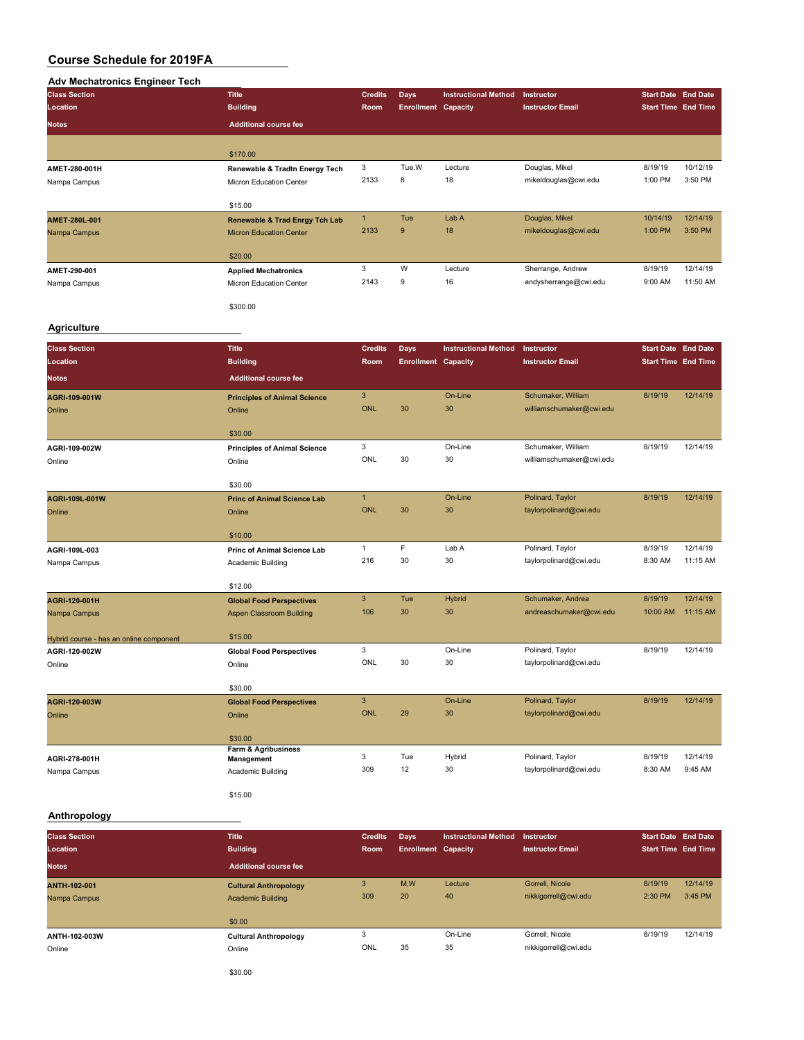# Course Schedule for 2019FA

## Adv Mechatronics Engineer Tech

| Class Section / Location / Notes | Title / Building / Additional course fee | Credits / Room | Days / Enrollment | Instructional Method / Capacity | Instructor / Instructor Email | Start Date / Start Time | End Date / End Time |
|---|---|---|---|---|---|---|---|
| | $170.00 | | | | | | |
| AMET-280-001H<br>Nampa Campus | Renewable & Tradtn Energy Tech<br>Micron Education Center<br>$15.00 | 3<br>2133 | Tue,W<br>8 | Lecture<br>18 | Douglas, Mikel<br>mikeldouglas@cwi.edu | 8/19/19<br>1:00 PM | 10/12/19<br>3:50 PM |
| AMET-280L-001<br>Nampa Campus | Renewable & Trad Enrgy Tch Lab<br>Micron Education Center<br>$20.00 | 1<br>2133 | Tue<br>9 | Lab A<br>18 | Douglas, Mikel<br>mikeldouglas@cwi.edu | 10/14/19<br>1:00 PM | 12/14/19<br>3:50 PM |
| AMET-290-001<br>Nampa Campus | Applied Mechatronics<br>Micron Education Center<br>$300.00 | 3<br>2143 | W<br>9 | Lecture<br>16 | Sherrange, Andrew<br>andysherrange@cwi.edu | 8/19/19<br>9:00 AM | 12/14/19<br>11:50 AM |

## Agriculture

| Class Section / Location / Notes | Title / Building / Additional course fee | Credits / Room | Days / Enrollment | Instructional Method / Capacity | Instructor / Instructor Email | Start Date / Start Time | End Date / End Time |
|---|---|---|---|---|---|---|---|
| AGRI-109-001W<br>Online | Principles of Animal Science<br>Online<br>$30.00 | 3<br>ONL | <br>30 | On-Line<br>30 | Schumaker, William<br>williamschumaker@cwi.edu | 8/19/19 | 12/14/19 |
| AGRI-109-002W<br>Online | Principles of Animal Science<br>Online<br>$30.00 | 3<br>ONL | <br>30 | On-Line<br>30 | Schumaker, William<br>williamschumaker@cwi.edu | 8/19/19 | 12/14/19 |
| AGRI-109L-001W<br>Online | Princ of Animal Science Lab<br>Online<br>$10.00 | 1<br>ONL | <br>30 | On-Line<br>30 | Polinard, Taylor<br>taylorpolinard@cwi.edu | 8/19/19 | 12/14/19 |
| AGRI-109L-003<br>Nampa Campus | Princ of Animal Science Lab<br>Academic Building<br>$12.00 | 1<br>216 | F<br>30 | Lab A<br>30 | Polinard, Taylor<br>taylorpolinard@cwi.edu | 8/19/19<br>8:30 AM | 12/14/19<br>11:15 AM |
| AGRI-120-001H<br>Nampa Campus<br>Hybrid course - has an online component | Global Food Perspectives<br>Aspen Classroom Building<br>$15.00 | 3<br>106 | Tue<br>30 | Hybrid<br>30 | Schumaker, Andrea<br>andreaschumaker@cwi.edu | 8/19/19<br>10:00 AM | 12/14/19<br>11:15 AM |
| AGRI-120-002W<br>Online | Global Food Perspectives<br>Online<br>$30.00 | 3<br>ONL | <br>30 | On-Line<br>30 | Polinard, Taylor<br>taylorpolinard@cwi.edu | 8/19/19 | 12/14/19 |
| AGRI-120-003W<br>Online | Global Food Perspectives<br>Online<br>$30.00 | 3<br>ONL | <br>29 | On-Line<br>30 | Polinard, Taylor<br>taylorpolinard@cwi.edu | 8/19/19 | 12/14/19 |
| AGRI-278-001H<br>Nampa Campus | Farm & Agribusiness Management<br>Academic Building<br>$15.00 | 3<br>309 | Tue<br>12 | Hybrid<br>30 | Polinard, Taylor<br>taylorpolinard@cwi.edu | 8/19/19<br>8:30 AM | 12/14/19<br>9:45 AM |

## Anthropology

| Class Section / Location / Notes | Title / Building / Additional course fee | Credits / Room | Days / Enrollment | Instructional Method / Capacity | Instructor / Instructor Email | Start Date / Start Time | End Date / End Time |
|---|---|---|---|---|---|---|---|
| ANTH-102-001<br>Nampa Campus | Cultural Anthropology<br>Academic Building<br>$0.00 | 3<br>309 | M,W<br>20 | Lecture<br>40 | Gorrell, Nicole<br>nikkigorrell@cwi.edu | 8/19/19<br>2:30 PM | 12/14/19<br>3:45 PM |
| ANTH-102-003W<br>Online | Cultural Anthropology<br>Online<br>$30.00 | 3<br>ONL | <br>35 | On-Line<br>35 | Gorrell, Nicole<br>nikkigorrell@cwi.edu | 8/19/19 | 12/14/19 |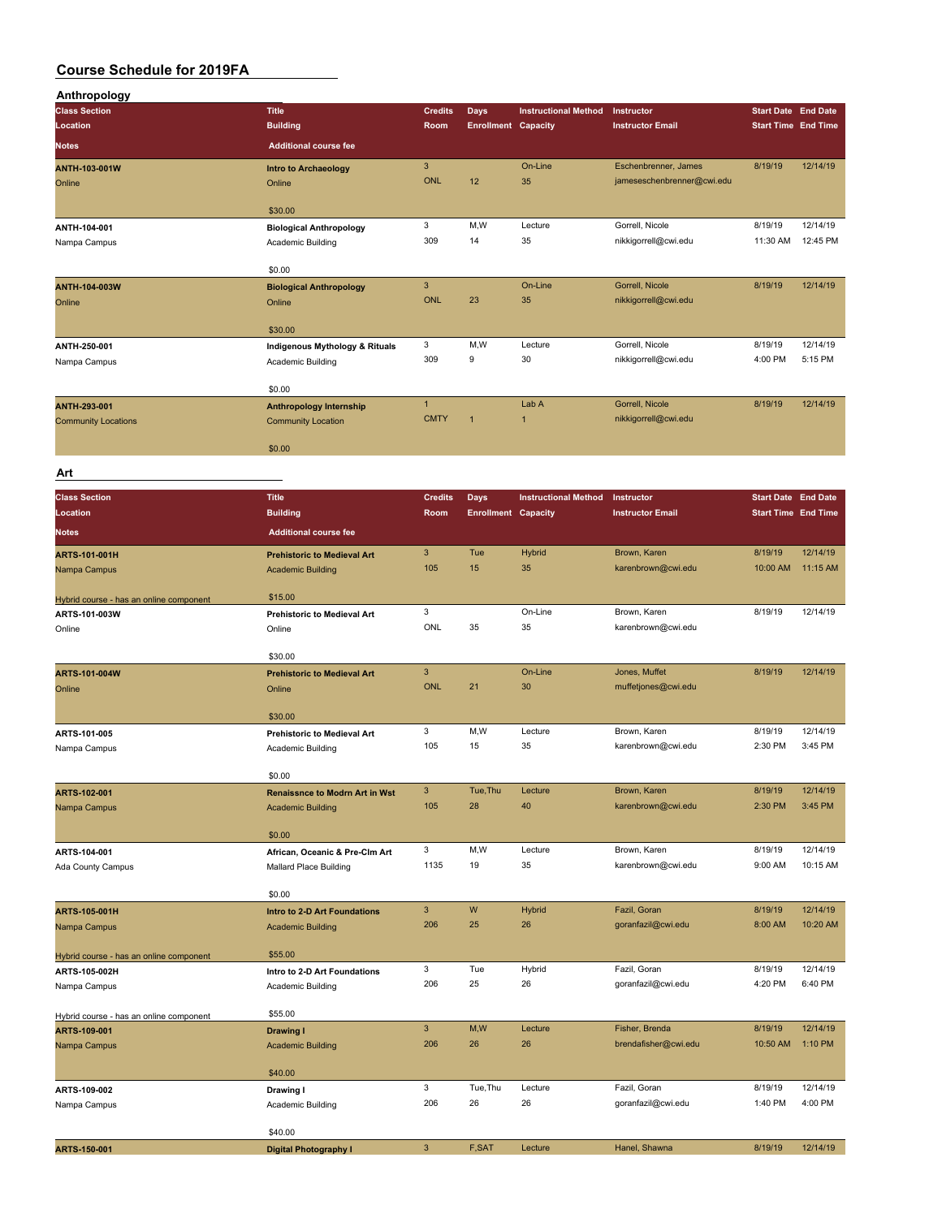# Course Schedule for 2019FA

## Anthropology

| Class Section / Location / Notes | Title / Building / Additional course fee | Credits / Room | Days / Enrollment | Instructional Method / Capacity | Instructor / Instructor Email | Start Date / Start Time | End Date / End Time |
|---|---|---|---|---|---|---|---|
| **ANTH-103-001W** Online | **Intro to Archaeology** Online $30.00 | 3 ONL | 12 | On-Line 35 | Eschenbrenner, James jameseschenbrenner@cwi.edu | 8/19/19 | 12/14/19 |
| **ANTH-104-001** Nampa Campus | **Biological Anthropology** Academic Building $0.00 | 3 309 | M,W 14 | Lecture 35 | Gorrell, Nicole nikkigorrell@cwi.edu | 8/19/19 11:30 AM | 12/14/19 12:45 PM |
| **ANTH-104-003W** Online | **Biological Anthropology** Online $30.00 | 3 ONL | 23 | On-Line 35 | Gorrell, Nicole nikkigorrell@cwi.edu | 8/19/19 | 12/14/19 |
| **ANTH-250-001** Nampa Campus | **Indigenous Mythology & Rituals** Academic Building $0.00 | 3 309 | M,W 9 | Lecture 30 | Gorrell, Nicole nikkigorrell@cwi.edu | 8/19/19 4:00 PM | 12/14/19 5:15 PM |
| **ANTH-293-001** Community Locations | **Anthropology Internship** Community Location $0.00 | 1 CMTY | 1 | Lab A 1 | Gorrell, Nicole nikkigorrell@cwi.edu | 8/19/19 | 12/14/19 |

## Art

| Class Section / Location / Notes | Title / Building / Additional course fee | Credits / Room | Days / Enrollment | Instructional Method / Capacity | Instructor / Instructor Email | Start Date / Start Time | End Date / End Time |
|---|---|---|---|---|---|---|---|
| **ARTS-101-001H** Nampa Campus Hybrid course - has an online component | **Prehistoric to Medieval Art** Academic Building $15.00 | 3 105 | Tue 15 | Hybrid 35 | Brown, Karen karenbrown@cwi.edu | 8/19/19 10:00 AM | 12/14/19 11:15 AM |
| **ARTS-101-003W** Online | **Prehistoric to Medieval Art** Online $30.00 | 3 ONL | 35 | On-Line 35 | Brown, Karen karenbrown@cwi.edu | 8/19/19 | 12/14/19 |
| **ARTS-101-004W** Online | **Prehistoric to Medieval Art** Online $30.00 | 3 ONL | 21 | On-Line 30 | Jones, Muffet muffetjones@cwi.edu | 8/19/19 | 12/14/19 |
| **ARTS-101-005** Nampa Campus | **Prehistoric to Medieval Art** Academic Building $0.00 | 3 105 | M,W 15 | Lecture 35 | Brown, Karen karenbrown@cwi.edu | 8/19/19 2:30 PM | 12/14/19 3:45 PM |
| **ARTS-102-001** Nampa Campus | **Renaissnce to Modrn Art in Wst** Academic Building $0.00 | 3 105 | Tue,Thu 28 | Lecture 40 | Brown, Karen karenbrown@cwi.edu | 8/19/19 2:30 PM | 12/14/19 3:45 PM |
| **ARTS-104-001** Ada County Campus | **African, Oceanic & Pre-Clm Art** Mallard Place Building $0.00 | 3 1135 | M,W 19 | Lecture 35 | Brown, Karen karenbrown@cwi.edu | 8/19/19 9:00 AM | 12/14/19 10:15 AM |
| **ARTS-105-001H** Nampa Campus Hybrid course - has an online component | **Intro to 2-D Art Foundations** Academic Building $55.00 | 3 206 | W 25 | Hybrid 26 | Fazil, Goran goranfazil@cwi.edu | 8/19/19 8:00 AM | 12/14/19 10:20 AM |
| **ARTS-105-002H** Nampa Campus Hybrid course - has an online component | **Intro to 2-D Art Foundations** Academic Building $55.00 | 3 206 | Tue 25 | Hybrid 26 | Fazil, Goran goranfazil@cwi.edu | 8/19/19 4:20 PM | 12/14/19 6:40 PM |
| **ARTS-109-001** Nampa Campus | **Drawing I** Academic Building $40.00 | 3 206 | M,W 26 | Lecture 26 | Fisher, Brenda brendafisher@cwi.edu | 8/19/19 10:50 AM | 12/14/19 1:10 PM |
| **ARTS-109-002** Nampa Campus | **Drawing I** Academic Building $40.00 | 3 206 | Tue,Thu 26 | Lecture 26 | Fazil, Goran goranfazil@cwi.edu | 8/19/19 1:40 PM | 12/14/19 4:00 PM |
| **ARTS-150-001** | **Digital Photography I** | 3 | F,SAT | Lecture | Hanel, Shawna | 8/19/19 | 12/14/19 |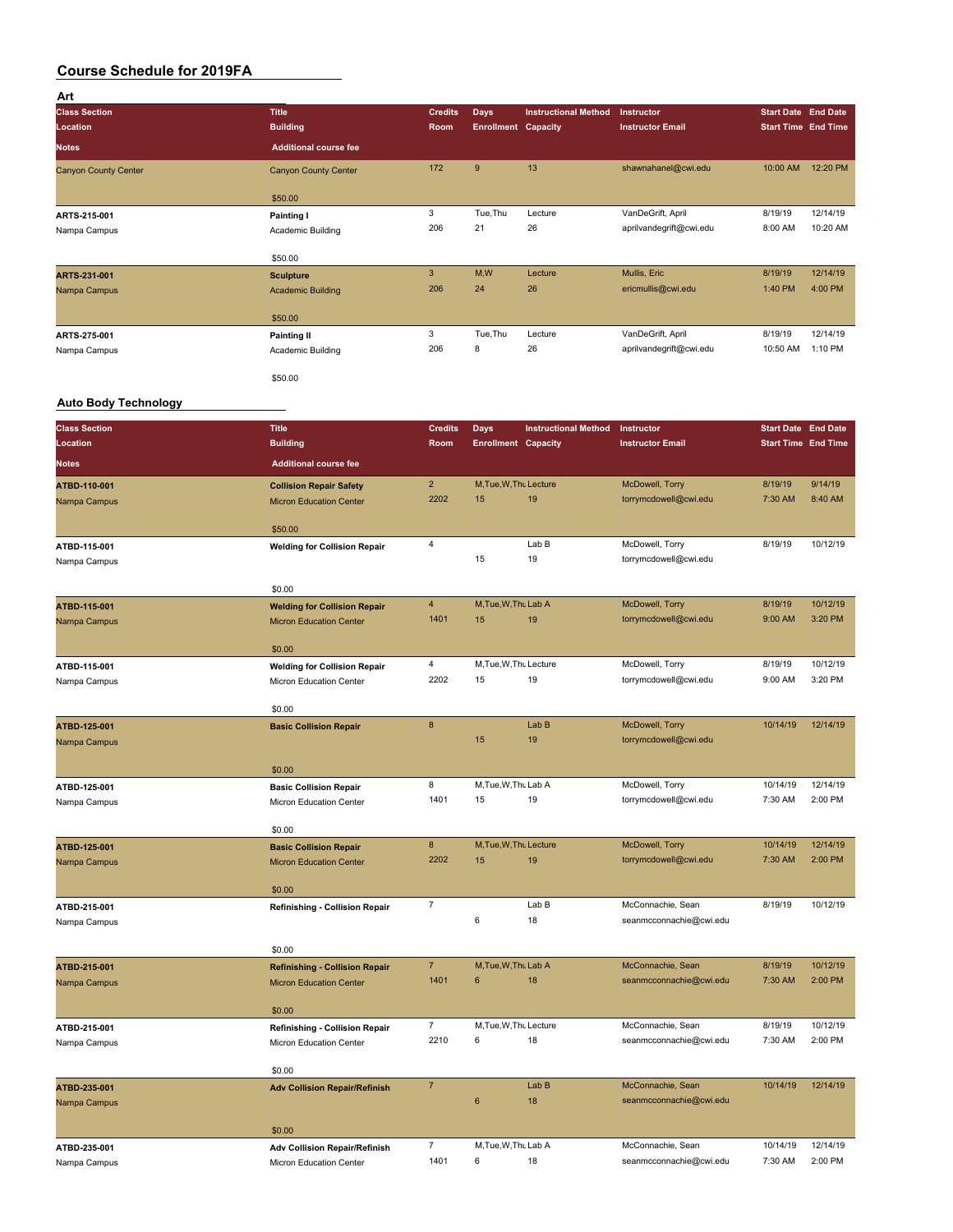# Course Schedule for 2019FA

## Art

| Class Section / Location | Title / Building | Credits / Room | Days / Enrollment | Instructional Method / Capacity | Instructor / Instructor Email | Start Date / Start Time | End Date / End Time | Additional course fee |
|---|---|---|---|---|---|---|---|---|
| Canyon County Center | Canyon County Center | 172 | 9 | 13 | shawnahanel@cwi.edu | 10:00 AM | 12:20 PM | $50.00 |
| **ARTS-215-001** Nampa Campus | **Painting I** Academic Building | 3 / 206 | Tue,Thu / 21 | Lecture / 26 | VanDeGrift, April / aprilvandegrift@cwi.edu | 8/19/19 / 8:00 AM | 12/14/19 / 10:20 AM | $50.00 |
| **ARTS-231-001** Nampa Campus | **Sculpture** Academic Building | 3 / 206 | M,W / 24 | Lecture / 26 | Mullis, Eric / ericmullis@cwi.edu | 8/19/19 / 1:40 PM | 12/14/19 / 4:00 PM | $50.00 |
| **ARTS-275-001** Nampa Campus | **Painting II** Academic Building | 3 / 206 | Tue,Thu / 8 | Lecture / 26 | VanDeGrift, April / aprilvandegrift@cwi.edu | 8/19/19 / 10:50 AM | 12/14/19 / 1:10 PM | $50.00 |

## Auto Body Technology

| Class Section / Location | Title / Building | Credits / Room | Days / Enrollment | Instructional Method / Capacity | Instructor / Instructor Email | Start Date / Start Time | End Date / End Time | Additional course fee |
|---|---|---|---|---|---|---|---|---|
| **ATBD-110-001** Nampa Campus | **Collision Repair Safety** Micron Education Center | 2 / 2202 | M,Tue,W,Thu / 15 | Lecture / 19 | McDowell, Torry / torrymcdowell@cwi.edu | 8/19/19 / 7:30 AM | 9/14/19 / 8:40 AM | $50.00 |
| **ATBD-115-001** Nampa Campus | **Welding for Collision Repair** | 4 | 15 | Lab B / 19 | McDowell, Torry / torrymcdowell@cwi.edu | 8/19/19 | 10/12/19 | $0.00 |
| **ATBD-115-001** Nampa Campus | **Welding for Collision Repair** Micron Education Center | 4 / 1401 | M,Tue,W,Thu / 15 | Lab A / 19 | McDowell, Torry / torrymcdowell@cwi.edu | 8/19/19 / 9:00 AM | 10/12/19 / 3:20 PM | $0.00 |
| **ATBD-115-001** Nampa Campus | **Welding for Collision Repair** Micron Education Center | 4 / 2202 | M,Tue,W,Thu / 15 | Lecture / 19 | McDowell, Torry / torrymcdowell@cwi.edu | 8/19/19 / 9:00 AM | 10/12/19 / 3:20 PM | $0.00 |
| **ATBD-125-001** Nampa Campus | **Basic Collision Repair** | 8 | 15 | Lab B / 19 | McDowell, Torry / torrymcdowell@cwi.edu | 10/14/19 | 12/14/19 | $0.00 |
| **ATBD-125-001** Nampa Campus | **Basic Collision Repair** Micron Education Center | 8 / 1401 | M,Tue,W,Thu / 15 | Lab A / 19 | McDowell, Torry / torrymcdowell@cwi.edu | 10/14/19 / 7:30 AM | 12/14/19 / 2:00 PM | $0.00 |
| **ATBD-125-001** Nampa Campus | **Basic Collision Repair** Micron Education Center | 8 / 2202 | M,Tue,W,Thu / 15 | Lecture / 19 | McDowell, Torry / torrymcdowell@cwi.edu | 10/14/19 / 7:30 AM | 12/14/19 / 2:00 PM | $0.00 |
| **ATBD-215-001** Nampa Campus | **Refinishing - Collision Repair** | 7 | 6 | Lab B / 18 | McConnachie, Sean / seanmcconnachie@cwi.edu | 8/19/19 | 10/12/19 | $0.00 |
| **ATBD-215-001** Nampa Campus | **Refinishing - Collision Repair** Micron Education Center | 7 / 1401 | M,Tue,W,Thu / 6 | Lab A / 18 | McConnachie, Sean / seanmcconnachie@cwi.edu | 8/19/19 / 7:30 AM | 10/12/19 / 2:00 PM | $0.00 |
| **ATBD-215-001** Nampa Campus | **Refinishing - Collision Repair** Micron Education Center | 7 / 2210 | M,Tue,W,Thu / 6 | Lecture / 18 | McConnachie, Sean / seanmcconnachie@cwi.edu | 8/19/19 / 7:30 AM | 10/12/19 / 2:00 PM | $0.00 |
| **ATBD-235-001** Nampa Campus | **Adv Collision Repair/Refinish** | 7 | 6 | Lab B / 18 | McConnachie, Sean / seanmcconnachie@cwi.edu | 10/14/19 | 12/14/19 | $0.00 |
| **ATBD-235-001** Nampa Campus | **Adv Collision Repair/Refinish** Micron Education Center | 7 / 1401 | M,Tue,W,Thu / 6 | Lab A / 18 | McConnachie, Sean / seanmcconnachie@cwi.edu | 10/14/19 / 7:30 AM | 12/14/19 / 2:00 PM | |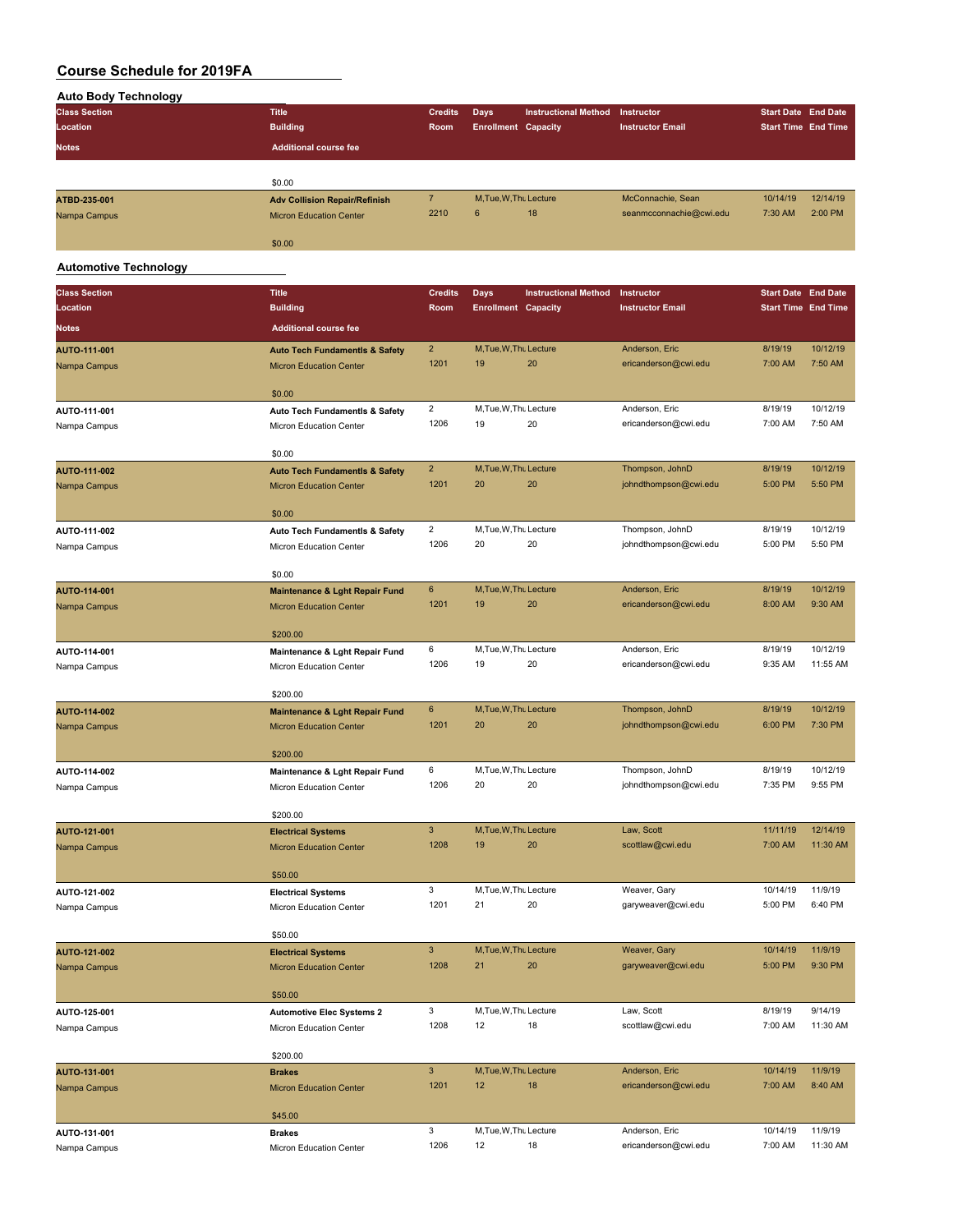# Course Schedule for 2019FA

## Auto Body Technology

| Class Section / Location / Notes | Title / Building / Additional course fee | Credits / Room | Days / Enrollment | Instructional Method / Capacity | Instructor / Instructor Email | Start Date / Start Time | End Date / End Time |
|---|---|---|---|---|---|---|---|
| | $0.00 | | | | | | |
| **ATBD-235-001** | **Adv Collision Repair/Refinish** | 7 | M,Tue,W,Thu | Lecture | McConnachie, Sean | 10/14/19 | 12/14/19 |
| Nampa Campus | Micron Education Center | 2210 | 6 | 18 | seanmcconnachie@cwi.edu | 7:30 AM | 2:00 PM |
| | $0.00 | | | | | | |

## Automotive Technology

| Class Section / Location / Notes | Title / Building / Additional course fee | Credits / Room | Days / Enrollment | Instructional Method / Capacity | Instructor / Instructor Email | Start Date / Start Time | End Date / End Time |
|---|---|---|---|---|---|---|---|
| **AUTO-111-001** | **Auto Tech Fundamentls & Safety** | 2 | M,Tue,W,Thu | Lecture | Anderson, Eric | 8/19/19 | 10/12/19 |
| Nampa Campus | Micron Education Center | 1201 | 19 | 20 | ericanderson@cwi.edu | 7:00 AM | 7:50 AM |
| | $0.00 | | | | | | |
| **AUTO-111-001** | **Auto Tech Fundamentls & Safety** | 2 | M,Tue,W,Thu | Lecture | Anderson, Eric | 8/19/19 | 10/12/19 |
| Nampa Campus | Micron Education Center | 1206 | 19 | 20 | ericanderson@cwi.edu | 7:00 AM | 7:50 AM |
| | $0.00 | | | | | | |
| **AUTO-111-002** | **Auto Tech Fundamentls & Safety** | 2 | M,Tue,W,Thu | Lecture | Thompson, JohnD | 8/19/19 | 10/12/19 |
| Nampa Campus | Micron Education Center | 1201 | 20 | 20 | johndthompson@cwi.edu | 5:00 PM | 5:50 PM |
| | $0.00 | | | | | | |
| **AUTO-111-002** | **Auto Tech Fundamentls & Safety** | 2 | M,Tue,W,Thu | Lecture | Thompson, JohnD | 8/19/19 | 10/12/19 |
| Nampa Campus | Micron Education Center | 1206 | 20 | 20 | johndthompson@cwi.edu | 5:00 PM | 5:50 PM |
| | $0.00 | | | | | | |
| **AUTO-114-001** | **Maintenance & Lght Repair Fund** | 6 | M,Tue,W,Thu | Lecture | Anderson, Eric | 8/19/19 | 10/12/19 |
| Nampa Campus | Micron Education Center | 1201 | 19 | 20 | ericanderson@cwi.edu | 8:00 AM | 9:30 AM |
| | $200.00 | | | | | | |
| **AUTO-114-001** | **Maintenance & Lght Repair Fund** | 6 | M,Tue,W,Thu | Lecture | Anderson, Eric | 8/19/19 | 10/12/19 |
| Nampa Campus | Micron Education Center | 1206 | 19 | 20 | ericanderson@cwi.edu | 9:35 AM | 11:55 AM |
| | $200.00 | | | | | | |
| **AUTO-114-002** | **Maintenance & Lght Repair Fund** | 6 | M,Tue,W,Thu | Lecture | Thompson, JohnD | 8/19/19 | 10/12/19 |
| Nampa Campus | Micron Education Center | 1201 | 20 | 20 | johndthompson@cwi.edu | 6:00 PM | 7:30 PM |
| | $200.00 | | | | | | |
| **AUTO-114-002** | **Maintenance & Lght Repair Fund** | 6 | M,Tue,W,Thu | Lecture | Thompson, JohnD | 8/19/19 | 10/12/19 |
| Nampa Campus | Micron Education Center | 1206 | 20 | 20 | johndthompson@cwi.edu | 7:35 PM | 9:55 PM |
| | $200.00 | | | | | | |
| **AUTO-121-001** | **Electrical Systems** | 3 | M,Tue,W,Thu | Lecture | Law, Scott | 11/11/19 | 12/14/19 |
| Nampa Campus | Micron Education Center | 1208 | 19 | 20 | scottlaw@cwi.edu | 7:00 AM | 11:30 AM |
| | $50.00 | | | | | | |
| **AUTO-121-002** | **Electrical Systems** | 3 | M,Tue,W,Thu | Lecture | Weaver, Gary | 10/14/19 | 11/9/19 |
| Nampa Campus | Micron Education Center | 1201 | 21 | 20 | garyweaver@cwi.edu | 5:00 PM | 6:40 PM |
| | $50.00 | | | | | | |
| **AUTO-121-002** | **Electrical Systems** | 3 | M,Tue,W,Thu | Lecture | Weaver, Gary | 10/14/19 | 11/9/19 |
| Nampa Campus | Micron Education Center | 1208 | 21 | 20 | garyweaver@cwi.edu | 5:00 PM | 9:30 PM |
| | $50.00 | | | | | | |
| **AUTO-125-001** | **Automotive Elec Systems 2** | 3 | M,Tue,W,Thu | Lecture | Law, Scott | 8/19/19 | 9/14/19 |
| Nampa Campus | Micron Education Center | 1208 | 12 | 18 | scottlaw@cwi.edu | 7:00 AM | 11:30 AM |
| | $200.00 | | | | | | |
| **AUTO-131-001** | **Brakes** | 3 | M,Tue,W,Thu | Lecture | Anderson, Eric | 10/14/19 | 11/9/19 |
| Nampa Campus | Micron Education Center | 1201 | 12 | 18 | ericanderson@cwi.edu | 7:00 AM | 8:40 AM |
| | $45.00 | | | | | | |
| **AUTO-131-001** | **Brakes** | 3 | M,Tue,W,Thu | Lecture | Anderson, Eric | 10/14/19 | 11/9/19 |
| Nampa Campus | Micron Education Center | 1206 | 12 | 18 | ericanderson@cwi.edu | 7:00 AM | 11:30 AM |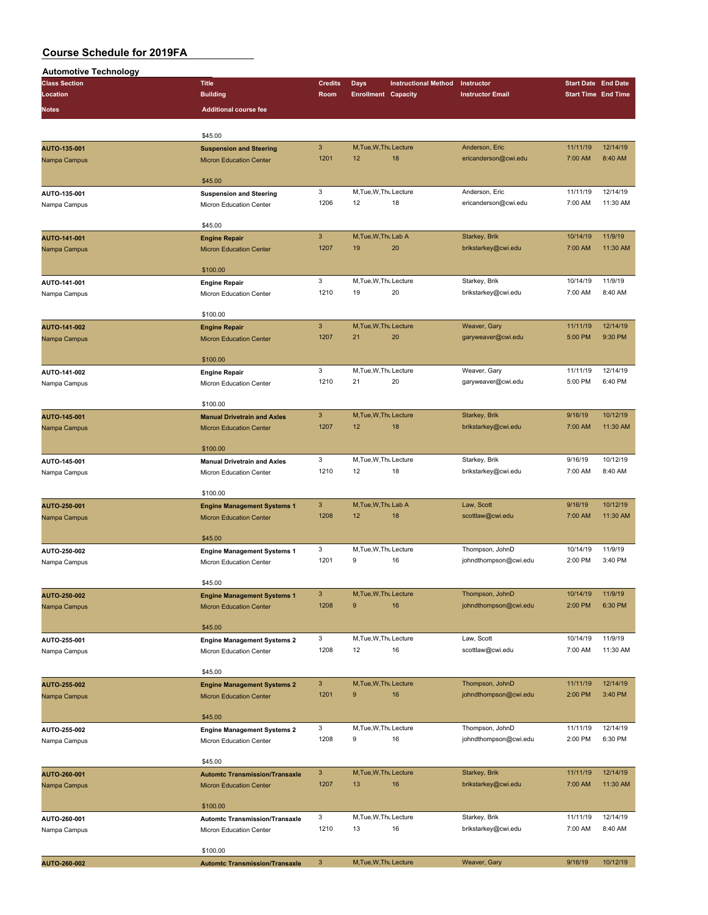# Course Schedule for 2019FA

## Automotive Technology

| Class Section | Title | Credits | Days | Instructional Method | Instructor | Start Date | End Date |
|---|---|---|---|---|---|---|---|
| Location | Building | Room | Enrollment | Capacity | Instructor Email | Start Time | End Time |
| Notes | Additional course fee | | | | | | |
| | $45.00 | | | | | | |
| AUTO-135-001 | Suspension and Steering | 3 | M,Tue,W,Thu | Lecture | Anderson, Eric | 11/11/19 | 12/14/19 |
| Nampa Campus | Micron Education Center | 1201 | 12 | 18 | ericanderson@cwi.edu | 7:00 AM | 8:40 AM |
| | $45.00 | | | | | | |
| AUTO-135-001 | Suspension and Steering | 3 | M,Tue,W,Thu | Lecture | Anderson, Eric | 11/11/19 | 12/14/19 |
| Nampa Campus | Micron Education Center | 1206 | 12 | 18 | ericanderson@cwi.edu | 7:00 AM | 11:30 AM |
| | $45.00 | | | | | | |
| AUTO-141-001 | Engine Repair | 3 | M,Tue,W,Thu | Lab A | Starkey, Brik | 10/14/19 | 11/9/19 |
| Nampa Campus | Micron Education Center | 1207 | 19 | 20 | brikstarkey@cwi.edu | 7:00 AM | 11:30 AM |
| | $100.00 | | | | | | |
| AUTO-141-001 | Engine Repair | 3 | M,Tue,W,Thu | Lecture | Starkey, Brik | 10/14/19 | 11/9/19 |
| Nampa Campus | Micron Education Center | 1210 | 19 | 20 | brikstarkey@cwi.edu | 7:00 AM | 8:40 AM |
| | $100.00 | | | | | | |
| AUTO-141-002 | Engine Repair | 3 | M,Tue,W,Thu | Lecture | Weaver, Gary | 11/11/19 | 12/14/19 |
| Nampa Campus | Micron Education Center | 1207 | 21 | 20 | garyweaver@cwi.edu | 5:00 PM | 9:30 PM |
| | $100.00 | | | | | | |
| AUTO-141-002 | Engine Repair | 3 | M,Tue,W,Thu | Lecture | Weaver, Gary | 11/11/19 | 12/14/19 |
| Nampa Campus | Micron Education Center | 1210 | 21 | 20 | garyweaver@cwi.edu | 5:00 PM | 6:40 PM |
| | $100.00 | | | | | | |
| AUTO-145-001 | Manual Drivetrain and Axles | 3 | M,Tue,W,Thu | Lecture | Starkey, Brik | 9/16/19 | 10/12/19 |
| Nampa Campus | Micron Education Center | 1207 | 12 | 18 | brikstarkey@cwi.edu | 7:00 AM | 11:30 AM |
| | $100.00 | | | | | | |
| AUTO-145-001 | Manual Drivetrain and Axles | 3 | M,Tue,W,Thu | Lecture | Starkey, Brik | 9/16/19 | 10/12/19 |
| Nampa Campus | Micron Education Center | 1210 | 12 | 18 | brikstarkey@cwi.edu | 7:00 AM | 8:40 AM |
| | $100.00 | | | | | | |
| AUTO-250-001 | Engine Management Systems 1 | 3 | M,Tue,W,Thu | Lab A | Law, Scott | 9/16/19 | 10/12/19 |
| Nampa Campus | Micron Education Center | 1208 | 12 | 18 | scottlaw@cwi.edu | 7:00 AM | 11:30 AM |
| | $45.00 | | | | | | |
| AUTO-250-002 | Engine Management Systems 1 | 3 | M,Tue,W,Thu | Lecture | Thompson, JohnD | 10/14/19 | 11/9/19 |
| Nampa Campus | Micron Education Center | 1201 | 9 | 16 | johndthompson@cwi.edu | 2:00 PM | 3:40 PM |
| | $45.00 | | | | | | |
| AUTO-250-002 | Engine Management Systems 1 | 3 | M,Tue,W,Thu | Lecture | Thompson, JohnD | 10/14/19 | 11/9/19 |
| Nampa Campus | Micron Education Center | 1208 | 9 | 16 | johndthompson@cwi.edu | 2:00 PM | 6:30 PM |
| | $45.00 | | | | | | |
| AUTO-255-001 | Engine Management Systems 2 | 3 | M,Tue,W,Thu | Lecture | Law, Scott | 10/14/19 | 11/9/19 |
| Nampa Campus | Micron Education Center | 1208 | 12 | 16 | scottlaw@cwi.edu | 7:00 AM | 11:30 AM |
| | $45.00 | | | | | | |
| AUTO-255-002 | Engine Management Systems 2 | 3 | M,Tue,W,Thu | Lecture | Thompson, JohnD | 11/11/19 | 12/14/19 |
| Nampa Campus | Micron Education Center | 1201 | 9 | 16 | johndthompson@cwi.edu | 2:00 PM | 3:40 PM |
| | $45.00 | | | | | | |
| AUTO-255-002 | Engine Management Systems 2 | 3 | M,Tue,W,Thu | Lecture | Thompson, JohnD | 11/11/19 | 12/14/19 |
| Nampa Campus | Micron Education Center | 1208 | 9 | 16 | johndthompson@cwi.edu | 2:00 PM | 6:30 PM |
| | $45.00 | | | | | | |
| AUTO-260-001 | Automtc Transmission/Transaxle | 3 | M,Tue,W,Thu | Lecture | Starkey, Brik | 11/11/19 | 12/14/19 |
| Nampa Campus | Micron Education Center | 1207 | 13 | 16 | brikstarkey@cwi.edu | 7:00 AM | 11:30 AM |
| | $100.00 | | | | | | |
| AUTO-260-001 | Automtc Transmission/Transaxle | 3 | M,Tue,W,Thu | Lecture | Starkey, Brik | 11/11/19 | 12/14/19 |
| Nampa Campus | Micron Education Center | 1210 | 13 | 16 | brikstarkey@cwi.edu | 7:00 AM | 8:40 AM |
| | $100.00 | | | | | | |
| AUTO-260-002 | Automtc Transmission/Transaxle | 3 | M,Tue,W,Thu | Lecture | Weaver, Gary | 9/16/19 | 10/12/19 |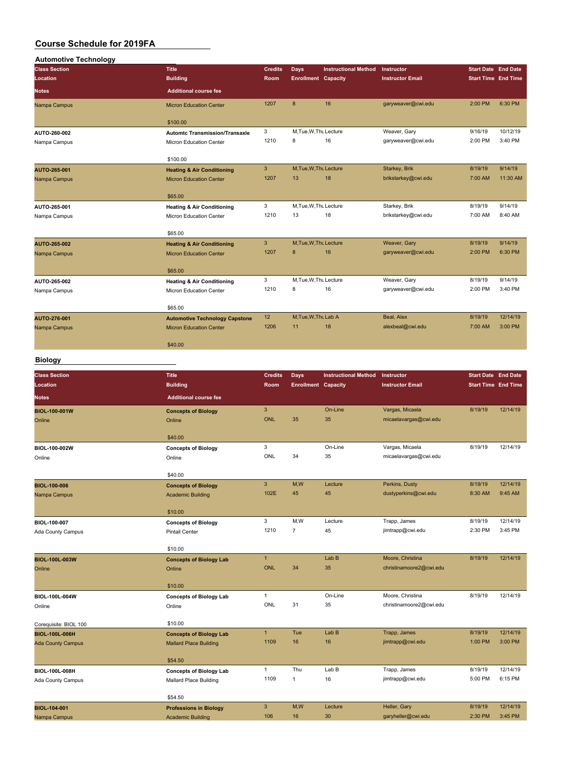# Course Schedule for 2019FA

## Automotive Technology

| Class Section / Location / Notes | Title / Building / Additional course fee | Credits / Room | Days / Enrollment | Instructional Method / Capacity | Instructor / Instructor Email | Start Date / Start Time | End Date / End Time |
|---|---|---|---|---|---|---|---|
| Nampa Campus | Micron Education Center | 1207 | 8 | 16 | garyweaver@cwi.edu | 2:00 PM | 6:30 PM |
| | $100.00 | | | | | | |
| AUTO-260-002 | **Automtc Transmission/Transaxle** | 3 | M,Tue,W,Thu | Lecture | Weaver, Gary | 9/16/19 | 10/12/19 |
| Nampa Campus | Micron Education Center | 1210 | 8 | 16 | garyweaver@cwi.edu | 2:00 PM | 3:40 PM |
| | $100.00 | | | | | | |
| AUTO-265-001 | **Heating & Air Conditioning** | 3 | M,Tue,W,Thu | Lecture | Starkey, Brik | 8/19/19 | 9/14/19 |
| Nampa Campus | Micron Education Center | 1207 | 13 | 18 | brikstarkey@cwi.edu | 7:00 AM | 11:30 AM |
| | $65.00 | | | | | | |
| AUTO-265-001 | **Heating & Air Conditioning** | 3 | M,Tue,W,Thu | Lecture | Starkey, Brik | 8/19/19 | 9/14/19 |
| Nampa Campus | Micron Education Center | 1210 | 13 | 18 | brikstarkey@cwi.edu | 7:00 AM | 8:40 AM |
| | $65.00 | | | | | | |
| AUTO-265-002 | **Heating & Air Conditioning** | 3 | M,Tue,W,Thu | Lecture | Weaver, Gary | 8/19/19 | 9/14/19 |
| Nampa Campus | Micron Education Center | 1207 | 8 | 16 | garyweaver@cwi.edu | 2:00 PM | 6:30 PM |
| | $65.00 | | | | | | |
| AUTO-265-002 | **Heating & Air Conditioning** | 3 | M,Tue,W,Thu | Lecture | Weaver, Gary | 8/19/19 | 9/14/19 |
| Nampa Campus | Micron Education Center | 1210 | 8 | 16 | garyweaver@cwi.edu | 2:00 PM | 3:40 PM |
| | $65.00 | | | | | | |
| AUTO-276-001 | **Automotive Technology Capstone** | 12 | M,Tue,W,Thu | Lab A | Beal, Alex | 8/19/19 | 12/14/19 |
| Nampa Campus | Micron Education Center | 1206 | 11 | 18 | alexbeal@cwi.edu | 7:00 AM | 3:00 PM |
| | $40.00 | | | | | | |

## Biology

| Class Section / Location / Notes | Title / Building / Additional course fee | Credits / Room | Days / Enrollment | Instructional Method / Capacity | Instructor / Instructor Email | Start Date / Start Time | End Date / End Time |
|---|---|---|---|---|---|---|---|
| BIOL-100-001W | **Concepts of Biology** | 3 | | On-Line | Vargas, Micaela | 8/19/19 | 12/14/19 |
| Online | Online | ONL | 35 | 35 | micaelavargas@cwi.edu | | |
| | $40.00 | | | | | | |
| BIOL-100-002W | **Concepts of Biology** | 3 | | On-Line | Vargas, Micaela | 8/19/19 | 12/14/19 |
| Online | Online | ONL | 34 | 35 | micaelavargas@cwi.edu | | |
| | $40.00 | | | | | | |
| BIOL-100-006 | **Concepts of Biology** | 3 | M,W | Lecture | Perkins, Dusty | 8/19/19 | 12/14/19 |
| Nampa Campus | Academic Building | 102E | 45 | 45 | dustyperkins@cwi.edu | 8:30 AM | 9:45 AM |
| | $10.00 | | | | | | |
| BIOL-100-007 | **Concepts of Biology** | 3 | M,W | Lecture | Trapp, James | 8/19/19 | 12/14/19 |
| Ada County Campus | Pintail Center | 1210 | 7 | 45 | jimtrapp@cwi.edu | 2:30 PM | 3:45 PM |
| | $10.00 | | | | | | |
| BIOL-100L-003W | **Concepts of Biology Lab** | 1 | | Lab B | Moore, Christina | 8/19/19 | 12/14/19 |
| Online | Online | ONL | 34 | 35 | christinamoore2@cwi.edu | | |
| | $10.00 | | | | | | |
| BIOL-100L-004W | **Concepts of Biology Lab** | 1 | | On-Line | Moore, Christina | 8/19/19 | 12/14/19 |
| Online | Online | ONL | 31 | 35 | christinamoore2@cwi.edu | | |
| Corequisite: BIOL 100 | $10.00 | | | | | | |
| BIOL-100L-006H | **Concepts of Biology Lab** | 1 | Tue | Lab B | Trapp, James | 8/19/19 | 12/14/19 |
| Ada County Campus | Mallard Place Building | 1109 | 16 | 16 | jimtrapp@cwi.edu | 1:00 PM | 3:00 PM |
| | $54.50 | | | | | | |
| BIOL-100L-008H | **Concepts of Biology Lab** | 1 | Thu | Lab B | Trapp, James | 8/19/19 | 12/14/19 |
| Ada County Campus | Mallard Place Building | 1109 | 1 | 16 | jimtrapp@cwi.edu | 5:00 PM | 6:15 PM |
| | $54.50 | | | | | | |
| BIOL-104-001 | **Professions in Biology** | 3 | M,W | Lecture | Heller, Gary | 8/19/19 | 12/14/19 |
| Nampa Campus | Academic Building | 106 | 16 | 30 | garyheller@cwi.edu | 2:30 PM | 3:45 PM |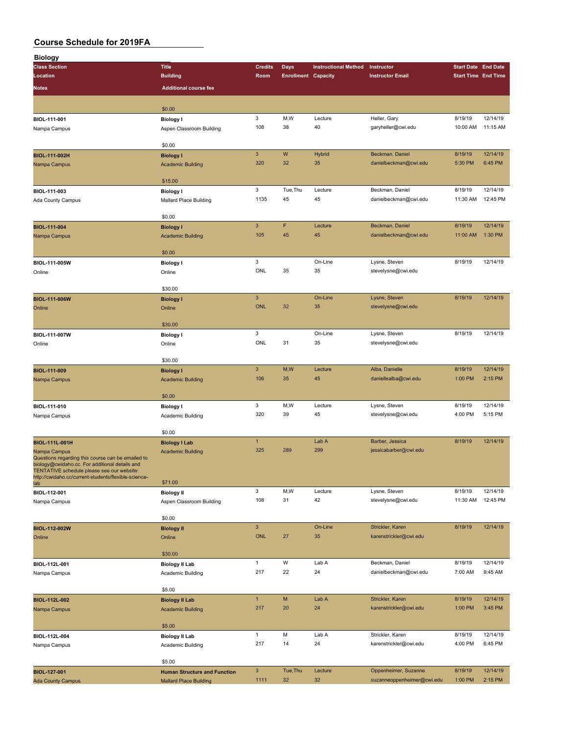# Course Schedule for 2019FA

## Biology

| Class Section / Location / Notes | Title / Building / Additional course fee | Credits / Room | Days / Enrollment | Instructional Method / Capacity | Instructor / Instructor Email | Start Date / Start Time | End Date / End Time |
|---|---|---|---|---|---|---|---|
| | $0.00 | | | | | | |
| BIOL-111-001 | Biology I | 3 | M,W | Lecture | Heller, Gary | 8/19/19 | 12/14/19 |
| Nampa Campus | Aspen Classroom Building | 108 | 38 | 40 | garyheller@cwi.edu | 10:00 AM | 11:15 AM |
| | $0.00 | | | | | | |
| BIOL-111-002H | Biology I | 3 | W | Hybrid | Beckman, Daniel | 8/19/19 | 12/14/19 |
| Nampa Campus | Academic Building | 320 | 32 | 35 | danielbeckman@cwi.edu | 5:30 PM | 6:45 PM |
| | $15.00 | | | | | | |
| BIOL-111-003 | Biology I | 3 | Tue,Thu | Lecture | Beckman, Daniel | 8/19/19 | 12/14/19 |
| Ada County Campus | Mallard Place Building | 1135 | 45 | 45 | danielbeckman@cwi.edu | 11:30 AM | 12:45 PM |
| | $0.00 | | | | | | |
| BIOL-111-004 | Biology I | 3 | F | Lecture | Beckman, Daniel | 8/19/19 | 12/14/19 |
| Nampa Campus | Academic Building | 105 | 45 | 45 | danielbeckman@cwi.edu | 11:00 AM | 1:30 PM |
| | $0.00 | | | | | | |
| BIOL-111-005W | Biology I | 3 | | On-Line | Lysne, Steven | 8/19/19 | 12/14/19 |
| Online | Online | ONL | 35 | 35 | stevelysne@cwi.edu | | |
| | $30.00 | | | | | | |
| BIOL-111-006W | Biology I | 3 | | On-Line | Lysne, Steven | 8/19/19 | 12/14/19 |
| Online | Online | ONL | 32 | 35 | stevelysne@cwi.edu | | |
| | $30.00 | | | | | | |
| BIOL-111-007W | Biology I | 3 | | On-Line | Lysne, Steven | 8/19/19 | 12/14/19 |
| Online | Online | ONL | 31 | 35 | stevelysne@cwi.edu | | |
| | $30.00 | | | | | | |
| BIOL-111-009 | Biology I | 3 | M,W | Lecture | Alba, Danielle | 8/19/19 | 12/14/19 |
| Nampa Campus | Academic Building | 106 | 35 | 45 | daniellealba@cwi.edu | 1:00 PM | 2:15 PM |
| | $0.00 | | | | | | |
| BIOL-111-010 | Biology I | 3 | M,W | Lecture | Lysne, Steven | 8/19/19 | 12/14/19 |
| Nampa Campus | Academic Building | 320 | 39 | 45 | stevelysne@cwi.edu | 4:00 PM | 5:15 PM |
| | $0.00 | | | | | | |
| BIOL-111L-001H | Biology I Lab | 1 | | Lab A | Barber, Jessica | 8/19/19 | 12/14/19 |
| Nampa Campus | Academic Building | 325 | 289 | 299 | jessicabarber@cwi.edu | | |
| Questions regarding this course can be emailed to biology@cwidaho.cc. For additional details and TENTATIVE schedule please see our website: http://cwidaho.cc/current-students/flexible-science-lab | $71.00 | | | | | | |
| BIOL-112-001 | Biology II | 3 | M,W | Lecture | Lysne, Steven | 8/19/19 | 12/14/19 |
| Nampa Campus | Aspen Classroom Building | 108 | 31 | 42 | stevelysne@cwi.edu | 11:30 AM | 12:45 PM |
| | $0.00 | | | | | | |
| BIOL-112-002W | Biology II | 3 | | On-Line | Strickler, Karen | 8/19/19 | 12/14/19 |
| Online | Online | ONL | 27 | 35 | karenstrickler@cwi.edu | | |
| | $30.00 | | | | | | |
| BIOL-112L-001 | Biology II Lab | 1 | W | Lab A | Beckman, Daniel | 8/19/19 | 12/14/19 |
| Nampa Campus | Academic Building | 217 | 22 | 24 | danielbeckman@cwi.edu | 7:00 AM | 9:45 AM |
| | $5.00 | | | | | | |
| BIOL-112L-002 | Biology II Lab | 1 | M | Lab A | Strickler, Karen | 8/19/19 | 12/14/19 |
| Nampa Campus | Academic Building | 217 | 20 | 24 | karenstrickler@cwi.edu | 1:00 PM | 3:45 PM |
| | $5.00 | | | | | | |
| BIOL-112L-004 | Biology II Lab | 1 | M | Lab A | Strickler, Karen | 8/19/19 | 12/14/19 |
| Nampa Campus | Academic Building | 217 | 14 | 24 | karenstrickler@cwi.edu | 4:00 PM | 6:45 PM |
| | $5.00 | | | | | | |
| BIOL-127-001 | Human Structure and Function | 3 | Tue,Thu | Lecture | Oppenheimer, Suzanne | 8/19/19 | 12/14/19 |
| Ada County Campus | Mallard Place Building | 1111 | 32 | 32 | suzanneoppenheimer@cwi.edu | 1:00 PM | 2:15 PM |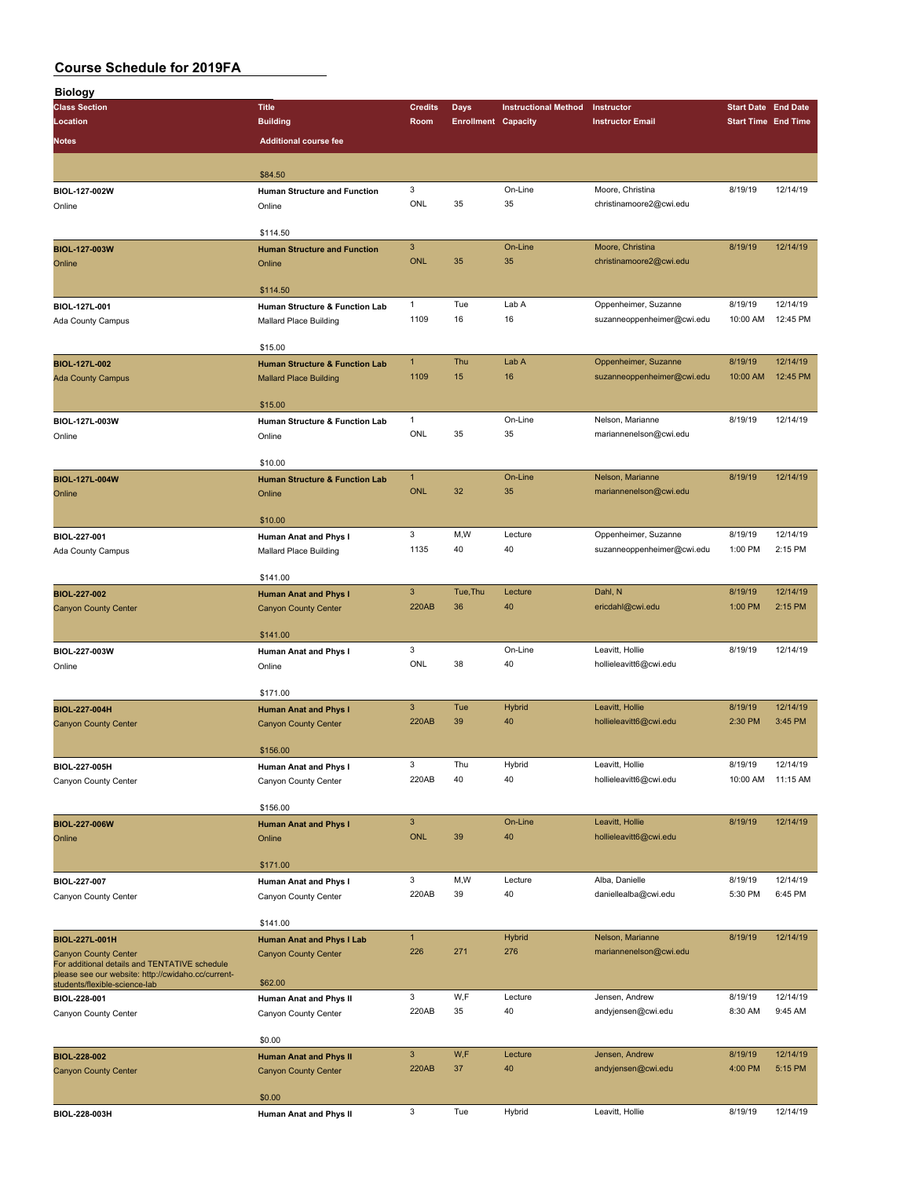# Course Schedule for 2019FA

## Biology

| Class Section / Location / Notes | Title / Building / Additional course fee | Credits / Room | Days / Enrollment | Instructional Method / Capacity | Instructor / Instructor Email | Start Date / Start Time | End Date / End Time |
|---|---|---|---|---|---|---|---|
| | $84.50 | | | | | | |
| BIOL-127-002W<br>Online | Human Structure and Function<br>Online<br>$114.50 | 3<br>ONL | <br>35 | On-Line<br>35 | Moore, Christina<br>christinamoore2@cwi.edu | 8/19/19 | 12/14/19 |
| BIOL-127-003W<br>Online | Human Structure and Function<br>Online<br>$114.50 | 3<br>ONL | <br>35 | On-Line<br>35 | Moore, Christina<br>christinamoore2@cwi.edu | 8/19/19 | 12/14/19 |
| BIOL-127L-001<br>Ada County Campus | Human Structure & Function Lab<br>Mallard Place Building<br>$15.00 | 1<br>1109 | Tue<br>16 | Lab A<br>16 | Oppenheimer, Suzanne<br>suzanneoppenheimer@cwi.edu | 8/19/19<br>10:00 AM | 12/14/19<br>12:45 PM |
| BIOL-127L-002<br>Ada County Campus | Human Structure & Function Lab<br>Mallard Place Building<br>$15.00 | 1<br>1109 | Thu<br>15 | Lab A<br>16 | Oppenheimer, Suzanne<br>suzanneoppenheimer@cwi.edu | 8/19/19<br>10:00 AM | 12/14/19<br>12:45 PM |
| BIOL-127L-003W<br>Online | Human Structure & Function Lab<br>Online<br>$10.00 | 1<br>ONL | <br>35 | On-Line<br>35 | Nelson, Marianne<br>mariannenelson@cwi.edu | 8/19/19 | 12/14/19 |
| BIOL-127L-004W<br>Online | Human Structure & Function Lab<br>Online<br>$10.00 | 1<br>ONL | <br>32 | On-Line<br>35 | Nelson, Marianne<br>mariannenelson@cwi.edu | 8/19/19 | 12/14/19 |
| BIOL-227-001<br>Ada County Campus | Human Anat and Phys I<br>Mallard Place Building<br>$141.00 | 3<br>1135 | M,W<br>40 | Lecture<br>40 | Oppenheimer, Suzanne<br>suzanneoppenheimer@cwi.edu | 8/19/19<br>1:00 PM | 12/14/19<br>2:15 PM |
| BIOL-227-002<br>Canyon County Center | Human Anat and Phys I<br>Canyon County Center<br>$141.00 | 3<br>220AB | Tue,Thu<br>36 | Lecture<br>40 | Dahl, N<br>ericdahl@cwi.edu | 8/19/19<br>1:00 PM | 12/14/19<br>2:15 PM |
| BIOL-227-003W<br>Online | Human Anat and Phys I<br>Online<br>$171.00 | 3<br>ONL | <br>38 | On-Line<br>40 | Leavitt, Hollie<br>hollieleavitt6@cwi.edu | 8/19/19 | 12/14/19 |
| BIOL-227-004H<br>Canyon County Center | Human Anat and Phys I<br>Canyon County Center<br>$156.00 | 3<br>220AB | Tue<br>39 | Hybrid<br>40 | Leavitt, Hollie<br>hollieleavitt6@cwi.edu | 8/19/19<br>2:30 PM | 12/14/19<br>3:45 PM |
| BIOL-227-005H<br>Canyon County Center | Human Anat and Phys I<br>Canyon County Center<br>$156.00 | 3<br>220AB | Thu<br>40 | Hybrid<br>40 | Leavitt, Hollie<br>hollieleavitt6@cwi.edu | 8/19/19<br>10:00 AM | 12/14/19<br>11:15 AM |
| BIOL-227-006W<br>Online | Human Anat and Phys I<br>Online<br>$171.00 | 3<br>ONL | <br>39 | On-Line<br>40 | Leavitt, Hollie<br>hollieleavitt6@cwi.edu | 8/19/19 | 12/14/19 |
| BIOL-227-007<br>Canyon County Center | Human Anat and Phys I<br>Canyon County Center<br>$141.00 | 3<br>220AB | M,W<br>39 | Lecture<br>40 | Alba, Danielle<br>daniellealba@cwi.edu | 8/19/19<br>5:30 PM | 12/14/19<br>6:45 PM |
| BIOL-227L-001H<br>Canyon County Center<br>For additional details and TENTATIVE schedule please see our website: http://cwidaho.cc/current-students/flexible-science-lab | Human Anat and Phys I Lab<br>Canyon County Center<br>$62.00 | 1<br>226 | <br>271 | Hybrid<br>276 | Nelson, Marianne<br>mariannenelson@cwi.edu | 8/19/19 | 12/14/19 |
| BIOL-228-001<br>Canyon County Center | Human Anat and Phys II<br>Canyon County Center<br>$0.00 | 3<br>220AB | W,F<br>35 | Lecture<br>40 | Jensen, Andrew<br>andyjensen@cwi.edu | 8/19/19<br>8:30 AM | 12/14/19<br>9:45 AM |
| BIOL-228-002<br>Canyon County Center | Human Anat and Phys II<br>Canyon County Center<br>$0.00 | 3<br>220AB | W,F<br>37 | Lecture<br>40 | Jensen, Andrew<br>andyjensen@cwi.edu | 8/19/19<br>4:00 PM | 12/14/19<br>5:15 PM |
| BIOL-228-003H | Human Anat and Phys II | 3 | Tue | Hybrid | Leavitt, Hollie | 8/19/19 | 12/14/19 |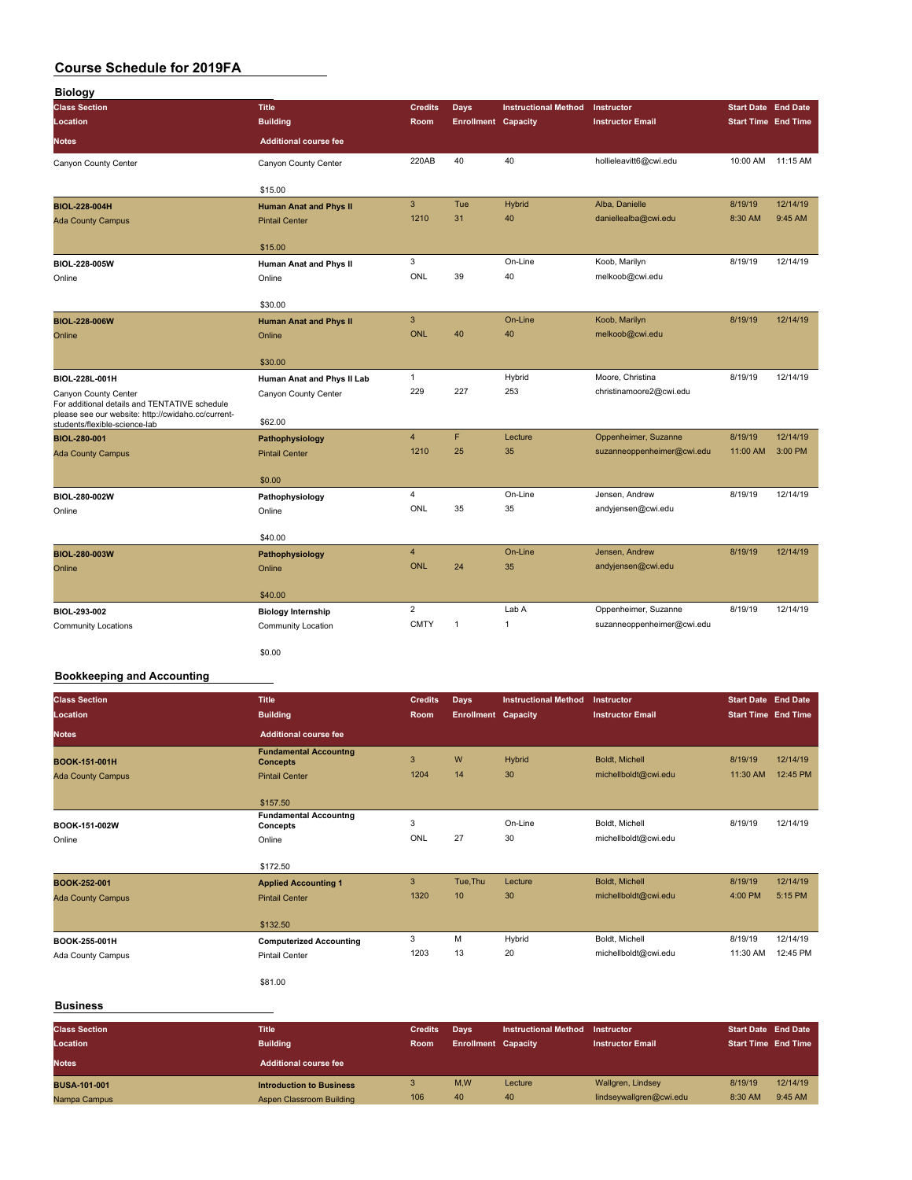# Course Schedule for 2019FA

## Biology

| Class Section | Title | Credits | Days | Instructional Method | Instructor | Start Date | End Date |
|---|---|---|---|---|---|---|---|
| Location | Building | Room | Enrollment | Capacity | Instructor Email | Start Time | End Time |
| Notes | Additional course fee | | | | | | |
| Canyon County Center | Canyon County Center | 220AB | 40 | 40 | hollieleavitt6@cwi.edu | 10:00 AM | 11:15 AM |
| | $15.00 | | | | | | |
| **BIOL-228-004H** | **Human Anat and Phys II** | 3 | Tue | Hybrid | Alba, Danielle | 8/19/19 | 12/14/19 |
| Ada County Campus | Pintail Center | 1210 | 31 | 40 | daniellealba@cwi.edu | 8:30 AM | 9:45 AM |
| | $15.00 | | | | | | |
| **BIOL-228-005W** | **Human Anat and Phys II** | 3 | | On-Line | Koob, Marilyn | 8/19/19 | 12/14/19 |
| Online | Online | ONL | 39 | 40 | melkoob@cwi.edu | | |
| | $30.00 | | | | | | |
| **BIOL-228-006W** | **Human Anat and Phys II** | 3 | | On-Line | Koob, Marilyn | 8/19/19 | 12/14/19 |
| Online | Online | ONL | 40 | 40 | melkoob@cwi.edu | | |
| | $30.00 | | | | | | |
| **BIOL-228L-001H** | **Human Anat and Phys II Lab** | 1 | | Hybrid | Moore, Christina | 8/19/19 | 12/14/19 |
| Canyon County Center | Canyon County Center | 229 | 227 | 253 | christinamoore2@cwi.edu | | |
| For additional details and TENTATIVE schedule please see our website: http://cwidaho.cc/current-students/flexible-science-lab | $62.00 | | | | | | |
| **BIOL-280-001** | **Pathophysiology** | 4 | F | Lecture | Oppenheimer, Suzanne | 8/19/19 | 12/14/19 |
| Ada County Campus | Pintail Center | 1210 | 25 | 35 | suzanneoppenheimer@cwi.edu | 11:00 AM | 3:00 PM |
| | $0.00 | | | | | | |
| **BIOL-280-002W** | **Pathophysiology** | 4 | | On-Line | Jensen, Andrew | 8/19/19 | 12/14/19 |
| Online | Online | ONL | 35 | 35 | andyjensen@cwi.edu | | |
| | $40.00 | | | | | | |
| **BIOL-280-003W** | **Pathophysiology** | 4 | | On-Line | Jensen, Andrew | 8/19/19 | 12/14/19 |
| Online | Online | ONL | 24 | 35 | andyjensen@cwi.edu | | |
| | $40.00 | | | | | | |
| **BIOL-293-002** | **Biology Internship** | 2 | | Lab A | Oppenheimer, Suzanne | 8/19/19 | 12/14/19 |
| Community Locations | Community Location | CMTY | 1 | 1 | suzanneoppenheimer@cwi.edu | | |
| | $0.00 | | | | | | |

## Bookkeeping and Accounting

| Class Section | Title | Credits | Days | Instructional Method | Instructor | Start Date | End Date |
|---|---|---|---|---|---|---|---|
| Location | Building | Room | Enrollment | Capacity | Instructor Email | Start Time | End Time |
| Notes | Additional course fee | | | | | | |
| **BOOK-151-001H** | **Fundamental Accountng Concepts** | 3 | W | Hybrid | Boldt, Michell | 8/19/19 | 12/14/19 |
| Ada County Campus | Pintail Center | 1204 | 14 | 30 | michellboldt@cwi.edu | 11:30 AM | 12:45 PM |
| | $157.50 | | | | | | |
| **BOOK-151-002W** | **Fundamental Accountng Concepts** | 3 | | On-Line | Boldt, Michell | 8/19/19 | 12/14/19 |
| Online | Online | ONL | 27 | 30 | michellboldt@cwi.edu | | |
| | $172.50 | | | | | | |
| **BOOK-252-001** | **Applied Accounting 1** | 3 | Tue,Thu | Lecture | Boldt, Michell | 8/19/19 | 12/14/19 |
| Ada County Campus | Pintail Center | 1320 | 10 | 30 | michellboldt@cwi.edu | 4:00 PM | 5:15 PM |
| | $132.50 | | | | | | |
| **BOOK-255-001H** | **Computerized Accounting** | 3 | M | Hybrid | Boldt, Michell | 8/19/19 | 12/14/19 |
| Ada County Campus | Pintail Center | 1203 | 13 | 20 | michellboldt@cwi.edu | 11:30 AM | 12:45 PM |
| | $81.00 | | | | | | |

## Business

| Class Section | Title | Credits | Days | Instructional Method | Instructor | Start Date | End Date |
|---|---|---|---|---|---|---|---|
| Location | Building | Room | Enrollment | Capacity | Instructor Email | Start Time | End Time |
| Notes | Additional course fee | | | | | | |
| **BUSA-101-001** | **Introduction to Business** | 3 | M,W | Lecture | Wallgren, Lindsey | 8/19/19 | 12/14/19 |
| Nampa Campus | Aspen Classroom Building | 106 | 40 | 40 | lindseywallgren@cwi.edu | 8:30 AM | 9:45 AM |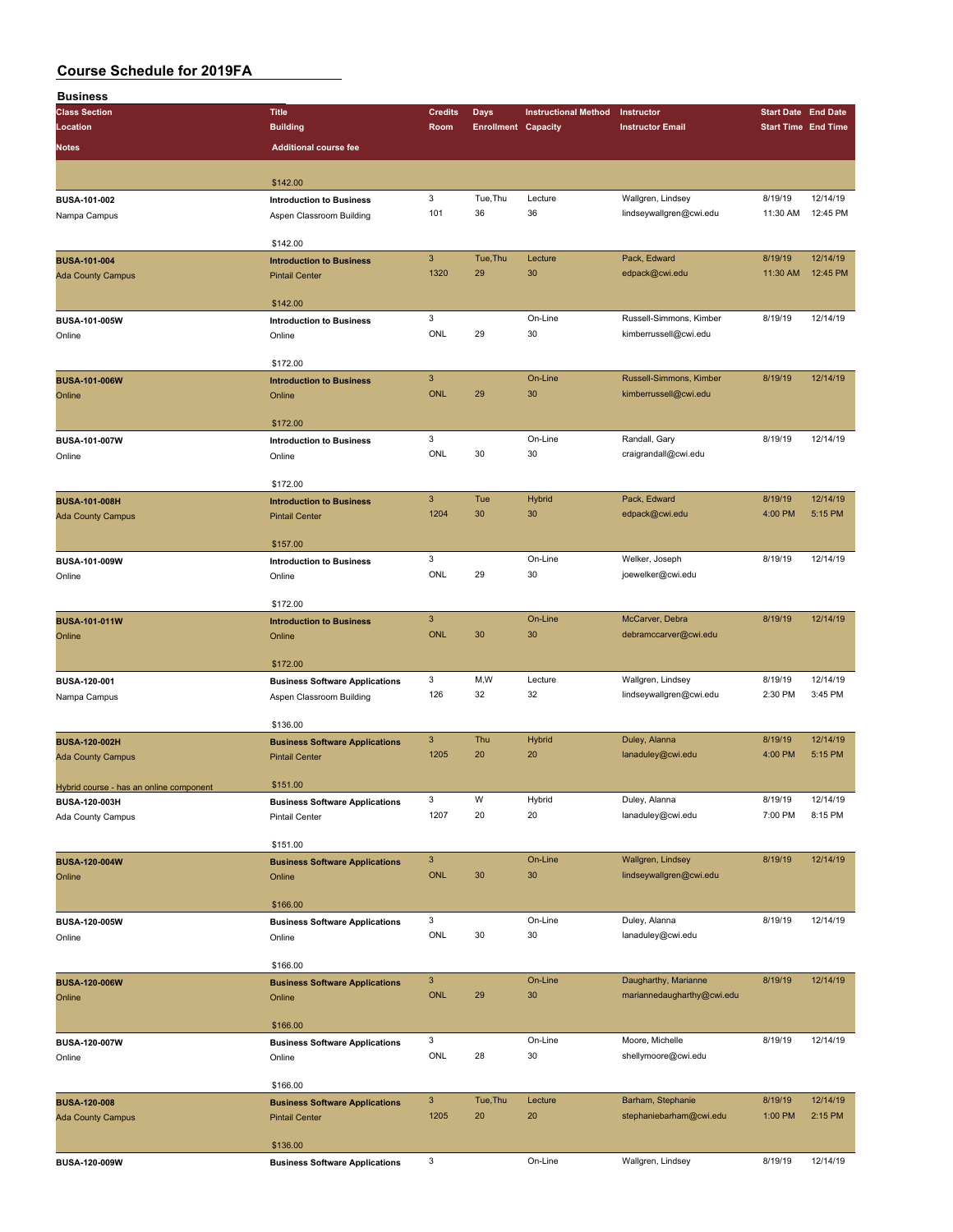# Course Schedule for 2019FA

## Business

| Class Section / Location / Notes | Title / Building / Additional course fee | Credits / Room | Days / Enrollment | Instructional Method / Capacity | Instructor / Instructor Email | Start Date / Start Time | End Date / End Time |
|---|---|---|---|---|---|---|---|
| | $142.00 | | | | | | |
| BUSA-101-002 Nampa Campus | Introduction to Business Aspen Classroom Building $142.00 | 3 101 | Tue,Thu 36 | Lecture 36 | Wallgren, Lindsey lindseywallgren@cwi.edu | 8/19/19 11:30 AM | 12/14/19 12:45 PM |
| BUSA-101-004 Ada County Campus | Introduction to Business Pintail Center $142.00 | 3 1320 | Tue,Thu 29 | Lecture 30 | Pack, Edward edpack@cwi.edu | 8/19/19 11:30 AM | 12/14/19 12:45 PM |
| BUSA-101-005W Online | Introduction to Business Online $172.00 | 3 ONL | 29 | On-Line 30 | Russell-Simmons, Kimber kimberrussell@cwi.edu | 8/19/19 | 12/14/19 |
| BUSA-101-006W Online | Introduction to Business Online $172.00 | 3 ONL | 29 | On-Line 30 | Russell-Simmons, Kimber kimberrussell@cwi.edu | 8/19/19 | 12/14/19 |
| BUSA-101-007W Online | Introduction to Business Online $172.00 | 3 ONL | 30 | On-Line 30 | Randall, Gary craigrandall@cwi.edu | 8/19/19 | 12/14/19 |
| BUSA-101-008H Ada County Campus | Introduction to Business Pintail Center $157.00 | 3 1204 | Tue 30 | Hybrid 30 | Pack, Edward edpack@cwi.edu | 8/19/19 4:00 PM | 12/14/19 5:15 PM |
| BUSA-101-009W Online | Introduction to Business Online $172.00 | 3 ONL | 29 | On-Line 30 | Welker, Joseph joewelker@cwi.edu | 8/19/19 | 12/14/19 |
| BUSA-101-011W Online | Introduction to Business Online $172.00 | 3 ONL | 30 | On-Line 30 | McCarver, Debra debramccarver@cwi.edu | 8/19/19 | 12/14/19 |
| BUSA-120-001 Nampa Campus | Business Software Applications Aspen Classroom Building $136.00 | 3 126 | M,W 32 | Lecture 32 | Wallgren, Lindsey lindseywallgren@cwi.edu | 8/19/19 2:30 PM | 12/14/19 3:45 PM |
| BUSA-120-002H Ada County Campus Hybrid course - has an online component | Business Software Applications Pintail Center $151.00 | 3 1205 | Thu 20 | Hybrid 20 | Duley, Alanna lanaduley@cwi.edu | 8/19/19 4:00 PM | 12/14/19 5:15 PM |
| BUSA-120-003H Ada County Campus | Business Software Applications Pintail Center $151.00 | 3 1207 | W 20 | Hybrid 20 | Duley, Alanna lanaduley@cwi.edu | 8/19/19 7:00 PM | 12/14/19 8:15 PM |
| BUSA-120-004W Online | Business Software Applications Online $166.00 | 3 ONL | 30 | On-Line 30 | Wallgren, Lindsey lindseywallgren@cwi.edu | 8/19/19 | 12/14/19 |
| BUSA-120-005W Online | Business Software Applications Online $166.00 | 3 ONL | 30 | On-Line 30 | Duley, Alanna lanaduley@cwi.edu | 8/19/19 | 12/14/19 |
| BUSA-120-006W Online | Business Software Applications Online $166.00 | 3 ONL | 29 | On-Line 30 | Daugharthy, Marianne mariannedaugharthy@cwi.edu | 8/19/19 | 12/14/19 |
| BUSA-120-007W Online | Business Software Applications Online $166.00 | 3 ONL | 28 | On-Line 30 | Moore, Michelle shellymoore@cwi.edu | 8/19/19 | 12/14/19 |
| BUSA-120-008 Ada County Campus | Business Software Applications Pintail Center $136.00 | 3 1205 | Tue,Thu 20 | Lecture 20 | Barham, Stephanie stephaniebarham@cwi.edu | 8/19/19 1:00 PM | 12/14/19 2:15 PM |
| BUSA-120-009W | Business Software Applications | 3 | | On-Line | Wallgren, Lindsey | 8/19/19 | 12/14/19 |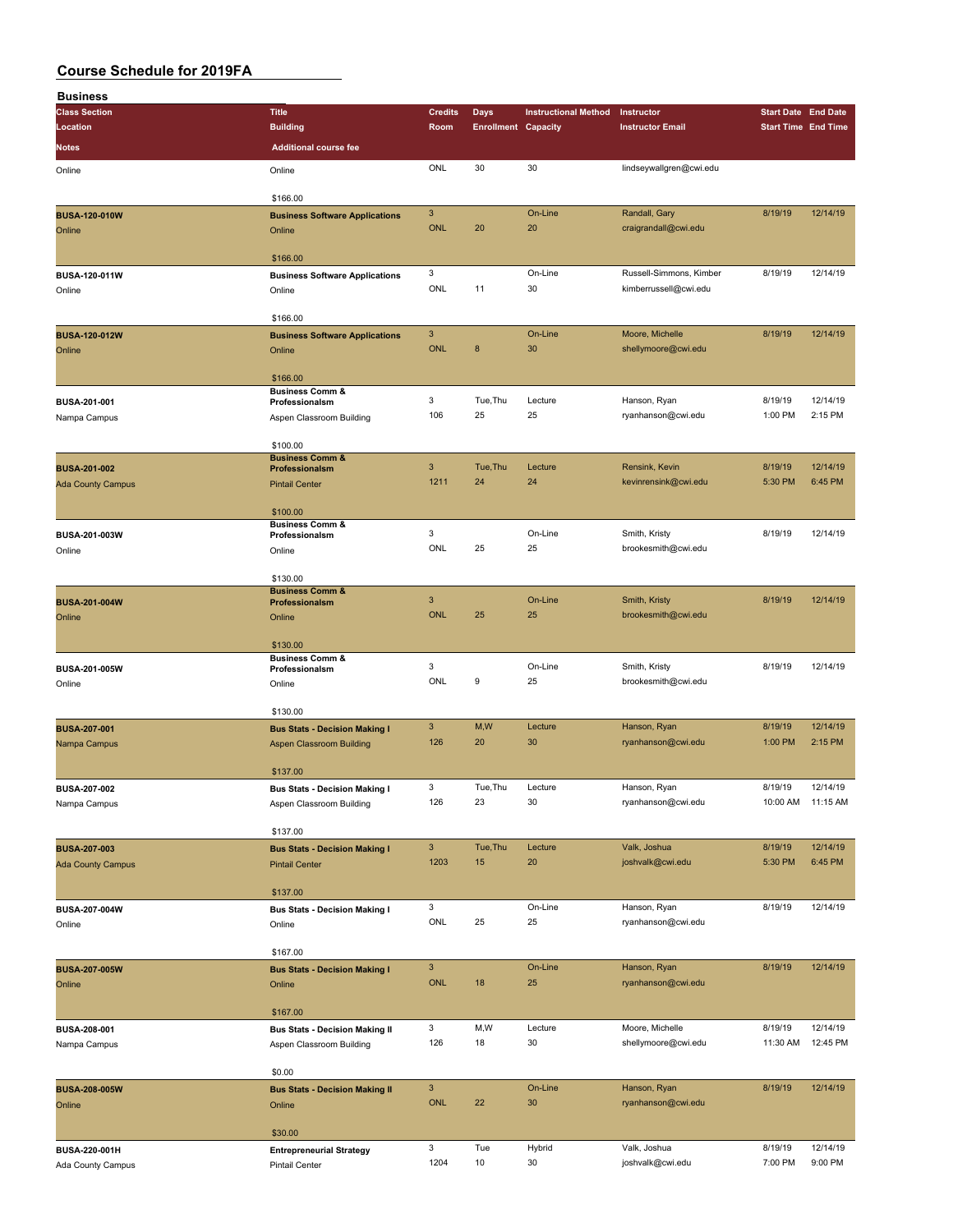# Course Schedule for 2019FA

## Business

| Class Section / Location / Notes | Title / Building / Additional course fee | Credits / Room | Days / Enrollment | Instructional Method / Capacity | Instructor / Instructor Email | Start Date / Start Time | End Date / End Time |
|---|---|---|---|---|---|---|---|
| Online | Online<br>$166.00 | ONL | 30 | 30 | lindseywallgren@cwi.edu | | |
| BUSA-120-010W<br>Online | Business Software Applications<br>Online<br>$166.00 | 3<br>ONL | 20 | On-Line<br>20 | Randall, Gary<br>craigrandall@cwi.edu | 8/19/19 | 12/14/19 |
| BUSA-120-011W<br>Online | Business Software Applications<br>Online<br>$166.00 | 3<br>ONL | 11 | On-Line<br>30 | Russell-Simmons, Kimber<br>kimberrussell@cwi.edu | 8/19/19 | 12/14/19 |
| BUSA-120-012W<br>Online | Business Software Applications<br>Online<br>$166.00 | 3<br>ONL | 8 | On-Line<br>30 | Moore, Michelle<br>shellymoore@cwi.edu | 8/19/19 | 12/14/19 |
| BUSA-201-001<br>Nampa Campus | Business Comm & Professionalsm<br>Aspen Classroom Building<br>$100.00 | 3<br>106 | Tue,Thu<br>25 | Lecture<br>25 | Hanson, Ryan<br>ryanhanson@cwi.edu | 8/19/19<br>1:00 PM | 12/14/19<br>2:15 PM |
| BUSA-201-002<br>Ada County Campus | Business Comm & Professionalsm<br>Pintail Center<br>$100.00 | 3<br>1211 | Tue,Thu<br>24 | Lecture<br>24 | Rensink, Kevin<br>kevinrensink@cwi.edu | 8/19/19<br>5:30 PM | 12/14/19<br>6:45 PM |
| BUSA-201-003W<br>Online | Business Comm & Professionalsm<br>Online<br>$130.00 | 3<br>ONL | 25 | On-Line<br>25 | Smith, Kristy<br>brookesmith@cwi.edu | 8/19/19 | 12/14/19 |
| BUSA-201-004W<br>Online | Business Comm & Professionalsm<br>Online<br>$130.00 | 3<br>ONL | 25 | On-Line<br>25 | Smith, Kristy<br>brookesmith@cwi.edu | 8/19/19 | 12/14/19 |
| BUSA-201-005W<br>Online | Business Comm & Professionalsm<br>Online<br>$130.00 | 3<br>ONL | 9 | On-Line<br>25 | Smith, Kristy<br>brookesmith@cwi.edu | 8/19/19 | 12/14/19 |
| BUSA-207-001<br>Nampa Campus | Bus Stats - Decision Making I<br>Aspen Classroom Building<br>$137.00 | 3<br>126 | M,W<br>20 | Lecture<br>30 | Hanson, Ryan<br>ryanhanson@cwi.edu | 8/19/19<br>1:00 PM | 12/14/19<br>2:15 PM |
| BUSA-207-002<br>Nampa Campus | Bus Stats - Decision Making I<br>Aspen Classroom Building<br>$137.00 | 3<br>126 | Tue,Thu<br>23 | Lecture<br>30 | Hanson, Ryan<br>ryanhanson@cwi.edu | 8/19/19<br>10:00 AM | 12/14/19<br>11:15 AM |
| BUSA-207-003<br>Ada County Campus | Bus Stats - Decision Making I<br>Pintail Center<br>$137.00 | 3<br>1203 | Tue,Thu<br>15 | Lecture<br>20 | Valk, Joshua<br>joshvalk@cwi.edu | 8/19/19<br>5:30 PM | 12/14/19<br>6:45 PM |
| BUSA-207-004W<br>Online | Bus Stats - Decision Making I<br>Online<br>$167.00 | 3<br>ONL | 25 | On-Line<br>25 | Hanson, Ryan<br>ryanhanson@cwi.edu | 8/19/19 | 12/14/19 |
| BUSA-207-005W<br>Online | Bus Stats - Decision Making I<br>Online<br>$167.00 | 3<br>ONL | 18 | On-Line<br>25 | Hanson, Ryan<br>ryanhanson@cwi.edu | 8/19/19 | 12/14/19 |
| BUSA-208-001<br>Nampa Campus | Bus Stats - Decision Making II<br>Aspen Classroom Building<br>$0.00 | 3<br>126 | M,W<br>18 | Lecture<br>30 | Moore, Michelle<br>shellymoore@cwi.edu | 8/19/19<br>11:30 AM | 12/14/19<br>12:45 PM |
| BUSA-208-005W<br>Online | Bus Stats - Decision Making II<br>Online<br>$30.00 | 3<br>ONL | 22 | On-Line<br>30 | Hanson, Ryan<br>ryanhanson@cwi.edu | 8/19/19 | 12/14/19 |
| BUSA-220-001H<br>Ada County Campus | Entrepreneurial Strategy<br>Pintail Center | 3<br>1204 | Tue<br>10 | Hybrid<br>30 | Valk, Joshua<br>joshvalk@cwi.edu | 8/19/19<br>7:00 PM | 12/14/19<br>9:00 PM |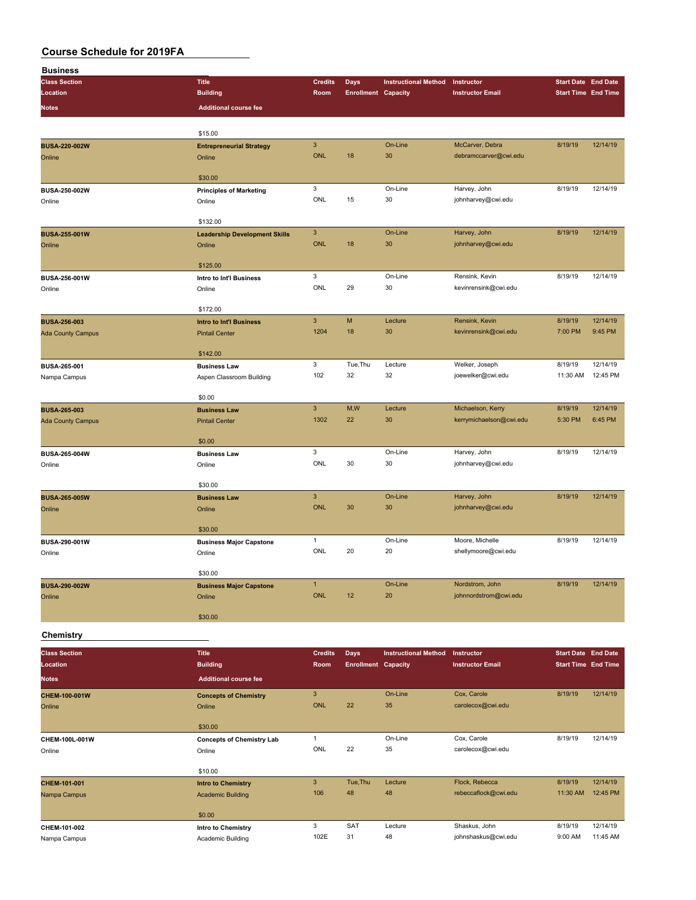# Course Schedule for 2019FA

## Business

| Class Section | Title | Credits | Days | Instructional Method | Instructor | Start Date | End Date |
|---|---|---|---|---|---|---|---|
| Location | Building | Room | Enrollment | Capacity | Instructor Email | Start Time | End Time |
| Notes | Additional course fee | | | | | | |
| | $15.00 | | | | | | |
| BUSA-220-002W | Entrepreneurial Strategy | 3 | | On-Line | McCarver, Debra | 8/19/19 | 12/14/19 |
| Online | Online | ONL | 18 | 30 | debramccarver@cwi.edu | | |
| | $30.00 | | | | | | |
| BUSA-250-002W | Principles of Marketing | 3 | | On-Line | Harvey, John | 8/19/19 | 12/14/19 |
| Online | Online | ONL | 15 | 30 | johnharvey@cwi.edu | | |
| | $132.00 | | | | | | |
| BUSA-255-001W | Leadership Development Skills | 3 | | On-Line | Harvey, John | 8/19/19 | 12/14/19 |
| Online | Online | ONL | 18 | 30 | johnharvey@cwi.edu | | |
| | $125.00 | | | | | | |
| BUSA-256-001W | Intro to Int'l Business | 3 | | On-Line | Rensink, Kevin | 8/19/19 | 12/14/19 |
| Online | Online | ONL | 29 | 30 | kevinrensink@cwi.edu | | |
| | $172.00 | | | | | | |
| BUSA-256-003 | Intro to Int'l Business | 3 | M | Lecture | Rensink, Kevin | 8/19/19 | 12/14/19 |
| Ada County Campus | Pintail Center | 1204 | 18 | 30 | kevinrensink@cwi.edu | 7:00 PM | 9:45 PM |
| | $142.00 | | | | | | |
| BUSA-265-001 | Business Law | 3 | Tue,Thu | Lecture | Welker, Joseph | 8/19/19 | 12/14/19 |
| Nampa Campus | Aspen Classroom Building | 102 | 32 | 32 | joewelker@cwi.edu | 11:30 AM | 12:45 PM |
| | $0.00 | | | | | | |
| BUSA-265-003 | Business Law | 3 | M,W | Lecture | Michaelson, Kerry | 8/19/19 | 12/14/19 |
| Ada County Campus | Pintail Center | 1302 | 22 | 30 | kerrymichaelson@cwi.edu | 5:30 PM | 6:45 PM |
| | $0.00 | | | | | | |
| BUSA-265-004W | Business Law | 3 | | On-Line | Harvey, John | 8/19/19 | 12/14/19 |
| Online | Online | ONL | 30 | 30 | johnharvey@cwi.edu | | |
| | $30.00 | | | | | | |
| BUSA-265-005W | Business Law | 3 | | On-Line | Harvey, John | 8/19/19 | 12/14/19 |
| Online | Online | ONL | 30 | 30 | johnharvey@cwi.edu | | |
| | $30.00 | | | | | | |
| BUSA-290-001W | Business Major Capstone | 1 | | On-Line | Moore, Michelle | 8/19/19 | 12/14/19 |
| Online | Online | ONL | 20 | 20 | shellymoore@cwi.edu | | |
| | $30.00 | | | | | | |
| BUSA-290-002W | Business Major Capstone | 1 | | On-Line | Nordstrom, John | 8/19/19 | 12/14/19 |
| Online | Online | ONL | 12 | 20 | johnnordstrom@cwi.edu | | |
| | $30.00 | | | | | | |

## Chemistry

| Class Section | Title | Credits | Days | Instructional Method | Instructor | Start Date | End Date |
|---|---|---|---|---|---|---|---|
| Location | Building | Room | Enrollment | Capacity | Instructor Email | Start Time | End Time |
| Notes | Additional course fee | | | | | | |
| CHEM-100-001W | Concepts of Chemistry | 3 | | On-Line | Cox, Carole | 8/19/19 | 12/14/19 |
| Online | Online | ONL | 22 | 35 | carolecox@cwi.edu | | |
| | $30.00 | | | | | | |
| CHEM-100L-001W | Concepts of Chemistry Lab | 1 | | On-Line | Cox, Carole | 8/19/19 | 12/14/19 |
| Online | Online | ONL | 22 | 35 | carolecox@cwi.edu | | |
| | $10.00 | | | | | | |
| CHEM-101-001 | Intro to Chemistry | 3 | Tue,Thu | Lecture | Flock, Rebecca | 8/19/19 | 12/14/19 |
| Nampa Campus | Academic Building | 106 | 48 | 48 | rebeccaflock@cwi.edu | 11:30 AM | 12:45 PM |
| | $0.00 | | | | | | |
| CHEM-101-002 | Intro to Chemistry | 3 | SAT | Lecture | Shaskus, John | 8/19/19 | 12/14/19 |
| Nampa Campus | Academic Building | 102E | 31 | 48 | johnshaskus@cwi.edu | 9:00 AM | 11:45 AM |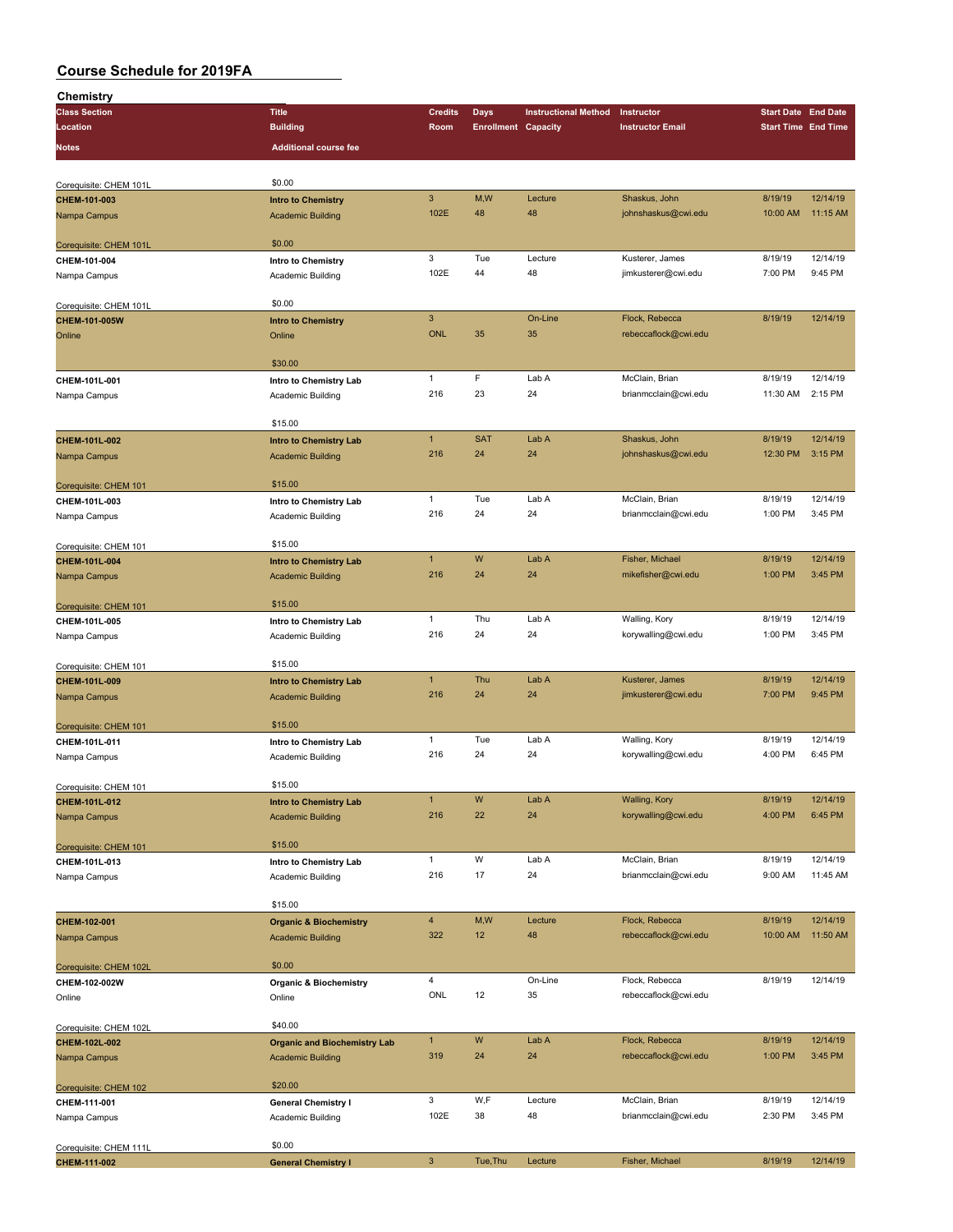# Course Schedule for 2019FA

## Chemistry

| Class Section / Location / Notes | Title / Building / Additional course fee | Credits / Room | Days / Enrollment | Instructional Method / Capacity | Instructor / Instructor Email | Start Date / Start Time | End Date / End Time |
|---|---|---|---|---|---|---|---|
| Corequisite: CHEM 101L | $0.00 | | | | | | |
| **CHEM-101-003** | **Intro to Chemistry** | 3 | M,W | Lecture | Shaskus, John | 8/19/19 | 12/14/19 |
| Nampa Campus | Academic Building | 102E | 48 | 48 | johnshaskus@cwi.edu | 10:00 AM | 11:15 AM |
| Corequisite: CHEM 101L | $0.00 | | | | | | |
| **CHEM-101-004** | **Intro to Chemistry** | 3 | Tue | Lecture | Kusterer, James | 8/19/19 | 12/14/19 |
| Nampa Campus | Academic Building | 102E | 44 | 48 | jimkusterer@cwi.edu | 7:00 PM | 9:45 PM |
| Corequisite: CHEM 101L | $0.00 | | | | | | |
| **CHEM-101-005W** | **Intro to Chemistry** | 3 | | On-Line | Flock, Rebecca | 8/19/19 | 12/14/19 |
| Online | Online | ONL | 35 | 35 | rebeccaflock@cwi.edu | | |
| | $30.00 | | | | | | |
| **CHEM-101L-001** | **Intro to Chemistry Lab** | 1 | F | Lab A | McClain, Brian | 8/19/19 | 12/14/19 |
| Nampa Campus | Academic Building | 216 | 23 | 24 | brianmcclain@cwi.edu | 11:30 AM | 2:15 PM |
| | $15.00 | | | | | | |
| **CHEM-101L-002** | **Intro to Chemistry Lab** | 1 | SAT | Lab A | Shaskus, John | 8/19/19 | 12/14/19 |
| Nampa Campus | Academic Building | 216 | 24 | 24 | johnshaskus@cwi.edu | 12:30 PM | 3:15 PM |
| Corequisite: CHEM 101 | $15.00 | | | | | | |
| **CHEM-101L-003** | **Intro to Chemistry Lab** | 1 | Tue | Lab A | McClain, Brian | 8/19/19 | 12/14/19 |
| Nampa Campus | Academic Building | 216 | 24 | 24 | brianmcclain@cwi.edu | 1:00 PM | 3:45 PM |
| Corequisite: CHEM 101 | $15.00 | | | | | | |
| **CHEM-101L-004** | **Intro to Chemistry Lab** | 1 | W | Lab A | Fisher, Michael | 8/19/19 | 12/14/19 |
| Nampa Campus | Academic Building | 216 | 24 | 24 | mikefisher@cwi.edu | 1:00 PM | 3:45 PM |
| Corequisite: CHEM 101 | $15.00 | | | | | | |
| **CHEM-101L-005** | **Intro to Chemistry Lab** | 1 | Thu | Lab A | Walling, Kory | 8/19/19 | 12/14/19 |
| Nampa Campus | Academic Building | 216 | 24 | 24 | korywalling@cwi.edu | 1:00 PM | 3:45 PM |
| Corequisite: CHEM 101 | $15.00 | | | | | | |
| **CHEM-101L-009** | **Intro to Chemistry Lab** | 1 | Thu | Lab A | Kusterer, James | 8/19/19 | 12/14/19 |
| Nampa Campus | Academic Building | 216 | 24 | 24 | jimkusterer@cwi.edu | 7:00 PM | 9:45 PM |
| Corequisite: CHEM 101 | $15.00 | | | | | | |
| **CHEM-101L-011** | **Intro to Chemistry Lab** | 1 | Tue | Lab A | Walling, Kory | 8/19/19 | 12/14/19 |
| Nampa Campus | Academic Building | 216 | 24 | 24 | korywalling@cwi.edu | 4:00 PM | 6:45 PM |
| Corequisite: CHEM 101 | $15.00 | | | | | | |
| **CHEM-101L-012** | **Intro to Chemistry Lab** | 1 | W | Lab A | Walling, Kory | 8/19/19 | 12/14/19 |
| Nampa Campus | Academic Building | 216 | 22 | 24 | korywalling@cwi.edu | 4:00 PM | 6:45 PM |
| Corequisite: CHEM 101 | $15.00 | | | | | | |
| **CHEM-101L-013** | **Intro to Chemistry Lab** | 1 | W | Lab A | McClain, Brian | 8/19/19 | 12/14/19 |
| Nampa Campus | Academic Building | 216 | 17 | 24 | brianmcclain@cwi.edu | 9:00 AM | 11:45 AM |
| | $15.00 | | | | | | |
| **CHEM-102-001** | **Organic & Biochemistry** | 4 | M,W | Lecture | Flock, Rebecca | 8/19/19 | 12/14/19 |
| Nampa Campus | Academic Building | 322 | 12 | 48 | rebeccaflock@cwi.edu | 10:00 AM | 11:50 AM |
| Corequisite: CHEM 102L | $0.00 | | | | | | |
| **CHEM-102-002W** | **Organic & Biochemistry** | 4 | | On-Line | Flock, Rebecca | 8/19/19 | 12/14/19 |
| Online | Online | ONL | 12 | 35 | rebeccaflock@cwi.edu | | |
| Corequisite: CHEM 102L | $40.00 | | | | | | |
| **CHEM-102L-002** | **Organic and Biochemistry Lab** | 1 | W | Lab A | Flock, Rebecca | 8/19/19 | 12/14/19 |
| Nampa Campus | Academic Building | 319 | 24 | 24 | rebeccaflock@cwi.edu | 1:00 PM | 3:45 PM |
| Corequisite: CHEM 102 | $20.00 | | | | | | |
| **CHEM-111-001** | **General Chemistry I** | 3 | W,F | Lecture | McClain, Brian | 8/19/19 | 12/14/19 |
| Nampa Campus | Academic Building | 102E | 38 | 48 | brianmcclain@cwi.edu | 2:30 PM | 3:45 PM |
| Corequisite: CHEM 111L | $0.00 | | | | | | |
| **CHEM-111-002** | **General Chemistry I** | 3 | Tue,Thu | Lecture | Fisher, Michael | 8/19/19 | 12/14/19 |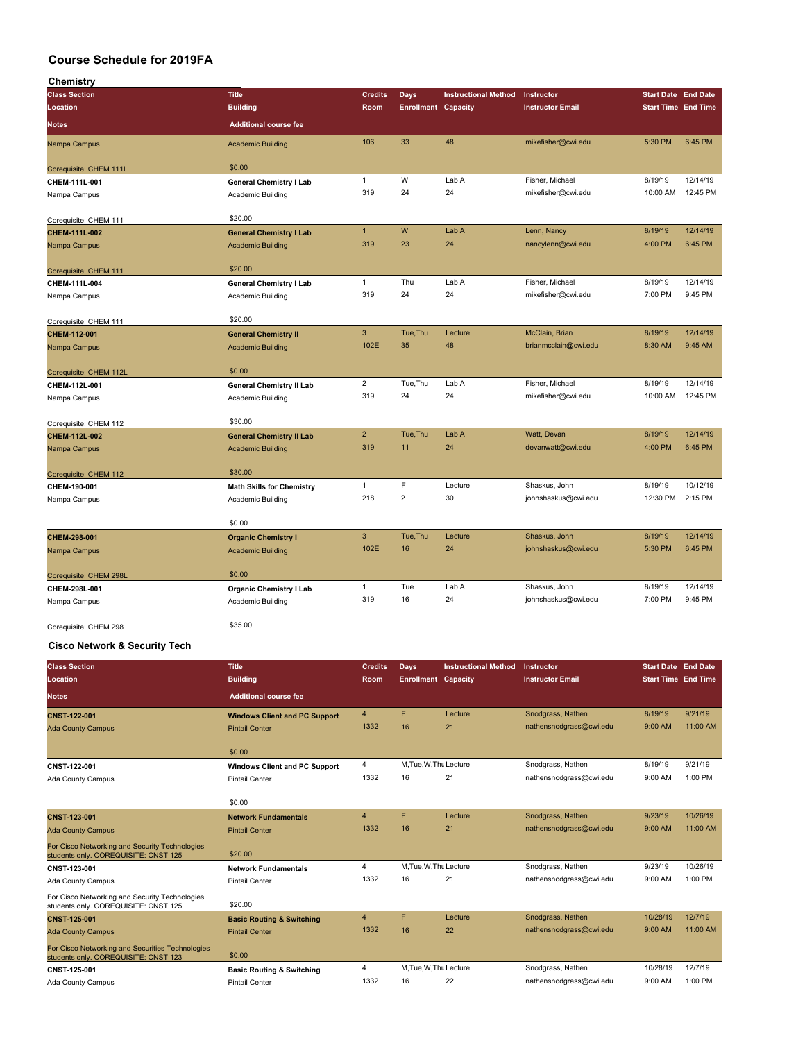## Course Schedule for 2019FA

### Chemistry

| Class Section | Title | Credits | Days | Instructional Method | Instructor | Start Date | End Date |
|---|---|---|---|---|---|---|---|
| Location | Building | Room | Enrollment | Capacity | Instructor Email | Start Time | End Time |
| Notes | Additional course fee | | | | | | |
| Nampa Campus | Academic Building | 106 | 33 | 48 | mikefisher@cwi.edu | 5:30 PM | 6:45 PM |
| Corequisite: CHEM 111L | $0.00 | | | | | | |
| CHEM-111L-001 | General Chemistry I Lab | 1 | W | Lab A | Fisher, Michael | 8/19/19 | 12/14/19 |
| Nampa Campus | Academic Building | 319 | 24 | 24 | mikefisher@cwi.edu | 10:00 AM | 12:45 PM |
| Corequisite: CHEM 111 | $20.00 | | | | | | |
| CHEM-111L-002 | General Chemistry I Lab | 1 | W | Lab A | Lenn, Nancy | 8/19/19 | 12/14/19 |
| Nampa Campus | Academic Building | 319 | 23 | 24 | nancylenn@cwi.edu | 4:00 PM | 6:45 PM |
| Corequisite: CHEM 111 | $20.00 | | | | | | |
| CHEM-111L-004 | General Chemistry I Lab | 1 | Thu | Lab A | Fisher, Michael | 8/19/19 | 12/14/19 |
| Nampa Campus | Academic Building | 319 | 24 | 24 | mikefisher@cwi.edu | 7:00 PM | 9:45 PM |
| Corequisite: CHEM 111 | $20.00 | | | | | | |
| CHEM-112-001 | General Chemistry II | 3 | Tue,Thu | Lecture | McClain, Brian | 8/19/19 | 12/14/19 |
| Nampa Campus | Academic Building | 102E | 35 | 48 | brianmcclain@cwi.edu | 8:30 AM | 9:45 AM |
| Corequisite: CHEM 112L | $0.00 | | | | | | |
| CHEM-112L-001 | General Chemistry II Lab | 2 | Tue,Thu | Lab A | Fisher, Michael | 8/19/19 | 12/14/19 |
| Nampa Campus | Academic Building | 319 | 24 | 24 | mikefisher@cwi.edu | 10:00 AM | 12:45 PM |
| Corequisite: CHEM 112 | $30.00 | | | | | | |
| CHEM-112L-002 | General Chemistry II Lab | 2 | Tue,Thu | Lab A | Watt, Devan | 8/19/19 | 12/14/19 |
| Nampa Campus | Academic Building | 319 | 11 | 24 | devanwatt@cwi.edu | 4:00 PM | 6:45 PM |
| Corequisite: CHEM 112 | $30.00 | | | | | | |
| CHEM-190-001 | Math Skills for Chemistry | 1 | F | Lecture | Shaskus, John | 8/19/19 | 10/12/19 |
| Nampa Campus | Academic Building | 218 | 2 | 30 | johnshaskus@cwi.edu | 12:30 PM | 2:15 PM |
| | $0.00 | | | | | | |
| CHEM-298-001 | Organic Chemistry I | 3 | Tue,Thu | Lecture | Shaskus, John | 8/19/19 | 12/14/19 |
| Nampa Campus | Academic Building | 102E | 16 | 24 | johnshaskus@cwi.edu | 5:30 PM | 6:45 PM |
| Corequisite: CHEM 298L | $0.00 | | | | | | |
| CHEM-298L-001 | Organic Chemistry I Lab | 1 | Tue | Lab A | Shaskus, John | 8/19/19 | 12/14/19 |
| Nampa Campus | Academic Building | 319 | 16 | 24 | johnshaskus@cwi.edu | 7:00 PM | 9:45 PM |
| Corequisite: CHEM 298 | $35.00 | | | | | | |

### Cisco Network & Security Tech

| Class Section | Title | Credits | Days | Instructional Method | Instructor | Start Date | End Date |
|---|---|---|---|---|---|---|---|
| Location | Building | Room | Enrollment | Capacity | Instructor Email | Start Time | End Time |
| Notes | Additional course fee | | | | | | |
| CNST-122-001 | Windows Client and PC Support | 4 | F | Lecture | Snodgrass, Nathen | 8/19/19 | 9/21/19 |
| Ada County Campus | Pintail Center | 1332 | 16 | 21 | nathensnodgrass@cwi.edu | 9:00 AM | 11:00 AM |
| | $0.00 | | | | | | |
| CNST-122-001 | Windows Client and PC Support | 4 | M,Tue,W,Thu | Lecture | Snodgrass, Nathen | 8/19/19 | 9/21/19 |
| Ada County Campus | Pintail Center | 1332 | 16 | 21 | nathensnodgrass@cwi.edu | 9:00 AM | 1:00 PM |
| | $0.00 | | | | | | |
| CNST-123-001 | Network Fundamentals | 4 | F | Lecture | Snodgrass, Nathen | 9/23/19 | 10/26/19 |
| Ada County Campus | Pintail Center | 1332 | 16 | 21 | nathensnodgrass@cwi.edu | 9:00 AM | 11:00 AM |
| For Cisco Networking and Security Technologies students only. COREQUISITE: CNST 125 | $20.00 | | | | | | |
| CNST-123-001 | Network Fundamentals | 4 | M,Tue,W,Thu | Lecture | Snodgrass, Nathen | 9/23/19 | 10/26/19 |
| Ada County Campus | Pintail Center | 1332 | 16 | 21 | nathensnodgrass@cwi.edu | 9:00 AM | 1:00 PM |
| For Cisco Networking and Security Technologies students only. COREQUISITE: CNST 125 | $20.00 | | | | | | |
| CNST-125-001 | Basic Routing & Switching | 4 | F | Lecture | Snodgrass, Nathen | 10/28/19 | 12/7/19 |
| Ada County Campus | Pintail Center | 1332 | 16 | 22 | nathensnodgrass@cwi.edu | 9:00 AM | 11:00 AM |
| For Cisco Networking and Securities Technologies students only. COREQUISITE: CNST 123 | $0.00 | | | | | | |
| CNST-125-001 | Basic Routing & Switching | 4 | M,Tue,W,Thu | Lecture | Snodgrass, Nathen | 10/28/19 | 12/7/19 |
| Ada County Campus | Pintail Center | 1332 | 16 | 22 | nathensnodgrass@cwi.edu | 9:00 AM | 1:00 PM |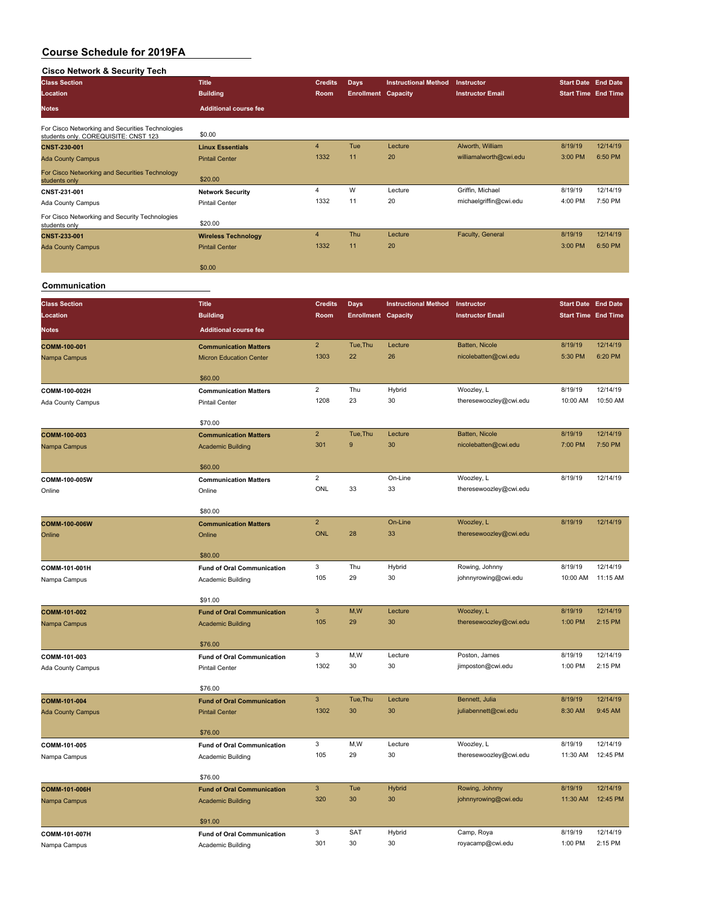# Course Schedule for 2019FA

## Cisco Network & Security Tech

| Class Section / Location / Notes | Title / Building / Additional course fee | Credits / Room | Days / Enrollment | Instructional Method / Capacity | Instructor / Instructor Email | Start Date / Start Time | End Date / End Time |
|---|---|---|---|---|---|---|---|
| For Cisco Networking and Securities Technologies students only. COREQUISITE: CNST 123 | $0.00 | | | | | | |
| CNST-230-001 | Linux Essentials | 4 | Tue | Lecture | Alworth, William | 8/19/19 | 12/14/19 |
| Ada County Campus | Pintail Center | 1332 | 11 | 20 | williamalworth@cwi.edu | 3:00 PM | 6:50 PM |
| For Cisco Networking and Securities Technology students only | $20.00 | | | | | | |
| CNST-231-001 | Network Security | 4 | W | Lecture | Griffin, Michael | 8/19/19 | 12/14/19 |
| Ada County Campus | Pintail Center | 1332 | 11 | 20 | michaelgriffin@cwi.edu | 4:00 PM | 7:50 PM |
| For Cisco Networking and Security Technologies students only | $20.00 | | | | | | |
| CNST-233-001 | Wireless Technology | 4 | Thu | Lecture | Faculty, General | 8/19/19 | 12/14/19 |
| Ada County Campus | Pintail Center | 1332 | 11 | 20 | | 3:00 PM | 6:50 PM |
| | $0.00 | | | | | | |

## Communication

| Class Section / Location / Notes | Title / Building / Additional course fee | Credits / Room | Days / Enrollment | Instructional Method / Capacity | Instructor / Instructor Email | Start Date / Start Time | End Date / End Time |
|---|---|---|---|---|---|---|---|
| COMM-100-001 | Communication Matters | 2 | Tue,Thu | Lecture | Batten, Nicole | 8/19/19 | 12/14/19 |
| Nampa Campus | Micron Education Center | 1303 | 22 | 26 | nicolebatten@cwi.edu | 5:30 PM | 6:20 PM |
| | $60.00 | | | | | | |
| COMM-100-002H | Communication Matters | 2 | Thu | Hybrid | Woozley, L | 8/19/19 | 12/14/19 |
| Ada County Campus | Pintail Center | 1208 | 23 | 30 | theresewoozley@cwi.edu | 10:00 AM | 10:50 AM |
| | $70.00 | | | | | | |
| COMM-100-003 | Communication Matters | 2 | Tue,Thu | Lecture | Batten, Nicole | 8/19/19 | 12/14/19 |
| Nampa Campus | Academic Building | 301 | 9 | 30 | nicolebatten@cwi.edu | 7:00 PM | 7:50 PM |
| | $60.00 | | | | | | |
| COMM-100-005W | Communication Matters | 2 | | On-Line | Woozley, L | 8/19/19 | 12/14/19 |
| Online | Online | ONL | 33 | 33 | theresewoozley@cwi.edu | | |
| | $80.00 | | | | | | |
| COMM-100-006W | Communication Matters | 2 | | On-Line | Woozley, L | 8/19/19 | 12/14/19 |
| Online | Online | ONL | 28 | 33 | theresewoozley@cwi.edu | | |
| | $80.00 | | | | | | |
| COMM-101-001H | Fund of Oral Communication | 3 | Thu | Hybrid | Rowing, Johnny | 8/19/19 | 12/14/19 |
| Nampa Campus | Academic Building | 105 | 29 | 30 | johnnyrowing@cwi.edu | 10:00 AM | 11:15 AM |
| | $91.00 | | | | | | |
| COMM-101-002 | Fund of Oral Communication | 3 | M,W | Lecture | Woozley, L | 8/19/19 | 12/14/19 |
| Nampa Campus | Academic Building | 105 | 29 | 30 | theresewoozley@cwi.edu | 1:00 PM | 2:15 PM |
| | $76.00 | | | | | | |
| COMM-101-003 | Fund of Oral Communication | 3 | M,W | Lecture | Poston, James | 8/19/19 | 12/14/19 |
| Ada County Campus | Pintail Center | 1302 | 30 | 30 | jimposton@cwi.edu | 1:00 PM | 2:15 PM |
| | $76.00 | | | | | | |
| COMM-101-004 | Fund of Oral Communication | 3 | Tue,Thu | Lecture | Bennett, Julia | 8/19/19 | 12/14/19 |
| Ada County Campus | Pintail Center | 1302 | 30 | 30 | juliabennett@cwi.edu | 8:30 AM | 9:45 AM |
| | $76.00 | | | | | | |
| COMM-101-005 | Fund of Oral Communication | 3 | M,W | Lecture | Woozley, L | 8/19/19 | 12/14/19 |
| Nampa Campus | Academic Building | 105 | 29 | 30 | theresewoozley@cwi.edu | 11:30 AM | 12:45 PM |
| | $76.00 | | | | | | |
| COMM-101-006H | Fund of Oral Communication | 3 | Tue | Hybrid | Rowing, Johnny | 8/19/19 | 12/14/19 |
| Nampa Campus | Academic Building | 320 | 30 | 30 | johnnyrowing@cwi.edu | 11:30 AM | 12:45 PM |
| | $91.00 | | | | | | |
| COMM-101-007H | Fund of Oral Communication | 3 | SAT | Hybrid | Camp, Roya | 8/19/19 | 12/14/19 |
| Nampa Campus | Academic Building | 301 | 30 | 30 | royacamp@cwi.edu | 1:00 PM | 2:15 PM |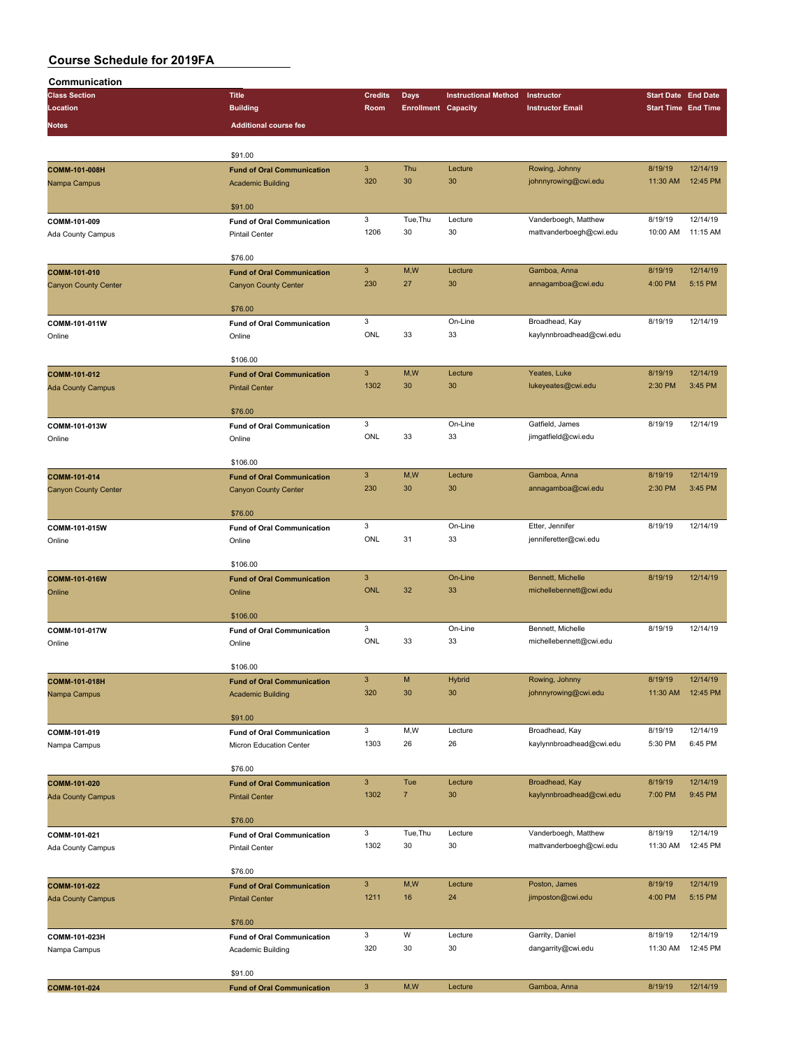## Course Schedule for 2019FA

### Communication

| Class Section | Title | Credits | Days | Instructional Method | Instructor | Start Date | End Date |
|---|---|---|---|---|---|---|---|
| Location | Building | Room | Enrollment | Capacity | Instructor Email | Start Time | End Time |
| Notes | Additional course fee | | | | | | |
| | $91.00 | | | | | | |
| COMM-101-008H | Fund of Oral Communication | 3 | Thu | Lecture | Rowing, Johnny | 8/19/19 | 12/14/19 |
| Nampa Campus | Academic Building | 320 | 30 | 30 | johnnyrowing@cwi.edu | 11:30 AM | 12:45 PM |
| | $91.00 | | | | | | |
| COMM-101-009 | Fund of Oral Communication | 3 | Tue,Thu | Lecture | Vanderboegh, Matthew | 8/19/19 | 12/14/19 |
| Ada County Campus | Pintail Center | 1206 | 30 | 30 | mattvanderboegh@cwi.edu | 10:00 AM | 11:15 AM |
| | $76.00 | | | | | | |
| COMM-101-010 | Fund of Oral Communication | 3 | M,W | Lecture | Gamboa, Anna | 8/19/19 | 12/14/19 |
| Canyon County Center | Canyon County Center | 230 | 27 | 30 | annagamboa@cwi.edu | 4:00 PM | 5:15 PM |
| | $76.00 | | | | | | |
| COMM-101-011W | Fund of Oral Communication | 3 | | On-Line | Broadhead, Kay | 8/19/19 | 12/14/19 |
| Online | Online | ONL | 33 | 33 | kaylynnbroadhead@cwi.edu | | |
| | $106.00 | | | | | | |
| COMM-101-012 | Fund of Oral Communication | 3 | M,W | Lecture | Yeates, Luke | 8/19/19 | 12/14/19 |
| Ada County Campus | Pintail Center | 1302 | 30 | 30 | lukeyeates@cwi.edu | 2:30 PM | 3:45 PM |
| | $76.00 | | | | | | |
| COMM-101-013W | Fund of Oral Communication | 3 | | On-Line | Gatfield, James | 8/19/19 | 12/14/19 |
| Online | Online | ONL | 33 | 33 | jimgatfield@cwi.edu | | |
| | $106.00 | | | | | | |
| COMM-101-014 | Fund of Oral Communication | 3 | M,W | Lecture | Gamboa, Anna | 8/19/19 | 12/14/19 |
| Canyon County Center | Canyon County Center | 230 | 30 | 30 | annagamboa@cwi.edu | 2:30 PM | 3:45 PM |
| | $76.00 | | | | | | |
| COMM-101-015W | Fund of Oral Communication | 3 | | On-Line | Etter, Jennifer | 8/19/19 | 12/14/19 |
| Online | Online | ONL | 31 | 33 | jenniferetter@cwi.edu | | |
| | $106.00 | | | | | | |
| COMM-101-016W | Fund of Oral Communication | 3 | | On-Line | Bennett, Michelle | 8/19/19 | 12/14/19 |
| Online | Online | ONL | 32 | 33 | michellebennett@cwi.edu | | |
| | $106.00 | | | | | | |
| COMM-101-017W | Fund of Oral Communication | 3 | | On-Line | Bennett, Michelle | 8/19/19 | 12/14/19 |
| Online | Online | ONL | 33 | 33 | michellebennett@cwi.edu | | |
| | $106.00 | | | | | | |
| COMM-101-018H | Fund of Oral Communication | 3 | M | Hybrid | Rowing, Johnny | 8/19/19 | 12/14/19 |
| Nampa Campus | Academic Building | 320 | 30 | 30 | johnnyrowing@cwi.edu | 11:30 AM | 12:45 PM |
| | $91.00 | | | | | | |
| COMM-101-019 | Fund of Oral Communication | 3 | M,W | Lecture | Broadhead, Kay | 8/19/19 | 12/14/19 |
| Nampa Campus | Micron Education Center | 1303 | 26 | 26 | kaylynnbroadhead@cwi.edu | 5:30 PM | 6:45 PM |
| | $76.00 | | | | | | |
| COMM-101-020 | Fund of Oral Communication | 3 | Tue | Lecture | Broadhead, Kay | 8/19/19 | 12/14/19 |
| Ada County Campus | Pintail Center | 1302 | 7 | 30 | kaylynnbroadhead@cwi.edu | 7:00 PM | 9:45 PM |
| | $76.00 | | | | | | |
| COMM-101-021 | Fund of Oral Communication | 3 | Tue,Thu | Lecture | Vanderboegh, Matthew | 8/19/19 | 12/14/19 |
| Ada County Campus | Pintail Center | 1302 | 30 | 30 | mattvanderboegh@cwi.edu | 11:30 AM | 12:45 PM |
| | $76.00 | | | | | | |
| COMM-101-022 | Fund of Oral Communication | 3 | M,W | Lecture | Poston, James | 8/19/19 | 12/14/19 |
| Ada County Campus | Pintail Center | 1211 | 16 | 24 | jimposton@cwi.edu | 4:00 PM | 5:15 PM |
| | $76.00 | | | | | | |
| COMM-101-023H | Fund of Oral Communication | 3 | W | Lecture | Garrity, Daniel | 8/19/19 | 12/14/19 |
| Nampa Campus | Academic Building | 320 | 30 | 30 | dangarrity@cwi.edu | 11:30 AM | 12:45 PM |
| | $91.00 | | | | | | |
| COMM-101-024 | Fund of Oral Communication | 3 | M,W | Lecture | Gamboa, Anna | 8/19/19 | 12/14/19 |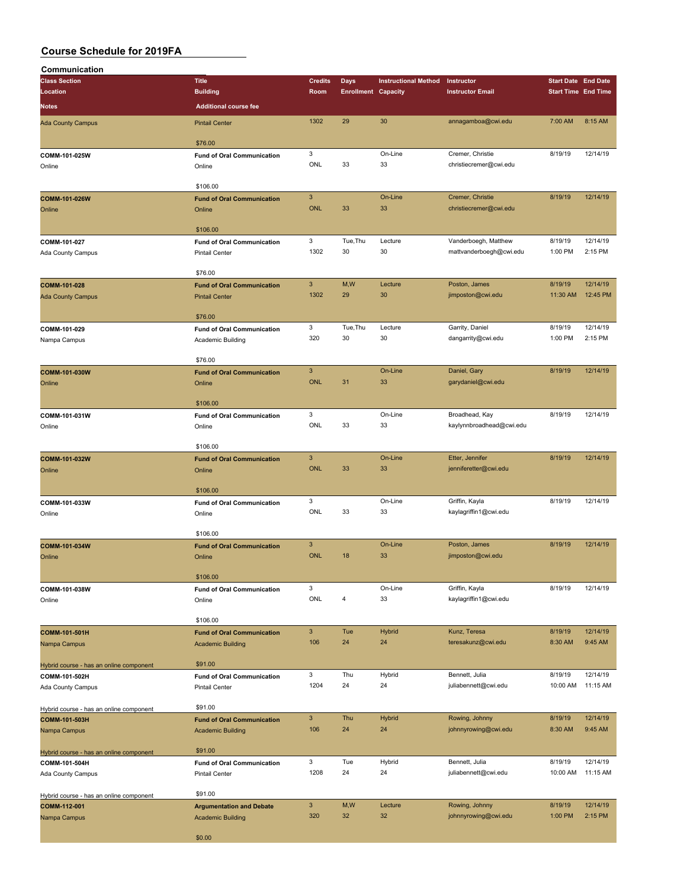# Course Schedule for 2019FA

## Communication

| Class Section | Title | Credits | Days | Instructional Method | Instructor | Start Date | End Date |
|---|---|---|---|---|---|---|---|
| **Location** | **Building** | **Room** | **Enrollment** | **Capacity** | **Instructor Email** | **Start Time** | **End Time** |
| **Notes** | **Additional course fee** | | | | | | |
| Ada County Campus | Pintail Center | 1302 | 29 | 30 | annagamboa@cwi.edu | 7:00 AM | 8:15 AM |
| | $76.00 | | | | | | |
| COMM-101-025W | Fund of Oral Communication | 3 | | On-Line | Cremer, Christie | 8/19/19 | 12/14/19 |
| Online | Online | ONL | 33 | 33 | christiecremer@cwi.edu | | |
| | $106.00 | | | | | | |
| COMM-101-026W | Fund of Oral Communication | 3 | | On-Line | Cremer, Christie | 8/19/19 | 12/14/19 |
| Online | Online | ONL | 33 | 33 | christiecremer@cwi.edu | | |
| | $106.00 | | | | | | |
| COMM-101-027 | Fund of Oral Communication | 3 | Tue,Thu | Lecture | Vanderboegh, Matthew | 8/19/19 | 12/14/19 |
| Ada County Campus | Pintail Center | 1302 | 30 | 30 | mattvanderboegh@cwi.edu | 1:00 PM | 2:15 PM |
| | $76.00 | | | | | | |
| COMM-101-028 | Fund of Oral Communication | 3 | M,W | Lecture | Poston, James | 8/19/19 | 12/14/19 |
| Ada County Campus | Pintail Center | 1302 | 29 | 30 | jimposton@cwi.edu | 11:30 AM | 12:45 PM |
| | $76.00 | | | | | | |
| COMM-101-029 | Fund of Oral Communication | 3 | Tue,Thu | Lecture | Garrity, Daniel | 8/19/19 | 12/14/19 |
| Nampa Campus | Academic Building | 320 | 30 | 30 | dangarrity@cwi.edu | 1:00 PM | 2:15 PM |
| | $76.00 | | | | | | |
| COMM-101-030W | Fund of Oral Communication | 3 | | On-Line | Daniel, Gary | 8/19/19 | 12/14/19 |
| Online | Online | ONL | 31 | 33 | garydaniel@cwi.edu | | |
| | $106.00 | | | | | | |
| COMM-101-031W | Fund of Oral Communication | 3 | | On-Line | Broadhead, Kay | 8/19/19 | 12/14/19 |
| Online | Online | ONL | 33 | 33 | kaylynnbroadhead@cwi.edu | | |
| | $106.00 | | | | | | |
| COMM-101-032W | Fund of Oral Communication | 3 | | On-Line | Etter, Jennifer | 8/19/19 | 12/14/19 |
| Online | Online | ONL | 33 | 33 | jenniferetter@cwi.edu | | |
| | $106.00 | | | | | | |
| COMM-101-033W | Fund of Oral Communication | 3 | | On-Line | Griffin, Kayla | 8/19/19 | 12/14/19 |
| Online | Online | ONL | 33 | 33 | kaylagriffin1@cwi.edu | | |
| | $106.00 | | | | | | |
| COMM-101-034W | Fund of Oral Communication | 3 | | On-Line | Poston, James | 8/19/19 | 12/14/19 |
| Online | Online | ONL | 18 | 33 | jimposton@cwi.edu | | |
| | $106.00 | | | | | | |
| COMM-101-038W | Fund of Oral Communication | 3 | | On-Line | Griffin, Kayla | 8/19/19 | 12/14/19 |
| Online | Online | ONL | 4 | 33 | kaylagriffin1@cwi.edu | | |
| | $106.00 | | | | | | |
| COMM-101-501H | Fund of Oral Communication | 3 | Tue | Hybrid | Kunz, Teresa | 8/19/19 | 12/14/19 |
| Nampa Campus | Academic Building | 106 | 24 | 24 | teresakunz@cwi.edu | 8:30 AM | 9:45 AM |
| Hybrid course - has an online component | $91.00 | | | | | | |
| COMM-101-502H | Fund of Oral Communication | 3 | Thu | Hybrid | Bennett, Julia | 8/19/19 | 12/14/19 |
| Ada County Campus | Pintail Center | 1204 | 24 | 24 | juliabennett@cwi.edu | 10:00 AM | 11:15 AM |
| Hybrid course - has an online component | $91.00 | | | | | | |
| COMM-101-503H | Fund of Oral Communication | 3 | Thu | Hybrid | Rowing, Johnny | 8/19/19 | 12/14/19 |
| Nampa Campus | Academic Building | 106 | 24 | 24 | johnnyrowing@cwi.edu | 8:30 AM | 9:45 AM |
| Hybrid course - has an online component | $91.00 | | | | | | |
| COMM-101-504H | Fund of Oral Communication | 3 | Tue | Hybrid | Bennett, Julia | 8/19/19 | 12/14/19 |
| Ada County Campus | Pintail Center | 1208 | 24 | 24 | juliabennett@cwi.edu | 10:00 AM | 11:15 AM |
| Hybrid course - has an online component | $91.00 | | | | | | |
| COMM-112-001 | Argumentation and Debate | 3 | M,W | Lecture | Rowing, Johnny | 8/19/19 | 12/14/19 |
| Nampa Campus | Academic Building | 320 | 32 | 32 | johnnyrowing@cwi.edu | 1:00 PM | 2:15 PM |
| | $0.00 | | | | | | |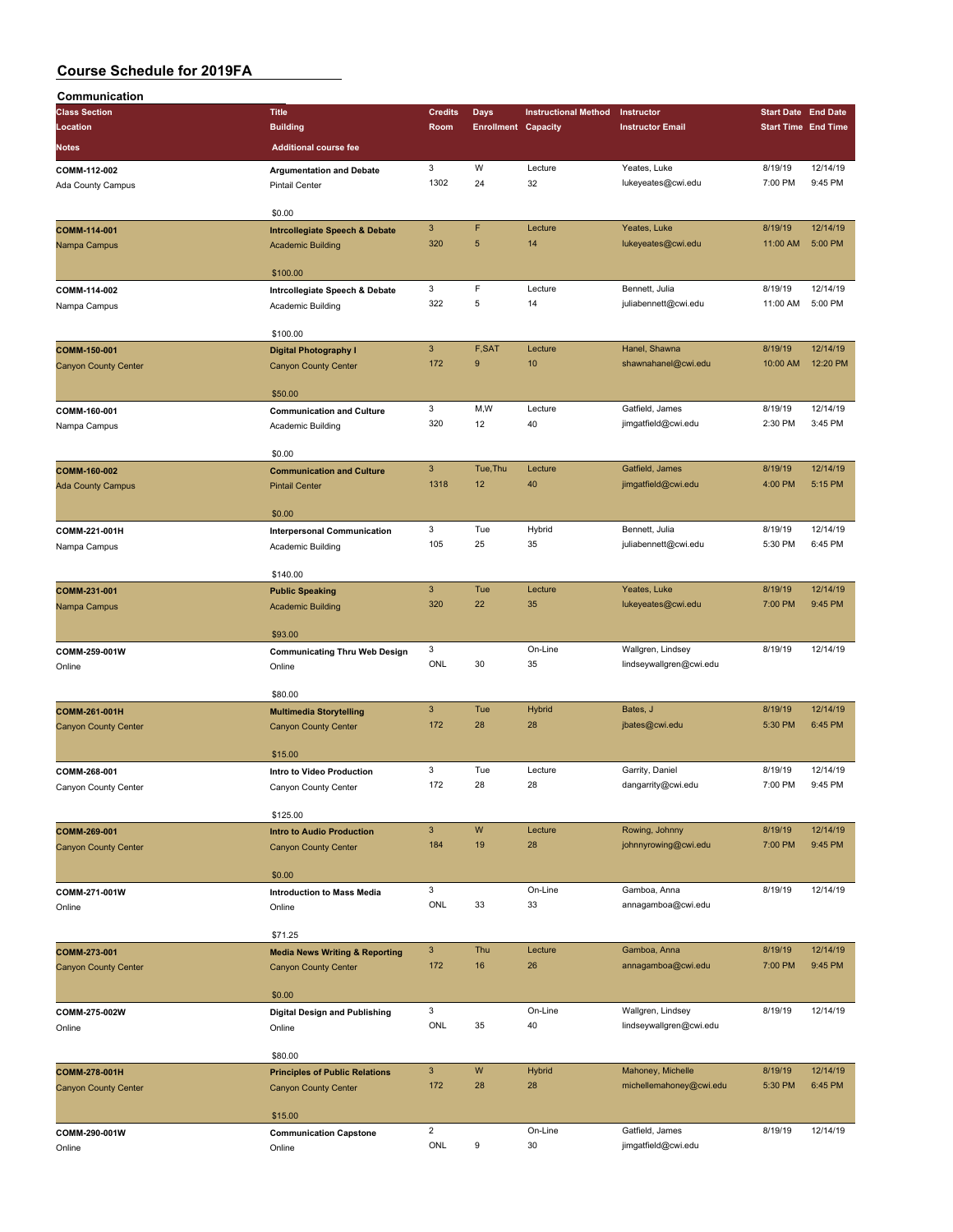# Course Schedule for 2019FA

## Communication

| Class Section | Title | Credits | Days | Instructional Method | Instructor | Start Date | End Date |
|---|---|---|---|---|---|---|---|
| Location | Building | Room | Enrollment | Capacity | Instructor Email | Start Time | End Time |
| Notes | Additional course fee | | | | | | |
| COMM-112-002 | Argumentation and Debate | 3 | W | Lecture | Yeates, Luke | 8/19/19 | 12/14/19 |
| Ada County Campus | Pintail Center | 1302 | 24 | 32 | lukeyeates@cwi.edu | 7:00 PM | 9:45 PM |
| | $0.00 | | | | | | |
| COMM-114-001 | Intrcollegiate Speech & Debate | 3 | F | Lecture | Yeates, Luke | 8/19/19 | 12/14/19 |
| Nampa Campus | Academic Building | 320 | 5 | 14 | lukeyeates@cwi.edu | 11:00 AM | 5:00 PM |
| | $100.00 | | | | | | |
| COMM-114-002 | Intrcollegiate Speech & Debate | 3 | F | Lecture | Bennett, Julia | 8/19/19 | 12/14/19 |
| Nampa Campus | Academic Building | 322 | 5 | 14 | juliabennett@cwi.edu | 11:00 AM | 5:00 PM |
| | $100.00 | | | | | | |
| COMM-150-001 | Digital Photography I | 3 | F,SAT | Lecture | Hanel, Shawna | 8/19/19 | 12/14/19 |
| Canyon County Center | Canyon County Center | 172 | 9 | 10 | shawnahanel@cwi.edu | 10:00 AM | 12:20 PM |
| | $50.00 | | | | | | |
| COMM-160-001 | Communication and Culture | 3 | M,W | Lecture | Gatfield, James | 8/19/19 | 12/14/19 |
| Nampa Campus | Academic Building | 320 | 12 | 40 | jimgatfield@cwi.edu | 2:30 PM | 3:45 PM |
| | $0.00 | | | | | | |
| COMM-160-002 | Communication and Culture | 3 | Tue,Thu | Lecture | Gatfield, James | 8/19/19 | 12/14/19 |
| Ada County Campus | Pintail Center | 1318 | 12 | 40 | jimgatfield@cwi.edu | 4:00 PM | 5:15 PM |
| | $0.00 | | | | | | |
| COMM-221-001H | Interpersonal Communication | 3 | Tue | Hybrid | Bennett, Julia | 8/19/19 | 12/14/19 |
| Nampa Campus | Academic Building | 105 | 25 | 35 | juliabennett@cwi.edu | 5:30 PM | 6:45 PM |
| | $140.00 | | | | | | |
| COMM-231-001 | Public Speaking | 3 | Tue | Lecture | Yeates, Luke | 8/19/19 | 12/14/19 |
| Nampa Campus | Academic Building | 320 | 22 | 35 | lukeyeates@cwi.edu | 7:00 PM | 9:45 PM |
| | $93.00 | | | | | | |
| COMM-259-001W | Communicating Thru Web Design | 3 | | On-Line | Wallgren, Lindsey | 8/19/19 | 12/14/19 |
| Online | Online | ONL | 30 | 35 | lindseywallgren@cwi.edu | | |
| | $80.00 | | | | | | |
| COMM-261-001H | Multimedia Storytelling | 3 | Tue | Hybrid | Bates, J | 8/19/19 | 12/14/19 |
| Canyon County Center | Canyon County Center | 172 | 28 | 28 | jbates@cwi.edu | 5:30 PM | 6:45 PM |
| | $15.00 | | | | | | |
| COMM-268-001 | Intro to Video Production | 3 | Tue | Lecture | Garrity, Daniel | 8/19/19 | 12/14/19 |
| Canyon County Center | Canyon County Center | 172 | 28 | 28 | dangarrity@cwi.edu | 7:00 PM | 9:45 PM |
| | $125.00 | | | | | | |
| COMM-269-001 | Intro to Audio Production | 3 | W | Lecture | Rowing, Johnny | 8/19/19 | 12/14/19 |
| Canyon County Center | Canyon County Center | 184 | 19 | 28 | johnnyrowing@cwi.edu | 7:00 PM | 9:45 PM |
| | $0.00 | | | | | | |
| COMM-271-001W | Introduction to Mass Media | 3 | | On-Line | Gamboa, Anna | 8/19/19 | 12/14/19 |
| Online | Online | ONL | 33 | 33 | annagamboa@cwi.edu | | |
| | $71.25 | | | | | | |
| COMM-273-001 | Media News Writing & Reporting | 3 | Thu | Lecture | Gamboa, Anna | 8/19/19 | 12/14/19 |
| Canyon County Center | Canyon County Center | 172 | 16 | 26 | annagamboa@cwi.edu | 7:00 PM | 9:45 PM |
| | $0.00 | | | | | | |
| COMM-275-002W | Digital Design and Publishing | 3 | | On-Line | Wallgren, Lindsey | 8/19/19 | 12/14/19 |
| Online | Online | ONL | 35 | 40 | lindseywallgren@cwi.edu | | |
| | $80.00 | | | | | | |
| COMM-278-001H | Principles of Public Relations | 3 | W | Hybrid | Mahoney, Michelle | 8/19/19 | 12/14/19 |
| Canyon County Center | Canyon County Center | 172 | 28 | 28 | michellemahoney@cwi.edu | 5:30 PM | 6:45 PM |
| | $15.00 | | | | | | |
| COMM-290-001W | Communication Capstone | 2 | | On-Line | Gatfield, James | 8/19/19 | 12/14/19 |
| Online | Online | ONL | 9 | 30 | jimgatfield@cwi.edu | | |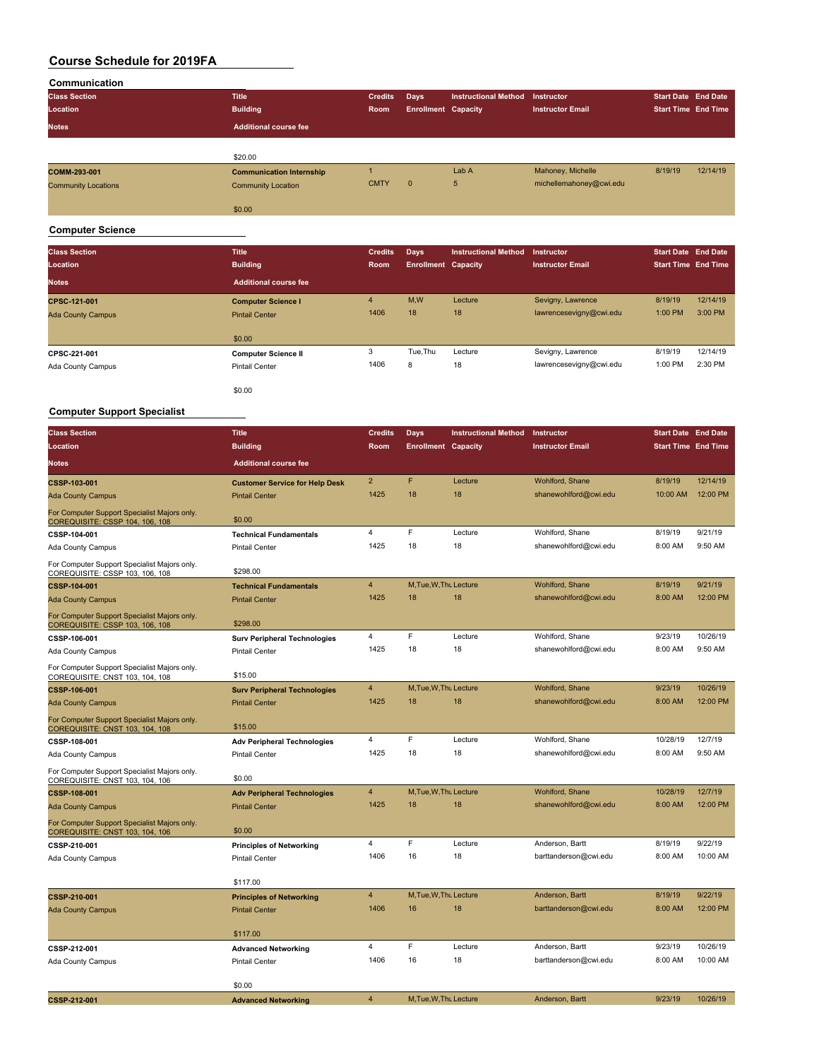# Course Schedule for 2019FA

## Communication

| Class Section / Location / Notes | Title / Building / Additional course fee | Credits / Room | Days / Enrollment | Instructional Method / Capacity | Instructor / Instructor Email | Start Date / Start Time | End Date / End Time |
|---|---|---|---|---|---|---|---|
| | $20.00 | | | | | | |
| COMM-293-001 | Communication Internship | 1 | | Lab A | Mahoney, Michelle | 8/19/19 | 12/14/19 |
| Community Locations | Community Location | CMTY | 0 | 5 | michellemahoney@cwi.edu | | |
| | $0.00 | | | | | | |

## Computer Science

| Class Section / Location / Notes | Title / Building / Additional course fee | Credits / Room | Days / Enrollment | Instructional Method / Capacity | Instructor / Instructor Email | Start Date / Start Time | End Date / End Time |
|---|---|---|---|---|---|---|---|
| CPSC-121-001 | Computer Science I | 4 | M,W | Lecture | Sevigny, Lawrence | 8/19/19 | 12/14/19 |
| Ada County Campus | Pintail Center | 1406 | 18 | 18 | lawrencesevigny@cwi.edu | 1:00 PM | 3:00 PM |
| | $0.00 | | | | | | |
| CPSC-221-001 | Computer Science II | 3 | Tue,Thu | Lecture | Sevigny, Lawrence | 8/19/19 | 12/14/19 |
| Ada County Campus | Pintail Center | 1406 | 8 | 18 | lawrencesevigny@cwi.edu | 1:00 PM | 2:30 PM |
| | $0.00 | | | | | | |

## Computer Support Specialist

| Class Section / Location / Notes | Title / Building / Additional course fee | Credits / Room | Days / Enrollment | Instructional Method / Capacity | Instructor / Instructor Email | Start Date / Start Time | End Date / End Time |
|---|---|---|---|---|---|---|---|
| CSSP-103-001 | Customer Service for Help Desk | 2 | F | Lecture | Wohlford, Shane | 8/19/19 | 12/14/19 |
| Ada County Campus | Pintail Center | 1425 | 18 | 18 | shanewohlford@cwi.edu | 10:00 AM | 12:00 PM |
| For Computer Support Specialist Majors only. COREQUISITE: CSSP 104, 106, 108 | $0.00 | | | | | | |
| CSSP-104-001 | Technical Fundamentals | 4 | F | Lecture | Wohlford, Shane | 8/19/19 | 9/21/19 |
| Ada County Campus | Pintail Center | 1425 | 18 | 18 | shanewohlford@cwi.edu | 8:00 AM | 9:50 AM |
| For Computer Support Specialist Majors only. COREQUISITE: CSSP 103, 106, 108 | $298.00 | | | | | | |
| CSSP-104-001 | Technical Fundamentals | 4 | M,Tue,W,Thu | Lecture | Wohlford, Shane | 8/19/19 | 9/21/19 |
| Ada County Campus | Pintail Center | 1425 | 18 | 18 | shanewohlford@cwi.edu | 8:00 AM | 12:00 PM |
| For Computer Support Specialist Majors only. COREQUISITE: CSSP 103, 106, 108 | $298.00 | | | | | | |
| CSSP-106-001 | Surv Peripheral Technologies | 4 | F | Lecture | Wohlford, Shane | 9/23/19 | 10/26/19 |
| Ada County Campus | Pintail Center | 1425 | 18 | 18 | shanewohlford@cwi.edu | 8:00 AM | 9:50 AM |
| For Computer Support Specialist Majors only. COREQUISITE: CNST 103, 104, 108 | $15.00 | | | | | | |
| CSSP-106-001 | Surv Peripheral Technologies | 4 | M,Tue,W,Thu | Lecture | Wohlford, Shane | 9/23/19 | 10/26/19 |
| Ada County Campus | Pintail Center | 1425 | 18 | 18 | shanewohlford@cwi.edu | 8:00 AM | 12:00 PM |
| For Computer Support Specialist Majors only. COREQUISITE: CNST 103, 104, 108 | $15.00 | | | | | | |
| CSSP-108-001 | Adv Peripheral Technologies | 4 | F | Lecture | Wohlford, Shane | 10/28/19 | 12/7/19 |
| Ada County Campus | Pintail Center | 1425 | 18 | 18 | shanewohlford@cwi.edu | 8:00 AM | 9:50 AM |
| For Computer Support Specialist Majors only. COREQUISITE: CNST 103, 104, 106 | $0.00 | | | | | | |
| CSSP-108-001 | Adv Peripheral Technologies | 4 | M,Tue,W,Thu | Lecture | Wohlford, Shane | 10/28/19 | 12/7/19 |
| Ada County Campus | Pintail Center | 1425 | 18 | 18 | shanewohlford@cwi.edu | 8:00 AM | 12:00 PM |
| For Computer Support Specialist Majors only. COREQUISITE: CNST 103, 104, 106 | $0.00 | | | | | | |
| CSSP-210-001 | Principles of Networking | 4 | F | Lecture | Anderson, Bartt | 8/19/19 | 9/22/19 |
| Ada County Campus | Pintail Center | 1406 | 16 | 18 | barttanderson@cwi.edu | 8:00 AM | 10:00 AM |
| | $117.00 | | | | | | |
| CSSP-210-001 | Principles of Networking | 4 | M,Tue,W,Thu | Lecture | Anderson, Bartt | 8/19/19 | 9/22/19 |
| Ada County Campus | Pintail Center | 1406 | 16 | 18 | barttanderson@cwi.edu | 8:00 AM | 12:00 PM |
| | $117.00 | | | | | | |
| CSSP-212-001 | Advanced Networking | 4 | F | Lecture | Anderson, Bartt | 9/23/19 | 10/26/19 |
| Ada County Campus | Pintail Center | 1406 | 16 | 18 | barttanderson@cwi.edu | 8:00 AM | 10:00 AM |
| | $0.00 | | | | | | |
| CSSP-212-001 | Advanced Networking | 4 | M,Tue,W,Thu | Lecture | Anderson, Bartt | 9/23/19 | 10/26/19 |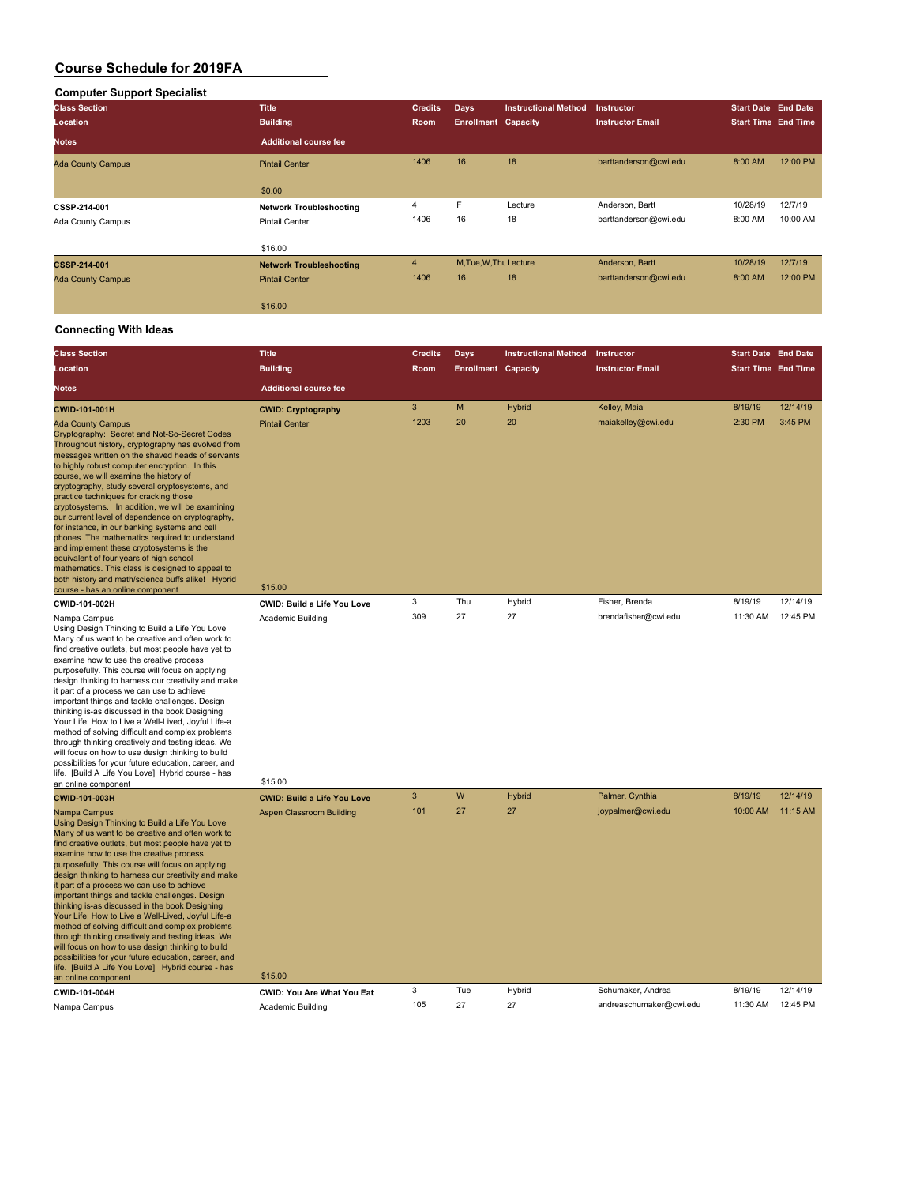# Course Schedule for 2019FA

## Computer Support Specialist

| Class Section | Title | Credits | Days | Instructional Method | Instructor | Start Date | End Date |
|---|---|---|---|---|---|---|---|
| Location | Building | Room | Enrollment | Capacity | Instructor Email | Start Time | End Time |
| Notes | Additional course fee | | | | | | |
| Ada County Campus | Pintail Center | 1406 | 16 | 18 | barttanderson@cwi.edu | 8:00 AM | 12:00 PM |
| | $0.00 | | | | | | |
| **CSSP-214-001** | **Network Troubleshooting** | 4 | F | Lecture | Anderson, Bartt | 10/28/19 | 12/7/19 |
| Ada County Campus | Pintail Center | 1406 | 16 | 18 | barttanderson@cwi.edu | 8:00 AM | 10:00 AM |
| | $16.00 | | | | | | |
| **CSSP-214-001** | **Network Troubleshooting** | 4 | M,Tue,W,Thu | Lecture | Anderson, Bartt | 10/28/19 | 12/7/19 |
| Ada County Campus | Pintail Center | 1406 | 16 | 18 | barttanderson@cwi.edu | 8:00 AM | 12:00 PM |
| | $16.00 | | | | | | |

## Connecting With Ideas

| Class Section | Title | Credits | Days | Instructional Method | Instructor | Start Date | End Date |
|---|---|---|---|---|---|---|---|
| Location | Building | Room | Enrollment | Capacity | Instructor Email | Start Time | End Time |
| Notes | Additional course fee | | | | | | |
| **CWID-101-001H** | **CWID: Cryptography** | 3 | M | Hybrid | Kelley, Maia | 8/19/19 | 12/14/19 |
| Ada County Campus | Pintail Center | 1203 | 20 | 20 | maiakelley@cwi.edu | 2:30 PM | 3:45 PM |
| Cryptography: Secret and Not-So-Secret Codes Throughout history, cryptography has evolved from messages written on the shaved heads of servants to highly robust computer encryption. In this course, we will examine the history of cryptography, study several cryptosystems, and practice techniques for cracking those cryptosystems. In addition, we will be examining our current level of dependence on cryptography, for instance, in our banking systems and cell phones. The mathematics required to understand and implement these cryptosystems is the equivalent of four years of high school mathematics. This class is designed to appeal to both history and math/science buffs alike! Hybrid course - has an online component | $15.00 | | | | | | |
| **CWID-101-002H** | **CWID: Build a Life You Love** | 3 | Thu | Hybrid | Fisher, Brenda | 8/19/19 | 12/14/19 |
| Nampa Campus | Academic Building | 309 | 27 | 27 | brendafisher@cwi.edu | 11:30 AM | 12:45 PM |
| Using Design Thinking to Build a Life You Love Many of us want to be creative and often work to find creative outlets, but most people have yet to examine how to use the creative process purposefully. This course will focus on applying design thinking to harness our creativity and make it part of a process we can use to achieve important things and tackle challenges. Design thinking is-as discussed in the book Designing Your Life: How to Live a Well-Lived, Joyful Life-a method of solving difficult and complex problems through thinking creatively and testing ideas. We will focus on how to use design thinking to build possibilities for your future education, career, and life. [Build A Life You Love] Hybrid course - has an online component | $15.00 | | | | | | |
| **CWID-101-003H** | **CWID: Build a Life You Love** | 3 | W | Hybrid | Palmer, Cynthia | 8/19/19 | 12/14/19 |
| Nampa Campus | Aspen Classroom Building | 101 | 27 | 27 | joypalmer@cwi.edu | 10:00 AM | 11:15 AM |
| Using Design Thinking to Build a Life You Love Many of us want to be creative and often work to find creative outlets, but most people have yet to examine how to use the creative process purposefully. This course will focus on applying design thinking to harness our creativity and make it part of a process we can use to achieve important things and tackle challenges. Design thinking is-as discussed in the book Designing Your Life: How to Live a Well-Lived, Joyful Life-a method of solving difficult and complex problems through thinking creatively and testing ideas. We will focus on how to use design thinking to build possibilities for your future education, career, and life. [Build A Life You Love] Hybrid course - has an online component | $15.00 | | | | | | |
| **CWID-101-004H** | **CWID: You Are What You Eat** | 3 | Tue | Hybrid | Schumaker, Andrea | 8/19/19 | 12/14/19 |
| Nampa Campus | Academic Building | 105 | 27 | 27 | andreaschumaker@cwi.edu | 11:30 AM | 12:45 PM |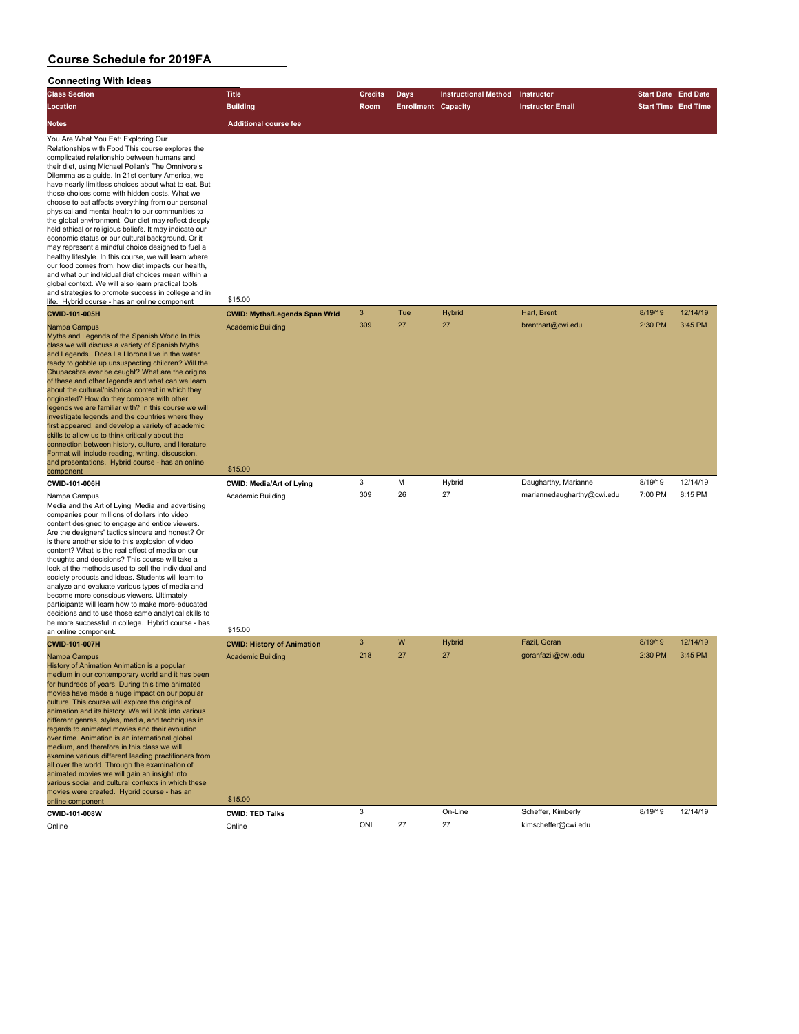# Course Schedule for 2019FA

## Connecting With Ideas

| Class Section | Title | Credits | Days | Instructional Method | Instructor | Start Date | End Date |
|---|---|---|---|---|---|---|---|
| Location | Building | Room | Enrollment | Capacity | Instructor Email | Start Time | End Time |
| Notes | Additional course fee | | | | | | |
| You Are What You Eat: Exploring Our Relationships with Food This course explores the complicated relationship between humans and their diet, using Michael Pollan's The Omnivore's Dilemma as a guide. In 21st century America, we have nearly limitless choices about what to eat. But those choices come with hidden costs. What we choose to eat affects everything from our personal physical and mental health to our communities to the global environment. Our diet may reflect deeply held ethical or religious beliefs. It may indicate our economic status or our cultural background. Or it may represent a mindful choice designed to fuel a healthy lifestyle. In this course, we will learn where our food comes from, how diet impacts our health, and what our individual diet choices mean within a global context. We will also learn practical tools and strategies to promote success in college and in life. Hybrid course - has an online component | $15.00 | | | | | | |
| **CWID-101-005H** | **CWID: Myths/Legends Span Wrld** | 3 | Tue | Hybrid | Hart, Brent | 8/19/19 | 12/14/19 |
| Nampa Campus | Academic Building | 309 | 27 | 27 | brenthart@cwi.edu | 2:30 PM | 3:45 PM |
| Myths and Legends of the Spanish World In this class we will discuss a variety of Spanish Myths and Legends. Does La Llorona live in the water ready to gobble up unsuspecting children? Will the Chupacabra ever be caught? What are the origins of these and other legends and what can we learn about the cultural/historical context in which they originated? How do they compare with other legends we are familiar with? In this course we will investigate legends and the countries where they first appeared, and develop a variety of academic skills to allow us to think critically about the connection between history, culture, and literature. Format will include reading, writing, discussion, and presentations. Hybrid course - has an online component | $15.00 | | | | | | |
| **CWID-101-006H** | **CWID: Media/Art of Lying** | 3 | M | Hybrid | Daugharthy, Marianne | 8/19/19 | 12/14/19 |
| Nampa Campus | Academic Building | 309 | 26 | 27 | mariannedaugharthy@cwi.edu | 7:00 PM | 8:15 PM |
| Media and the Art of Lying Media and advertising companies pour millions of dollars into video content designed to engage and entice viewers. Are the designers' tactics sincere and honest? Or is there another side to this explosion of video content? What is the real effect of media on our thoughts and decisions? This course will take a look at the methods used to sell the individual and society products and ideas. Students will learn to analyze and evaluate various types of media and become more conscious viewers. Ultimately participants will learn how to make more-educated decisions and to use those same analytical skills to be more successful in college. Hybrid course - has an online component. | $15.00 | | | | | | |
| **CWID-101-007H** | **CWID: History of Animation** | 3 | W | Hybrid | Fazil, Goran | 8/19/19 | 12/14/19 |
| Nampa Campus | Academic Building | 218 | 27 | 27 | goranfazil@cwi.edu | 2:30 PM | 3:45 PM |
| History of Animation Animation is a popular medium in our contemporary world and it has been for hundreds of years. During this time animated movies have made a huge impact on our popular culture. This course will explore the origins of animation and its history. We will look into various different genres, styles, media, and techniques in regards to animated movies and their evolution over time. Animation is an international global medium, and therefore in this class we will examine various different leading practitioners from all over the world. Through the examination of animated movies we will gain an insight into various social and cultural contexts in which these movies were created. Hybrid course - has an online component | $15.00 | | | | | | |
| **CWID-101-008W** | **CWID: TED Talks** | 3 | | On-Line | Scheffer, Kimberly | 8/19/19 | 12/14/19 |
| Online | Online | ONL | 27 | 27 | kimscheffer@cwi.edu | | |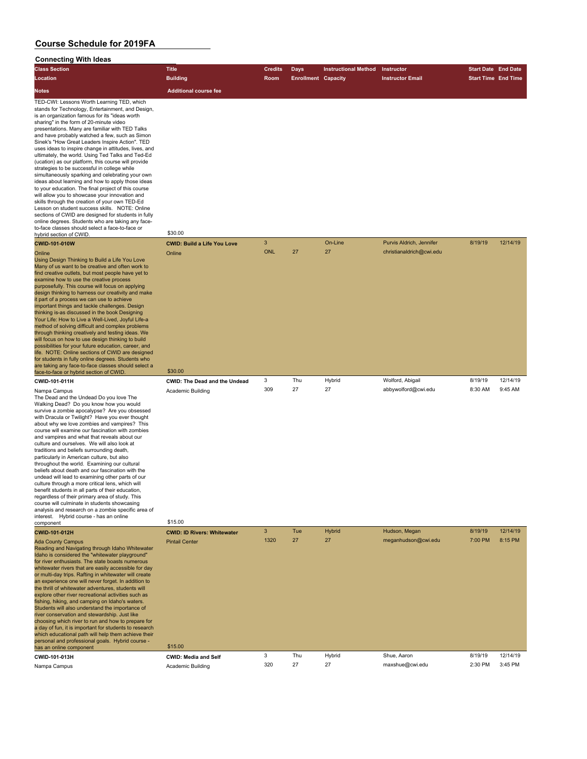## Course Schedule for 2019FA

### Connecting With Ideas

| Class Section / Location / Notes | Title / Building / Additional course fee | Credits / Room | Days / Enrollment | Instructional Method / Capacity | Instructor / Instructor Email | Start Date / Start Time | End Date / End Time |
|---|---|---|---|---|---|---|---|
| TED-CWI: Lessons Worth Learning TED, which stands for Technology, Entertainment, and Design, is an organization famous for its "ideas worth sharing" in the form of 20-minute video presentations. Many are familiar with TED Talks and have probably watched a few, such as Simon Sinek's "How Great Leaders Inspire Action". TED uses ideas to inspire change in attitudes, lives, and ultimately, the world. Using Ted Talks and Ted-Ed (ucation) as our platform, this course will provide strategies to be successful in college while simultaneously sparking and celebrating your own ideas about learning and how to apply those ideas to your education. The final project of this course will allow you to showcase your innovation and skills through the creation of your own TED-Ed Lesson on student success skills. NOTE: Online sections of CWID are designed for students in fully online degrees. Students who are taking any face-to-face classes should select a face-to-face or hybrid section of CWID. | $30.00 | | | | | | |
| **CWID-101-010W** | **CWID: Build a Life You Love** | 3 | | On-Line | Purvis Aldrich, Jennifer | 8/19/19 | 12/14/19 |
| Online | Online | ONL | 27 | 27 | christianaldrich@cwi.edu | | |
| Using Design Thinking to Build a Life You Love Many of us want to be creative and often work to find creative outlets, but most people have yet to examine how to use the creative process purposefully. This course will focus on applying design thinking to harness our creativity and make it part of a process we can use to achieve important things and tackle challenges. Design thinking is-as discussed in the book Designing Your Life: How to Live a Well-Lived, Joyful Life-a method of solving difficult and complex problems through thinking creatively and testing ideas. We will focus on how to use design thinking to build possibilities for your future education, career, and life. NOTE: Online sections of CWID are designed for students in fully online degrees. Students who are taking any face-to-face classes should select a face-to-face or hybrid section of CWID. | $30.00 | | | | | | |
| **CWID-101-011H** | **CWID: The Dead and the Undead** | 3 | Thu | Hybrid | Wolford, Abigail | 8/19/19 | 12/14/19 |
| Nampa Campus | Academic Building | 309 | 27 | 27 | abbywolford@cwi.edu | 8:30 AM | 9:45 AM |
| The Dead and the Undead Do you love The Walking Dead? Do you know how you would survive a zombie apocalypse? Are you obsessed with Dracula or Twilight? Have you ever thought about why we love zombies and vampires? This course will examine our fascination with zombies and vampires and what that reveals about our culture and ourselves. We will also look at traditions and beliefs surrounding death, particularly in American culture, but also throughout the world. Examining our cultural beliefs about death and our fascination with the undead will lead to examining other parts of our culture through a more critical lens, which will benefit students in all parts of their education, regardless of their primary area of study. This course will culminate in students showcasing analysis and research on a zombie specific area of interest. Hybrid course - has an online component | $15.00 | | | | | | |
| **CWID-101-012H** | **CWID: ID Rivers: Whitewater** | 3 | Tue | Hybrid | Hudson, Megan | 8/19/19 | 12/14/19 |
| Ada County Campus | Pintail Center | 1320 | 27 | 27 | meganhudson@cwi.edu | 7:00 PM | 8:15 PM |
| Reading and Navigating through Idaho Whitewater Idaho is considered the "whitewater playground" for river enthusiasts. The state boasts numerous whitewater rivers that are easily accessible for day or multi-day trips. Rafting in whitewater will create an experience one will never forget. In addition to the thrill of whitewater adventures, students will explore other river recreational activities such as fishing, hiking, and camping on Idaho's waters. Students will also understand the importance of river conservation and stewardship. Just like choosing which river to run and how to prepare for a day of fun, it is important for students to research which educational path will help them achieve their personal and professional goals. Hybrid course - has an online component | $15.00 | | | | | | |
| **CWID-101-013H** | **CWID: Media and Self** | 3 | Thu | Hybrid | Shue, Aaron | 8/19/19 | 12/14/19 |
| Nampa Campus | Academic Building | 320 | 27 | 27 | maxshue@cwi.edu | 2:30 PM | 3:45 PM |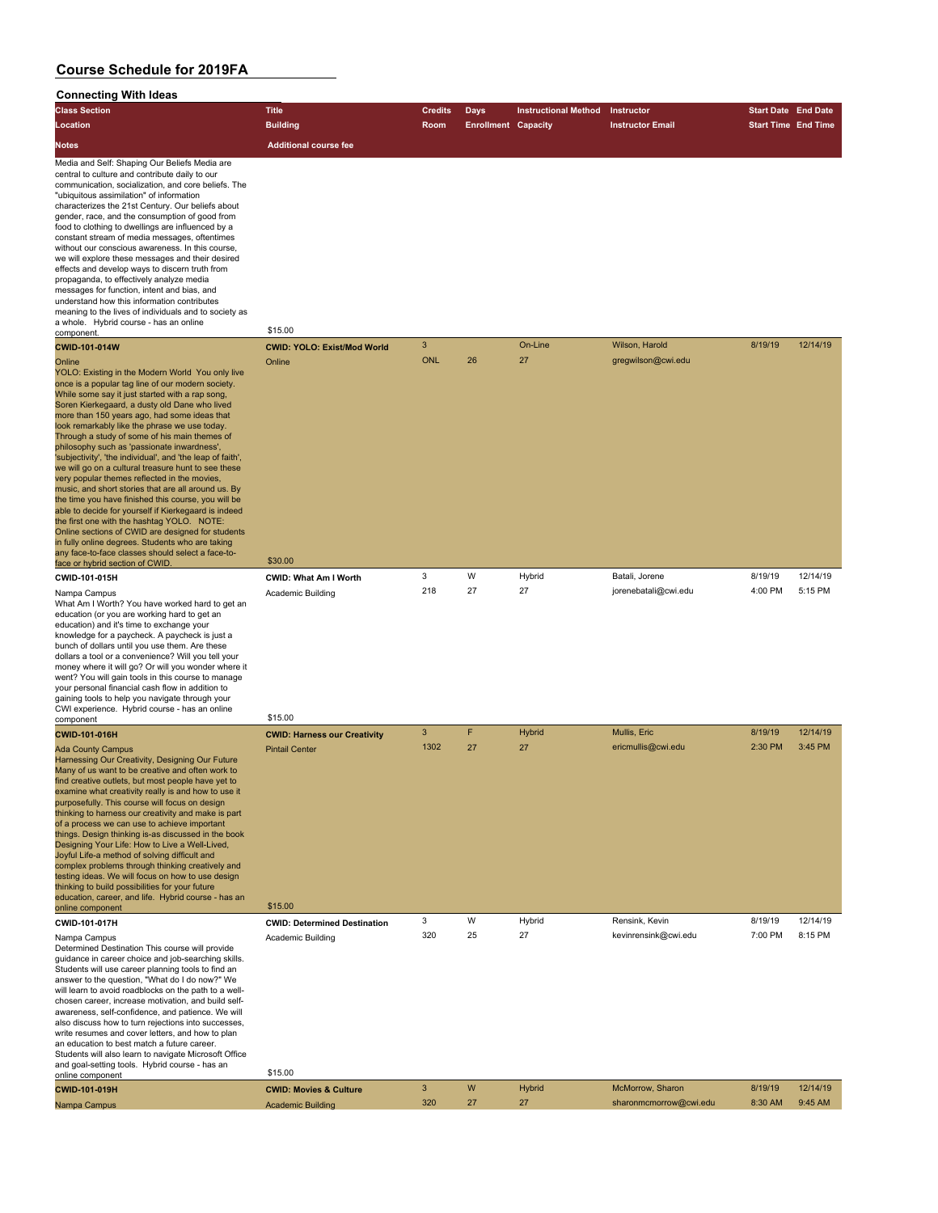# Course Schedule for 2019FA

## Connecting With Ideas

| Class Section / Location / Notes | Title / Building / Additional course fee | Credits / Room | Days / Enrollment | Instructional Method / Capacity | Instructor / Instructor Email | Start Date / Start Time | End Date / End Time |
|---|---|---|---|---|---|---|---|
| Media and Self: Shaping Our Beliefs Media are central to culture and contribute daily to our communication, socialization, and core beliefs. The "ubiquitous assimilation" of information characterizes the 21st Century. Our beliefs about gender, race, and the consumption of good from food to clothing to dwellings are influenced by a constant stream of media messages, oftentimes without our conscious awareness. In this course, we will explore these messages and their desired effects and develop ways to discern truth from propaganda, to effectively analyze media messages for function, intent and bias, and understand how this information contributes meaning to the lives of individuals and to society as a whole. Hybrid course - has an online component. | $15.00 | | | | | | |
| **CWID-101-014W** | **CWID: YOLO: Exist/Mod World** | 3 | | On-Line | Wilson, Harold | 8/19/19 | 12/14/19 |
| Online | Online | ONL | 26 | 27 | gregwilson@cwi.edu | | |
| YOLO: Existing in the Modern World You only live once is a popular tag line of our modern society. While some say it just started with a rap song, Soren Kierkegaard, a dusty old Dane who lived more than 150 years ago, had some ideas that look remarkably like the phrase we use today. Through a study of some of his main themes of philosophy such as 'passionate inwardness', 'subjectivity', 'the individual', and 'the leap of faith', we will go on a cultural treasure hunt to see these very popular themes reflected in the movies, music, and short stories that are all around us. By the time you have finished this course, you will be able to decide for yourself if Kierkegaard is indeed the first one with the hashtag YOLO. NOTE: Online sections of CWID are designed for students in fully online degrees. Students who are taking any face-to-face classes should select a face-to-face or hybrid section of CWID. | $30.00 | | | | | | |
| **CWID-101-015H** | **CWID: What Am I Worth** | 3 | W | Hybrid | Batali, Jorene | 8/19/19 | 12/14/19 |
| Nampa Campus | Academic Building | 218 | 27 | 27 | jorenebatali@cwi.edu | 4:00 PM | 5:15 PM |
| What Am I Worth? You have worked hard to get an education (or you are working hard to get an education) and it's time to exchange your knowledge for a paycheck. A paycheck is just a bunch of dollars until you use them. Are these dollars a tool or a convenience? Will you tell your money where it will go? Or will you wonder where it went? You will gain tools in this course to manage your personal financial cash flow in addition to gaining tools to help you navigate through your CWI experience. Hybrid course - has an online component | $15.00 | | | | | | |
| **CWID-101-016H** | **CWID: Harness our Creativity** | 3 | F | Hybrid | Mullis, Eric | 8/19/19 | 12/14/19 |
| Ada County Campus | Pintail Center | 1302 | 27 | 27 | ericmullis@cwi.edu | 2:30 PM | 3:45 PM |
| Harnessing Our Creativity, Designing Our Future Many of us want to be creative and often work to find creative outlets, but most people have yet to examine what creativity really is and how to use it purposefully. This course will focus on design thinking to harness our creativity and make is part of a process we can use to achieve important things. Design thinking is-as discussed in the book Designing Your Life: How to Live a Well-Lived, Joyful Life-a method of solving difficult and complex problems through thinking creatively and testing ideas. We will focus on how to use design thinking to build possibilities for your future education, career, and life. Hybrid course - has an online component | $15.00 | | | | | | |
| **CWID-101-017H** | **CWID: Determined Destination** | 3 | W | Hybrid | Rensink, Kevin | 8/19/19 | 12/14/19 |
| Nampa Campus | Academic Building | 320 | 25 | 27 | kevinrensink@cwi.edu | 7:00 PM | 8:15 PM |
| Determined Destination This course will provide guidance in career choice and job-searching skills. Students will use career planning tools to find an answer to the question, "What do I do now?" We will learn to avoid roadblocks on the path to a well-chosen career, increase motivation, and build self-awareness, self-confidence, and patience. We will also discuss how to turn rejections into successes, write resumes and cover letters, and how to plan an education to best match a future career. Students will also learn to navigate Microsoft Office and goal-setting tools. Hybrid course - has an online component | $15.00 | | | | | | |
| **CWID-101-019H** | **CWID: Movies & Culture** | 3 | W | Hybrid | McMorrow, Sharon | 8/19/19 | 12/14/19 |
| Nampa Campus | Academic Building | 320 | 27 | 27 | sharonmcmorrow@cwi.edu | 8:30 AM | 9:45 AM |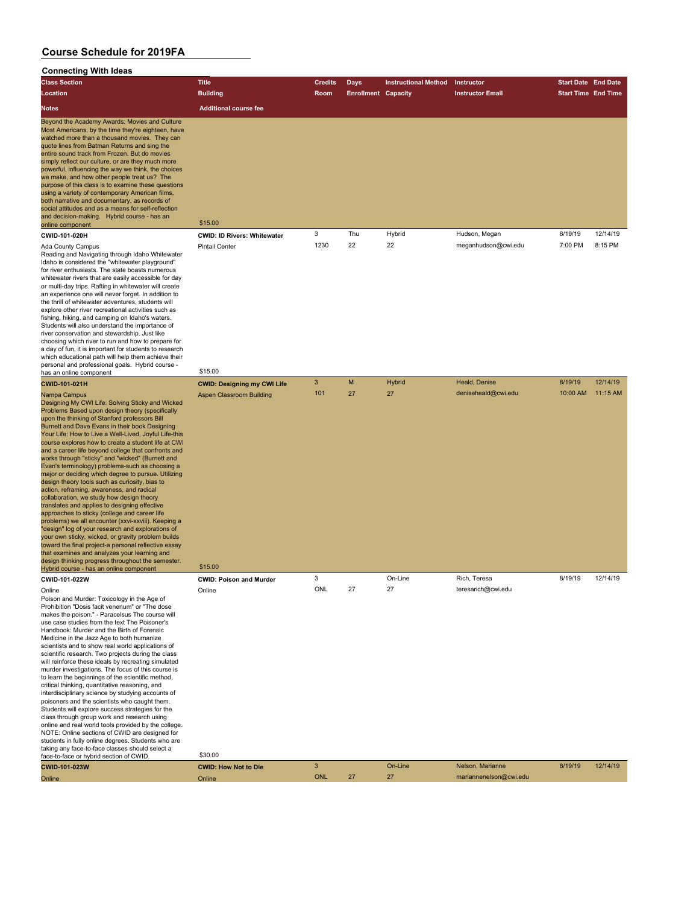# Course Schedule for 2019FA

## Connecting With Ideas

| Class Section | Title | Credits | Days | Instructional Method | Instructor | Start Date | End Date |
|---|---|---|---|---|---|---|---|
| Location | Building | Room | Enrollment | Capacity | Instructor Email | Start Time | End Time |
| Notes | Additional course fee | | | | | | |
| Beyond the Academy Awards: Movies and Culture Most Americans, by the time they're eighteen, have watched more than a thousand movies. They can quote lines from Batman Returns and sing the entire sound track from Frozen. But do movies simply reflect our culture, or are they much more powerful, influencing the way we think, the choices we make, and how other people treat us? The purpose of this class is to examine these questions using a variety of contemporary American films, both narrative and documentary, as records of social attitudes and as a means for self-reflection and decision-making. Hybrid course - has an online component | $15.00 | | | | | | |
| CWID-101-020H | CWID: ID Rivers: Whitewater | 3 | Thu | Hybrid | Hudson, Megan | 8/19/19 | 12/14/19 |
| Ada County Campus | Pintail Center | 1230 | 22 | 22 | meganhudson@cwi.edu | 7:00 PM | 8:15 PM |
| Reading and Navigating through Idaho Whitewater Idaho is considered the "whitewater playground" for river enthusiasts. The state boasts numerous whitewater rivers that are easily accessible for day or multi-day trips. Rafting in whitewater will create an experience one will never forget. In addition to the thrill of whitewater adventures, students will explore other river recreational activities such as fishing, hiking, and camping on Idaho's waters. Students will also understand the importance of river conservation and stewardship. Just like choosing which river to run and how to prepare for a day of fun, it is important for students to research which educational path will help them achieve their personal and professional goals. Hybrid course - has an online component | $15.00 | | | | | | |
| CWID-101-021H | CWID: Designing my CWI Life | 3 | M | Hybrid | Heald, Denise | 8/19/19 | 12/14/19 |
| Nampa Campus | Aspen Classroom Building | 101 | 27 | 27 | deniseheald@cwi.edu | 10:00 AM | 11:15 AM |
| Designing My CWI Life: Solving Sticky and Wicked Problems Based upon design theory (specifically upon the thinking of Stanford professors Bill Burnett and Dave Evans in their book Designing Your Life: How to Live a Well-Lived, Joyful Life-this course explores how to create a student life at CWI and a career life beyond college that confronts and works through "sticky" and "wicked" (Burnett and Evan's terminology) problems-such as choosing a major or deciding which degree to pursue. Utilizing design theory tools such as curiosity, bias to action, reframing, awareness, and radical collaboration, we study how design theory translates and applies to designing effective approaches to sticky (college and career life problems) we all encounter (xxvi-xxviii). Keeping a "design" log of your research and explorations of your own sticky, wicked, or gravity problem builds toward the final project-a personal reflective essay that examines and analyzes your learning and design thinking progress throughout the semester. Hybrid course - has an online component | $15.00 | | | | | | |
| CWID-101-022W | CWID: Poison and Murder | 3 | | On-Line | Rich, Teresa | 8/19/19 | 12/14/19 |
| Online | Online | ONL | 27 | 27 | teresarich@cwi.edu | | |
| Poison and Murder: Toxicology in the Age of Prohibition "Dosis facit venenum" or "The dose makes the poison." - Paracelsus The course will use case studies from the text The Poisoner's Handbook: Murder and the Birth of Forensic Medicine in the Jazz Age to both humanize scientists and to show real world applications of scientific research. Two projects during the class will reinforce these ideals by recreating simulated murder investigations. The focus of this course is to learn the beginnings of the scientific method, critical thinking, quantitative reasoning, and interdisciplinary science by studying accounts of poisoners and the scientists who caught them. Students will explore success strategies for the class through group work and research using online and real world tools provided by the college. NOTE: Online sections of CWID are designed for students in fully online degrees. Students who are taking any face-to-face classes should select a face-to-face or hybrid section of CWID. | $30.00 | | | | | | |
| CWID-101-023W | CWID: How Not to Die | 3 | | On-Line | Nelson, Marianne | 8/19/19 | 12/14/19 |
| Online | Online | ONL | 27 | 27 | mariannenelson@cwi.edu | | |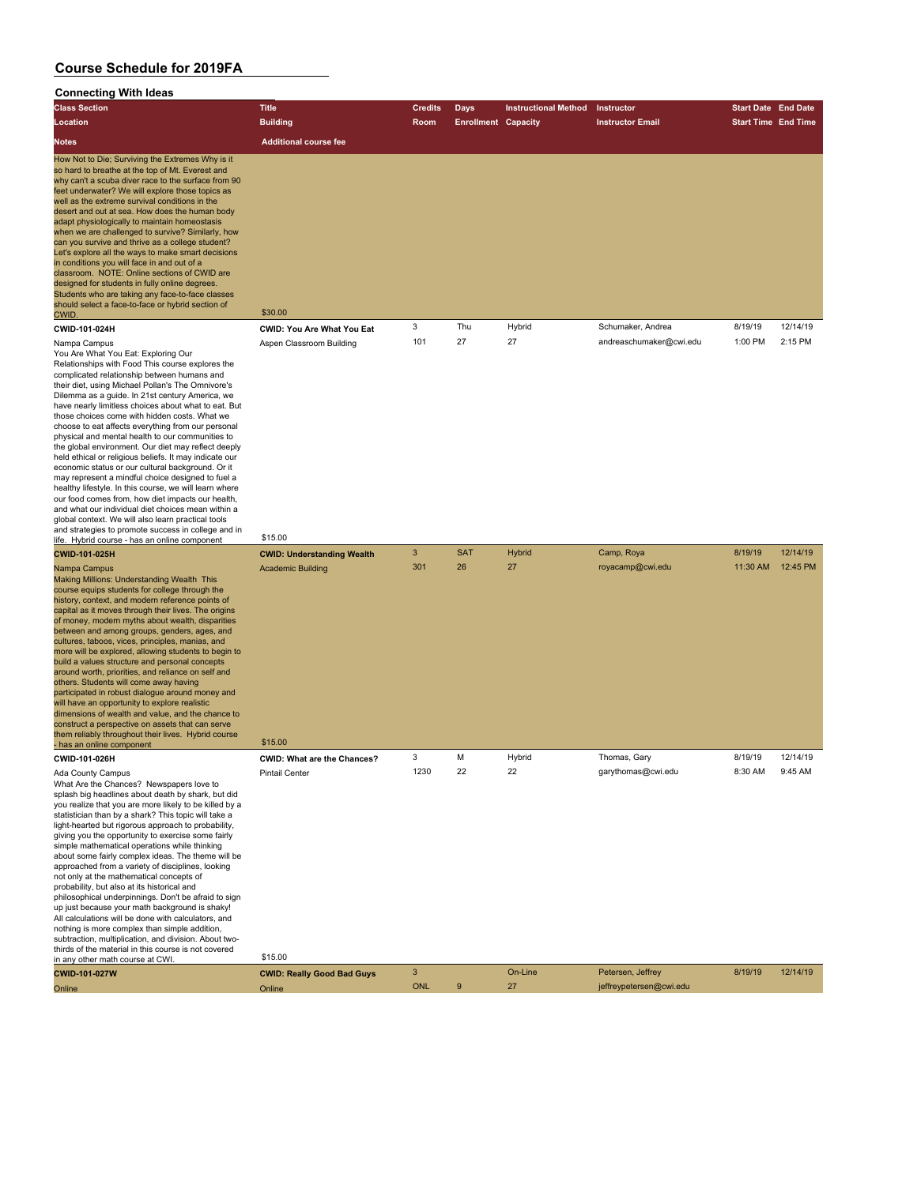# Course Schedule for 2019FA

## Connecting With Ideas

| Class Section<br>Location<br>Notes | Title<br>Building<br>Additional course fee | Credits<br>Room | Days<br>Enrollment | Instructional Method<br>Capacity | Instructor<br>Instructor Email | Start Date<br>Start Time | End Date<br>End Time |
|---|---|---|---|---|---|---|---|
| How Not to Die; Surviving the Extremes Why is it so hard to breathe at the top of Mt. Everest and why can't a scuba diver race to the surface from 90 feet underwater? We will explore those topics as well as the extreme survival conditions in the desert and out at sea. How does the human body adapt physiologically to maintain homeostasis when we are challenged to survive? Similarly, how can you survive and thrive as a college student? Let's explore all the ways to make smart decisions in conditions you will face in and out of a classroom. NOTE: Online sections of CWID are designed for students in fully online degrees. Students who are taking any face-to-face classes should select a face-to-face or hybrid section of CWID. | $30.00 | | | | | | |
| **CWID-101-024H** | **CWID: You Are What You Eat** | 3 | Thu | Hybrid | Schumaker, Andrea | 8/19/19 | 12/14/19 |
| Nampa Campus | Aspen Classroom Building | 101 | 27 | 27 | andreaschumaker@cwi.edu | 1:00 PM | 2:15 PM |
| You Are What You Eat: Exploring Our Relationships with Food This course explores the complicated relationship between humans and their diet, using Michael Pollan's The Omnivore's Dilemma as a guide. In 21st century America, we have nearly limitless choices about what to eat. But those choices come with hidden costs. What we choose to eat affects everything from our personal physical and mental health to our communities to the global environment. Our diet may reflect deeply held ethical or religious beliefs. It may indicate our economic status or our cultural background. Or it may represent a mindful choice designed to fuel a healthy lifestyle. In this course, we will learn where our food comes from, how diet impacts our health, and what our individual diet choices mean within a global context. We will also learn practical tools and strategies to promote success in college and in life. Hybrid course - has an online component | $15.00 | | | | | | |
| **CWID-101-025H** | **CWID: Understanding Wealth** | 3 | SAT | Hybrid | Camp, Roya | 8/19/19 | 12/14/19 |
| Nampa Campus | Academic Building | 301 | 26 | 27 | royacamp@cwi.edu | 11:30 AM | 12:45 PM |
| Making Millions: Understanding Wealth This course equips students for college through the history, context, and modern reference points of capital as it moves through their lives. The origins of money, modern myths about wealth, disparities between and among groups, genders, ages, and cultures, taboos, vices, principles, manias, and more will be explored, allowing students to begin to build a values structure and personal concepts around worth, priorities, and reliance on self and others. Students will come away having participated in robust dialogue around money and will have an opportunity to explore realistic dimensions of wealth and value, and the chance to construct a perspective on assets that can serve them reliably throughout their lives. Hybrid course - has an online component | $15.00 | | | | | | |
| **CWID-101-026H** | **CWID: What are the Chances?** | 3 | M | Hybrid | Thomas, Gary | 8/19/19 | 12/14/19 |
| Ada County Campus | Pintail Center | 1230 | 22 | 22 | garythomas@cwi.edu | 8:30 AM | 9:45 AM |
| What Are the Chances? Newspapers love to splash big headlines about death by shark, but did you realize that you are more likely to be killed by a statistician than by a shark? This topic will take a light-hearted but rigorous approach to probability, giving you the opportunity to exercise some fairly simple mathematical operations while thinking about some fairly complex ideas. The theme will be approached from a variety of disciplines, looking not only at the mathematical concepts of probability, but also at its historical and philosophical underpinnings. Don't be afraid to sign up just because your math background is shaky! All calculations will be done with calculators, and nothing is more complex than simple addition, subtraction, multiplication, and division. About two-thirds of the material in this course is not covered in any other math course at CWI. | $15.00 | | | | | | |
| **CWID-101-027W** | **CWID: Really Good Bad Guys** | 3 | | On-Line | Petersen, Jeffrey | 8/19/19 | 12/14/19 |
| Online | Online | ONL | 9 | 27 | jeffreypetersen@cwi.edu | | |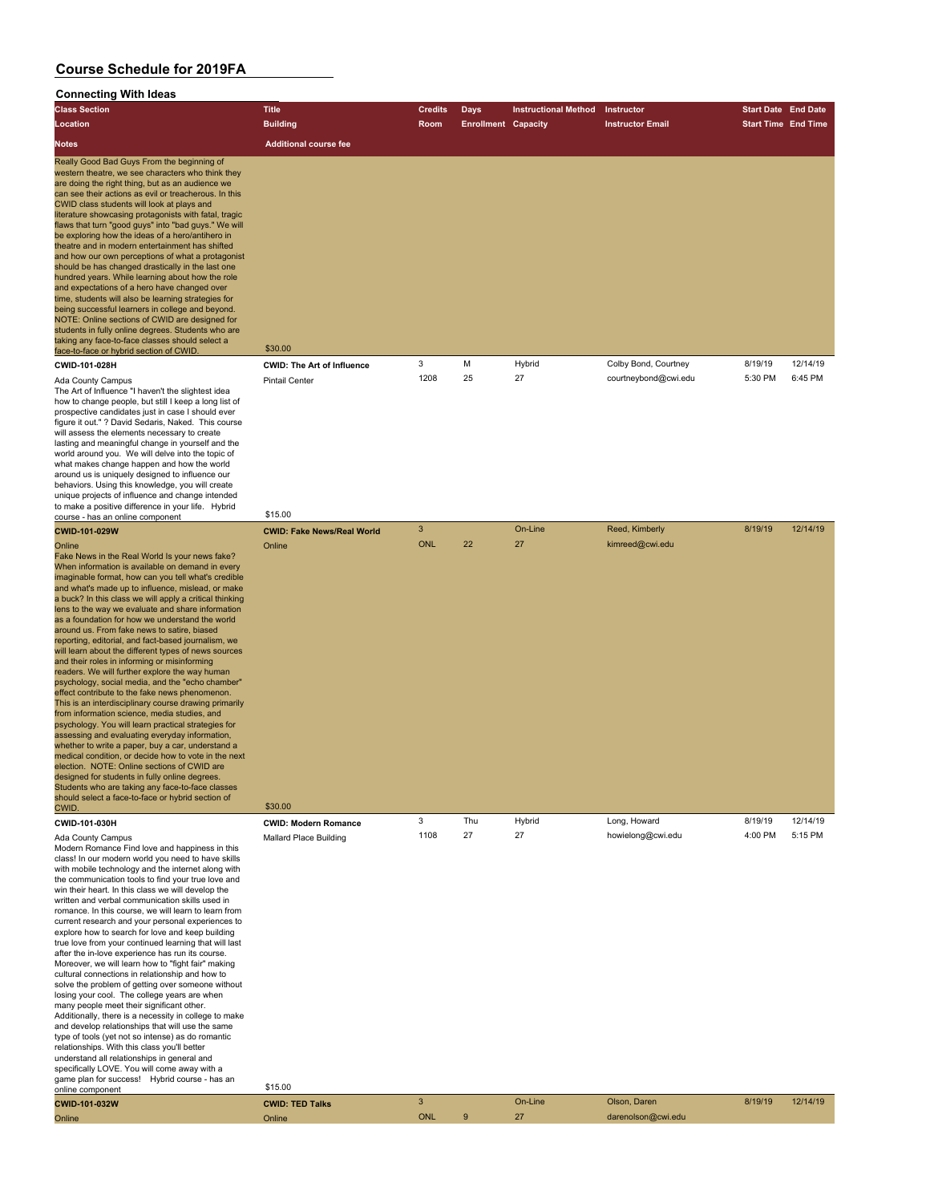# Course Schedule for 2019FA

## Connecting With Ideas

| Class Section / Location / Notes | Title / Building / Additional course fee | Credits / Room | Days / Enrollment | Instructional Method / Capacity | Instructor / Instructor Email | Start Date / Start Time | End Date / End Time |
|---|---|---|---|---|---|---|---|
| Really Good Bad Guys From the beginning of western theatre, we see characters who think they are doing the right thing, but as an audience we can see their actions as evil or treacherous. In this CWID class students will look at plays and literature showcasing protagonists with fatal, tragic flaws that turn "good guys" into "bad guys." We will be exploring how the ideas of a hero/antihero in theatre and in modern entertainment has shifted and how our own perceptions of what a protagonist should be has changed drastically in the last one hundred years. While learning about how the role and expectations of a hero have changed over time, students will also be learning strategies for being successful learners in college and beyond. NOTE: Online sections of CWID are designed for students in fully online degrees. Students who are taking any face-to-face classes should select a face-to-face or hybrid section of CWID. | $30.00 | | | | | | |
| **CWID-101-028H** | **CWID: The Art of Influence** | 3 | M | Hybrid | Colby Bond, Courtney | 8/19/19 | 12/14/19 |
| Ada County Campus | Pintail Center | 1208 | 25 | 27 | courtneybond@cwi.edu | 5:30 PM | 6:45 PM |
| The Art of Influence "I haven't the slightest idea how to change people, but still I keep a long list of prospective candidates just in case I should ever figure it out." ? David Sedaris, Naked. This course will assess the elements necessary to create lasting and meaningful change in yourself and the world around you. We will delve into the topic of what makes change happen and how the world around us is uniquely designed to influence our behaviors. Using this knowledge, you will create unique projects of influence and change intended to make a positive difference in your life. Hybrid course - has an online component | $15.00 | | | | | | |
| **CWID-101-029W** | **CWID: Fake News/Real World** | 3 | | On-Line | Reed, Kimberly | 8/19/19 | 12/14/19 |
| Online | Online | ONL | 22 | 27 | kimreed@cwi.edu | | |
| Fake News in the Real World Is your news fake? When information is available on demand in every imaginable format, how can you tell what's credible and what's made up to influence, mislead, or make a buck? In this class we will apply a critical thinking lens to the way we evaluate and share information as a foundation for how we understand the world around us. From fake news to satire, biased reporting, editorial, and fact-based journalism, we will learn about the different types of news sources and their roles in informing or misinforming readers. We will further explore the way human psychology, social media, and the "echo chamber" effect contribute to the fake news phenomenon. This is an interdisciplinary course drawing primarily from information science, media studies, and psychology. You will learn practical strategies for assessing and evaluating everyday information, whether to write a paper, buy a car, understand a medical condition, or decide how to vote in the next election. NOTE: Online sections of CWID are designed for students in fully online degrees. Students who are taking any face-to-face classes should select a face-to-face or hybrid section of CWID. | $30.00 | | | | | | |
| **CWID-101-030H** | **CWID: Modern Romance** | 3 | Thu | Hybrid | Long, Howard | 8/19/19 | 12/14/19 |
| Ada County Campus | Mallard Place Building | 1108 | 27 | 27 | howielong@cwi.edu | 4:00 PM | 5:15 PM |
| Modern Romance Find love and happiness in this class! In our modern world you need to have skills with mobile technology and the internet along with the communication tools to find your true love and win their heart. In this class we will develop the written and verbal communication skills used in romance. In this course, we will learn to learn from current research and your personal experiences to explore how to search for love and keep building true love from your continued learning that will last after the in-love experience has run its course. Moreover, we will learn how to "fight fair" making cultural connections in relationship and how to solve the problem of getting over someone without losing your cool. The college years are when many people meet their significant other. Additionally, there is a necessity in college to make and develop relationships that will use the same type of tools (yet not so intense) as do romantic relationships. With this class you'll better understand all relationships in general and specifically LOVE. You will come away with a game plan for success! Hybrid course - has an online component | $15.00 | | | | | | |
| **CWID-101-032W** | **CWID: TED Talks** | 3 | | On-Line | Olson, Daren | 8/19/19 | 12/14/19 |
| Online | Online | ONL | 9 | 27 | darenolson@cwi.edu | | |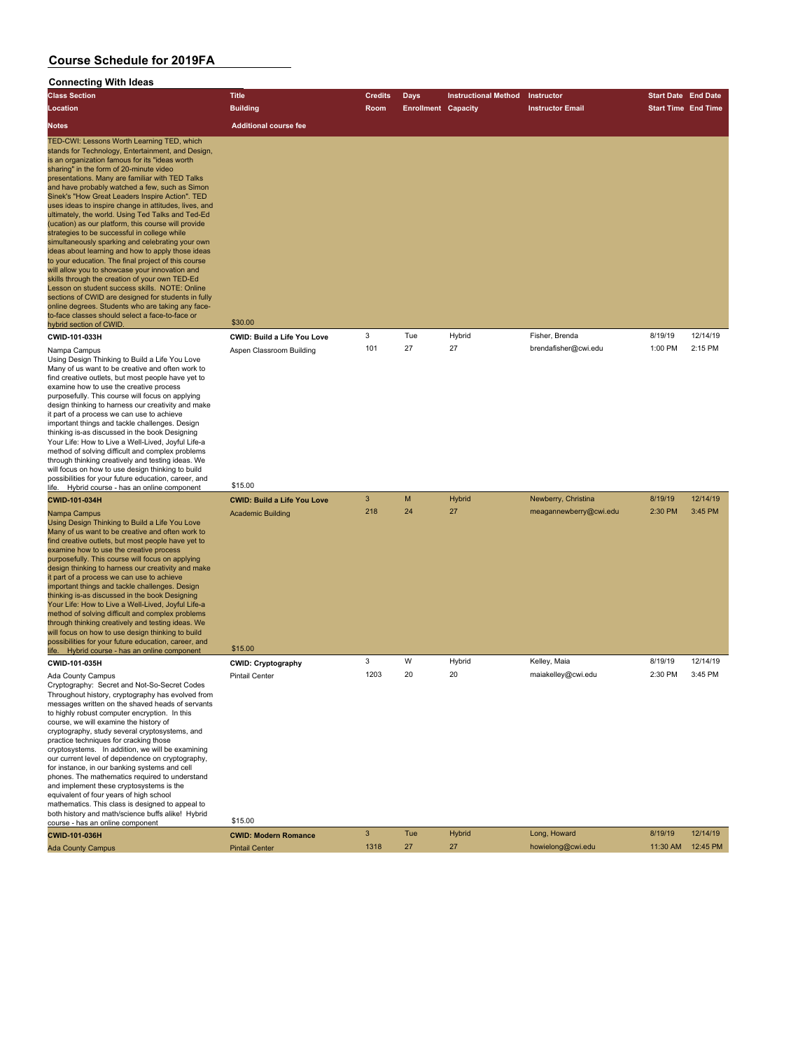# Course Schedule for 2019FA

## Connecting With Ideas

| Class Section / Location / Notes | Title / Building / Additional course fee | Credits / Room | Days / Enrollment | Instructional Method / Capacity | Instructor / Instructor Email | Start Date / Start Time | End Date / End Time |
|---|---|---|---|---|---|---|---|
| TED-CWI: Lessons Worth Learning TED, which stands for Technology, Entertainment, and Design, is an organization famous for its "ideas worth sharing" in the form of 20-minute video presentations. Many are familiar with TED Talks and have probably watched a few, such as Simon Sinek's "How Great Leaders Inspire Action". TED uses ideas to inspire change in attitudes, lives, and ultimately, the world. Using Ted Talks and Ted-Ed (ucation) as our platform, this course will provide strategies to be successful in college while simultaneously sparking and celebrating your own ideas about learning and how to apply those ideas to your education. The final project of this course will allow you to showcase your innovation and skills through the creation of your own TED-Ed Lesson on student success skills. NOTE: Online sections of CWID are designed for students in fully online degrees. Students who are taking any face-to-face classes should select a face-to-face or hybrid section of CWID. | $30.00 | | | | | | |
| **CWID-101-033H** | **CWID: Build a Life You Love** | 3 | Tue | Hybrid | Fisher, Brenda | 8/19/19 | 12/14/19 |
| Nampa Campus | Aspen Classroom Building | 101 | 27 | 27 | brendafisher@cwi.edu | 1:00 PM | 2:15 PM |
| Using Design Thinking to Build a Life You Love Many of us want to be creative and often work to find creative outlets, but most people have yet to examine how to use the creative process purposefully. This course will focus on applying design thinking to harness our creativity and make it part of a process we can use to achieve important things and tackle challenges. Design thinking is-as discussed in the book Designing Your Life: How to Live a Well-Lived, Joyful Life-a method of solving difficult and complex problems through thinking creatively and testing ideas. We will focus on how to use design thinking to build possibilities for your future education, career, and life. Hybrid course - has an online component | $15.00 | | | | | | |
| **CWID-101-034H** | **CWID: Build a Life You Love** | 3 | M | Hybrid | Newberry, Christina | 8/19/19 | 12/14/19 |
| Nampa Campus | Academic Building | 218 | 24 | 27 | meagannewberry@cwi.edu | 2:30 PM | 3:45 PM |
| Using Design Thinking to Build a Life You Love Many of us want to be creative and often work to find creative outlets, but most people have yet to examine how to use the creative process purposefully. This course will focus on applying design thinking to harness our creativity and make it part of a process we can use to achieve important things and tackle challenges. Design thinking is-as discussed in the book Designing Your Life: How to Live a Well-Lived, Joyful Life-a method of solving difficult and complex problems through thinking creatively and testing ideas. We will focus on how to use design thinking to build possibilities for your future education, career, and life. Hybrid course - has an online component | $15.00 | | | | | | |
| **CWID-101-035H** | **CWID: Cryptography** | 3 | W | Hybrid | Kelley, Maia | 8/19/19 | 12/14/19 |
| Ada County Campus | Pintail Center | 1203 | 20 | 20 | maiakelley@cwi.edu | 2:30 PM | 3:45 PM |
| Cryptography: Secret and Not-So-Secret Codes Throughout history, cryptography has evolved from messages written on the shaved heads of servants to highly robust computer encryption. In this course, we will examine the history of cryptography, study several cryptosystems, and practice techniques for cracking those cryptosystems. In addition, we will be examining our current level of dependence on cryptography, for instance, in our banking systems and cell phones. The mathematics required to understand and implement these cryptosystems is the equivalent of four years of high school mathematics. This class is designed to appeal to both history and math/science buffs alike! Hybrid course - has an online component | $15.00 | | | | | | |
| **CWID-101-036H** | **CWID: Modern Romance** | 3 | Tue | Hybrid | Long, Howard | 8/19/19 | 12/14/19 |
| Ada County Campus | Pintail Center | 1318 | 27 | 27 | howielong@cwi.edu | 11:30 AM | 12:45 PM |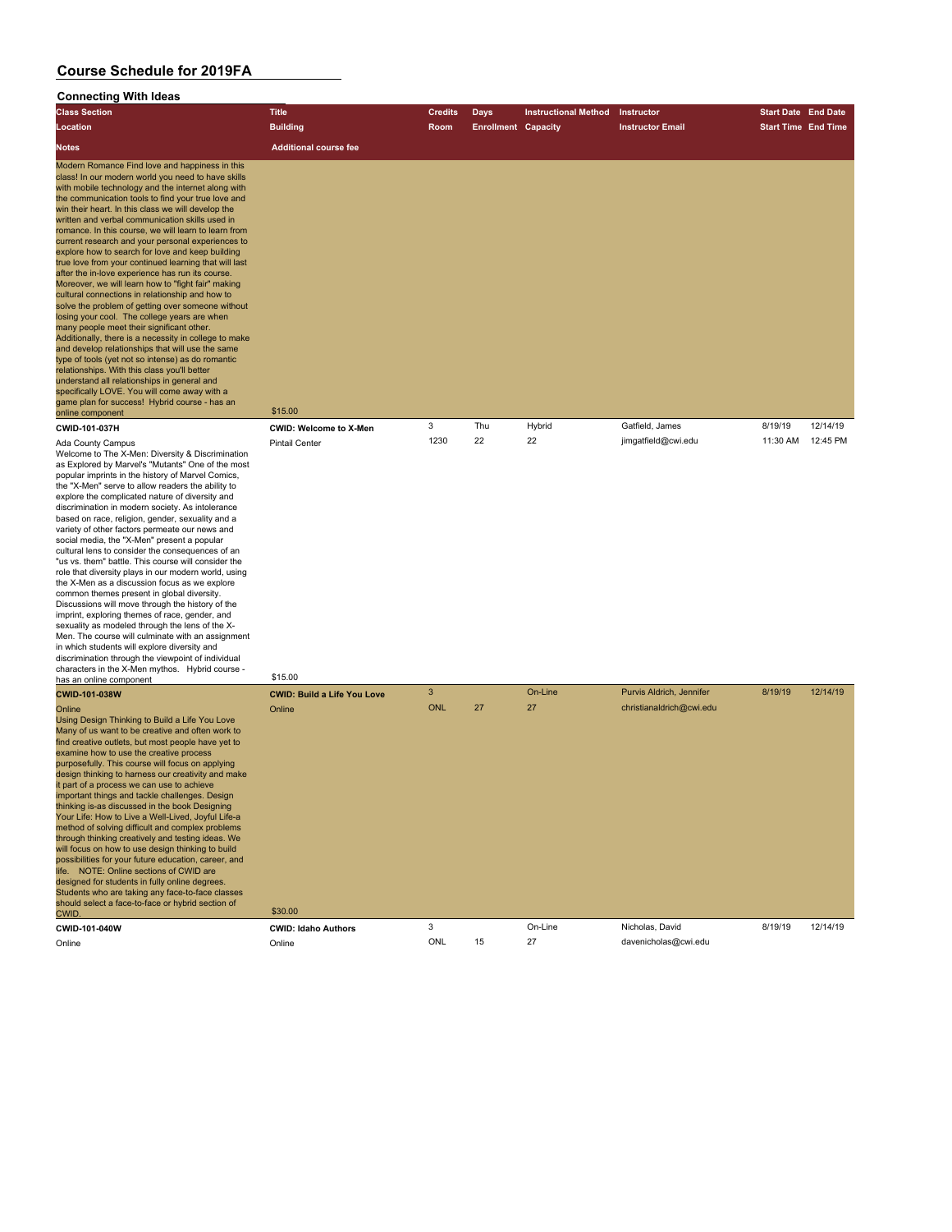# Course Schedule for 2019FA

## Connecting With Ideas

| Class Section | Title | Credits | Days | Instructional Method | Instructor | Start Date | End Date |
|---|---|---|---|---|---|---|---|
| Location | Building | Room | Enrollment | Capacity | Instructor Email | Start Time | End Time |
| Notes | Additional course fee | | | | | | |
| Modern Romance Find love and happiness in this class! In our modern world you need to have skills with mobile technology and the internet along with the communication tools to find your true love and win their heart. In this class we will develop the written and verbal communication skills used in romance. In this course, we will learn to learn from current research and your personal experiences to explore how to search for love and keep building true love from your continued learning that will last after the in-love experience has run its course. Moreover, we will learn how to "fight fair" making cultural connections in relationship and how to solve the problem of getting over someone without losing your cool. The college years are when many people meet their significant other. Additionally, there is a necessity in college to make and develop relationships that will use the same type of tools (yet not so intense) as do romantic relationships. With this class you'll better understand all relationships in general and specifically LOVE. You will come away with a game plan for success! Hybrid course - has an online component | $15.00 | | | | | | |
| **CWID-101-037H** | **CWID: Welcome to X-Men** | 3 | Thu | Hybrid | Gatfield, James | 8/19/19 | 12/14/19 |
| Ada County Campus | Pintail Center | 1230 | 22 | 22 | jimgatfield@cwi.edu | 11:30 AM | 12:45 PM |
| Welcome to The X-Men: Diversity & Discrimination as Explored by Marvel's "Mutants" One of the most popular imprints in the history of Marvel Comics, the "X-Men" serve to allow readers the ability to explore the complicated nature of diversity and discrimination in modern society. As intolerance based on race, religion, gender, sexuality and a variety of other factors permeate our news and social media, the "X-Men" present a popular cultural lens to consider the consequences of an "us vs. them" battle. This course will consider the role that diversity plays in our modern world, using the X-Men as a discussion focus as we explore common themes present in global diversity. Discussions will move through the history of the imprint, exploring themes of race, gender, and sexuality as modeled through the lens of the X-Men. The course will culminate with an assignment in which students will explore diversity and discrimination through the viewpoint of individual characters in the X-Men mythos. Hybrid course - has an online component | $15.00 | | | | | | |
| **CWID-101-038W** | **CWID: Build a Life You Love** | 3 | | On-Line | Purvis Aldrich, Jennifer | 8/19/19 | 12/14/19 |
| Online | Online | ONL | 27 | 27 | christianaldrich@cwi.edu | | |
| Using Design Thinking to Build a Life You Love Many of us want to be creative and often work to find creative outlets, but most people have yet to examine how to use the creative process purposefully. This course will focus on applying design thinking to harness our creativity and make it part of a process we can use to achieve important things and tackle challenges. Design thinking is-as discussed in the book Designing Your Life: How to Live a Well-Lived, Joyful Life-a method of solving difficult and complex problems through thinking creatively and testing ideas. We will focus on how to use design thinking to build possibilities for your future education, career, and life. NOTE: Online sections of CWID are designed for students in fully online degrees. Students who are taking any face-to-face classes should select a face-to-face or hybrid section of CWID. | $30.00 | | | | | | |
| **CWID-101-040W** | **CWID: Idaho Authors** | 3 | | On-Line | Nicholas, David | 8/19/19 | 12/14/19 |
| Online | Online | ONL | 15 | 27 | davenicholas@cwi.edu | | |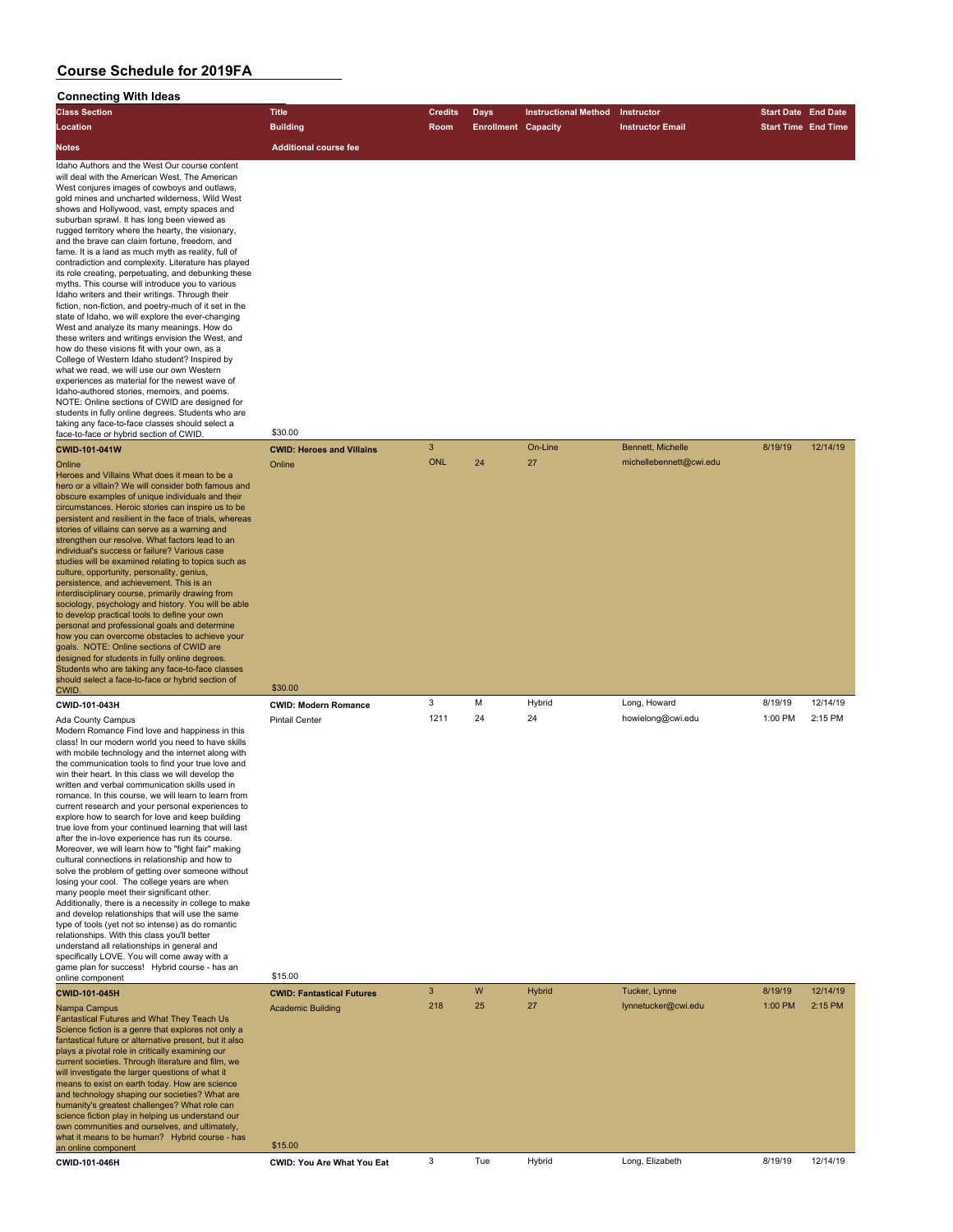# Course Schedule for 2019FA

## Connecting With Ideas

| Class Section | Title | Credits | Days | Instructional Method | Instructor | Start Date | End Date |
|---|---|---|---|---|---|---|---|
| **Location** | **Building** | **Room** | **Enrollment** | **Capacity** | **Instructor Email** | **Start Time** | **End Time** |
| **Notes** | **Additional course fee** | | | | | | |
| Idaho Authors and the West Our course content will deal with the American West. The American West conjures images of cowboys and outlaws, gold mines and uncharted wilderness, Wild West shows and Hollywood, vast, empty spaces and suburban sprawl. It has long been viewed as rugged territory where the hearty, the visionary, and the brave can claim fortune, freedom, and fame. It is a land as much myth as reality, full of contradiction and complexity. Literature has played its role creating, perpetuating, and debunking these myths. This course will introduce you to various Idaho writers and their writings. Through their fiction, non-fiction, and poetry-much of it set in the state of Idaho, we will explore the ever-changing West and analyze its many meanings. How do these writers and writings envision the West, and how do these visions fit with your own, as a College of Western Idaho student? Inspired by what we read, we will use our own Western experiences as material for the newest wave of Idaho-authored stories, memoirs, and poems. NOTE: Online sections of CWID are designed for students in fully online degrees. Students who are taking any face-to-face classes should select a face-to-face or hybrid section of CWID. | $30.00 | | | | | | |
| **CWID-101-041W** | **CWID: Heroes and Villains** | 3 | | On-Line | Bennett, Michelle | 8/19/19 | 12/14/19 |
| Online | Online | ONL | 24 | 27 | michellebennett@cwi.edu | | |
| Heroes and Villains What does it mean to be a hero or a villain? We will consider both famous and obscure examples of unique individuals and their circumstances. Heroic stories can inspire us to be persistent and resilient in the face of trials, whereas stories of villains can serve as a warning and strengthen our resolve. What factors lead to an individual's success or failure? Various case studies will be examined relating to topics such as culture, opportunity, personality, genius, persistence, and achievement. This is an interdisciplinary course, primarily drawing from sociology, psychology and history. You will be able to develop practical tools to define your own personal and professional goals and determine how you can overcome obstacles to achieve your goals. NOTE: Online sections of CWID are designed for students in fully online degrees. Students who are taking any face-to-face classes should select a face-to-face or hybrid section of CWID. | $30.00 | | | | | | |
| **CWID-101-043H** | **CWID: Modern Romance** | 3 | M | Hybrid | Long, Howard | 8/19/19 | 12/14/19 |
| Ada County Campus | Pintail Center | 1211 | 24 | 24 | howielong@cwi.edu | 1:00 PM | 2:15 PM |
| Modern Romance Find love and happiness in this class! In our modern world you need to have skills with mobile technology and the internet along with the communication tools to find your true love and win their heart. In this class we will develop the written and verbal communication skills used in romance. In this course, we will learn to learn from current research and your personal experiences to explore how to search for love and keep building true love from your continued learning that will last after the in-love experience has run its course. Moreover, we will learn how to "fight fair" making cultural connections in relationship and how to solve the problem of getting over someone without losing your cool. The college years are when many people meet their significant other. Additionally, there is a necessity in college to make and develop relationships that will use the same type of tools (yet not so intense) as do romantic relationships. With this class you'll better understand all relationships in general and specifically LOVE. You will come away with a game plan for success! Hybrid course - has an online component | $15.00 | | | | | | |
| **CWID-101-045H** | **CWID: Fantastical Futures** | 3 | W | Hybrid | Tucker, Lynne | 8/19/19 | 12/14/19 |
| Nampa Campus | Academic Building | 218 | 25 | 27 | lynnetucker@cwi.edu | 1:00 PM | 2:15 PM |
| Fantastical Futures and What They Teach Us Science fiction is a genre that explores not only a fantastical future or alternative present, but it also plays a pivotal role in critically examining our current societies. Through literature and film, we will investigate the larger questions of what it means to exist on earth today. How are science and technology shaping our societies? What are humanity's greatest challenges? What role can science fiction play in helping us understand our own communities and ourselves, and ultimately, what it means to be human? Hybrid course - has an online component | $15.00 | | | | | | |
| **CWID-101-046H** | **CWID: You Are What You Eat** | 3 | Tue | Hybrid | Long, Elizabeth | 8/19/19 | 12/14/19 |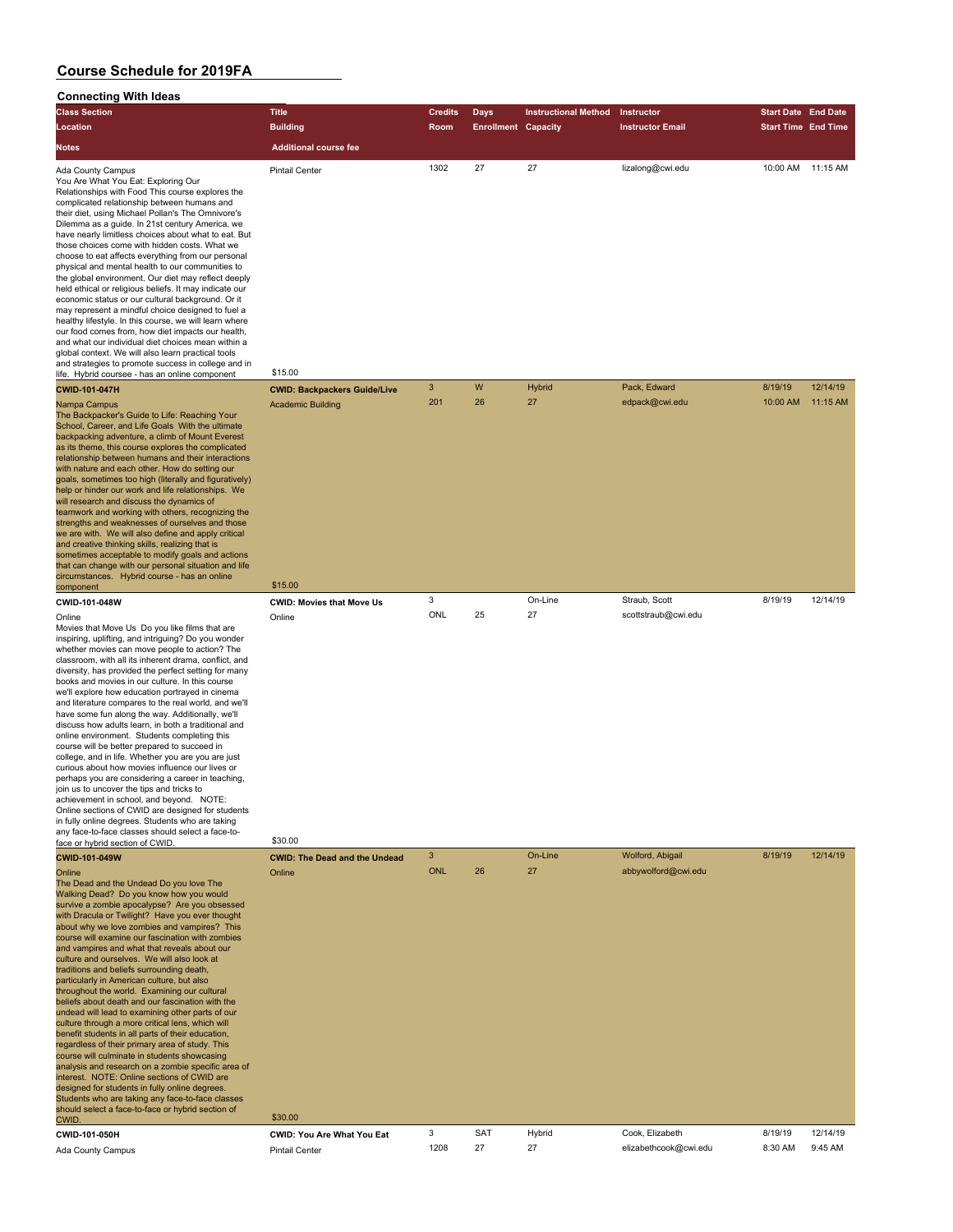# Course Schedule for 2019FA

## Connecting With Ideas

| Class Section / Location / Notes | Title / Building / Additional course fee | Credits / Room | Days / Enrollment | Instructional Method / Capacity | Instructor / Instructor Email | Start Date / Start Time | End Date / End Time |
|---|---|---|---|---|---|---|---|
| Ada County Campus<br>You Are What You Eat: Exploring Our Relationships with Food This course explores the complicated relationship between humans and their diet, using Michael Pollan's The Omnivore's Dilemma as a guide. In 21st century America, we have nearly limitless choices about what to eat. But those choices come with hidden costs. What we choose to eat affects everything from our personal physical and mental health to our communities to the global environment. Our diet may reflect deeply held ethical or religious beliefs. It may indicate our economic status or our cultural background. Or it may represent a mindful choice designed to fuel a healthy lifestyle. In this course, we will learn where our food comes from, how diet impacts our health, and what our individual diet choices mean within a global context. We will also learn practical tools and strategies to promote success in college and in life. Hybrid coursee - has an online component | Pintail Center<br>$15.00 | 1302 | 27 | 27 | lizalong@cwi.edu | 10:00 AM | 11:15 AM |
| **CWID-101-047H**<br>Nampa Campus<br>The Backpacker's Guide to Life: Reaching Your School, Career, and Life Goals With the ultimate backpacking adventure, a climb of Mount Everest as its theme, this course explores the complicated relationship between humans and their interactions with nature and each other. How do setting our goals, sometimes too high (literally and figuratively) help or hinder our work and life relationships. We will research and discuss the dynamics of teamwork and working with others, recognizing the strengths and weaknesses of ourselves and those we are with. We will also define and apply critical and creative thinking skills, realizing that is sometimes acceptable to modify goals and actions that can change with our personal situation and life circumstances. Hybrid course - has an online component | **CWID: Backpackers Guide/Live**<br>Academic Building<br>$15.00 | 3<br>201 | W<br>26 | Hybrid<br>27 | Pack, Edward<br>edpack@cwi.edu | 8/19/19<br>10:00 AM | 12/14/19<br>11:15 AM |
| **CWID-101-048W**<br>Online<br>Movies that Move Us Do you like films that are inspiring, uplifting, and intriguing? Do you wonder whether movies can move people to action? The classroom, with all its inherent drama, conflict, and diversity, has provided the perfect setting for many books and movies in our culture. In this course we'll explore how education portrayed in cinema and literature compares to the real world, and we'll have some fun along the way. Additionally, we'll discuss how adults learn, in both a traditional and online environment. Students completing this course will be better prepared to succeed in college, and in life. Whether you are you are just curious about how movies influence our lives or perhaps you are considering a career in teaching, join us to uncover the tips and tricks to achievement in school, and beyond. NOTE: Online sections of CWID are designed for students in fully online degrees. Students who are taking any face-to-face classes should select a face-to-face or hybrid section of CWID. | **CWID: Movies that Move Us**<br>Online<br>$30.00 | 3<br>ONL | 25 | On-Line<br>27 | Straub, Scott<br>scottstraub@cwi.edu | 8/19/19 | 12/14/19 |
| **CWID-101-049W**<br>Online<br>The Dead and the Undead Do you love The Walking Dead? Do you know how you would survive a zombie apocalypse? Are you obsessed with Dracula or Twilight? Have you ever thought about why we love zombies and vampires? This course will examine our fascination with zombies and vampires and what that reveals about our culture and ourselves. We will also look at traditions and beliefs surrounding death, particularly in American culture, but also throughout the world. Examining our cultural beliefs about death and our fascination with the undead will lead to examining other parts of our culture through a more critical lens, which will benefit students in all parts of their education, regardless of their primary area of study. This course will culminate in students showcasing analysis and research on a zombie specific area of interest. NOTE: Online sections of CWID are designed for students in fully online degrees. Students who are taking any face-to-face classes should select a face-to-face or hybrid section of CWID. | **CWID: The Dead and the Undead**<br>Online<br>$30.00 | 3<br>ONL | 26 | On-Line<br>27 | Wolford, Abigail<br>abbywolford@cwi.edu | 8/19/19 | 12/14/19 |
| **CWID-101-050H**<br>Ada County Campus | **CWID: You Are What You Eat**<br>Pintail Center | 3<br>1208 | SAT<br>27 | Hybrid<br>27 | Cook, Elizabeth<br>elizabethcook@cwi.edu | 8/19/19<br>8:30 AM | 12/14/19<br>9:45 AM |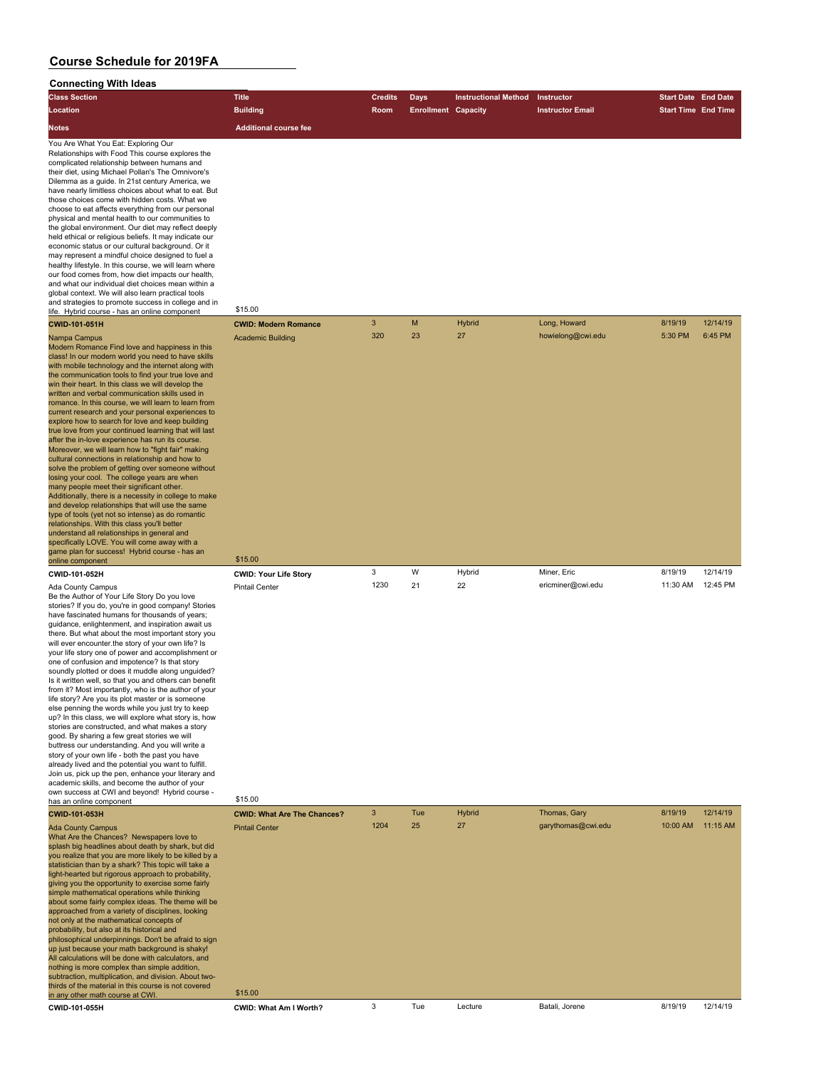# Course Schedule for 2019FA

## Connecting With Ideas

| Class Section | Title | Credits | Days | Instructional Method | Instructor | Start Date | End Date |
|---|---|---|---|---|---|---|---|
| Location | Building | Room | Enrollment | Capacity | Instructor Email | Start Time | End Time |
| Notes | Additional course fee | | | | | | |
| You Are What You Eat: Exploring Our Relationships with Food This course explores the complicated relationship between humans and their diet, using Michael Pollan's The Omnivore's Dilemma as a guide. In 21st century America, we have nearly limitless choices about what to eat. But those choices come with hidden costs. What we choose to eat affects everything from our personal physical and mental health to our communities to the global environment. Our diet may reflect deeply held ethical or religious beliefs. It may indicate our economic status or our cultural background. Or it may represent a mindful choice designed to fuel a healthy lifestyle. In this course, we will learn where our food comes from, how diet impacts our health, and what our individual diet choices mean within a global context. We will also learn practical tools and strategies to promote success in college and in life. Hybrid course - has an online component | $15.00 | | | | | | |
| CWID-101-051H | CWID: Modern Romance | 3 | M | Hybrid | Long, Howard | 8/19/19 | 12/14/19 |
| Nampa Campus | Academic Building | 320 | 23 | 27 | howielong@cwi.edu | 5:30 PM | 6:45 PM |
| Modern Romance Find love and happiness in this class! In our modern world you need to have skills with mobile technology and the internet along with the communication tools to find your true love and win their heart. In this class we will develop the written and verbal communication skills used in romance. In this course, we will learn to learn from current research and your personal experiences to explore how to search for love and keep building true love from your continued learning that will last after the in-love experience has run its course. Moreover, we will learn how to "fight fair" making cultural connections in relationship and how to solve the problem of getting over someone without losing your cool. The college years are when many people meet their significant other. Additionally, there is a necessity in college to make and develop relationships that will use the same type of tools (yet not so intense) as do romantic relationships. With this class you'll better understand all relationships in general and specifically LOVE. You will come away with a game plan for success! Hybrid course - has an online component | $15.00 | | | | | | |
| CWID-101-052H | CWID: Your Life Story | 3 | W | Hybrid | Miner, Eric | 8/19/19 | 12/14/19 |
| Ada County Campus | Pintail Center | 1230 | 21 | 22 | ericminer@cwi.edu | 11:30 AM | 12:45 PM |
| Be the Author of Your Life Story Do you love stories? If you do, you're in good company! Stories have fascinated humans for thousands of years; guidance, enlightenment, and inspiration await us there. But what about the most important story you will ever encounter.the story of your own life? Is your life story one of power and accomplishment or one of confusion and impotence? Is that story soundly plotted or does it muddle along unguided? Is it written well, so that you and others can benefit from it? Most importantly, who is the author of your life story? Are you its plot master or is someone else penning the words while you just try to keep up? In this class, we will explore what story is, how stories are constructed, and what makes a story good. By sharing a few great stories we will buttress our understanding. And you will write a story of your own life - both the past you have already lived and the potential you want to fulfill. Join us, pick up the pen, enhance your literary and academic skills, and become the author of your own success at CWI and beyond! Hybrid course - has an online component | $15.00 | | | | | | |
| CWID-101-053H | CWID: What Are The Chances? | 3 | Tue | Hybrid | Thomas, Gary | 8/19/19 | 12/14/19 |
| Ada County Campus | Pintail Center | 1204 | 25 | 27 | garythomas@cwi.edu | 10:00 AM | 11:15 AM |
| What Are the Chances? Newspapers love to splash big headlines about death by shark, but did you realize that you are more likely to be killed by a statistician than by a shark? This topic will take a light-hearted but rigorous approach to probability, giving you the opportunity to exercise some fairly simple mathematical operations while thinking about some fairly complex ideas. The theme will be approached from a variety of disciplines, looking not only at the mathematical concepts of probability, but also at its historical and philosophical underpinnings. Don't be afraid to sign up just because your math background is shaky! All calculations will be done with calculators, and nothing is more complex than simple addition, subtraction, multiplication, and division. About two-thirds of the material in this course is not covered in any other math course at CWI. | $15.00 | | | | | | |
| CWID-101-055H | CWID: What Am I Worth? | 3 | Tue | Lecture | Batali, Jorene | 8/19/19 | 12/14/19 |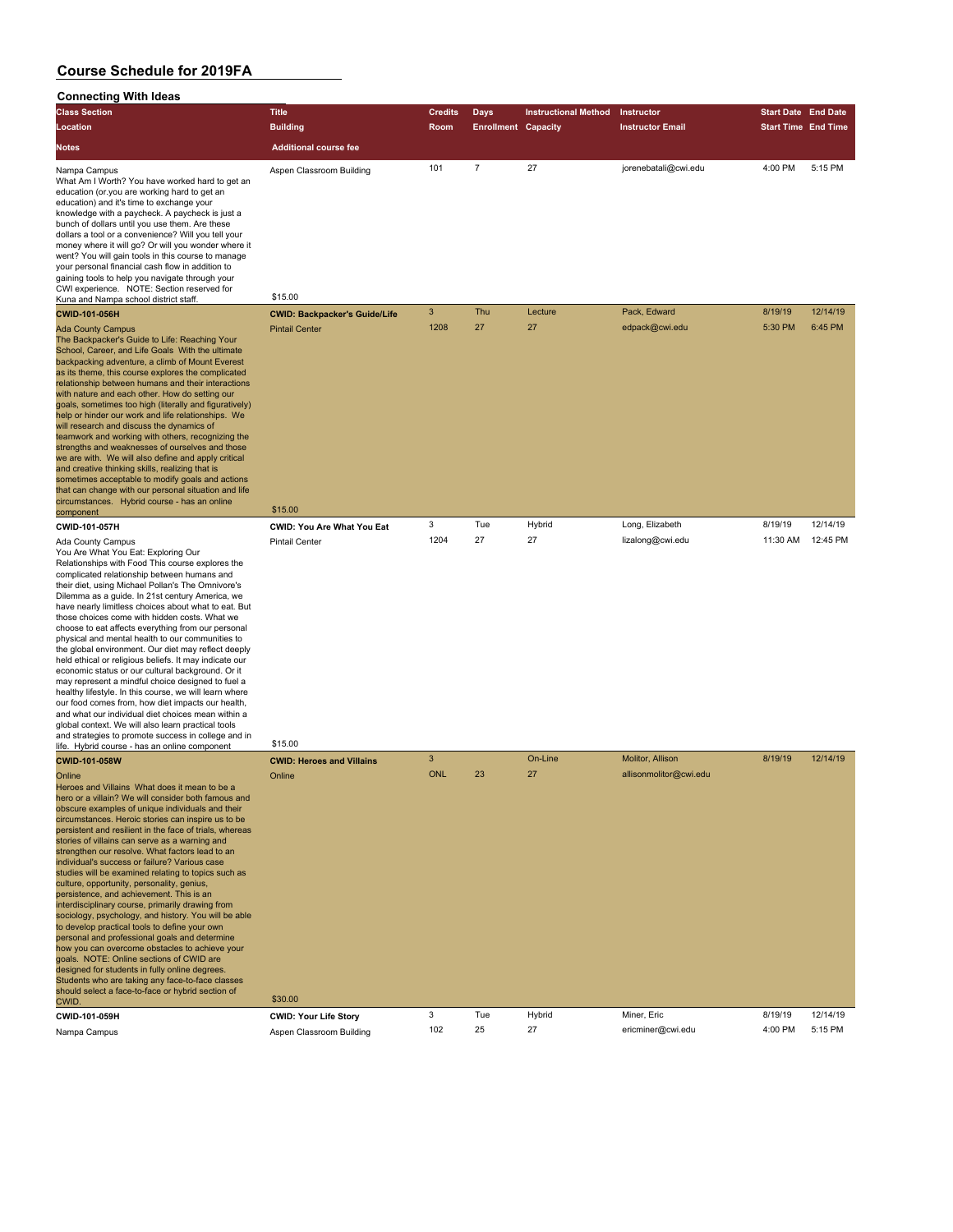# Course Schedule for 2019FA

## Connecting With Ideas

| Class Section | Title | Credits | Days | Instructional Method | Instructor | Start Date | End Date |
|---|---|---|---|---|---|---|---|
| Location | Building | Room | Enrollment | Capacity | Instructor Email | Start Time | End Time |
| Notes | Additional course fee | | | | | | |
| Nampa Campus<br>What Am I Worth? You have worked hard to get an education (or.you are working hard to get an education) and it's time to exchange your knowledge with a paycheck. A paycheck is just a bunch of dollars until you use them. Are these dollars a tool or a convenience? Will you tell your money where it will go? Or will you wonder where it went? You will gain tools in this course to manage your personal financial cash flow in addition to gaining tools to help you navigate through your CWI experience. NOTE: Section reserved for Kuna and Nampa school district staff. | Aspen Classroom Building<br>$15.00 | 101 | 7 | 27 | jorenebatali@cwi.edu | 4:00 PM | 5:15 PM |
| **CWID-101-056H** | **CWID: Backpacker's Guide/Life** | 3 | Thu | Lecture | Pack, Edward | 8/19/19 | 12/14/19 |
| Ada County Campus<br>The Backpacker's Guide to Life: Reaching Your School, Career, and Life Goals With the ultimate backpacking adventure, a climb of Mount Everest as its theme, this course explores the complicated relationship between humans and their interactions with nature and each other. How do setting our goals, sometimes too high (literally and figuratively) help or hinder our work and life relationships. We will research and discuss the dynamics of teamwork and working with others, recognizing the strengths and weaknesses of ourselves and those we are with. We will also define and apply critical and creative thinking skills, realizing that is sometimes acceptable to modify goals and actions that can change with our personal situation and life circumstances. Hybrid course - has an online component | Pintail Center<br>$15.00 | 1208 | 27 | 27 | edpack@cwi.edu | 5:30 PM | 6:45 PM |
| **CWID-101-057H** | **CWID: You Are What You Eat** | 3 | Tue | Hybrid | Long, Elizabeth | 8/19/19 | 12/14/19 |
| Ada County Campus<br>You Are What You Eat: Exploring Our Relationships with Food This course explores the complicated relationship between humans and their diet, using Michael Pollan's The Omnivore's Dilemma as a guide. In 21st century America, we have nearly limitless choices about what to eat. But those choices come with hidden costs. What we choose to eat affects everything from our personal physical and mental health to our communities to the global environment. Our diet may reflect deeply held ethical or religious beliefs. It may indicate our economic status or our cultural background. Or it may represent a mindful choice designed to fuel a healthy lifestyle. In this course, we will learn where our food comes from, how diet impacts our health, and what our individual diet choices mean within a global context. We will also learn practical tools and strategies to promote success in college and in life. Hybrid course - has an online component | Pintail Center<br>$15.00 | 1204 | 27 | 27 | lizalong@cwi.edu | 11:30 AM | 12:45 PM |
| **CWID-101-058W** | **CWID: Heroes and Villains** | 3 | | On-Line | Molitor, Allison | 8/19/19 | 12/14/19 |
| Online<br>Heroes and Villains What does it mean to be a hero or a villain? We will consider both famous and obscure examples of unique individuals and their circumstances. Heroic stories can inspire us to be persistent and resilient in the face of trials, whereas stories of villains can serve as a warning and strengthen our resolve. What factors lead to an individual's success or failure? Various case studies will be examined relating to topics such as culture, opportunity, personality, genius, persistence, and achievement. This is an interdisciplinary course, primarily drawing from sociology, psychology, and history. You will be able to develop practical tools to define your own personal and professional goals and determine how you can overcome obstacles to achieve your goals. NOTE: Online sections of CWID are designed for students in fully online degrees. Students who are taking any face-to-face classes should select a face-to-face or hybrid section of CWID. | Online<br>$30.00 | ONL | 23 | 27 | allisonmolitor@cwi.edu | | |
| **CWID-101-059H** | **CWID: Your Life Story** | 3 | Tue | Hybrid | Miner, Eric | 8/19/19 | 12/14/19 |
| Nampa Campus | Aspen Classroom Building | 102 | 25 | 27 | ericminer@cwi.edu | 4:00 PM | 5:15 PM |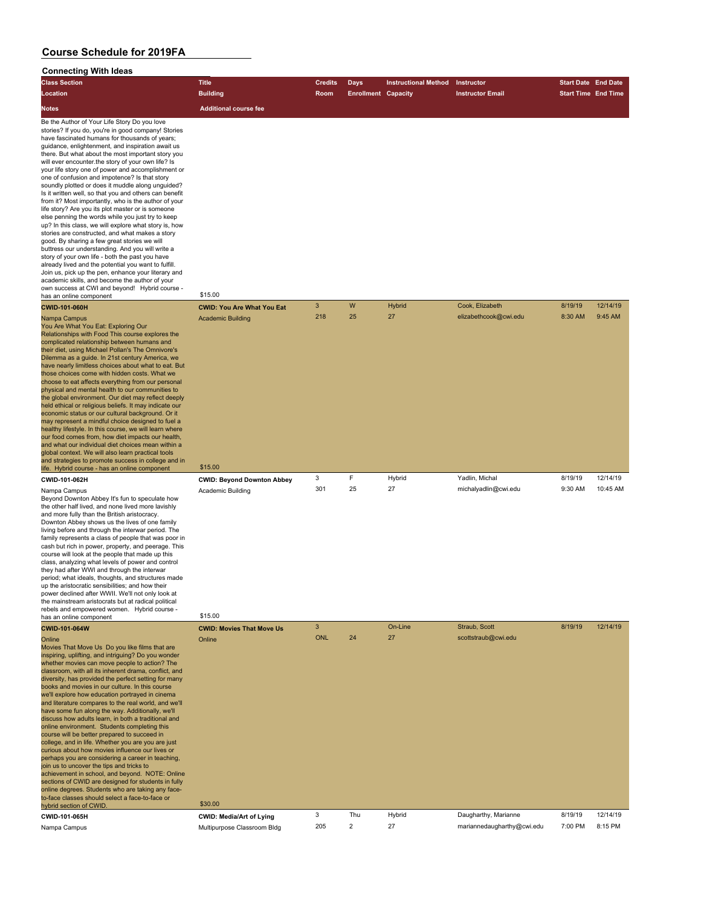# Course Schedule for 2019FA

## Connecting With Ideas

| Class Section / Location / Notes | Title / Building / Additional course fee | Credits / Room | Days / Enrollment | Instructional Method / Capacity | Instructor / Instructor Email | Start Date / Start Time | End Date / End Time |
|---|---|---|---|---|---|---|---|
| Be the Author of Your Life Story Do you love stories? If you do, you're in good company! Stories have fascinated humans for thousands of years; guidance, enlightenment, and inspiration await us there. But what about the most important story you will ever encounter.the story of your own life? Is your life story one of power and accomplishment or one of confusion and impotence? Is that story soundly plotted or does it muddle along unguided? Is it written well, so that you and others can benefit from it? Most importantly, who is the author of your life story? Are you its plot master or is someone else penning the words while you just try to keep up? In this class, we will explore what story is, how stories are constructed, and what makes a story good. By sharing a few great stories we will buttress our understanding. And you will write a story of your own life - both the past you have already lived and the potential you want to fulfill. Join us, pick up the pen, enhance your literary and academic skills, and become the author of your own success at CWI and beyond! Hybrid course - has an online component | $15.00 | | | | | | |
| **CWID-101-060H** | **CWID: You Are What You Eat** | 3 | W | Hybrid | Cook, Elizabeth | 8/19/19 | 12/14/19 |
| Nampa Campus | Academic Building | 218 | 25 | 27 | elizabethcook@cwi.edu | 8:30 AM | 9:45 AM |
| You Are What You Eat: Exploring Our Relationships with Food This course explores the complicated relationship between humans and their diet, using Michael Pollan's The Omnivore's Dilemma as a guide. In 21st century America, we have nearly limitless choices about what to eat. But those choices come with hidden costs. What we choose to eat affects everything from our personal physical and mental health to our communities to the global environment. Our diet may reflect deeply held ethical or religious beliefs. It may indicate our economic status or our cultural background. Or it may represent a mindful choice designed to fuel a healthy lifestyle. In this course, we will learn where our food comes from, how diet impacts our health, and what our individual diet choices mean within a global context. We will also learn practical tools and strategies to promote success in college and in life. Hybrid course - has an online component | $15.00 | | | | | | |
| **CWID-101-062H** | **CWID: Beyond Downton Abbey** | 3 | F | Hybrid | Yadlin, Michal | 8/19/19 | 12/14/19 |
| Nampa Campus | Academic Building | 301 | 25 | 27 | michalyadlin@cwi.edu | 9:30 AM | 10:45 AM |
| Beyond Downton Abbey It's fun to speculate how the other half lived, and none lived more lavishly and more fully than the British aristocracy. Downton Abbey shows us the lives of one family living before and through the interwar period. The family represents a class of people that was poor in cash but rich in power, property, and peerage. This course will look at the people that made up this class, analyzing what levels of power and control they had after WWI and through the interwar period; what ideals, thoughts, and structures made up the aristocratic sensibilities; and how their power declined after WWII. We'll not only look at the mainstream aristocrats but at radical political rebels and empowered women. Hybrid course - has an online component | $15.00 | | | | | | |
| **CWID-101-064W** | **CWID: Movies That Move Us** | 3 | | On-Line | Straub, Scott | 8/19/19 | 12/14/19 |
| Online | Online | ONL | 24 | 27 | scottstraub@cwi.edu | | |
| Movies That Move Us Do you like films that are inspiring, uplifting, and intriguing? Do you wonder whether movies can move people to action? The classroom, with all its inherent drama, conflict, and diversity, has provided the perfect setting for many books and movies in our culture. In this course we'll explore how education portrayed in cinema and literature compares to the real world, and we'll have some fun along the way. Additionally, we'll discuss how adults learn, in both a traditional and online environment. Students completing this course will be better prepared to succeed in college, and in life. Whether you are you are just curious about how movies influence our lives or perhaps you are considering a career in teaching, join us to uncover the tips and tricks to achievement in school, and beyond. NOTE: Online sections of CWID are designed for students in fully online degrees. Students who are taking any face-to-face classes should select a face-to-face or hybrid section of CWID. | $30.00 | | | | | | |
| **CWID-101-065H** | **CWID: Media/Art of Lying** | 3 | Thu | Hybrid | Daugharthy, Marianne | 8/19/19 | 12/14/19 |
| Nampa Campus | Multipurpose Classroom Bldg | 205 | 2 | 27 | mariannedaugharthy@cwi.edu | 7:00 PM | 8:15 PM |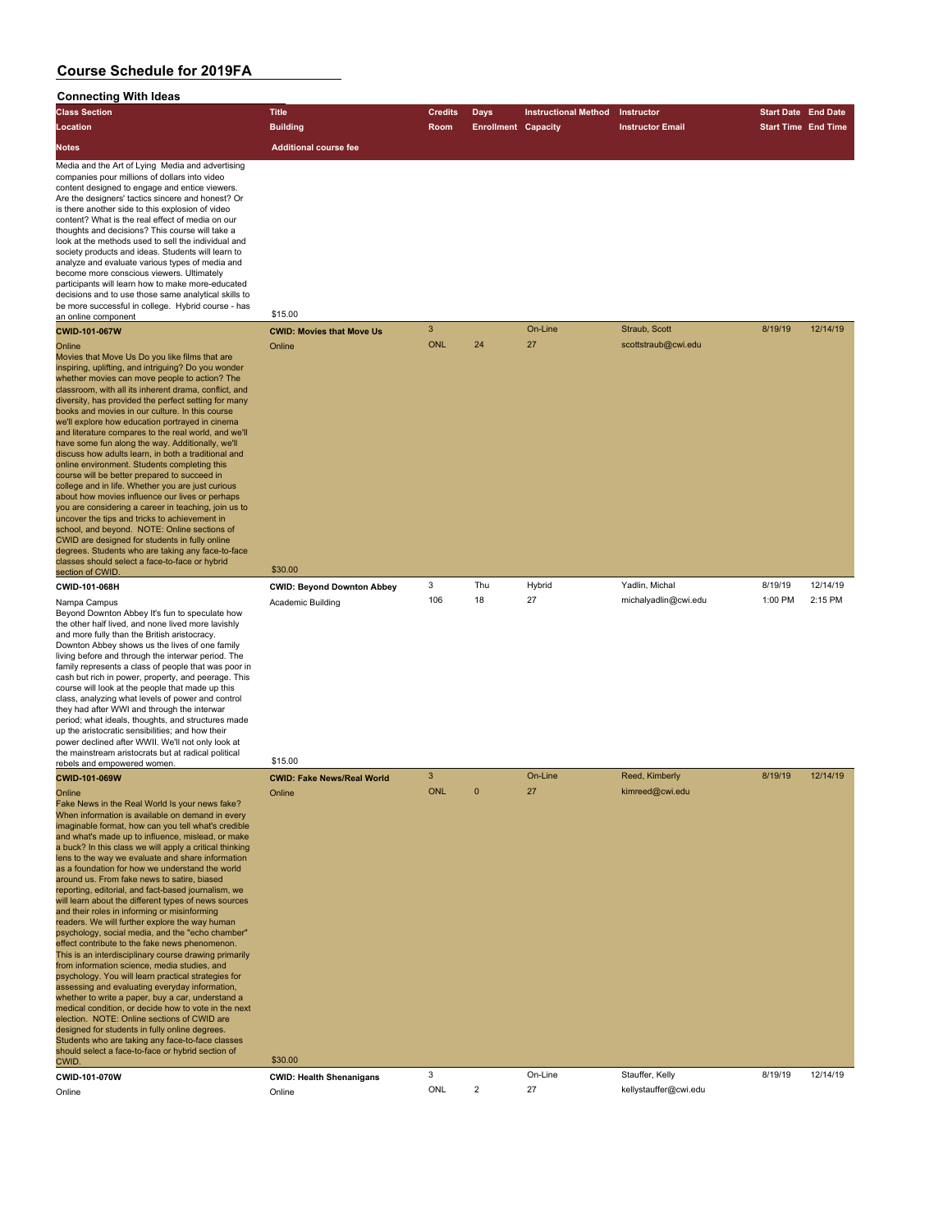# Course Schedule for 2019FA

## Connecting With Ideas

| Class Section / Location / Notes | Title / Building / Additional course fee | Credits / Room | Days / Enrollment | Instructional Method / Capacity | Instructor / Instructor Email | Start Date / Start Time | End Date / End Time |
|---|---|---|---|---|---|---|---|
| Media and the Art of Lying Media and advertising companies pour millions of dollars into video content designed to engage and entice viewers. Are the designers' tactics sincere and honest? Or is there another side to this explosion of video content? What is the real effect of media on our thoughts and decisions? This course will take a look at the methods used to sell the individual and society products and ideas. Students will learn to analyze and evaluate various types of media and become more conscious viewers. Ultimately participants will learn how to make more-educated decisions and to use those same analytical skills to be more successful in college. Hybrid course - has an online component | $15.00 | | | | | | |
| **CWID-101-067W** | **CWID: Movies that Move Us** | 3 | | On-Line | Straub, Scott | 8/19/19 | 12/14/19 |
| Online | Online | ONL | 24 | 27 | scottstraub@cwi.edu | | |
| Movies that Move Us Do you like films that are inspiring, uplifting, and intriguing? Do you wonder whether movies can move people to action? The classroom, with all its inherent drama, conflict, and diversity, has provided the perfect setting for many books and movies in our culture. In this course we'll explore how education portrayed in cinema and literature compares to the real world, and we'll have some fun along the way. Additionally, we'll discuss how adults learn, in both a traditional and online environment. Students completing this course will be better prepared to succeed in college and in life. Whether you are just curious about how movies influence our lives or perhaps you are considering a career in teaching, join us to uncover the tips and tricks to achievement in school, and beyond. NOTE: Online sections of CWID are designed for students in fully online degrees. Students who are taking any face-to-face classes should select a face-to-face or hybrid section of CWID. | $30.00 | | | | | | |
| **CWID-101-068H** | **CWID: Beyond Downton Abbey** | 3 | Thu | Hybrid | Yadlin, Michal | 8/19/19 | 12/14/19 |
| Nampa Campus | Academic Building | 106 | 18 | 27 | michalyadlin@cwi.edu | 1:00 PM | 2:15 PM |
| Beyond Downton Abbey It's fun to speculate how the other half lived, and none lived more lavishly and more fully than the British aristocracy. Downton Abbey shows us the lives of one family living before and through the interwar period. The family represents a class of people that was poor in cash but rich in power, property, and peerage. This course will look at the people that made up this class, analyzing what levels of power and control they had after WWI and through the interwar period; what ideals, thoughts, and structures made up the aristocratic sensibilities; and how their power declined after WWII. We'll not only look at the mainstream aristocrats but at radical political rebels and empowered women. | $15.00 | | | | | | |
| **CWID-101-069W** | **CWID: Fake News/Real World** | 3 | | On-Line | Reed, Kimberly | 8/19/19 | 12/14/19 |
| Online | Online | ONL | 0 | 27 | kimreed@cwi.edu | | |
| Fake News in the Real World Is your news fake? When information is available on demand in every imaginable format, how can you tell what's credible and what's made up to influence, mislead, or make a buck? In this class we will apply a critical thinking lens to the way we evaluate and share information as a foundation for how we understand the world around us. From fake news to satire, biased reporting, editorial, and fact-based journalism, we will learn about the different types of news sources and their roles in informing or misinforming readers. We will further explore the way human psychology, social media, and the "echo chamber" effect contribute to the fake news phenomenon. This is an interdisciplinary course drawing primarily from information science, media studies, and psychology. You will learn practical strategies for assessing and evaluating everyday information, whether to write a paper, buy a car, understand a medical condition, or decide how to vote in the next election. NOTE: Online sections of CWID are designed for students in fully online degrees. Students who are taking any face-to-face classes should select a face-to-face or hybrid section of CWID. | $30.00 | | | | | | |
| **CWID-101-070W** | **CWID: Health Shenanigans** | 3 | | On-Line | Stauffer, Kelly | 8/19/19 | 12/14/19 |
| Online | Online | ONL | 2 | 27 | kellystauffer@cwi.edu | | |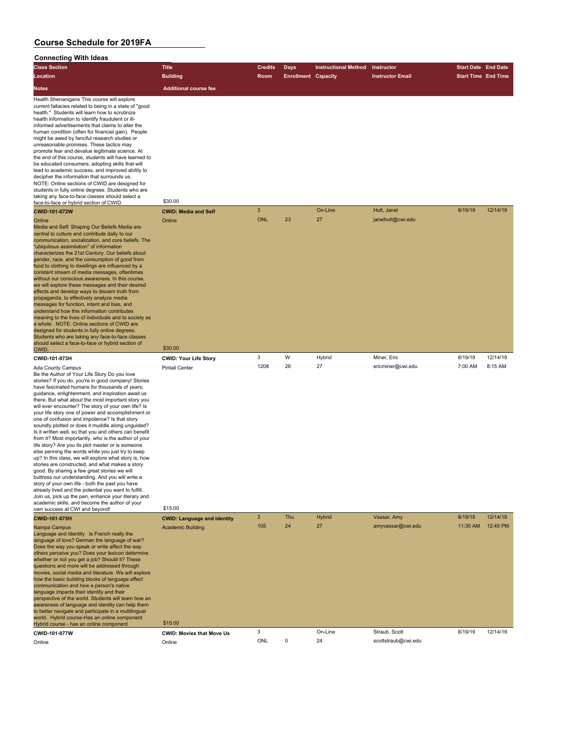# Course Schedule for 2019FA

## Connecting With Ideas

| Class Section | Title | Credits | Days | Instructional Method | Instructor | Start Date | End Date |
|---|---|---|---|---|---|---|---|
| Location | Building | Room | Enrollment | Capacity | Instructor Email | Start Time | End Time |
| Notes | Additional course fee | | | | | | |
| Health Shenanigans This course will explore current fallacies related to being in a state of "good health." Students will learn how to scrutinize health information to identify fraudulent or ill-informed advertisements that claims to alter the human condition (often for financial gain). People might be awed by fanciful research studies or unreasonable promises. These tactics may promote fear and devalue legitimate science. At the end of this course, students will have learned to be educated consumers, adopting skills that will lead to academic success, and improved ability to decipher the information that surrounds us. NOTE: Online sections of CWID are designed for students in fully online degrees. Students who are taking any face-to-face classes should select a face-to-face or hybrid section of CWID. | $30.00 | | | | | | |
| **CWID-101-072W** | **CWID: Media and Self** | 3 | | On-Line | Holt, Janel | 8/19/19 | 12/14/19 |
| Online | Online | ONL | 23 | 27 | janelholt@cwi.edu | | |
| Media and Self: Shaping Our Beliefs Media are central to culture and contribute daily to our communication, socialization, and core beliefs. The "ubiquitous assimilation" of information characterizes the 21st Century. Our beliefs about gender, race, and the consumption of good from food to clothing to dwellings are influenced by a constant stream of media messages, oftentimes without our conscious awareness. In this course, we will explore these messages and their desired effects and develop ways to discern truth from propaganda, to effectively analyze media messages for function, intent and bias, and understand how this information contributes meaning to the lives of individuals and to society as a whole. NOTE: Online sections of CWID are designed for students in fully online degrees. Students who are taking any face-to-face classes should select a face-to-face or hybrid section of CWID. | $30.00 | | | | | | |
| **CWID-101-073H** | **CWID: Your Life Story** | 3 | W | Hybrid | Miner, Eric | 8/19/19 | 12/14/19 |
| Ada County Campus | Pintail Center | 1208 | 26 | 27 | ericminer@cwi.edu | 7:00 AM | 8:15 AM |
| Be the Author of Your Life Story Do you love stories? If you do, you're in good company! Stories have fascinated humans for thousands of years; guidance, enlightenment, and inspiration await us there. But what about the most important story you will ever encounter? The story of your own life? Is your life story one of power and accomplishment or one of confusion and impotence? Is that story soundly plotted or does it muddle along unguided? Is it written well, so that you and others can benefit from it? Most importantly, who is the author of your life story? Are you its plot master or is someone else penning the words while you just try to keep up? In this class, we will explore what story is, how stories are constructed, and what makes a story good. By sharing a few great stories we will buttress our understanding. And you will write a story of your own life - both the past you have already lived and the potential you want to fulfill. Join us, pick up the pen, enhance your literary and academic skills, and become the author of your own success at CWI and beyond! | $15.00 | | | | | | |
| **CWID-101-075H** | **CWID: Language and Identity** | 3 | Thu | Hybrid | Vassar, Amy | 8/19/19 | 12/14/19 |
| Nampa Campus | Academic Building | 105 | 24 | 27 | amyvassar@cwi.edu | 11:30 AM | 12:45 PM |
| Language and Identity Is French really the language of love? German the language of war? Does the way you speak or write affect the way others perceive you? Does your lexicon determine whether or not you get a job? Should it? These questions and more will be addressed through movies, social media and literature. We will explore how the basic building blocks of language affect communication and how a person's native language impacts their identity and their perspective of the world. Students will learn how an awareness of language and identity can help them to better navigate and participate in a multilingual world. Hybrid course-Has an online component Hybrid course - has an online component | $15.00 | | | | | | |
| **CWID-101-077W** | **CWID: Movies that Move Us** | 3 | | On-Line | Straub, Scott | 8/19/19 | 12/14/19 |
| Online | Online | ONL | 0 | 24 | scottstraub@cwi.edu | | |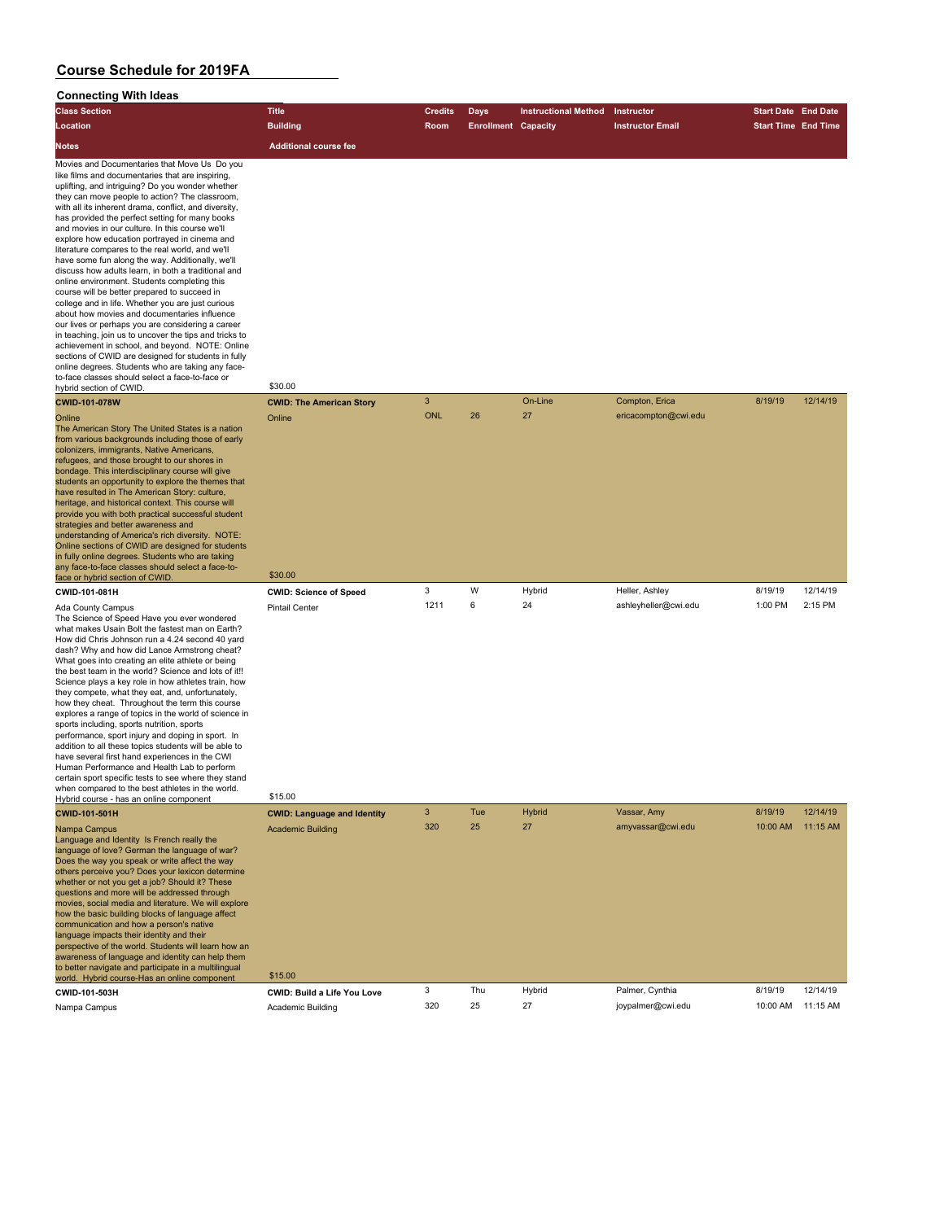# Course Schedule for 2019FA

## Connecting With Ideas

| Class Section | Title | Credits | Days | Instructional Method | Instructor | Start Date | End Date |
|---|---|---|---|---|---|---|---|
| Location | Building | Room | Enrollment | Capacity | Instructor Email | Start Time | End Time |
| Notes | Additional course fee | | | | | | |
| Movies and Documentaries that Move Us Do you like films and documentaries that are inspiring, uplifting, and intriguing? Do you wonder whether they can move people to action? The classroom, with all its inherent drama, conflict, and diversity, has provided the perfect setting for many books and movies in our culture. In this course we'll explore how education portrayed in cinema and literature compares to the real world, and we'll have some fun along the way. Additionally, we'll discuss how adults learn, in both a traditional and online environment. Students completing this course will be better prepared to succeed in college and in life. Whether you are just curious about how movies and documentaries influence our lives or perhaps you are considering a career in teaching, join us to uncover the tips and tricks to achievement in school, and beyond. NOTE: Online sections of CWID are designed for students in fully online degrees. Students who are taking any face-to-face classes should select a face-to-face or hybrid section of CWID. | $30.00 | | | | | | |
| **CWID-101-078W** | **CWID: The American Story** | 3 | | On-Line | Compton, Erica | 8/19/19 | 12/14/19 |
| Online | Online | ONL | 26 | 27 | ericacompton@cwi.edu | | |
| The American Story The United States is a nation from various backgrounds including those of early colonizers, immigrants, Native Americans, refugees, and those brought to our shores in bondage. This interdisciplinary course will give students an opportunity to explore the themes that have resulted in The American Story: culture, heritage, and historical context. This course will provide you with both practical successful student strategies and better awareness and understanding of America's rich diversity. NOTE: Online sections of CWID are designed for students in fully online degrees. Students who are taking any face-to-face classes should select a face-to-face or hybrid section of CWID. | $30.00 | | | | | | |
| **CWID-101-081H** | **CWID: Science of Speed** | 3 | W | Hybrid | Heller, Ashley | 8/19/19 | 12/14/19 |
| Ada County Campus | Pintail Center | 1211 | 6 | 24 | ashleyheller@cwi.edu | 1:00 PM | 2:15 PM |
| The Science of Speed Have you ever wondered what makes Usain Bolt the fastest man on Earth? How did Chris Johnson run a 4.24 second 40 yard dash? Why and how did Lance Armstrong cheat? What goes into creating an elite athlete or being the best team in the world? Science and lots of it!! Science plays a key role in how athletes train, how they compete, what they eat, and, unfortunately, how they cheat. Throughout the term this course explores a range of topics in the world of science in sports including, sports nutrition, sports performance, sport injury and doping in sport. In addition to all these topics students will be able to have several first hand experiences in the CWI Human Performance and Health Lab to perform certain sport specific tests to see where they stand when compared to the best athletes in the world. Hybrid course - has an online component | $15.00 | | | | | | |
| **CWID-101-501H** | **CWID: Language and Identity** | 3 | Tue | Hybrid | Vassar, Amy | 8/19/19 | 12/14/19 |
| Nampa Campus | Academic Building | 320 | 25 | 27 | amyvassar@cwi.edu | 10:00 AM | 11:15 AM |
| Language and Identity Is French really the language of love? German the language of war? Does the way you speak or write affect the way others perceive you? Does your lexicon determine whether or not you get a job? Should it? These questions and more will be addressed through movies, social media and literature. We will explore how the basic building blocks of language affect communication and how a person's native language impacts their identity and their perspective of the world. Students will learn how an awareness of language and identity can help them to better navigate and participate in a multilingual world. Hybrid course-Has an online component | $15.00 | | | | | | |
| **CWID-101-503H** | **CWID: Build a Life You Love** | 3 | Thu | Hybrid | Palmer, Cynthia | 8/19/19 | 12/14/19 |
| Nampa Campus | Academic Building | 320 | 25 | 27 | joypalmer@cwi.edu | 10:00 AM | 11:15 AM |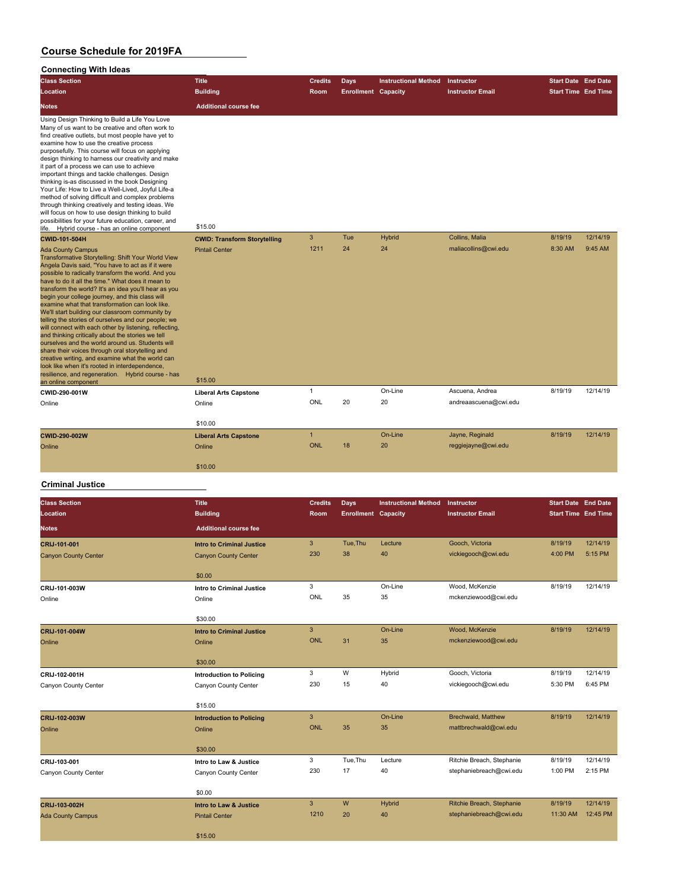# Course Schedule for 2019FA

## Connecting With Ideas

| Class Section / Location / Notes | Title / Building / Additional course fee | Credits / Room | Days / Enrollment | Instructional Method / Capacity | Instructor / Instructor Email | Start Date / Start Time | End Date / End Time |
|---|---|---|---|---|---|---|---|
| Using Design Thinking to Build a Life You Love Many of us want to be creative and often work to find creative outlets, but most people have yet to examine how to use the creative process purposefully. This course will focus on applying design thinking to harness our creativity and make it part of a process we can use to achieve important things and tackle challenges. Design thinking is-as discussed in the book Designing Your Life: How to Live a Well-Lived, Joyful Life-a method of solving difficult and complex problems through thinking creatively and testing ideas. We will focus on how to use design thinking to build possibilities for your future education, career, and life. Hybrid course - has an online component | $15.00 | | | | | | |
| **CWID-101-504H** | **CWID: Transform Storytelling** | 3 | Tue | Hybrid | Collins, Malia | 8/19/19 | 12/14/19 |
| Ada County Campus | Pintail Center | 1211 | 24 | 24 | maliacollins@cwi.edu | 8:30 AM | 9:45 AM |
| Transformative Storytelling: Shift Your World View Angela Davis said, "You have to act as if it were possible to radically transform the world. And you have to do it all the time." What does it mean to transform the world? It's an idea you'll hear as you begin your college journey, and this class will examine what that transformation can look like. We'll start building our classroom community by telling the stories of ourselves and our people; we will connect with each other by listening, reflecting, and thinking critically about the stories we tell ourselves and the world around us. Students will share their voices through oral storytelling and creative writing, and examine what the world can look like when it's rooted in interdependence, resilience, and regeneration. Hybrid course - has an online component | $15.00 | | | | | | |
| **CWID-290-001W** | **Liberal Arts Capstone** | 1 | | On-Line | Ascuena, Andrea | 8/19/19 | 12/14/19 |
| Online | Online | ONL | 20 | 20 | andreaascuena@cwi.edu | | |
| | $10.00 | | | | | | |
| **CWID-290-002W** | **Liberal Arts Capstone** | 1 | | On-Line | Jayne, Reginald | 8/19/19 | 12/14/19 |
| Online | Online | ONL | 18 | 20 | reggiejayne@cwi.edu | | |
| | $10.00 | | | | | | |

## Criminal Justice

| Class Section / Location / Notes | Title / Building / Additional course fee | Credits / Room | Days / Enrollment | Instructional Method / Capacity | Instructor / Instructor Email | Start Date / Start Time | End Date / End Time |
|---|---|---|---|---|---|---|---|
| **CRIJ-101-001** | **Intro to Criminal Justice** | 3 | Tue,Thu | Lecture | Gooch, Victoria | 8/19/19 | 12/14/19 |
| Canyon County Center | Canyon County Center | 230 | 38 | 40 | vickiegooch@cwi.edu | 4:00 PM | 5:15 PM |
| | $0.00 | | | | | | |
| **CRIJ-101-003W** | **Intro to Criminal Justice** | 3 | | On-Line | Wood, McKenzie | 8/19/19 | 12/14/19 |
| Online | Online | ONL | 35 | 35 | mckenziewood@cwi.edu | | |
| | $30.00 | | | | | | |
| **CRIJ-101-004W** | **Intro to Criminal Justice** | 3 | | On-Line | Wood, McKenzie | 8/19/19 | 12/14/19 |
| Online | Online | ONL | 31 | 35 | mckenziewood@cwi.edu | | |
| | $30.00 | | | | | | |
| **CRIJ-102-001H** | **Introduction to Policing** | 3 | W | Hybrid | Gooch, Victoria | 8/19/19 | 12/14/19 |
| Canyon County Center | Canyon County Center | 230 | 15 | 40 | vickiegooch@cwi.edu | 5:30 PM | 6:45 PM |
| | $15.00 | | | | | | |
| **CRIJ-102-003W** | **Introduction to Policing** | 3 | | On-Line | Brechwald, Matthew | 8/19/19 | 12/14/19 |
| Online | Online | ONL | 35 | 35 | mattbrechwald@cwi.edu | | |
| | $30.00 | | | | | | |
| **CRIJ-103-001** | **Intro to Law & Justice** | 3 | Tue,Thu | Lecture | Ritchie Breach, Stephanie | 8/19/19 | 12/14/19 |
| Canyon County Center | Canyon County Center | 230 | 17 | 40 | stephaniebreach@cwi.edu | 1:00 PM | 2:15 PM |
| | $0.00 | | | | | | |
| **CRIJ-103-002H** | **Intro to Law & Justice** | 3 | W | Hybrid | Ritchie Breach, Stephanie | 8/19/19 | 12/14/19 |
| Ada County Campus | Pintail Center | 1210 | 20 | 40 | stephaniebreach@cwi.edu | 11:30 AM | 12:45 PM |
| | $15.00 | | | | | | |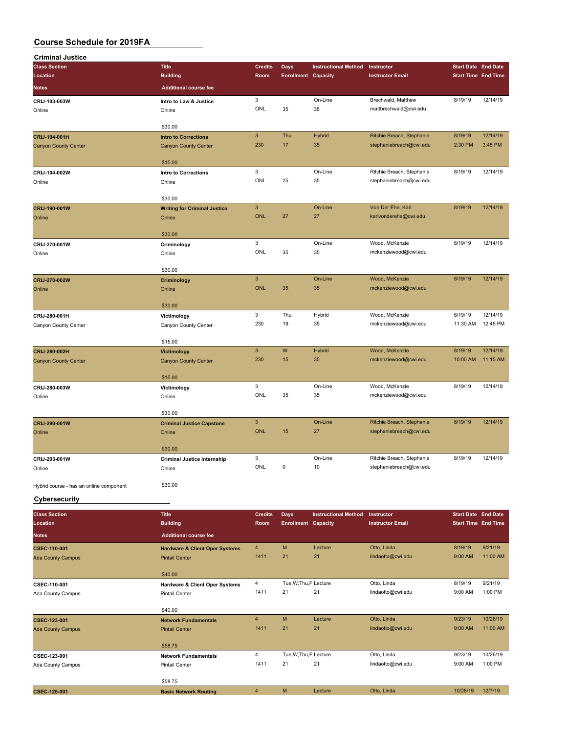# Course Schedule for 2019FA

## Criminal Justice

| Class Section / Location / Notes | Title / Building / Additional course fee | Credits / Room | Days / Enrollment | Instructional Method / Capacity | Instructor / Instructor Email | Start Date / Start Time | End Date / End Time |
|---|---|---|---|---|---|---|---|
| CRIJ-103-003W<br>Online | Intro to Law & Justice<br>Online<br>$30.00 | 3<br>ONL | <br>35 | On-Line<br>35 | Brechwald, Matthew<br>mattbrechwald@cwi.edu | 8/19/19 | 12/14/19 |
| CRIJ-104-001H<br>Canyon County Center | Intro to Corrections<br>Canyon County Center<br>$15.00 | 3<br>230 | Thu<br>17 | Hybrid<br>35 | Ritchie Breach, Stephanie<br>stephaniebreach@cwi.edu | 8/19/19<br>2:30 PM | 12/14/19<br>3:45 PM |
| CRIJ-104-002W<br>Online | Intro to Corrections<br>Online<br>$30.00 | 3<br>ONL | <br>25 | On-Line<br>35 | Ritchie Breach, Stephanie<br>stephaniebreach@cwi.edu | 8/19/19 | 12/14/19 |
| CRIJ-190-001W<br>Online | Writing for Criminal Justice<br>Online<br>$30.00 | 3<br>ONL | <br>27 | On-Line<br>27 | Von Der Ehe, Karl<br>karlvonderehe@cwi.edu | 8/19/19 | 12/14/19 |
| CRIJ-270-001W<br>Online | Criminology<br>Online<br>$30.00 | 3<br>ONL | <br>35 | On-Line<br>35 | Wood, McKenzie<br>mckenziewood@cwi.edu | 8/19/19 | 12/14/19 |
| CRIJ-270-002W<br>Online | Criminology<br>Online<br>$30.00 | 3<br>ONL | <br>35 | On-Line<br>35 | Wood, McKenzie<br>mckenziewood@cwi.edu | 8/19/19 | 12/14/19 |
| CRIJ-280-001H<br>Canyon County Center | Victimology<br>Canyon County Center<br>$15.00 | 3<br>230 | Thu<br>19 | Hybrid<br>35 | Wood, McKenzie<br>mckenziewood@cwi.edu | 8/19/19<br>11:30 AM | 12/14/19<br>12:45 PM |
| CRIJ-280-002H<br>Canyon County Center | Victimology<br>Canyon County Center<br>$15.00 | 3<br>230 | W<br>15 | Hybrid<br>35 | Wood, McKenzie<br>mckenziewood@cwi.edu | 8/19/19<br>10:00 AM | 12/14/19<br>11:15 AM |
| CRIJ-280-003W<br>Online | Victimology<br>Online<br>$30.00 | 3<br>ONL | <br>35 | On-Line<br>35 | Wood, McKenzie<br>mckenziewood@cwi.edu | 8/19/19 | 12/14/19 |
| CRIJ-290-001W<br>Online | Criminal Justice Capstone<br>Online<br>$30.00 | 3<br>ONL | <br>15 | On-Line<br>27 | Ritchie Breach, Stephanie<br>stephaniebreach@cwi.edu | 8/19/19 | 12/14/19 |
| CRIJ-293-001W<br>Online<br>Hybrid course - has an online component | Criminal Justice Internship<br>Online<br>$30.00 | 3<br>ONL | <br>0 | On-Line<br>10 | Ritchie Breach, Stephanie<br>stephaniebreach@cwi.edu | 8/19/19 | 12/14/19 |

## Cybersecurity

| Class Section / Location / Notes | Title / Building / Additional course fee | Credits / Room | Days / Enrollment | Instructional Method / Capacity | Instructor / Instructor Email | Start Date / Start Time | End Date / End Time |
|---|---|---|---|---|---|---|---|
| CSEC-110-001<br>Ada County Campus | Hardware & Client Oper Systems<br>Pintail Center<br>$40.00 | 4<br>1411 | M<br>21 | Lecture<br>21 | Otto, Linda<br>lindaotto@cwi.edu | 8/19/19<br>9:00 AM | 9/21/19<br>11:00 AM |
| CSEC-110-001<br>Ada County Campus | Hardware & Client Oper Systems<br>Pintail Center<br>$40.00 | 4<br>1411 | Tue,W,Thu,F<br>21 | Lecture<br>21 | Otto, Linda<br>lindaotto@cwi.edu | 8/19/19<br>9:00 AM | 9/21/19<br>1:00 PM |
| CSEC-123-001<br>Ada County Campus | Network Fundamentals<br>Pintail Center<br>$58.75 | 4<br>1411 | M<br>21 | Lecture<br>21 | Otto, Linda<br>lindaotto@cwi.edu | 9/23/19<br>9:00 AM | 10/26/19<br>11:00 AM |
| CSEC-123-001<br>Ada County Campus | Network Fundamentals<br>Pintail Center<br>$58.75 | 4<br>1411 | Tue,W,Thu,F<br>21 | Lecture<br>21 | Otto, Linda<br>lindaotto@cwi.edu | 9/23/19<br>9:00 AM | 10/26/19<br>1:00 PM |
| CSEC-125-001 | Basic Network Routing | 4 | M | Lecture | Otto, Linda | 10/28/19 | 12/7/19 |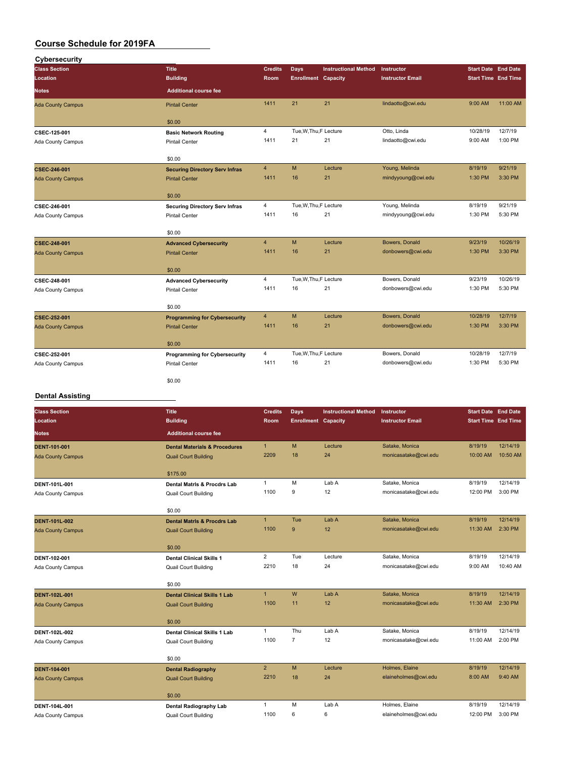# Course Schedule for 2019FA

## Cybersecurity

| Class Section | Title | Credits | Days | Instructional Method | Instructor | Start Date | End Date |
|---|---|---|---|---|---|---|---|
| Location | Building | Room | Enrollment | Capacity | Instructor Email | Start Time | End Time |
| Notes | Additional course fee | | | | | | |
| Ada County Campus | Pintail Center | 1411 | 21 | 21 | lindaotto@cwi.edu | 9:00 AM | 11:00 AM |
| | $0.00 | | | | | | |
| CSEC-125-001 | Basic Network Routing | 4 | Tue,W,Thu,F | Lecture | Otto, Linda | 10/28/19 | 12/7/19 |
| Ada County Campus | Pintail Center | 1411 | 21 | 21 | lindaotto@cwi.edu | 9:00 AM | 1:00 PM |
| | $0.00 | | | | | | |
| CSEC-246-001 | Securing Directory Serv Infras | 4 | M | Lecture | Young, Melinda | 8/19/19 | 9/21/19 |
| Ada County Campus | Pintail Center | 1411 | 16 | 21 | mindyyoung@cwi.edu | 1:30 PM | 3:30 PM |
| | $0.00 | | | | | | |
| CSEC-246-001 | Securing Directory Serv Infras | 4 | Tue,W,Thu,F | Lecture | Young, Melinda | 8/19/19 | 9/21/19 |
| Ada County Campus | Pintail Center | 1411 | 16 | 21 | mindyyoung@cwi.edu | 1:30 PM | 5:30 PM |
| | $0.00 | | | | | | |
| CSEC-248-001 | Advanced Cybersecurity | 4 | M | Lecture | Bowers, Donald | 9/23/19 | 10/26/19 |
| Ada County Campus | Pintail Center | 1411 | 16 | 21 | donbowers@cwi.edu | 1:30 PM | 3:30 PM |
| | $0.00 | | | | | | |
| CSEC-248-001 | Advanced Cybersecurity | 4 | Tue,W,Thu,F | Lecture | Bowers, Donald | 9/23/19 | 10/26/19 |
| Ada County Campus | Pintail Center | 1411 | 16 | 21 | donbowers@cwi.edu | 1:30 PM | 5:30 PM |
| | $0.00 | | | | | | |
| CSEC-252-001 | Programming for Cybersecurity | 4 | M | Lecture | Bowers, Donald | 10/28/19 | 12/7/19 |
| Ada County Campus | Pintail Center | 1411 | 16 | 21 | donbowers@cwi.edu | 1:30 PM | 3:30 PM |
| | $0.00 | | | | | | |
| CSEC-252-001 | Programming for Cybersecurity | 4 | Tue,W,Thu,F | Lecture | Bowers, Donald | 10/28/19 | 12/7/19 |
| Ada County Campus | Pintail Center | 1411 | 16 | 21 | donbowers@cwi.edu | 1:30 PM | 5:30 PM |
| | $0.00 | | | | | | |

## Dental Assisting

| Class Section | Title | Credits | Days | Instructional Method | Instructor | Start Date | End Date |
|---|---|---|---|---|---|---|---|
| Location | Building | Room | Enrollment | Capacity | Instructor Email | Start Time | End Time |
| Notes | Additional course fee | | | | | | |
| DENT-101-001 | Dental Materials & Procedures | 1 | M | Lecture | Satake, Monica | 8/19/19 | 12/14/19 |
| Ada County Campus | Quail Court Building | 2209 | 18 | 24 | monicasatake@cwi.edu | 10:00 AM | 10:50 AM |
| | $175.00 | | | | | | |
| DENT-101L-001 | Dental Matrls & Procdrs Lab | 1 | M | Lab A | Satake, Monica | 8/19/19 | 12/14/19 |
| Ada County Campus | Quail Court Building | 1100 | 9 | 12 | monicasatake@cwi.edu | 12:00 PM | 3:00 PM |
| | $0.00 | | | | | | |
| DENT-101L-002 | Dental Matrls & Procdrs Lab | 1 | Tue | Lab A | Satake, Monica | 8/19/19 | 12/14/19 |
| Ada County Campus | Quail Court Building | 1100 | 9 | 12 | monicasatake@cwi.edu | 11:30 AM | 2:30 PM |
| | $0.00 | | | | | | |
| DENT-102-001 | Dental Clinical Skills 1 | 2 | Tue | Lecture | Satake, Monica | 8/19/19 | 12/14/19 |
| Ada County Campus | Quail Court Building | 2210 | 18 | 24 | monicasatake@cwi.edu | 9:00 AM | 10:40 AM |
| | $0.00 | | | | | | |
| DENT-102L-001 | Dental Clinical Skills 1 Lab | 1 | W | Lab A | Satake, Monica | 8/19/19 | 12/14/19 |
| Ada County Campus | Quail Court Building | 1100 | 11 | 12 | monicasatake@cwi.edu | 11:30 AM | 2:30 PM |
| | $0.00 | | | | | | |
| DENT-102L-002 | Dental Clinical Skills 1 Lab | 1 | Thu | Lab A | Satake, Monica | 8/19/19 | 12/14/19 |
| Ada County Campus | Quail Court Building | 1100 | 7 | 12 | monicasatake@cwi.edu | 11:00 AM | 2:00 PM |
| | $0.00 | | | | | | |
| DENT-104-001 | Dental Radiography | 2 | M | Lecture | Holmes, Elaine | 8/19/19 | 12/14/19 |
| Ada County Campus | Quail Court Building | 2210 | 18 | 24 | elaineholmes@cwi.edu | 8:00 AM | 9:40 AM |
| | $0.00 | | | | | | |
| DENT-104L-001 | Dental Radiography Lab | 1 | M | Lab A | Holmes, Elaine | 8/19/19 | 12/14/19 |
| Ada County Campus | Quail Court Building | 1100 | 6 | 6 | elaineholmes@cwi.edu | 12:00 PM | 3:00 PM |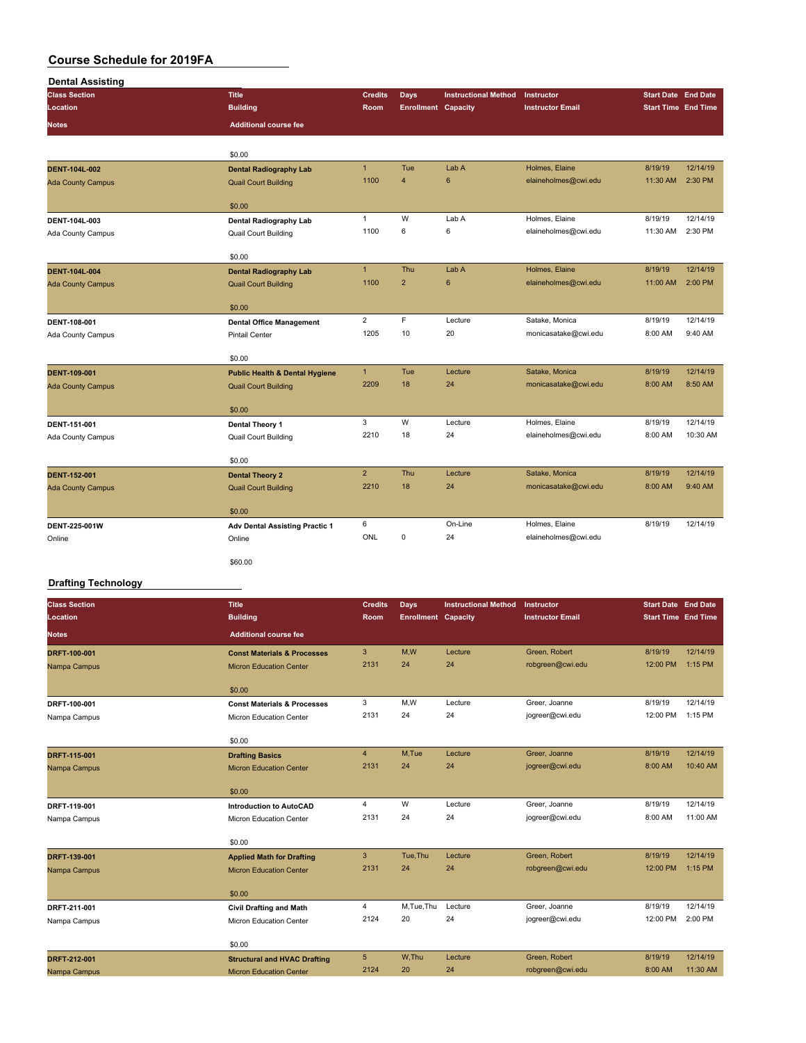# Course Schedule for 2019FA

## Dental Assisting

| Class Section / Location / Notes | Title / Building / Additional course fee | Credits / Room | Days / Enrollment | Instructional Method / Capacity | Instructor / Instructor Email | Start Date / Start Time | End Date / End Time |
|---|---|---|---|---|---|---|---|
| | $0.00 | | | | | | |
| DENT-104L-002<br>Ada County Campus | Dental Radiography Lab<br>Quail Court Building<br>$0.00 | 1<br>1100 | Tue<br>4 | Lab A<br>6 | Holmes, Elaine<br>elaineholmes@cwi.edu | 8/19/19<br>11:30 AM | 12/14/19<br>2:30 PM |
| DENT-104L-003<br>Ada County Campus | Dental Radiography Lab<br>Quail Court Building<br>$0.00 | 1<br>1100 | W<br>6 | Lab A<br>6 | Holmes, Elaine<br>elaineholmes@cwi.edu | 8/19/19<br>11:30 AM | 12/14/19<br>2:30 PM |
| DENT-104L-004<br>Ada County Campus | Dental Radiography Lab<br>Quail Court Building<br>$0.00 | 1<br>1100 | Thu<br>2 | Lab A<br>6 | Holmes, Elaine<br>elaineholmes@cwi.edu | 8/19/19<br>11:00 AM | 12/14/19<br>2:00 PM |
| DENT-108-001<br>Ada County Campus | Dental Office Management<br>Pintail Center<br>$0.00 | 2<br>1205 | F<br>10 | Lecture<br>20 | Satake, Monica<br>monicasatake@cwi.edu | 8/19/19<br>8:00 AM | 12/14/19<br>9:40 AM |
| DENT-109-001<br>Ada County Campus | Public Health & Dental Hygiene<br>Quail Court Building<br>$0.00 | 1<br>2209 | Tue<br>18 | Lecture<br>24 | Satake, Monica<br>monicasatake@cwi.edu | 8/19/19<br>8:00 AM | 12/14/19<br>8:50 AM |
| DENT-151-001<br>Ada County Campus | Dental Theory 1<br>Quail Court Building<br>$0.00 | 3<br>2210 | W<br>18 | Lecture<br>24 | Holmes, Elaine<br>elaineholmes@cwi.edu | 8/19/19<br>8:00 AM | 12/14/19<br>10:30 AM |
| DENT-152-001<br>Ada County Campus | Dental Theory 2<br>Quail Court Building<br>$0.00 | 2<br>2210 | Thu<br>18 | Lecture<br>24 | Satake, Monica<br>monicasatake@cwi.edu | 8/19/19<br>8:00 AM | 12/14/19<br>9:40 AM |
| DENT-225-001W<br>Online | Adv Dental Assisting Practic 1<br>Online<br>$60.00 | 6<br>ONL | <br>0 | On-Line<br>24 | Holmes, Elaine<br>elaineholmes@cwi.edu | 8/19/19 | 12/14/19 |

## Drafting Technology

| Class Section / Location / Notes | Title / Building / Additional course fee | Credits / Room | Days / Enrollment | Instructional Method / Capacity | Instructor / Instructor Email | Start Date / Start Time | End Date / End Time |
|---|---|---|---|---|---|---|---|
| DRFT-100-001<br>Nampa Campus | Const Materials & Processes<br>Micron Education Center<br>$0.00 | 3<br>2131 | M,W<br>24 | Lecture<br>24 | Green, Robert<br>robgreen@cwi.edu | 8/19/19<br>12:00 PM | 12/14/19<br>1:15 PM |
| DRFT-100-001<br>Nampa Campus | Const Materials & Processes<br>Micron Education Center<br>$0.00 | 3<br>2131 | M,W<br>24 | Lecture<br>24 | Greer, Joanne<br>jogreer@cwi.edu | 8/19/19<br>12:00 PM | 12/14/19<br>1:15 PM |
| DRFT-115-001<br>Nampa Campus | Drafting Basics<br>Micron Education Center<br>$0.00 | 4<br>2131 | M,Tue<br>24 | Lecture<br>24 | Greer, Joanne<br>jogreer@cwi.edu | 8/19/19<br>8:00 AM | 12/14/19<br>10:40 AM |
| DRFT-119-001<br>Nampa Campus | Introduction to AutoCAD<br>Micron Education Center<br>$0.00 | 4<br>2131 | W<br>24 | Lecture<br>24 | Greer, Joanne<br>jogreer@cwi.edu | 8/19/19<br>8:00 AM | 12/14/19<br>11:00 AM |
| DRFT-139-001<br>Nampa Campus | Applied Math for Drafting<br>Micron Education Center<br>$0.00 | 3<br>2131 | Tue,Thu<br>24 | Lecture<br>24 | Green, Robert<br>robgreen@cwi.edu | 8/19/19<br>12:00 PM | 12/14/19<br>1:15 PM |
| DRFT-211-001<br>Nampa Campus | Civil Drafting and Math<br>Micron Education Center<br>$0.00 | 4<br>2124 | M,Tue,Thu<br>20 | Lecture<br>24 | Greer, Joanne<br>jogreer@cwi.edu | 8/19/19<br>12:00 PM | 12/14/19<br>2:00 PM |
| DRFT-212-001<br>Nampa Campus | Structural and HVAC Drafting<br>Micron Education Center | 5<br>2124 | W,Thu<br>20 | Lecture<br>24 | Green, Robert<br>robgreen@cwi.edu | 8/19/19<br>8:00 AM | 12/14/19<br>11:30 AM |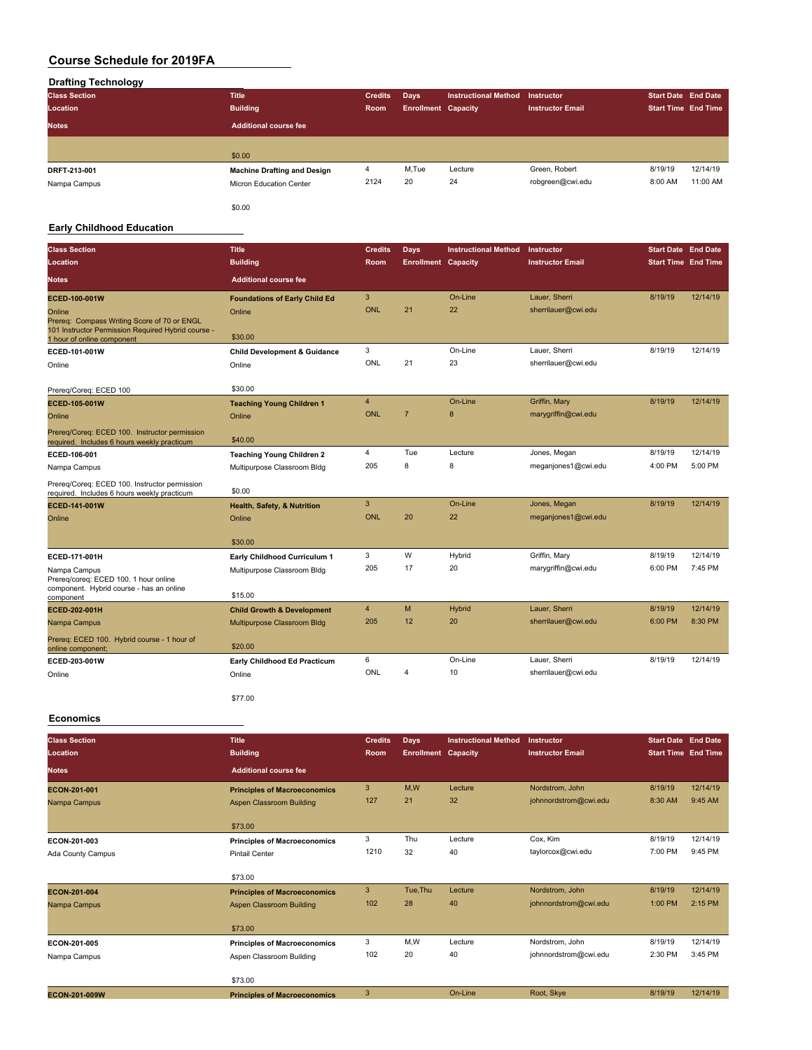# Course Schedule for 2019FA

## Drafting Technology

| Class Section / Location / Notes | Title / Building / Additional course fee | Credits / Room | Days / Enrollment | Instructional Method / Capacity | Instructor / Instructor Email | Start Date / Start Time | End Date / End Time |
|---|---|---|---|---|---|---|---|
| | $0.00 | | | | | | |
| DRFT-213-001 | Machine Drafting and Design | 4 | M,Tue | Lecture | Green, Robert | 8/19/19 | 12/14/19 |
| Nampa Campus | Micron Education Center | 2124 | 20 | 24 | robgreen@cwi.edu | 8:00 AM | 11:00 AM |
| | $0.00 | | | | | | |

## Early Childhood Education

| Class Section / Location / Notes | Title / Building / Additional course fee | Credits / Room | Days / Enrollment | Instructional Method / Capacity | Instructor / Instructor Email | Start Date / Start Time | End Date / End Time |
|---|---|---|---|---|---|---|---|
| ECED-100-001W | Foundations of Early Child Ed | 3 | | On-Line | Lauer, Sherri | 8/19/19 | 12/14/19 |
| Online | Online | ONL | 21 | 22 | sherrilauer@cwi.edu | | |
| Prereq: Compass Writing Score of 70 or ENGL 101 Instructor Permission Required Hybrid course - 1 hour of online component | $30.00 | | | | | | |
| ECED-101-001W | Child Development & Guidance | 3 | | On-Line | Lauer, Sherri | 8/19/19 | 12/14/19 |
| Online | Online | ONL | 21 | 23 | sherrilauer@cwi.edu | | |
| Prereq/Coreq: ECED 100 | $30.00 | | | | | | |
| ECED-105-001W | Teaching Young Children 1 | 4 | | On-Line | Griffin, Mary | 8/19/19 | 12/14/19 |
| Online | Online | ONL | 7 | 8 | marygriffin@cwi.edu | | |
| Prereq/Coreq: ECED 100. Instructor permission required. Includes 6 hours weekly practicum | $40.00 | | | | | | |
| ECED-106-001 | Teaching Young Children 2 | 4 | Tue | Lecture | Jones, Megan | 8/19/19 | 12/14/19 |
| Nampa Campus | Multipurpose Classroom Bldg | 205 | 8 | 8 | meganjones1@cwi.edu | 4:00 PM | 5:00 PM |
| Prereq/Coreq: ECED 100. Instructor permission required. Includes 6 hours weekly practicum | $0.00 | | | | | | |
| ECED-141-001W | Health, Safety, & Nutrition | 3 | | On-Line | Jones, Megan | 8/19/19 | 12/14/19 |
| Online | Online | ONL | 20 | 22 | meganjones1@cwi.edu | | |
| | $30.00 | | | | | | |
| ECED-171-001H | Early Childhood Curriculum 1 | 3 | W | Hybrid | Griffin, Mary | 8/19/19 | 12/14/19 |
| Nampa Campus | Multipurpose Classroom Bldg | 205 | 17 | 20 | marygriffin@cwi.edu | 6:00 PM | 7:45 PM |
| Prereq/coreq: ECED 100. 1 hour online component. Hybrid course - has an online component | $15.00 | | | | | | |
| ECED-202-001H | Child Growth & Development | 4 | M | Hybrid | Lauer, Sherri | 8/19/19 | 12/14/19 |
| Nampa Campus | Multipurpose Classroom Bldg | 205 | 12 | 20 | sherrilauer@cwi.edu | 6:00 PM | 8:30 PM |
| Prereq: ECED 100. Hybrid course - 1 hour of online component; | $20.00 | | | | | | |
| ECED-203-001W | Early Childhood Ed Practicum | 6 | | On-Line | Lauer, Sherri | 8/19/19 | 12/14/19 |
| Online | Online | ONL | 4 | 10 | sherrilauer@cwi.edu | | |
| | $77.00 | | | | | | |

## Economics

| Class Section / Location / Notes | Title / Building / Additional course fee | Credits / Room | Days / Enrollment | Instructional Method / Capacity | Instructor / Instructor Email | Start Date / Start Time | End Date / End Time |
|---|---|---|---|---|---|---|---|
| ECON-201-001 | Principles of Macroeconomics | 3 | M,W | Lecture | Nordstrom, John | 8/19/19 | 12/14/19 |
| Nampa Campus | Aspen Classroom Building | 127 | 21 | 32 | johnnordstrom@cwi.edu | 8:30 AM | 9:45 AM |
| | $73.00 | | | | | | |
| ECON-201-003 | Principles of Macroeconomics | 3 | Thu | Lecture | Cox, Kim | 8/19/19 | 12/14/19 |
| Ada County Campus | Pintail Center | 1210 | 32 | 40 | taylorcox@cwi.edu | 7:00 PM | 9:45 PM |
| | $73.00 | | | | | | |
| ECON-201-004 | Principles of Macroeconomics | 3 | Tue,Thu | Lecture | Nordstrom, John | 8/19/19 | 12/14/19 |
| Nampa Campus | Aspen Classroom Building | 102 | 28 | 40 | johnnordstrom@cwi.edu | 1:00 PM | 2:15 PM |
| | $73.00 | | | | | | |
| ECON-201-005 | Principles of Macroeconomics | 3 | M,W | Lecture | Nordstrom, John | 8/19/19 | 12/14/19 |
| Nampa Campus | Aspen Classroom Building | 102 | 20 | 40 | johnnordstrom@cwi.edu | 2:30 PM | 3:45 PM |
| | $73.00 | | | | | | |
| ECON-201-009W | Principles of Macroeconomics | 3 | | On-Line | Root, Skye | 8/19/19 | 12/14/19 |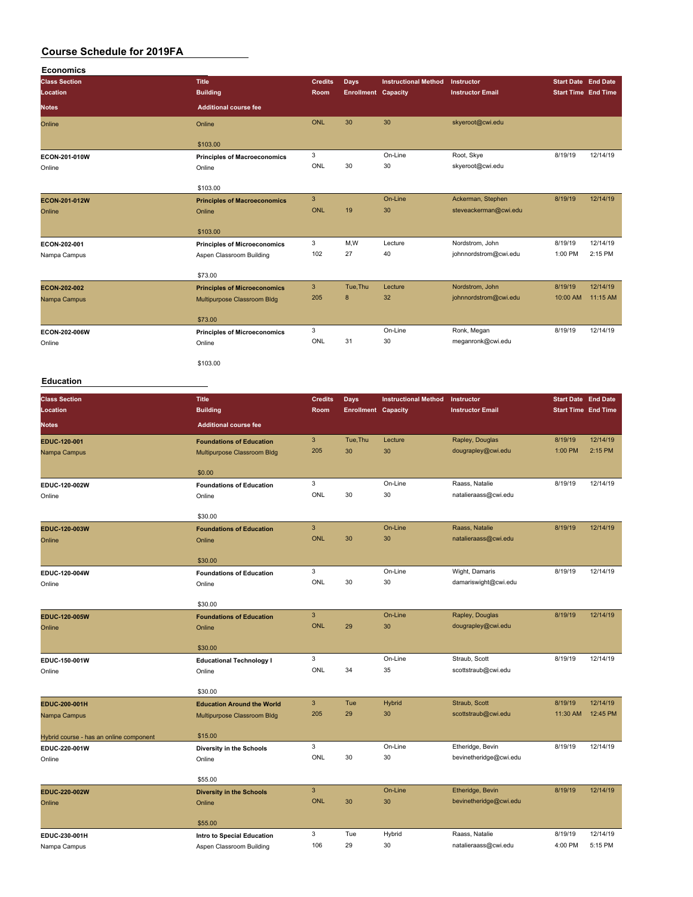# Course Schedule for 2019FA

## Economics

| Class Section | Title | Credits | Days | Instructional Method | Instructor | Start Date | End Date |
|---|---|---|---|---|---|---|---|
| Location | Building | Room | Enrollment | Capacity | Instructor Email | Start Time | End Time |
| Notes | Additional course fee | | | | | | |
| Online | Online | ONL | 30 | 30 | skyeroot@cwi.edu | | |
| | $103.00 | | | | | | |
| ECON-201-010W | Principles of Macroeconomics | 3 | | On-Line | Root, Skye | 8/19/19 | 12/14/19 |
| Online | Online | ONL | 30 | 30 | skyeroot@cwi.edu | | |
| | $103.00 | | | | | | |
| ECON-201-012W | Principles of Macroeconomics | 3 | | On-Line | Ackerman, Stephen | 8/19/19 | 12/14/19 |
| Online | Online | ONL | 19 | 30 | steveackerman@cwi.edu | | |
| | $103.00 | | | | | | |
| ECON-202-001 | Principles of Microeconomics | 3 | M,W | Lecture | Nordstrom, John | 8/19/19 | 12/14/19 |
| Nampa Campus | Aspen Classroom Building | 102 | 27 | 40 | johnnordstrom@cwi.edu | 1:00 PM | 2:15 PM |
| | $73.00 | | | | | | |
| ECON-202-002 | Principles of Microeconomics | 3 | Tue,Thu | Lecture | Nordstrom, John | 8/19/19 | 12/14/19 |
| Nampa Campus | Multipurpose Classroom Bldg | 205 | 8 | 32 | johnnordstrom@cwi.edu | 10:00 AM | 11:15 AM |
| | $73.00 | | | | | | |
| ECON-202-006W | Principles of Microeconomics | 3 | | On-Line | Ronk, Megan | 8/19/19 | 12/14/19 |
| Online | Online | ONL | 31 | 30 | meganronk@cwi.edu | | |
| | $103.00 | | | | | | |

## Education

| Class Section | Title | Credits | Days | Instructional Method | Instructor | Start Date | End Date |
|---|---|---|---|---|---|---|---|
| Location | Building | Room | Enrollment | Capacity | Instructor Email | Start Time | End Time |
| Notes | Additional course fee | | | | | | |
| EDUC-120-001 | Foundations of Education | 3 | Tue,Thu | Lecture | Rapley, Douglas | 8/19/19 | 12/14/19 |
| Nampa Campus | Multipurpose Classroom Bldg | 205 | 30 | 30 | dougrapley@cwi.edu | 1:00 PM | 2:15 PM |
| | $0.00 | | | | | | |
| EDUC-120-002W | Foundations of Education | 3 | | On-Line | Raass, Natalie | 8/19/19 | 12/14/19 |
| Online | Online | ONL | 30 | 30 | natalieraass@cwi.edu | | |
| | $30.00 | | | | | | |
| EDUC-120-003W | Foundations of Education | 3 | | On-Line | Raass, Natalie | 8/19/19 | 12/14/19 |
| Online | Online | ONL | 30 | 30 | natalieraass@cwi.edu | | |
| | $30.00 | | | | | | |
| EDUC-120-004W | Foundations of Education | 3 | | On-Line | Wight, Damaris | 8/19/19 | 12/14/19 |
| Online | Online | ONL | 30 | 30 | damariswight@cwi.edu | | |
| | $30.00 | | | | | | |
| EDUC-120-005W | Foundations of Education | 3 | | On-Line | Rapley, Douglas | 8/19/19 | 12/14/19 |
| Online | Online | ONL | 29 | 30 | dougrapley@cwi.edu | | |
| | $30.00 | | | | | | |
| EDUC-150-001W | Educational Technology I | 3 | | On-Line | Straub, Scott | 8/19/19 | 12/14/19 |
| Online | Online | ONL | 34 | 35 | scottstraub@cwi.edu | | |
| | $30.00 | | | | | | |
| EDUC-200-001H | Education Around the World | 3 | Tue | Hybrid | Straub, Scott | 8/19/19 | 12/14/19 |
| Nampa Campus | Multipurpose Classroom Bldg | 205 | 29 | 30 | scottstraub@cwi.edu | 11:30 AM | 12:45 PM |
| Hybrid course - has an online component | $15.00 | | | | | | |
| EDUC-220-001W | Diversity in the Schools | 3 | | On-Line | Etheridge, Bevin | 8/19/19 | 12/14/19 |
| Online | Online | ONL | 30 | 30 | bevinetheridge@cwi.edu | | |
| | $55.00 | | | | | | |
| EDUC-220-002W | Diversity in the Schools | 3 | | On-Line | Etheridge, Bevin | 8/19/19 | 12/14/19 |
| Online | Online | ONL | 30 | 30 | bevinetheridge@cwi.edu | | |
| | $55.00 | | | | | | |
| EDUC-230-001H | Intro to Special Education | 3 | Tue | Hybrid | Raass, Natalie | 8/19/19 | 12/14/19 |
| Nampa Campus | Aspen Classroom Building | 106 | 29 | 30 | natalieraass@cwi.edu | 4:00 PM | 5:15 PM |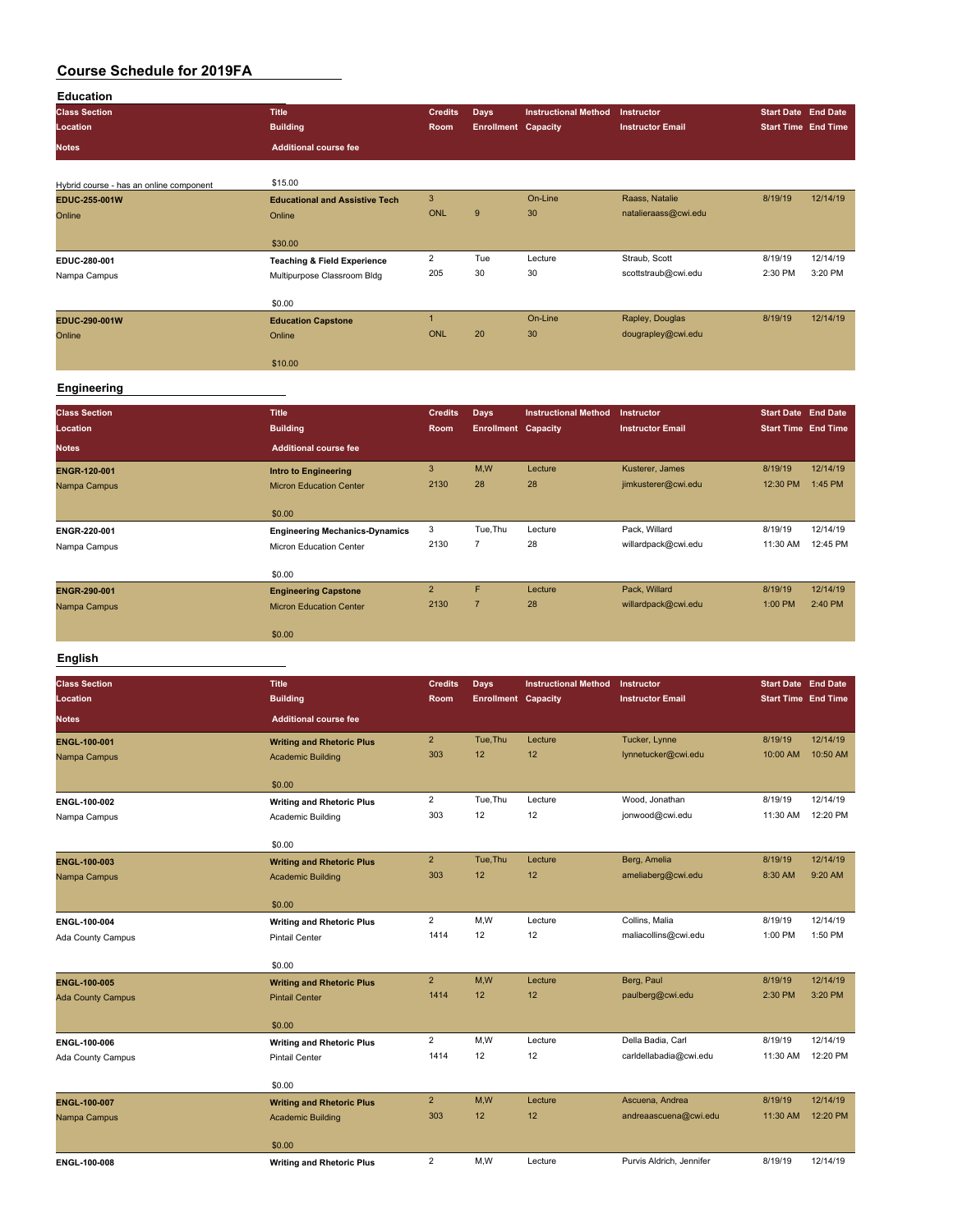# Course Schedule for 2019FA

## Education

| Class Section | Title | Credits | Days | Instructional Method | Instructor | Start Date | End Date |
|---|---|---|---|---|---|---|---|
| Location | Building | Room | Enrollment | Capacity | Instructor Email | Start Time | End Time |
| Notes | Additional course fee | | | | | | |
| Hybrid course - has an online component | $15.00 | | | | | | |
| **EDUC-255-001W** | **Educational and Assistive Tech** | 3 | | On-Line | Raass, Natalie | 8/19/19 | 12/14/19 |
| Online | Online | ONL | 9 | 30 | natalieraass@cwi.edu | | |
| | $30.00 | | | | | | |
| **EDUC-280-001** | **Teaching & Field Experience** | 2 | Tue | Lecture | Straub, Scott | 8/19/19 | 12/14/19 |
| Nampa Campus | Multipurpose Classroom Bldg | 205 | 30 | 30 | scottstraub@cwi.edu | 2:30 PM | 3:20 PM |
| | $0.00 | | | | | | |
| **EDUC-290-001W** | **Education Capstone** | 1 | | On-Line | Rapley, Douglas | 8/19/19 | 12/14/19 |
| Online | Online | ONL | 20 | 30 | dougrapley@cwi.edu | | |
| | $10.00 | | | | | | |

## Engineering

| Class Section | Title | Credits | Days | Instructional Method | Instructor | Start Date | End Date |
|---|---|---|---|---|---|---|---|
| Location | Building | Room | Enrollment | Capacity | Instructor Email | Start Time | End Time |
| Notes | Additional course fee | | | | | | |
| **ENGR-120-001** | **Intro to Engineering** | 3 | M,W | Lecture | Kusterer, James | 8/19/19 | 12/14/19 |
| Nampa Campus | Micron Education Center | 2130 | 28 | 28 | jimkusterer@cwi.edu | 12:30 PM | 1:45 PM |
| | $0.00 | | | | | | |
| **ENGR-220-001** | **Engineering Mechanics-Dynamics** | 3 | Tue,Thu | Lecture | Pack, Willard | 8/19/19 | 12/14/19 |
| Nampa Campus | Micron Education Center | 2130 | 7 | 28 | willardpack@cwi.edu | 11:30 AM | 12:45 PM |
| | $0.00 | | | | | | |
| **ENGR-290-001** | **Engineering Capstone** | 2 | F | Lecture | Pack, Willard | 8/19/19 | 12/14/19 |
| Nampa Campus | Micron Education Center | 2130 | 7 | 28 | willardpack@cwi.edu | 1:00 PM | 2:40 PM |
| | $0.00 | | | | | | |

## English

| Class Section | Title | Credits | Days | Instructional Method | Instructor | Start Date | End Date |
|---|---|---|---|---|---|---|---|
| Location | Building | Room | Enrollment | Capacity | Instructor Email | Start Time | End Time |
| Notes | Additional course fee | | | | | | |
| **ENGL-100-001** | **Writing and Rhetoric Plus** | 2 | Tue,Thu | Lecture | Tucker, Lynne | 8/19/19 | 12/14/19 |
| Nampa Campus | Academic Building | 303 | 12 | 12 | lynnetucker@cwi.edu | 10:00 AM | 10:50 AM |
| | $0.00 | | | | | | |
| **ENGL-100-002** | **Writing and Rhetoric Plus** | 2 | Tue,Thu | Lecture | Wood, Jonathan | 8/19/19 | 12/14/19 |
| Nampa Campus | Academic Building | 303 | 12 | 12 | jonwood@cwi.edu | 11:30 AM | 12:20 PM |
| | $0.00 | | | | | | |
| **ENGL-100-003** | **Writing and Rhetoric Plus** | 2 | Tue,Thu | Lecture | Berg, Amelia | 8/19/19 | 12/14/19 |
| Nampa Campus | Academic Building | 303 | 12 | 12 | ameliaberg@cwi.edu | 8:30 AM | 9:20 AM |
| | $0.00 | | | | | | |
| **ENGL-100-004** | **Writing and Rhetoric Plus** | 2 | M,W | Lecture | Collins, Malia | 8/19/19 | 12/14/19 |
| Ada County Campus | Pintail Center | 1414 | 12 | 12 | maliacollins@cwi.edu | 1:00 PM | 1:50 PM |
| | $0.00 | | | | | | |
| **ENGL-100-005** | **Writing and Rhetoric Plus** | 2 | M,W | Lecture | Berg, Paul | 8/19/19 | 12/14/19 |
| Ada County Campus | Pintail Center | 1414 | 12 | 12 | paulberg@cwi.edu | 2:30 PM | 3:20 PM |
| | $0.00 | | | | | | |
| **ENGL-100-006** | **Writing and Rhetoric Plus** | 2 | M,W | Lecture | Della Badia, Carl | 8/19/19 | 12/14/19 |
| Ada County Campus | Pintail Center | 1414 | 12 | 12 | carldellabadia@cwi.edu | 11:30 AM | 12:20 PM |
| | $0.00 | | | | | | |
| **ENGL-100-007** | **Writing and Rhetoric Plus** | 2 | M,W | Lecture | Ascuena, Andrea | 8/19/19 | 12/14/19 |
| Nampa Campus | Academic Building | 303 | 12 | 12 | andreaascuena@cwi.edu | 11:30 AM | 12:20 PM |
| | $0.00 | | | | | | |
| **ENGL-100-008** | **Writing and Rhetoric Plus** | 2 | M,W | Lecture | Purvis Aldrich, Jennifer | 8/19/19 | 12/14/19 |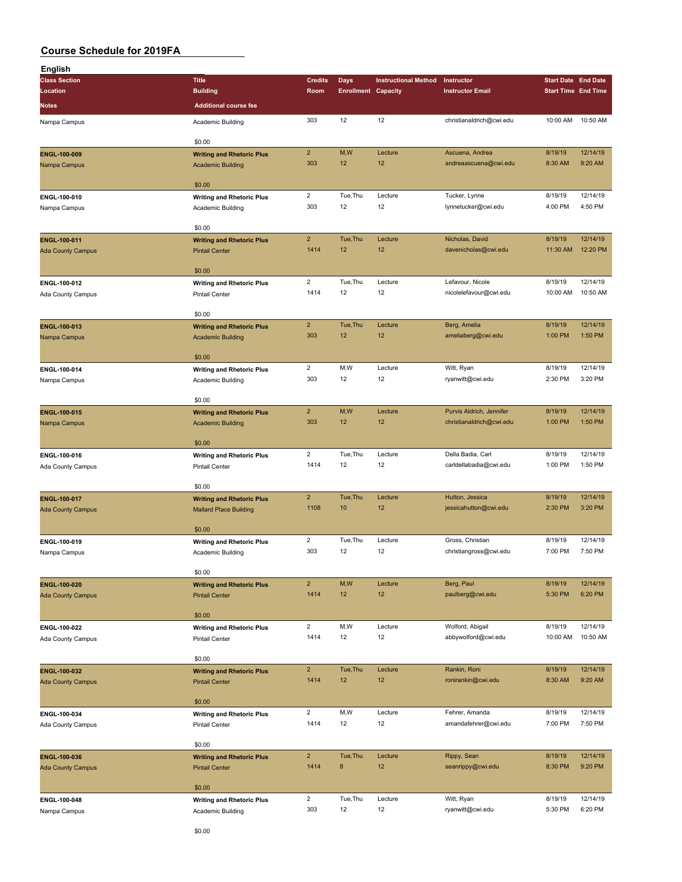# Course Schedule for 2019FA

## English

| Class Section / Location / Notes | Title / Building / Additional course fee | Credits / Room | Days / Enrollment | Instructional Method / Capacity | Instructor / Instructor Email | Start Date / Start Time | End Date / End Time |
|---|---|---|---|---|---|---|---|
| Nampa Campus | Academic Building | 303 | 12 | 12 | christianaldrich@cwi.edu | 10:00 AM | 10:50 AM |
| | $0.00 | | | | | | |
| **ENGL-100-009** | **Writing and Rhetoric Plus** | 2 | M,W | Lecture | Ascuena, Andrea | 8/19/19 | 12/14/19 |
| Nampa Campus | Academic Building | 303 | 12 | 12 | andreaascuena@cwi.edu | 8:30 AM | 9:20 AM |
| | $0.00 | | | | | | |
| **ENGL-100-010** | **Writing and Rhetoric Plus** | 2 | Tue,Thu | Lecture | Tucker, Lynne | 8/19/19 | 12/14/19 |
| Nampa Campus | Academic Building | 303 | 12 | 12 | lynnetucker@cwi.edu | 4:00 PM | 4:50 PM |
| | $0.00 | | | | | | |
| **ENGL-100-011** | **Writing and Rhetoric Plus** | 2 | Tue,Thu | Lecture | Nicholas, David | 8/19/19 | 12/14/19 |
| Ada County Campus | Pintail Center | 1414 | 12 | 12 | davenicholas@cwi.edu | 11:30 AM | 12:20 PM |
| | $0.00 | | | | | | |
| **ENGL-100-012** | **Writing and Rhetoric Plus** | 2 | Tue,Thu | Lecture | Lefavour, Nicole | 8/19/19 | 12/14/19 |
| Ada County Campus | Pintail Center | 1414 | 12 | 12 | nicolelefavour@cwi.edu | 10:00 AM | 10:50 AM |
| | $0.00 | | | | | | |
| **ENGL-100-013** | **Writing and Rhetoric Plus** | 2 | Tue,Thu | Lecture | Berg, Amelia | 8/19/19 | 12/14/19 |
| Nampa Campus | Academic Building | 303 | 12 | 12 | ameliaberg@cwi.edu | 1:00 PM | 1:50 PM |
| | $0.00 | | | | | | |
| **ENGL-100-014** | **Writing and Rhetoric Plus** | 2 | M,W | Lecture | Witt, Ryan | 8/19/19 | 12/14/19 |
| Nampa Campus | Academic Building | 303 | 12 | 12 | ryanwitt@cwi.edu | 2:30 PM | 3:20 PM |
| | $0.00 | | | | | | |
| **ENGL-100-015** | **Writing and Rhetoric Plus** | 2 | M,W | Lecture | Purvis Aldrich, Jennifer | 8/19/19 | 12/14/19 |
| Nampa Campus | Academic Building | 303 | 12 | 12 | christianaldrich@cwi.edu | 1:00 PM | 1:50 PM |
| | $0.00 | | | | | | |
| **ENGL-100-016** | **Writing and Rhetoric Plus** | 2 | Tue,Thu | Lecture | Della Badia, Carl | 8/19/19 | 12/14/19 |
| Ada County Campus | Pintail Center | 1414 | 12 | 12 | carldellabadia@cwi.edu | 1:00 PM | 1:50 PM |
| | $0.00 | | | | | | |
| **ENGL-100-017** | **Writing and Rhetoric Plus** | 2 | Tue,Thu | Lecture | Hutton, Jessica | 8/19/19 | 12/14/19 |
| Ada County Campus | Mallard Place Building | 1108 | 10 | 12 | jessicahutton@cwi.edu | 2:30 PM | 3:20 PM |
| | $0.00 | | | | | | |
| **ENGL-100-019** | **Writing and Rhetoric Plus** | 2 | Tue,Thu | Lecture | Gross, Christian | 8/19/19 | 12/14/19 |
| Nampa Campus | Academic Building | 303 | 12 | 12 | christiangross@cwi.edu | 7:00 PM | 7:50 PM |
| | $0.00 | | | | | | |
| **ENGL-100-020** | **Writing and Rhetoric Plus** | 2 | M,W | Lecture | Berg, Paul | 8/19/19 | 12/14/19 |
| Ada County Campus | Pintail Center | 1414 | 12 | 12 | paulberg@cwi.edu | 5:30 PM | 6:20 PM |
| | $0.00 | | | | | | |
| **ENGL-100-022** | **Writing and Rhetoric Plus** | 2 | M,W | Lecture | Wolford, Abigail | 8/19/19 | 12/14/19 |
| Ada County Campus | Pintail Center | 1414 | 12 | 12 | abbywolford@cwi.edu | 10:00 AM | 10:50 AM |
| | $0.00 | | | | | | |
| **ENGL-100-032** | **Writing and Rhetoric Plus** | 2 | Tue,Thu | Lecture | Rankin, Roni | 8/19/19 | 12/14/19 |
| Ada County Campus | Pintail Center | 1414 | 12 | 12 | ronirankin@cwi.edu | 8:30 AM | 9:20 AM |
| | $0.00 | | | | | | |
| **ENGL-100-034** | **Writing and Rhetoric Plus** | 2 | M,W | Lecture | Fehrer, Amanda | 8/19/19 | 12/14/19 |
| Ada County Campus | Pintail Center | 1414 | 12 | 12 | amandafehrer@cwi.edu | 7:00 PM | 7:50 PM |
| | $0.00 | | | | | | |
| **ENGL-100-036** | **Writing and Rhetoric Plus** | 2 | Tue,Thu | Lecture | Rippy, Sean | 8/19/19 | 12/14/19 |
| Ada County Campus | Pintail Center | 1414 | 8 | 12 | seanrippy@cwi.edu | 8:30 PM | 9:20 PM |
| | $0.00 | | | | | | |
| **ENGL-100-048** | **Writing and Rhetoric Plus** | 2 | Tue,Thu | Lecture | Witt, Ryan | 8/19/19 | 12/14/19 |
| Nampa Campus | Academic Building | 303 | 12 | 12 | ryanwitt@cwi.edu | 5:30 PM | 6:20 PM |
| | $0.00 | | | | | | |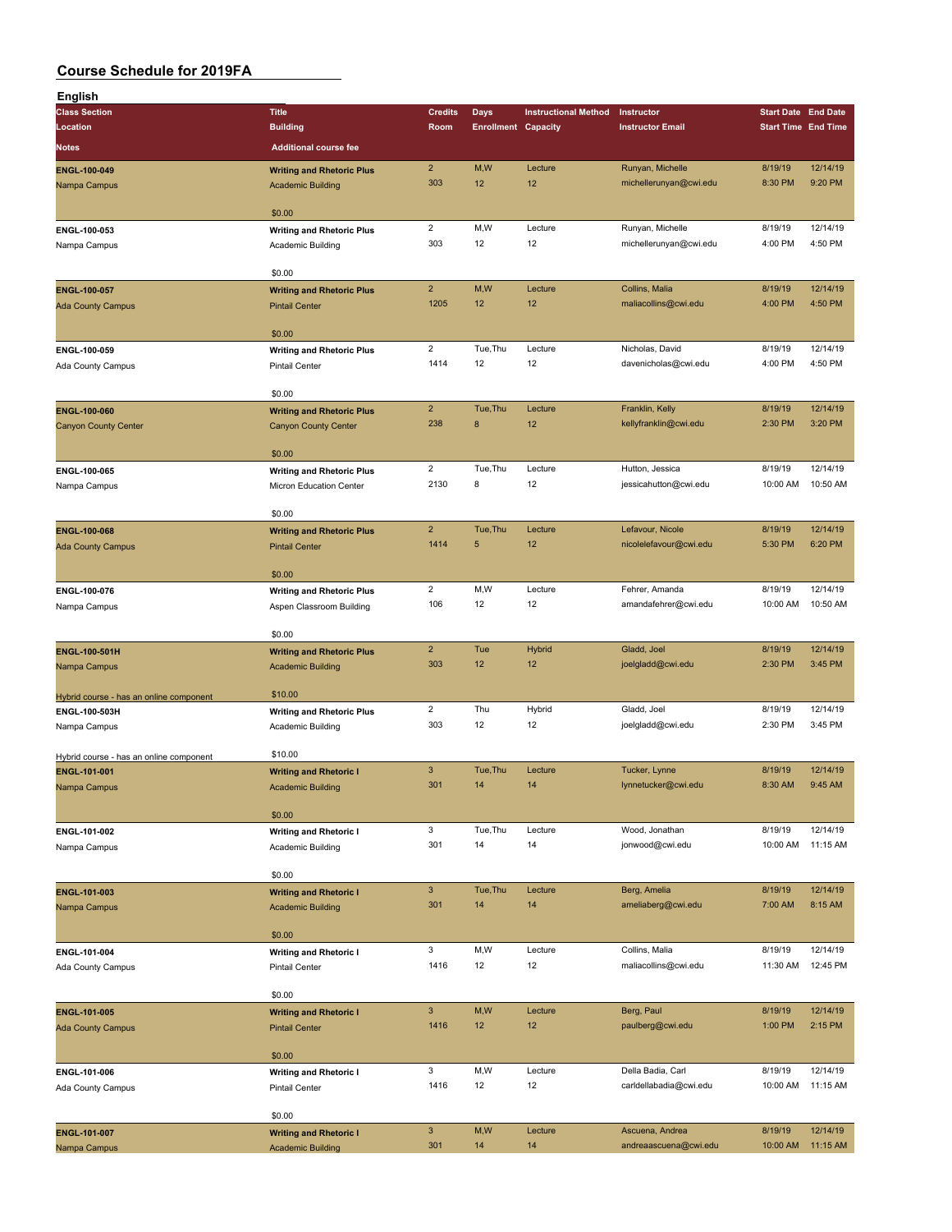# Course Schedule for 2019FA

## English

| Class Section / Location / Notes | Title / Building / Additional course fee | Credits / Room | Days / Enrollment | Instructional Method / Capacity | Instructor / Instructor Email | Start Date / Start Time | End Date / End Time |
|---|---|---|---|---|---|---|---|
| ENGL-100-049<br>Nampa Campus | Writing and Rhetoric Plus<br>Academic Building<br>$0.00 | 2<br>303 | M,W<br>12 | Lecture<br>12 | Runyan, Michelle<br>michellerunyan@cwi.edu | 8/19/19<br>8:30 PM | 12/14/19<br>9:20 PM |
| ENGL-100-053<br>Nampa Campus | Writing and Rhetoric Plus<br>Academic Building<br>$0.00 | 2<br>303 | M,W<br>12 | Lecture<br>12 | Runyan, Michelle<br>michellerunyan@cwi.edu | 8/19/19<br>4:00 PM | 12/14/19<br>4:50 PM |
| ENGL-100-057<br>Ada County Campus | Writing and Rhetoric Plus<br>Pintail Center<br>$0.00 | 2<br>1205 | M,W<br>12 | Lecture<br>12 | Collins, Malia<br>maliacollins@cwi.edu | 8/19/19<br>4:00 PM | 12/14/19<br>4:50 PM |
| ENGL-100-059<br>Ada County Campus | Writing and Rhetoric Plus<br>Pintail Center<br>$0.00 | 2<br>1414 | Tue,Thu<br>12 | Lecture<br>12 | Nicholas, David<br>davenicholas@cwi.edu | 8/19/19<br>4:00 PM | 12/14/19<br>4:50 PM |
| ENGL-100-060<br>Canyon County Center | Writing and Rhetoric Plus<br>Canyon County Center<br>$0.00 | 2<br>238 | Tue,Thu<br>8 | Lecture<br>12 | Franklin, Kelly<br>kellyfranklin@cwi.edu | 8/19/19<br>2:30 PM | 12/14/19<br>3:20 PM |
| ENGL-100-065<br>Nampa Campus | Writing and Rhetoric Plus<br>Micron Education Center<br>$0.00 | 2<br>2130 | Tue,Thu<br>8 | Lecture<br>12 | Hutton, Jessica<br>jessicahutton@cwi.edu | 8/19/19<br>10:00 AM | 12/14/19<br>10:50 AM |
| ENGL-100-068<br>Ada County Campus | Writing and Rhetoric Plus<br>Pintail Center<br>$0.00 | 2<br>1414 | Tue,Thu<br>5 | Lecture<br>12 | Lefavour, Nicole<br>nicolelefavour@cwi.edu | 8/19/19<br>5:30 PM | 12/14/19<br>6:20 PM |
| ENGL-100-076<br>Nampa Campus | Writing and Rhetoric Plus<br>Aspen Classroom Building<br>$0.00 | 2<br>106 | M,W<br>12 | Lecture<br>12 | Fehrer, Amanda<br>amandafehrer@cwi.edu | 8/19/19<br>10:00 AM | 12/14/19<br>10:50 AM |
| ENGL-100-501H<br>Nampa Campus<br>Hybrid course - has an online component | Writing and Rhetoric Plus<br>Academic Building<br>$10.00 | 2<br>303 | Tue<br>12 | Hybrid<br>12 | Gladd, Joel<br>joelgladd@cwi.edu | 8/19/19<br>2:30 PM | 12/14/19<br>3:45 PM |
| ENGL-100-503H<br>Nampa Campus<br>Hybrid course - has an online component | Writing and Rhetoric Plus<br>Academic Building<br>$10.00 | 2<br>303 | Thu<br>12 | Hybrid<br>12 | Gladd, Joel<br>joelgladd@cwi.edu | 8/19/19<br>2:30 PM | 12/14/19<br>3:45 PM |
| ENGL-101-001<br>Nampa Campus | Writing and Rhetoric I<br>Academic Building<br>$0.00 | 3<br>301 | Tue,Thu<br>14 | Lecture<br>14 | Tucker, Lynne<br>lynnetucker@cwi.edu | 8/19/19<br>8:30 AM | 12/14/19<br>9:45 AM |
| ENGL-101-002<br>Nampa Campus | Writing and Rhetoric I<br>Academic Building<br>$0.00 | 3<br>301 | Tue,Thu<br>14 | Lecture<br>14 | Wood, Jonathan<br>jonwood@cwi.edu | 8/19/19<br>10:00 AM | 12/14/19<br>11:15 AM |
| ENGL-101-003<br>Nampa Campus | Writing and Rhetoric I<br>Academic Building<br>$0.00 | 3<br>301 | Tue,Thu<br>14 | Lecture<br>14 | Berg, Amelia<br>ameliaberg@cwi.edu | 8/19/19<br>7:00 AM | 12/14/19<br>8:15 AM |
| ENGL-101-004<br>Ada County Campus | Writing and Rhetoric I<br>Pintail Center<br>$0.00 | 3<br>1416 | M,W<br>12 | Lecture<br>12 | Collins, Malia<br>maliacollins@cwi.edu | 8/19/19<br>11:30 AM | 12/14/19<br>12:45 PM |
| ENGL-101-005<br>Ada County Campus | Writing and Rhetoric I<br>Pintail Center<br>$0.00 | 3<br>1416 | M,W<br>12 | Lecture<br>12 | Berg, Paul<br>paulberg@cwi.edu | 8/19/19<br>1:00 PM | 12/14/19<br>2:15 PM |
| ENGL-101-006<br>Ada County Campus | Writing and Rhetoric I<br>Pintail Center<br>$0.00 | 3<br>1416 | M,W<br>12 | Lecture<br>12 | Della Badia, Carl<br>carldellabadia@cwi.edu | 8/19/19<br>10:00 AM | 12/14/19<br>11:15 AM |
| ENGL-101-007<br>Nampa Campus | Writing and Rhetoric I<br>Academic Building | 3<br>301 | M,W<br>14 | Lecture<br>14 | Ascuena, Andrea<br>andreaascuena@cwi.edu | 8/19/19<br>10:00 AM | 12/14/19<br>11:15 AM |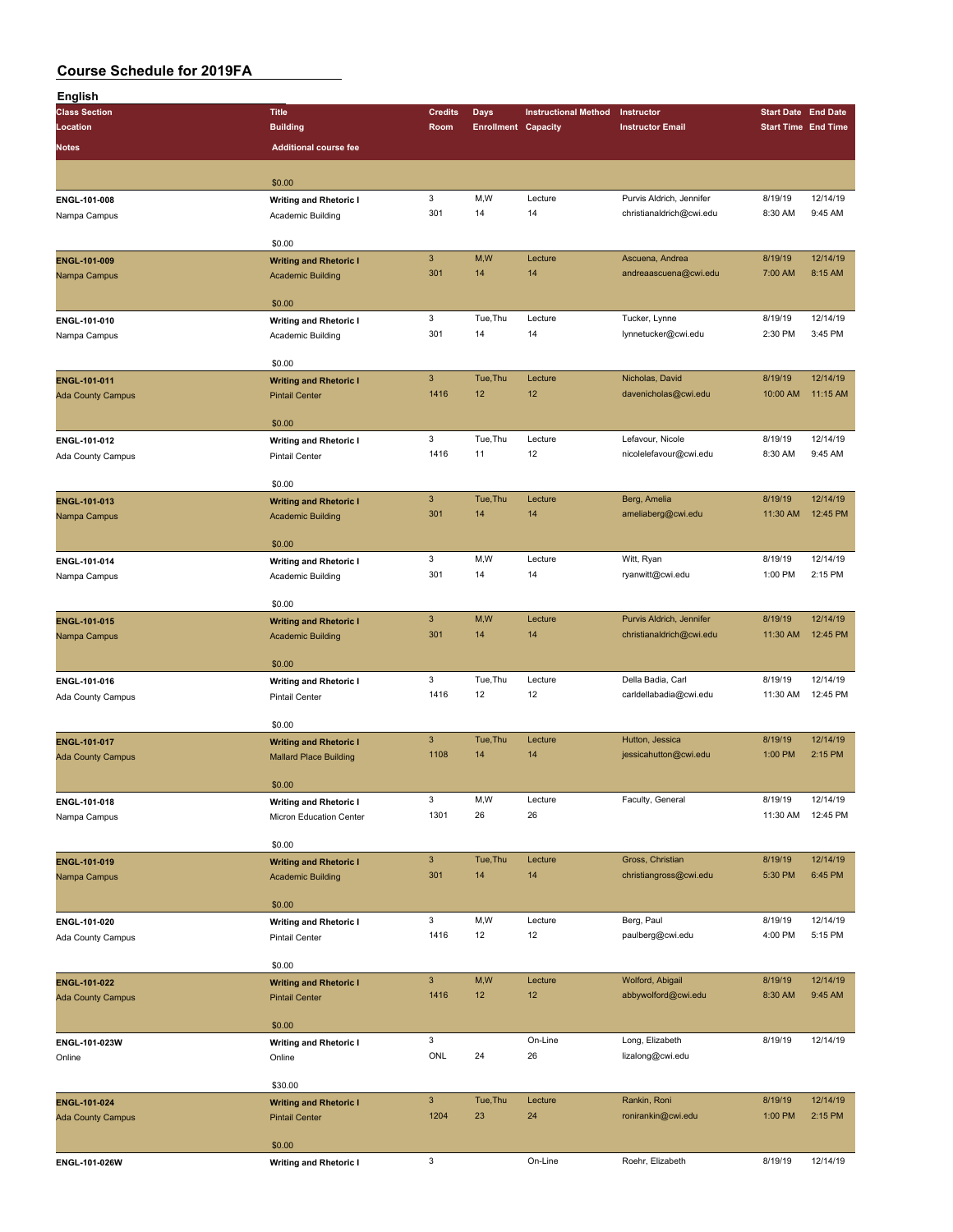# Course Schedule for 2019FA

## English

| Class Section / Location / Notes | Title / Building / Additional course fee | Credits / Room | Days / Enrollment | Instructional Method / Capacity | Instructor / Instructor Email | Start Date / Start Time | End Date / End Time |
|---|---|---|---|---|---|---|---|
| | $0.00 | | | | | | |
| ENGL-101-008 | **Writing and Rhetoric I** | 3 | M,W | Lecture | Purvis Aldrich, Jennifer | 8/19/19 | 12/14/19 |
| Nampa Campus | Academic Building | 301 | 14 | 14 | christianaldrich@cwi.edu | 8:30 AM | 9:45 AM |
| | $0.00 | | | | | | |
| ENGL-101-009 | **Writing and Rhetoric I** | 3 | M,W | Lecture | Ascuena, Andrea | 8/19/19 | 12/14/19 |
| Nampa Campus | Academic Building | 301 | 14 | 14 | andreaascuena@cwi.edu | 7:00 AM | 8:15 AM |
| | $0.00 | | | | | | |
| ENGL-101-010 | **Writing and Rhetoric I** | 3 | Tue,Thu | Lecture | Tucker, Lynne | 8/19/19 | 12/14/19 |
| Nampa Campus | Academic Building | 301 | 14 | 14 | lynnetucker@cwi.edu | 2:30 PM | 3:45 PM |
| | $0.00 | | | | | | |
| ENGL-101-011 | **Writing and Rhetoric I** | 3 | Tue,Thu | Lecture | Nicholas, David | 8/19/19 | 12/14/19 |
| Ada County Campus | Pintail Center | 1416 | 12 | 12 | davenicholas@cwi.edu | 10:00 AM | 11:15 AM |
| | $0.00 | | | | | | |
| ENGL-101-012 | **Writing and Rhetoric I** | 3 | Tue,Thu | Lecture | Lefavour, Nicole | 8/19/19 | 12/14/19 |
| Ada County Campus | Pintail Center | 1416 | 11 | 12 | nicolelefavour@cwi.edu | 8:30 AM | 9:45 AM |
| | $0.00 | | | | | | |
| ENGL-101-013 | **Writing and Rhetoric I** | 3 | Tue,Thu | Lecture | Berg, Amelia | 8/19/19 | 12/14/19 |
| Nampa Campus | Academic Building | 301 | 14 | 14 | ameliaberg@cwi.edu | 11:30 AM | 12:45 PM |
| | $0.00 | | | | | | |
| ENGL-101-014 | **Writing and Rhetoric I** | 3 | M,W | Lecture | Witt, Ryan | 8/19/19 | 12/14/19 |
| Nampa Campus | Academic Building | 301 | 14 | 14 | ryanwitt@cwi.edu | 1:00 PM | 2:15 PM |
| | $0.00 | | | | | | |
| ENGL-101-015 | **Writing and Rhetoric I** | 3 | M,W | Lecture | Purvis Aldrich, Jennifer | 8/19/19 | 12/14/19 |
| Nampa Campus | Academic Building | 301 | 14 | 14 | christianaldrich@cwi.edu | 11:30 AM | 12:45 PM |
| | $0.00 | | | | | | |
| ENGL-101-016 | **Writing and Rhetoric I** | 3 | Tue,Thu | Lecture | Della Badia, Carl | 8/19/19 | 12/14/19 |
| Ada County Campus | Pintail Center | 1416 | 12 | 12 | carldellabadia@cwi.edu | 11:30 AM | 12:45 PM |
| | $0.00 | | | | | | |
| ENGL-101-017 | **Writing and Rhetoric I** | 3 | Tue,Thu | Lecture | Hutton, Jessica | 8/19/19 | 12/14/19 |
| Ada County Campus | Mallard Place Building | 1108 | 14 | 14 | jessicahutton@cwi.edu | 1:00 PM | 2:15 PM |
| | $0.00 | | | | | | |
| ENGL-101-018 | **Writing and Rhetoric I** | 3 | M,W | Lecture | Faculty, General | 8/19/19 | 12/14/19 |
| Nampa Campus | Micron Education Center | 1301 | 26 | 26 | | 11:30 AM | 12:45 PM |
| | $0.00 | | | | | | |
| ENGL-101-019 | **Writing and Rhetoric I** | 3 | Tue,Thu | Lecture | Gross, Christian | 8/19/19 | 12/14/19 |
| Nampa Campus | Academic Building | 301 | 14 | 14 | christiangross@cwi.edu | 5:30 PM | 6:45 PM |
| | $0.00 | | | | | | |
| ENGL-101-020 | **Writing and Rhetoric I** | 3 | M,W | Lecture | Berg, Paul | 8/19/19 | 12/14/19 |
| Ada County Campus | Pintail Center | 1416 | 12 | 12 | paulberg@cwi.edu | 4:00 PM | 5:15 PM |
| | $0.00 | | | | | | |
| ENGL-101-022 | **Writing and Rhetoric I** | 3 | M,W | Lecture | Wolford, Abigail | 8/19/19 | 12/14/19 |
| Ada County Campus | Pintail Center | 1416 | 12 | 12 | abbywolford@cwi.edu | 8:30 AM | 9:45 AM |
| | $0.00 | | | | | | |
| ENGL-101-023W | **Writing and Rhetoric I** | 3 | | On-Line | Long, Elizabeth | 8/19/19 | 12/14/19 |
| Online | Online | ONL | 24 | 26 | lizalong@cwi.edu | | |
| | $30.00 | | | | | | |
| ENGL-101-024 | **Writing and Rhetoric I** | 3 | Tue,Thu | Lecture | Rankin, Roni | 8/19/19 | 12/14/19 |
| Ada County Campus | Pintail Center | 1204 | 23 | 24 | ronirankin@cwi.edu | 1:00 PM | 2:15 PM |
| | $0.00 | | | | | | |
| ENGL-101-026W | **Writing and Rhetoric I** | 3 | | On-Line | Roehr, Elizabeth | 8/19/19 | 12/14/19 |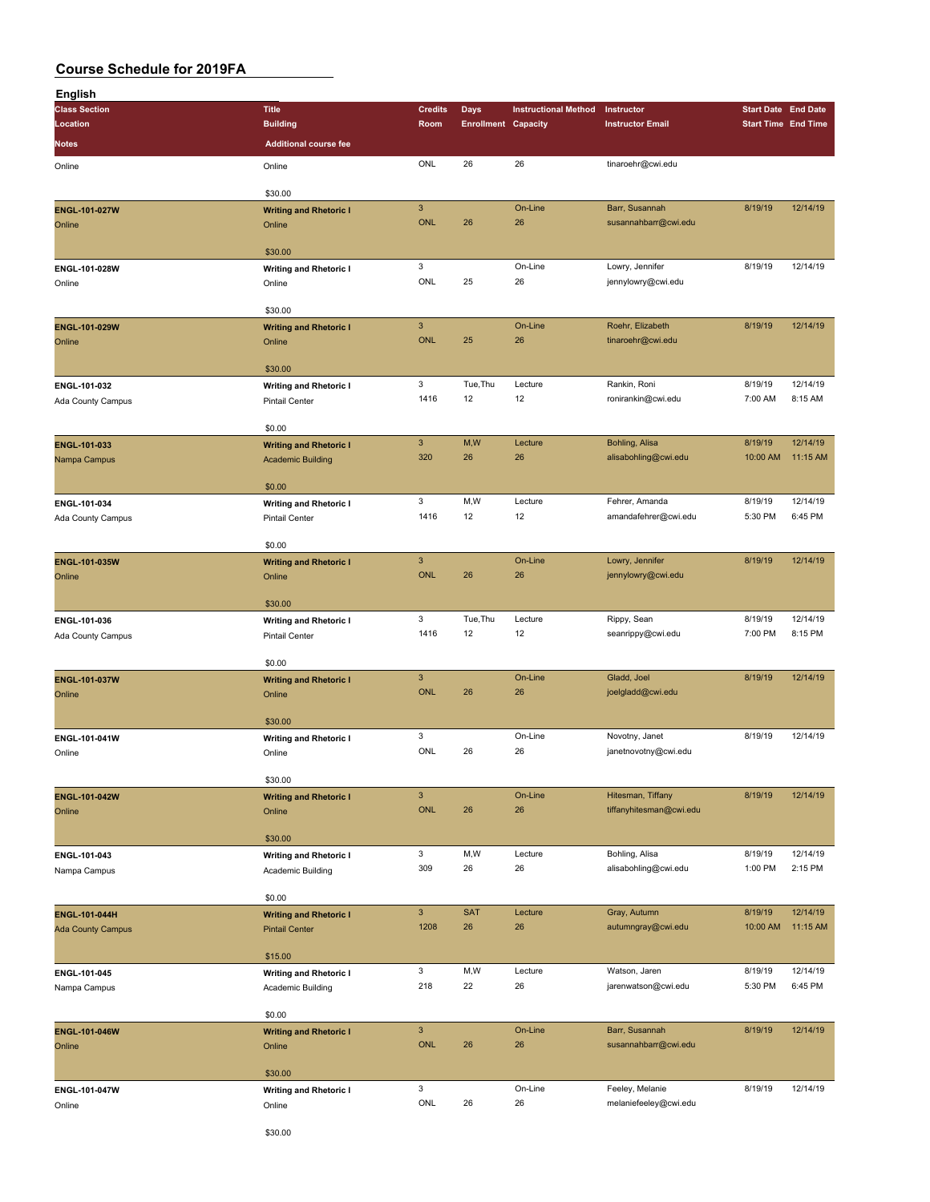# Course Schedule for 2019FA

## English

| Class Section / Location / Notes | Title / Building / Additional course fee | Credits / Room | Days / Enrollment | Instructional Method / Capacity | Instructor / Instructor Email | Start Date / Start Time | End Date / End Time |
|---|---|---|---|---|---|---|---|
| Online | Online | ONL | 26 | 26 | tinaroehr@cwi.edu | | |
| | $30.00 | | | | | | |
| **ENGL-101-027W** | **Writing and Rhetoric I** | 3 | | On-Line | Barr, Susannah | 8/19/19 | 12/14/19 |
| Online | Online | ONL | 26 | 26 | susannahbarr@cwi.edu | | |
| | $30.00 | | | | | | |
| **ENGL-101-028W** | **Writing and Rhetoric I** | 3 | | On-Line | Lowry, Jennifer | 8/19/19 | 12/14/19 |
| Online | Online | ONL | 25 | 26 | jennylowry@cwi.edu | | |
| | $30.00 | | | | | | |
| **ENGL-101-029W** | **Writing and Rhetoric I** | 3 | | On-Line | Roehr, Elizabeth | 8/19/19 | 12/14/19 |
| Online | Online | ONL | 25 | 26 | tinaroehr@cwi.edu | | |
| | $30.00 | | | | | | |
| **ENGL-101-032** | **Writing and Rhetoric I** | 3 | Tue,Thu | Lecture | Rankin, Roni | 8/19/19 | 12/14/19 |
| Ada County Campus | Pintail Center | 1416 | 12 | 12 | ronirankin@cwi.edu | 7:00 AM | 8:15 AM |
| | $0.00 | | | | | | |
| **ENGL-101-033** | **Writing and Rhetoric I** | 3 | M,W | Lecture | Bohling, Alisa | 8/19/19 | 12/14/19 |
| Nampa Campus | Academic Building | 320 | 26 | 26 | alisabohling@cwi.edu | 10:00 AM | 11:15 AM |
| | $0.00 | | | | | | |
| **ENGL-101-034** | **Writing and Rhetoric I** | 3 | M,W | Lecture | Fehrer, Amanda | 8/19/19 | 12/14/19 |
| Ada County Campus | Pintail Center | 1416 | 12 | 12 | amandafehrer@cwi.edu | 5:30 PM | 6:45 PM |
| | $0.00 | | | | | | |
| **ENGL-101-035W** | **Writing and Rhetoric I** | 3 | | On-Line | Lowry, Jennifer | 8/19/19 | 12/14/19 |
| Online | Online | ONL | 26 | 26 | jennylowry@cwi.edu | | |
| | $30.00 | | | | | | |
| **ENGL-101-036** | **Writing and Rhetoric I** | 3 | Tue,Thu | Lecture | Rippy, Sean | 8/19/19 | 12/14/19 |
| Ada County Campus | Pintail Center | 1416 | 12 | 12 | seanrippy@cwi.edu | 7:00 PM | 8:15 PM |
| | $0.00 | | | | | | |
| **ENGL-101-037W** | **Writing and Rhetoric I** | 3 | | On-Line | Gladd, Joel | 8/19/19 | 12/14/19 |
| Online | Online | ONL | 26 | 26 | joelgladd@cwi.edu | | |
| | $30.00 | | | | | | |
| **ENGL-101-041W** | **Writing and Rhetoric I** | 3 | | On-Line | Novotny, Janet | 8/19/19 | 12/14/19 |
| Online | Online | ONL | 26 | 26 | janetnovotny@cwi.edu | | |
| | $30.00 | | | | | | |
| **ENGL-101-042W** | **Writing and Rhetoric I** | 3 | | On-Line | Hitesman, Tiffany | 8/19/19 | 12/14/19 |
| Online | Online | ONL | 26 | 26 | tiffanyhitesman@cwi.edu | | |
| | $30.00 | | | | | | |
| **ENGL-101-043** | **Writing and Rhetoric I** | 3 | M,W | Lecture | Bohling, Alisa | 8/19/19 | 12/14/19 |
| Nampa Campus | Academic Building | 309 | 26 | 26 | alisabohling@cwi.edu | 1:00 PM | 2:15 PM |
| | $0.00 | | | | | | |
| **ENGL-101-044H** | **Writing and Rhetoric I** | 3 | SAT | Lecture | Gray, Autumn | 8/19/19 | 12/14/19 |
| Ada County Campus | Pintail Center | 1208 | 26 | 26 | autumngray@cwi.edu | 10:00 AM | 11:15 AM |
| | $15.00 | | | | | | |
| **ENGL-101-045** | **Writing and Rhetoric I** | 3 | M,W | Lecture | Watson, Jaren | 8/19/19 | 12/14/19 |
| Nampa Campus | Academic Building | 218 | 22 | 26 | jarenwatson@cwi.edu | 5:30 PM | 6:45 PM |
| | $0.00 | | | | | | |
| **ENGL-101-046W** | **Writing and Rhetoric I** | 3 | | On-Line | Barr, Susannah | 8/19/19 | 12/14/19 |
| Online | Online | ONL | 26 | 26 | susannahbarr@cwi.edu | | |
| | $30.00 | | | | | | |
| **ENGL-101-047W** | **Writing and Rhetoric I** | 3 | | On-Line | Feeley, Melanie | 8/19/19 | 12/14/19 |
| Online | Online | ONL | 26 | 26 | melaniefeeley@cwi.edu | | |
| | $30.00 | | | | | | |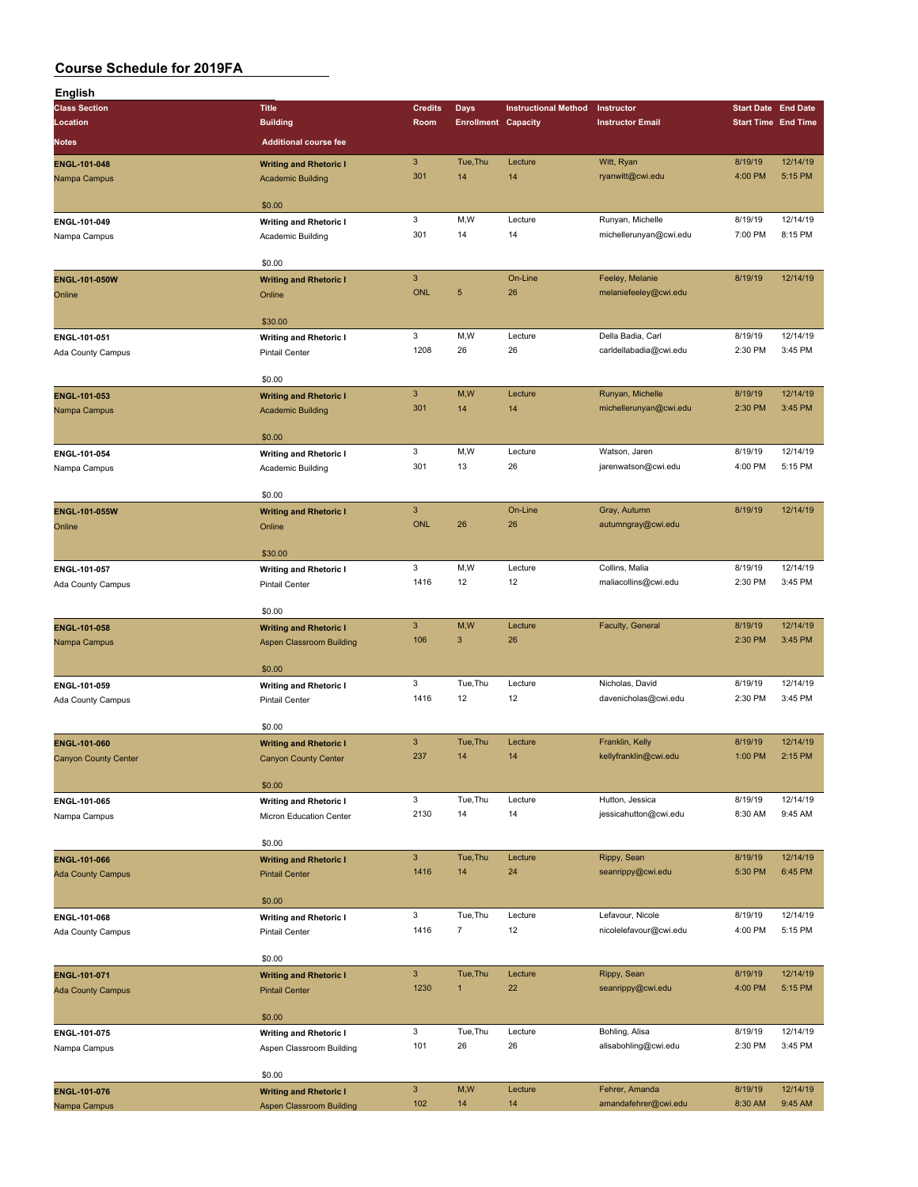# Course Schedule for 2019FA

## English

| Class Section / Location / Notes | Title / Building / Additional course fee | Credits / Room | Days / Enrollment | Instructional Method / Capacity | Instructor / Instructor Email | Start Date / Start Time | End Date / End Time |
|---|---|---|---|---|---|---|---|
| ENGL-101-048<br>Nampa Campus | Writing and Rhetoric I<br>Academic Building<br>$0.00 | 3<br>301 | Tue,Thu<br>14 | Lecture<br>14 | Witt, Ryan<br>ryanwitt@cwi.edu | 8/19/19<br>4:00 PM | 12/14/19<br>5:15 PM |
| ENGL-101-049<br>Nampa Campus | Writing and Rhetoric I<br>Academic Building<br>$0.00 | 3<br>301 | M,W<br>14 | Lecture<br>14 | Runyan, Michelle<br>michellerunyan@cwi.edu | 8/19/19<br>7:00 PM | 12/14/19<br>8:15 PM |
| ENGL-101-050W<br>Online | Writing and Rhetoric I<br>Online<br>$30.00 | 3<br>ONL | <br>5 | On-Line<br>26 | Feeley, Melanie<br>melaniefeeley@cwi.edu | 8/19/19 | 12/14/19 |
| ENGL-101-051<br>Ada County Campus | Writing and Rhetoric I<br>Pintail Center<br>$0.00 | 3<br>1208 | M,W<br>26 | Lecture<br>26 | Della Badia, Carl<br>carldellabadia@cwi.edu | 8/19/19<br>2:30 PM | 12/14/19<br>3:45 PM |
| ENGL-101-053<br>Nampa Campus | Writing and Rhetoric I<br>Academic Building<br>$0.00 | 3<br>301 | M,W<br>14 | Lecture<br>14 | Runyan, Michelle<br>michellerunyan@cwi.edu | 8/19/19<br>2:30 PM | 12/14/19<br>3:45 PM |
| ENGL-101-054<br>Nampa Campus | Writing and Rhetoric I<br>Academic Building<br>$0.00 | 3<br>301 | M,W<br>13 | Lecture<br>26 | Watson, Jaren<br>jarenwatson@cwi.edu | 8/19/19<br>4:00 PM | 12/14/19<br>5:15 PM |
| ENGL-101-055W<br>Online | Writing and Rhetoric I<br>Online<br>$30.00 | 3<br>ONL | <br>26 | On-Line<br>26 | Gray, Autumn<br>autumngray@cwi.edu | 8/19/19 | 12/14/19 |
| ENGL-101-057<br>Ada County Campus | Writing and Rhetoric I<br>Pintail Center<br>$0.00 | 3<br>1416 | M,W<br>12 | Lecture<br>12 | Collins, Malia<br>maliacollins@cwi.edu | 8/19/19<br>2:30 PM | 12/14/19<br>3:45 PM |
| ENGL-101-058<br>Nampa Campus | Writing and Rhetoric I<br>Aspen Classroom Building<br>$0.00 | 3<br>106 | M,W<br>3 | Lecture<br>26 | Faculty, General | 8/19/19<br>2:30 PM | 12/14/19<br>3:45 PM |
| ENGL-101-059<br>Ada County Campus | Writing and Rhetoric I<br>Pintail Center<br>$0.00 | 3<br>1416 | Tue,Thu<br>12 | Lecture<br>12 | Nicholas, David<br>davenicholas@cwi.edu | 8/19/19<br>2:30 PM | 12/14/19<br>3:45 PM |
| ENGL-101-060<br>Canyon County Center | Writing and Rhetoric I<br>Canyon County Center<br>$0.00 | 3<br>237 | Tue,Thu<br>14 | Lecture<br>14 | Franklin, Kelly<br>kellyfranklin@cwi.edu | 8/19/19<br>1:00 PM | 12/14/19<br>2:15 PM |
| ENGL-101-065<br>Nampa Campus | Writing and Rhetoric I<br>Micron Education Center<br>$0.00 | 3<br>2130 | Tue,Thu<br>14 | Lecture<br>14 | Hutton, Jessica<br>jessicahutton@cwi.edu | 8/19/19<br>8:30 AM | 12/14/19<br>9:45 AM |
| ENGL-101-066<br>Ada County Campus | Writing and Rhetoric I<br>Pintail Center<br>$0.00 | 3<br>1416 | Tue,Thu<br>14 | Lecture<br>24 | Rippy, Sean<br>seanrippy@cwi.edu | 8/19/19<br>5:30 PM | 12/14/19<br>6:45 PM |
| ENGL-101-068<br>Ada County Campus | Writing and Rhetoric I<br>Pintail Center<br>$0.00 | 3<br>1416 | Tue,Thu<br>7 | Lecture<br>12 | Lefavour, Nicole<br>nicolelefavour@cwi.edu | 8/19/19<br>4:00 PM | 12/14/19<br>5:15 PM |
| ENGL-101-071<br>Ada County Campus | Writing and Rhetoric I<br>Pintail Center<br>$0.00 | 3<br>1230 | Tue,Thu<br>1 | Lecture<br>22 | Rippy, Sean<br>seanrippy@cwi.edu | 8/19/19<br>4:00 PM | 12/14/19<br>5:15 PM |
| ENGL-101-075<br>Nampa Campus | Writing and Rhetoric I<br>Aspen Classroom Building<br>$0.00 | 3<br>101 | Tue,Thu<br>26 | Lecture<br>26 | Bohling, Alisa<br>alisabohling@cwi.edu | 8/19/19<br>2:30 PM | 12/14/19<br>3:45 PM |
| ENGL-101-076<br>Nampa Campus | Writing and Rhetoric I<br>Aspen Classroom Building | 3<br>102 | M,W<br>14 | Lecture<br>14 | Fehrer, Amanda<br>amandafehrer@cwi.edu | 8/19/19<br>8:30 AM | 12/14/19<br>9:45 AM |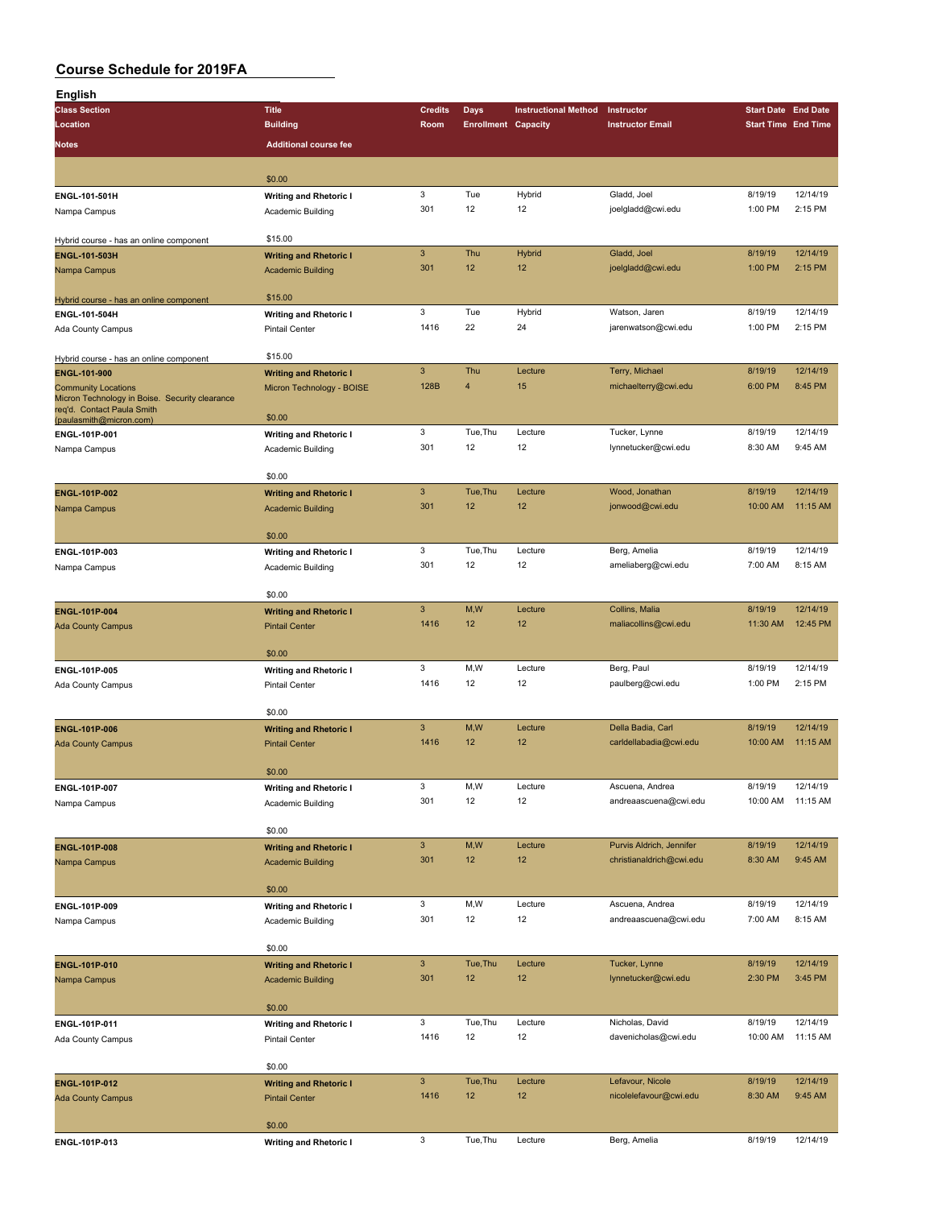# Course Schedule for 2019FA

## English

| Class Section / Location / Notes | Title / Building / Additional course fee | Credits / Room | Days / Enrollment | Instructional Method / Capacity | Instructor / Instructor Email | Start Date / Start Time | End Date / End Time |
|---|---|---|---|---|---|---|---|
| | $0.00 | | | | | | |
| ENGL-101-501H<br>Nampa Campus<br>Hybrid course - has an online component | Writing and Rhetoric I<br>Academic Building<br>$15.00 | 3<br>301 | Tue<br>12 | Hybrid<br>12 | Gladd, Joel<br>joelgladd@cwi.edu | 8/19/19<br>1:00 PM | 12/14/19<br>2:15 PM |
| ENGL-101-503H<br>Nampa Campus<br>Hybrid course - has an online component | Writing and Rhetoric I<br>Academic Building<br>$15.00 | 3<br>301 | Thu<br>12 | Hybrid<br>12 | Gladd, Joel<br>joelgladd@cwi.edu | 8/19/19<br>1:00 PM | 12/14/19<br>2:15 PM |
| ENGL-101-504H<br>Ada County Campus<br>Hybrid course - has an online component | Writing and Rhetoric I<br>Pintail Center<br>$15.00 | 3<br>1416 | Tue<br>22 | Hybrid<br>24 | Watson, Jaren<br>jarenwatson@cwi.edu | 8/19/19<br>1:00 PM | 12/14/19<br>2:15 PM |
| ENGL-101-900<br>Community Locations<br>Micron Technology in Boise. Security clearance req'd. Contact Paula Smith (paulasmith@micron.com) | Writing and Rhetoric I<br>Micron Technology - BOISE<br>$0.00 | 3<br>128B | Thu<br>4 | Lecture<br>15 | Terry, Michael<br>michaelterry@cwi.edu | 8/19/19<br>6:00 PM | 12/14/19<br>8:45 PM |
| ENGL-101P-001<br>Nampa Campus | Writing and Rhetoric I<br>Academic Building<br>$0.00 | 3<br>301 | Tue,Thu<br>12 | Lecture<br>12 | Tucker, Lynne<br>lynnetucker@cwi.edu | 8/19/19<br>8:30 AM | 12/14/19<br>9:45 AM |
| ENGL-101P-002<br>Nampa Campus | Writing and Rhetoric I<br>Academic Building<br>$0.00 | 3<br>301 | Tue,Thu<br>12 | Lecture<br>12 | Wood, Jonathan<br>jonwood@cwi.edu | 8/19/19<br>10:00 AM | 12/14/19<br>11:15 AM |
| ENGL-101P-003<br>Nampa Campus | Writing and Rhetoric I<br>Academic Building<br>$0.00 | 3<br>301 | Tue,Thu<br>12 | Lecture<br>12 | Berg, Amelia<br>ameliaberg@cwi.edu | 8/19/19<br>7:00 AM | 12/14/19<br>8:15 AM |
| ENGL-101P-004<br>Ada County Campus | Writing and Rhetoric I<br>Pintail Center<br>$0.00 | 3<br>1416 | M,W<br>12 | Lecture<br>12 | Collins, Malia<br>maliacollins@cwi.edu | 8/19/19<br>11:30 AM | 12/14/19<br>12:45 PM |
| ENGL-101P-005<br>Ada County Campus | Writing and Rhetoric I<br>Pintail Center<br>$0.00 | 3<br>1416 | M,W<br>12 | Lecture<br>12 | Berg, Paul<br>paulberg@cwi.edu | 8/19/19<br>1:00 PM | 12/14/19<br>2:15 PM |
| ENGL-101P-006<br>Ada County Campus | Writing and Rhetoric I<br>Pintail Center<br>$0.00 | 3<br>1416 | M,W<br>12 | Lecture<br>12 | Della Badia, Carl<br>carldellabadia@cwi.edu | 8/19/19<br>10:00 AM | 12/14/19<br>11:15 AM |
| ENGL-101P-007<br>Nampa Campus | Writing and Rhetoric I<br>Academic Building<br>$0.00 | 3<br>301 | M,W<br>12 | Lecture<br>12 | Ascuena, Andrea<br>andreaascuena@cwi.edu | 8/19/19<br>10:00 AM | 12/14/19<br>11:15 AM |
| ENGL-101P-008<br>Nampa Campus | Writing and Rhetoric I<br>Academic Building<br>$0.00 | 3<br>301 | M,W<br>12 | Lecture<br>12 | Purvis Aldrich, Jennifer<br>christianaldrich@cwi.edu | 8/19/19<br>8:30 AM | 12/14/19<br>9:45 AM |
| ENGL-101P-009<br>Nampa Campus | Writing and Rhetoric I<br>Academic Building<br>$0.00 | 3<br>301 | M,W<br>12 | Lecture<br>12 | Ascuena, Andrea<br>andreaascuena@cwi.edu | 8/19/19<br>7:00 AM | 12/14/19<br>8:15 AM |
| ENGL-101P-010<br>Nampa Campus | Writing and Rhetoric I<br>Academic Building<br>$0.00 | 3<br>301 | Tue,Thu<br>12 | Lecture<br>12 | Tucker, Lynne<br>lynnetucker@cwi.edu | 8/19/19<br>2:30 PM | 12/14/19<br>3:45 PM |
| ENGL-101P-011<br>Ada County Campus | Writing and Rhetoric I<br>Pintail Center<br>$0.00 | 3<br>1416 | Tue,Thu<br>12 | Lecture<br>12 | Nicholas, David<br>davenicholas@cwi.edu | 8/19/19<br>10:00 AM | 12/14/19<br>11:15 AM |
| ENGL-101P-012<br>Ada County Campus | Writing and Rhetoric I<br>Pintail Center<br>$0.00 | 3<br>1416 | Tue,Thu<br>12 | Lecture<br>12 | Lefavour, Nicole<br>nicolelefavour@cwi.edu | 8/19/19<br>8:30 AM | 12/14/19<br>9:45 AM |
| ENGL-101P-013 | Writing and Rhetoric I | 3 | Tue,Thu | Lecture | Berg, Amelia | 8/19/19 | 12/14/19 |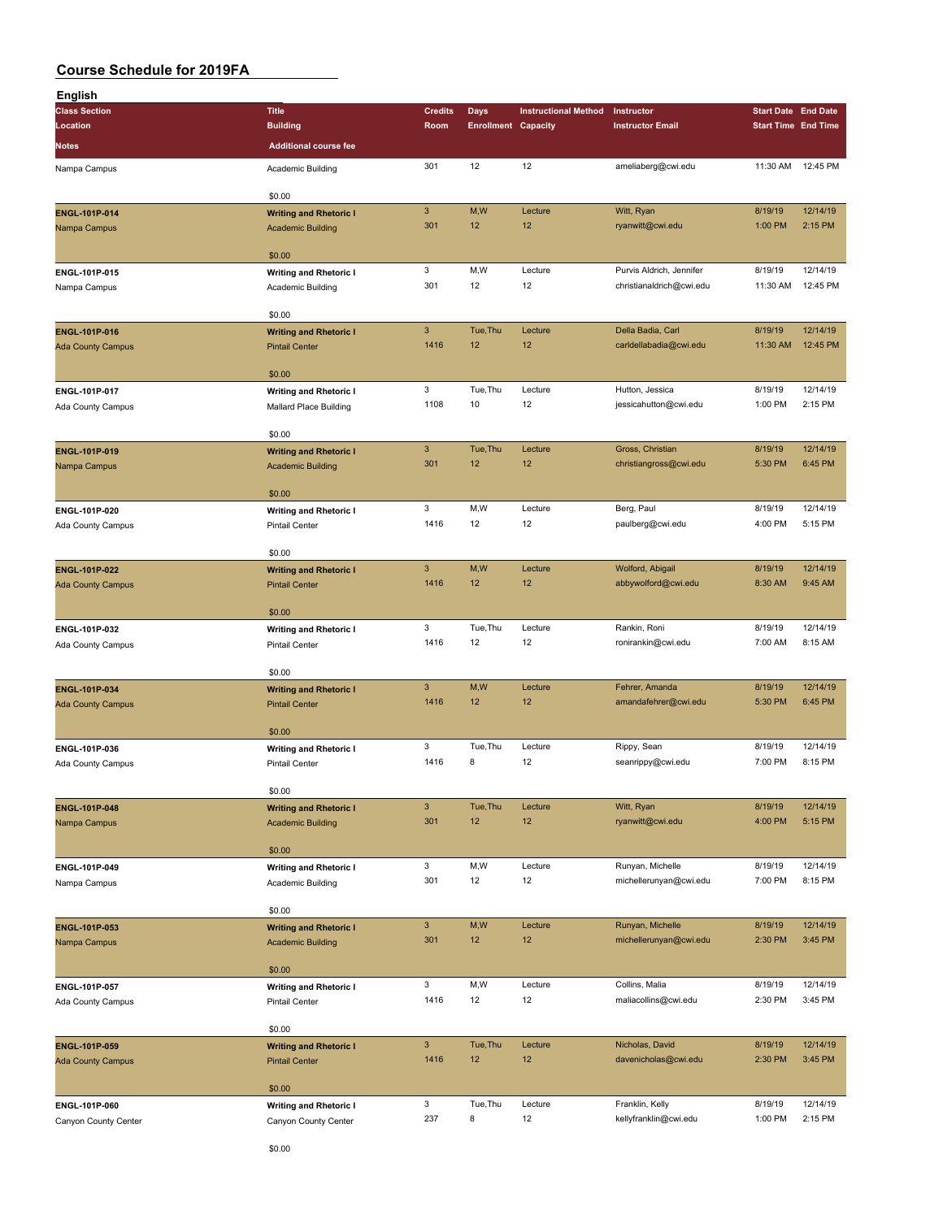# Course Schedule for 2019FA

## English

| Class Section<br>Location<br>Notes | Title<br>Building<br>Additional course fee | Credits<br>Room | Days<br>Enrollment | Instructional Method<br>Capacity | Instructor<br>Instructor Email | Start Date<br>Start Time | End Date<br>End Time |
|---|---|---|---|---|---|---|---|
| Nampa Campus | Academic Building<br>$0.00 | 301 | 12 | 12 | ameliaberg@cwi.edu | 11:30 AM | 12:45 PM |
| **ENGL-101P-014**<br>Nampa Campus | **Writing and Rhetoric I**<br>Academic Building<br>$0.00 | 3<br>301 | M,W<br>12 | Lecture<br>12 | Witt, Ryan<br>ryanwitt@cwi.edu | 8/19/19<br>1:00 PM | 12/14/19<br>2:15 PM |
| **ENGL-101P-015**<br>Nampa Campus | **Writing and Rhetoric I**<br>Academic Building<br>$0.00 | 3<br>301 | M,W<br>12 | Lecture<br>12 | Purvis Aldrich, Jennifer<br>christianaldrich@cwi.edu | 8/19/19<br>11:30 AM | 12/14/19<br>12:45 PM |
| **ENGL-101P-016**<br>Ada County Campus | **Writing and Rhetoric I**<br>Pintail Center<br>$0.00 | 3<br>1416 | Tue,Thu<br>12 | Lecture<br>12 | Della Badia, Carl<br>carldellabadia@cwi.edu | 8/19/19<br>11:30 AM | 12/14/19<br>12:45 PM |
| **ENGL-101P-017**<br>Ada County Campus | **Writing and Rhetoric I**<br>Mallard Place Building<br>$0.00 | 3<br>1108 | Tue,Thu<br>10 | Lecture<br>12 | Hutton, Jessica<br>jessicahutton@cwi.edu | 8/19/19<br>1:00 PM | 12/14/19<br>2:15 PM |
| **ENGL-101P-019**<br>Nampa Campus | **Writing and Rhetoric I**<br>Academic Building<br>$0.00 | 3<br>301 | Tue,Thu<br>12 | Lecture<br>12 | Gross, Christian<br>christiangross@cwi.edu | 8/19/19<br>5:30 PM | 12/14/19<br>6:45 PM |
| **ENGL-101P-020**<br>Ada County Campus | **Writing and Rhetoric I**<br>Pintail Center<br>$0.00 | 3<br>1416 | M,W<br>12 | Lecture<br>12 | Berg, Paul<br>paulberg@cwi.edu | 8/19/19<br>4:00 PM | 12/14/19<br>5:15 PM |
| **ENGL-101P-022**<br>Ada County Campus | **Writing and Rhetoric I**<br>Pintail Center<br>$0.00 | 3<br>1416 | M,W<br>12 | Lecture<br>12 | Wolford, Abigail<br>abbywolford@cwi.edu | 8/19/19<br>8:30 AM | 12/14/19<br>9:45 AM |
| **ENGL-101P-032**<br>Ada County Campus | **Writing and Rhetoric I**<br>Pintail Center<br>$0.00 | 3<br>1416 | Tue,Thu<br>12 | Lecture<br>12 | Rankin, Roni<br>ronirankin@cwi.edu | 8/19/19<br>7:00 AM | 12/14/19<br>8:15 AM |
| **ENGL-101P-034**<br>Ada County Campus | **Writing and Rhetoric I**<br>Pintail Center<br>$0.00 | 3<br>1416 | M,W<br>12 | Lecture<br>12 | Fehrer, Amanda<br>amandafehrer@cwi.edu | 8/19/19<br>5:30 PM | 12/14/19<br>6:45 PM |
| **ENGL-101P-036**<br>Ada County Campus | **Writing and Rhetoric I**<br>Pintail Center<br>$0.00 | 3<br>1416 | Tue,Thu<br>8 | Lecture<br>12 | Rippy, Sean<br>seanrippy@cwi.edu | 8/19/19<br>7:00 PM | 12/14/19<br>8:15 PM |
| **ENGL-101P-048**<br>Nampa Campus | **Writing and Rhetoric I**<br>Academic Building<br>$0.00 | 3<br>301 | Tue,Thu<br>12 | Lecture<br>12 | Witt, Ryan<br>ryanwitt@cwi.edu | 8/19/19<br>4:00 PM | 12/14/19<br>5:15 PM |
| **ENGL-101P-049**<br>Nampa Campus | **Writing and Rhetoric I**<br>Academic Building<br>$0.00 | 3<br>301 | M,W<br>12 | Lecture<br>12 | Runyan, Michelle<br>michellerunyan@cwi.edu | 8/19/19<br>7:00 PM | 12/14/19<br>8:15 PM |
| **ENGL-101P-053**<br>Nampa Campus | **Writing and Rhetoric I**<br>Academic Building<br>$0.00 | 3<br>301 | M,W<br>12 | Lecture<br>12 | Runyan, Michelle<br>michellerunyan@cwi.edu | 8/19/19<br>2:30 PM | 12/14/19<br>3:45 PM |
| **ENGL-101P-057**<br>Ada County Campus | **Writing and Rhetoric I**<br>Pintail Center<br>$0.00 | 3<br>1416 | M,W<br>12 | Lecture<br>12 | Collins, Malia<br>maliacollins@cwi.edu | 8/19/19<br>2:30 PM | 12/14/19<br>3:45 PM |
| **ENGL-101P-059**<br>Ada County Campus | **Writing and Rhetoric I**<br>Pintail Center<br>$0.00 | 3<br>1416 | Tue,Thu<br>12 | Lecture<br>12 | Nicholas, David<br>davenicholas@cwi.edu | 8/19/19<br>2:30 PM | 12/14/19<br>3:45 PM |
| **ENGL-101P-060**<br>Canyon County Center | **Writing and Rhetoric I**<br>Canyon County Center<br>$0.00 | 3<br>237 | Tue,Thu<br>8 | Lecture<br>12 | Franklin, Kelly<br>kellyfranklin@cwi.edu | 8/19/19<br>1:00 PM | 12/14/19<br>2:15 PM |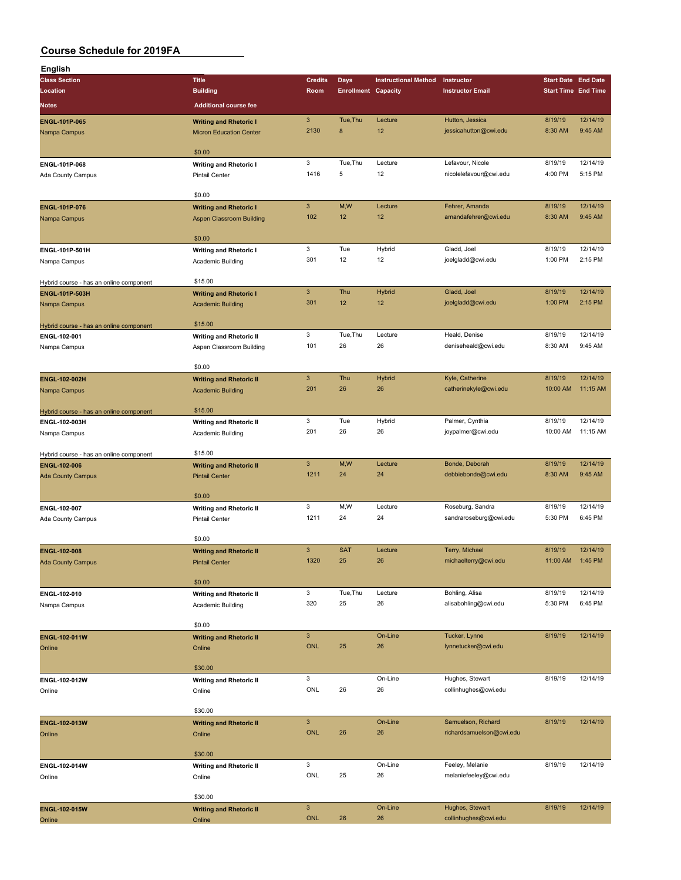# Course Schedule for 2019FA

## English

| Class Section / Location / Notes | Title / Building / Additional course fee | Credits / Room | Days / Enrollment | Instructional Method / Capacity | Instructor / Instructor Email | Start Date / Start Time | End Date / End Time |
|---|---|---|---|---|---|---|---|
| **ENGL-101P-065** | **Writing and Rhetoric I** | 3 | Tue,Thu | Lecture | Hutton, Jessica | 8/19/19 | 12/14/19 |
| Nampa Campus | Micron Education Center | 2130 | 8 | 12 | jessicahutton@cwi.edu | 8:30 AM | 9:45 AM |
| | $0.00 | | | | | | |
| **ENGL-101P-068** | **Writing and Rhetoric I** | 3 | Tue,Thu | Lecture | Lefavour, Nicole | 8/19/19 | 12/14/19 |
| Ada County Campus | Pintail Center | 1416 | 5 | 12 | nicolelefavour@cwi.edu | 4:00 PM | 5:15 PM |
| | $0.00 | | | | | | |
| **ENGL-101P-076** | **Writing and Rhetoric I** | 3 | M,W | Lecture | Fehrer, Amanda | 8/19/19 | 12/14/19 |
| Nampa Campus | Aspen Classroom Building | 102 | 12 | 12 | amandafehrer@cwi.edu | 8:30 AM | 9:45 AM |
| | $0.00 | | | | | | |
| **ENGL-101P-501H** | **Writing and Rhetoric I** | 3 | Tue | Hybrid | Gladd, Joel | 8/19/19 | 12/14/19 |
| Nampa Campus | Academic Building | 301 | 12 | 12 | joelgladd@cwi.edu | 1:00 PM | 2:15 PM |
| Hybrid course - has an online component | $15.00 | | | | | | |
| **ENGL-101P-503H** | **Writing and Rhetoric I** | 3 | Thu | Hybrid | Gladd, Joel | 8/19/19 | 12/14/19 |
| Nampa Campus | Academic Building | 301 | 12 | 12 | joelgladd@cwi.edu | 1:00 PM | 2:15 PM |
| Hybrid course - has an online component | $15.00 | | | | | | |
| **ENGL-102-001** | **Writing and Rhetoric II** | 3 | Tue,Thu | Lecture | Heald, Denise | 8/19/19 | 12/14/19 |
| Nampa Campus | Aspen Classroom Building | 101 | 26 | 26 | deniseheald@cwi.edu | 8:30 AM | 9:45 AM |
| | $0.00 | | | | | | |
| **ENGL-102-002H** | **Writing and Rhetoric II** | 3 | Thu | Hybrid | Kyle, Catherine | 8/19/19 | 12/14/19 |
| Nampa Campus | Academic Building | 201 | 26 | 26 | catherinekyle@cwi.edu | 10:00 AM | 11:15 AM |
| Hybrid course - has an online component | $15.00 | | | | | | |
| **ENGL-102-003H** | **Writing and Rhetoric II** | 3 | Tue | Hybrid | Palmer, Cynthia | 8/19/19 | 12/14/19 |
| Nampa Campus | Academic Building | 201 | 26 | 26 | joypalmer@cwi.edu | 10:00 AM | 11:15 AM |
| Hybrid course - has an online component | $15.00 | | | | | | |
| **ENGL-102-006** | **Writing and Rhetoric II** | 3 | M,W | Lecture | Bonde, Deborah | 8/19/19 | 12/14/19 |
| Ada County Campus | Pintail Center | 1211 | 24 | 24 | debbiebonde@cwi.edu | 8:30 AM | 9:45 AM |
| | $0.00 | | | | | | |
| **ENGL-102-007** | **Writing and Rhetoric II** | 3 | M,W | Lecture | Roseburg, Sandra | 8/19/19 | 12/14/19 |
| Ada County Campus | Pintail Center | 1211 | 24 | 24 | sandraroseburg@cwi.edu | 5:30 PM | 6:45 PM |
| | $0.00 | | | | | | |
| **ENGL-102-008** | **Writing and Rhetoric II** | 3 | SAT | Lecture | Terry, Michael | 8/19/19 | 12/14/19 |
| Ada County Campus | Pintail Center | 1320 | 25 | 26 | michaelterry@cwi.edu | 11:00 AM | 1:45 PM |
| | $0.00 | | | | | | |
| **ENGL-102-010** | **Writing and Rhetoric II** | 3 | Tue,Thu | Lecture | Bohling, Alisa | 8/19/19 | 12/14/19 |
| Nampa Campus | Academic Building | 320 | 25 | 26 | alisabohling@cwi.edu | 5:30 PM | 6:45 PM |
| | $0.00 | | | | | | |
| **ENGL-102-011W** | **Writing and Rhetoric II** | 3 | | On-Line | Tucker, Lynne | 8/19/19 | 12/14/19 |
| Online | Online | ONL | 25 | 26 | lynnetucker@cwi.edu | | |
| | $30.00 | | | | | | |
| **ENGL-102-012W** | **Writing and Rhetoric II** | 3 | | On-Line | Hughes, Stewart | 8/19/19 | 12/14/19 |
| Online | Online | ONL | 26 | 26 | collinhughes@cwi.edu | | |
| | $30.00 | | | | | | |
| **ENGL-102-013W** | **Writing and Rhetoric II** | 3 | | On-Line | Samuelson, Richard | 8/19/19 | 12/14/19 |
| Online | Online | ONL | 26 | 26 | richardsamuelson@cwi.edu | | |
| | $30.00 | | | | | | |
| **ENGL-102-014W** | **Writing and Rhetoric II** | 3 | | On-Line | Feeley, Melanie | 8/19/19 | 12/14/19 |
| Online | Online | ONL | 25 | 26 | melaniefeeley@cwi.edu | | |
| | $30.00 | | | | | | |
| **ENGL-102-015W** | **Writing and Rhetoric II** | 3 | | On-Line | Hughes, Stewart | 8/19/19 | 12/14/19 |
| Online | Online | ONL | 26 | 26 | collinhughes@cwi.edu | | |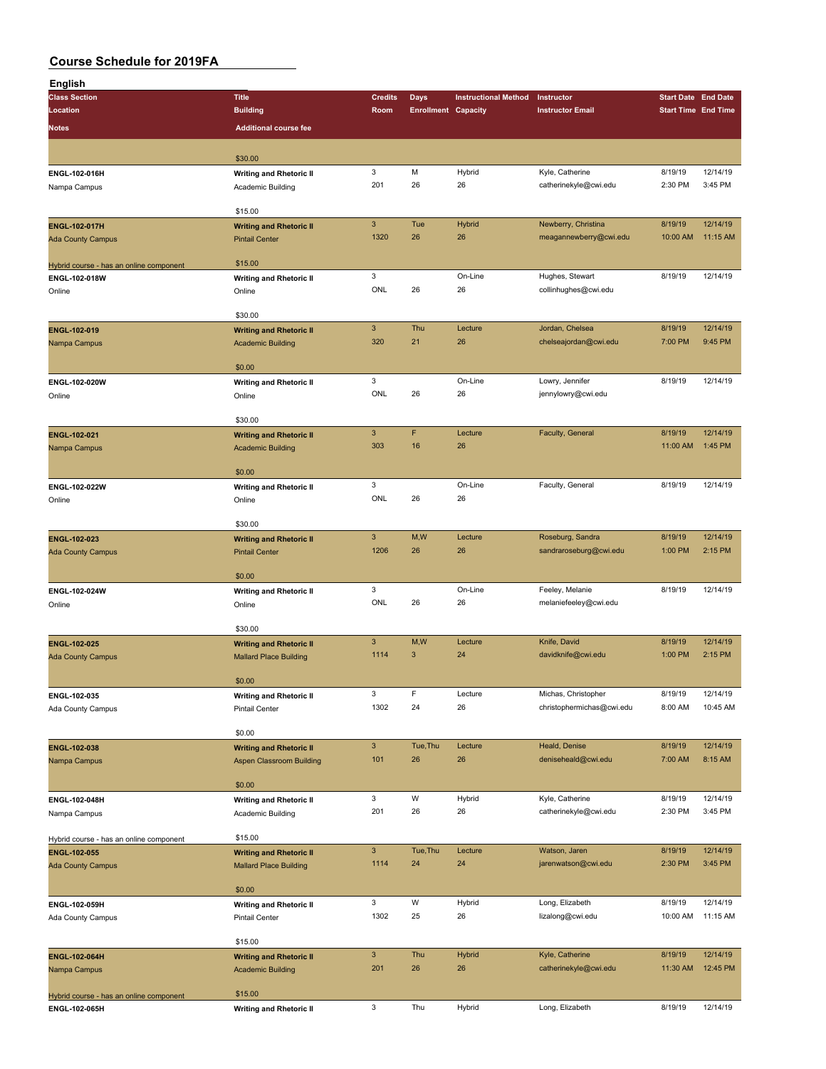# Course Schedule for 2019FA

## English

| Class Section | Title | Credits | Days | Instructional Method | Instructor | Start Date | End Date |
|---|---|---|---|---|---|---|---|
| Location | Building | Room | Enrollment | Capacity | Instructor Email | Start Time | End Time |
| Notes | Additional course fee | | | | | | |
| | $30.00 | | | | | | |
| ENGL-102-016H | Writing and Rhetoric II | 3 | M | Hybrid | Kyle, Catherine | 8/19/19 | 12/14/19 |
| Nampa Campus | Academic Building | 201 | 26 | 26 | catherinekyle@cwi.edu | 2:30 PM | 3:45 PM |
| | $15.00 | | | | | | |
| ENGL-102-017H | Writing and Rhetoric II | 3 | Tue | Hybrid | Newberry, Christina | 8/19/19 | 12/14/19 |
| Ada County Campus | Pintail Center | 1320 | 26 | 26 | meagannewberry@cwi.edu | 10:00 AM | 11:15 AM |
| Hybrid course - has an online component | $15.00 | | | | | | |
| ENGL-102-018W | Writing and Rhetoric II | 3 | | On-Line | Hughes, Stewart | 8/19/19 | 12/14/19 |
| Online | Online | ONL | 26 | 26 | collinhughes@cwi.edu | | |
| | $30.00 | | | | | | |
| ENGL-102-019 | Writing and Rhetoric II | 3 | Thu | Lecture | Jordan, Chelsea | 8/19/19 | 12/14/19 |
| Nampa Campus | Academic Building | 320 | 21 | 26 | chelseajordan@cwi.edu | 7:00 PM | 9:45 PM |
| | $0.00 | | | | | | |
| ENGL-102-020W | Writing and Rhetoric II | 3 | | On-Line | Lowry, Jennifer | 8/19/19 | 12/14/19 |
| Online | Online | ONL | 26 | 26 | jennylowry@cwi.edu | | |
| | $30.00 | | | | | | |
| ENGL-102-021 | Writing and Rhetoric II | 3 | F | Lecture | Faculty, General | 8/19/19 | 12/14/19 |
| Nampa Campus | Academic Building | 303 | 16 | 26 | | 11:00 AM | 1:45 PM |
| | $0.00 | | | | | | |
| ENGL-102-022W | Writing and Rhetoric II | 3 | | On-Line | Faculty, General | 8/19/19 | 12/14/19 |
| Online | Online | ONL | 26 | 26 | | | |
| | $30.00 | | | | | | |
| ENGL-102-023 | Writing and Rhetoric II | 3 | M,W | Lecture | Roseburg, Sandra | 8/19/19 | 12/14/19 |
| Ada County Campus | Pintail Center | 1206 | 26 | 26 | sandraroseburg@cwi.edu | 1:00 PM | 2:15 PM |
| | $0.00 | | | | | | |
| ENGL-102-024W | Writing and Rhetoric II | 3 | | On-Line | Feeley, Melanie | 8/19/19 | 12/14/19 |
| Online | Online | ONL | 26 | 26 | melaniefeeley@cwi.edu | | |
| | $30.00 | | | | | | |
| ENGL-102-025 | Writing and Rhetoric II | 3 | M,W | Lecture | Knife, David | 8/19/19 | 12/14/19 |
| Ada County Campus | Mallard Place Building | 1114 | 3 | 24 | davidknife@cwi.edu | 1:00 PM | 2:15 PM |
| | $0.00 | | | | | | |
| ENGL-102-035 | Writing and Rhetoric II | 3 | F | Lecture | Michas, Christopher | 8/19/19 | 12/14/19 |
| Ada County Campus | Pintail Center | 1302 | 24 | 26 | christophermichas@cwi.edu | 8:00 AM | 10:45 AM |
| | $0.00 | | | | | | |
| ENGL-102-038 | Writing and Rhetoric II | 3 | Tue,Thu | Lecture | Heald, Denise | 8/19/19 | 12/14/19 |
| Nampa Campus | Aspen Classroom Building | 101 | 26 | 26 | deniseheald@cwi.edu | 7:00 AM | 8:15 AM |
| | $0.00 | | | | | | |
| ENGL-102-048H | Writing and Rhetoric II | 3 | W | Hybrid | Kyle, Catherine | 8/19/19 | 12/14/19 |
| Nampa Campus | Academic Building | 201 | 26 | 26 | catherinekyle@cwi.edu | 2:30 PM | 3:45 PM |
| Hybrid course - has an online component | $15.00 | | | | | | |
| ENGL-102-055 | Writing and Rhetoric II | 3 | Tue,Thu | Lecture | Watson, Jaren | 8/19/19 | 12/14/19 |
| Ada County Campus | Mallard Place Building | 1114 | 24 | 24 | jarenwatson@cwi.edu | 2:30 PM | 3:45 PM |
| | $0.00 | | | | | | |
| ENGL-102-059H | Writing and Rhetoric II | 3 | W | Hybrid | Long, Elizabeth | 8/19/19 | 12/14/19 |
| Ada County Campus | Pintail Center | 1302 | 25 | 26 | lizalong@cwi.edu | 10:00 AM | 11:15 AM |
| | $15.00 | | | | | | |
| ENGL-102-064H | Writing and Rhetoric II | 3 | Thu | Hybrid | Kyle, Catherine | 8/19/19 | 12/14/19 |
| Nampa Campus | Academic Building | 201 | 26 | 26 | catherinekyle@cwi.edu | 11:30 AM | 12:45 PM |
| Hybrid course - has an online component | $15.00 | | | | | | |
| ENGL-102-065H | Writing and Rhetoric II | 3 | Thu | Hybrid | Long, Elizabeth | 8/19/19 | 12/14/19 |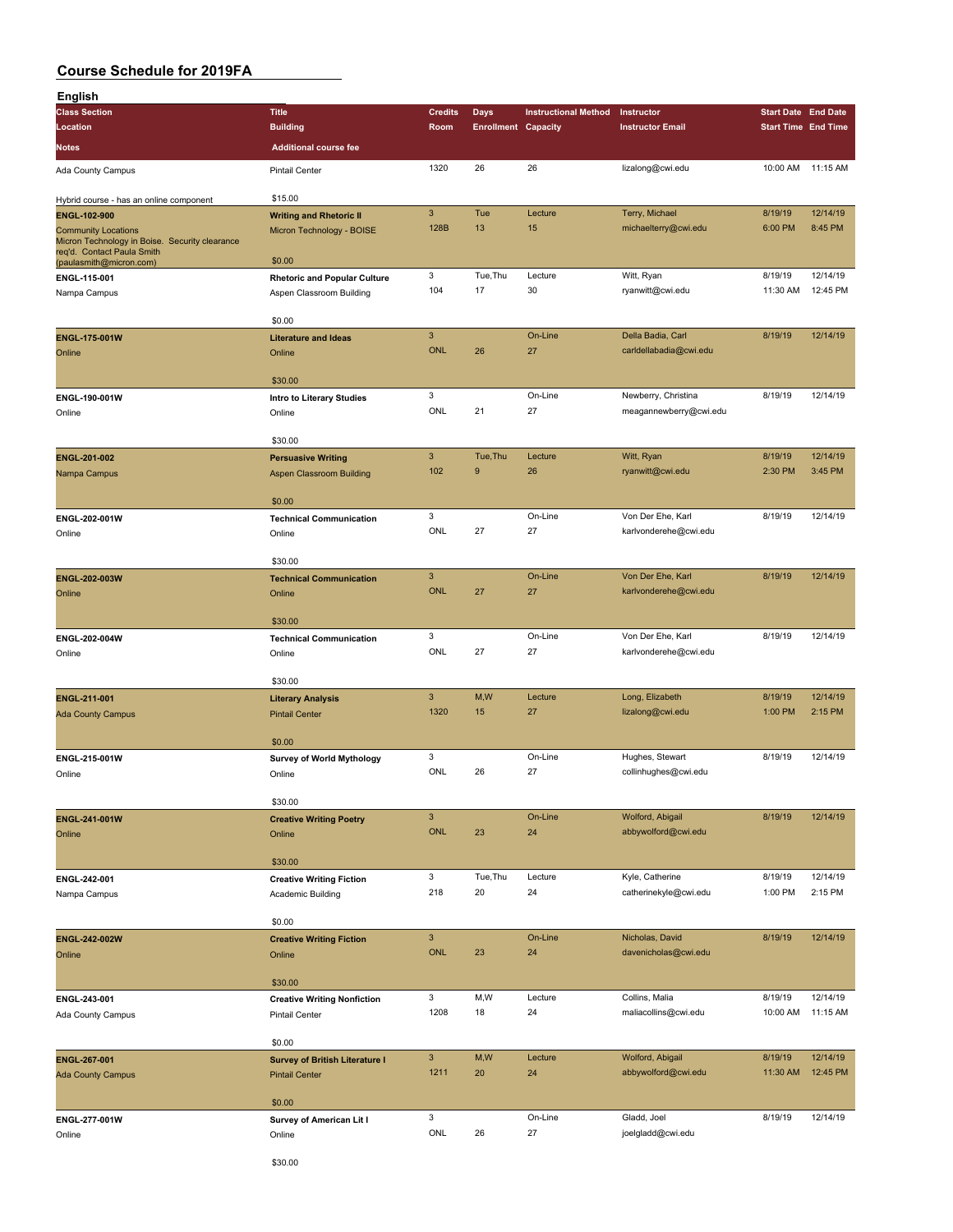# Course Schedule for 2019FA

## English

| Class Section / Location / Notes | Title / Building / Additional course fee | Credits / Room | Days / Enrollment | Instructional Method / Capacity | Instructor / Instructor Email | Start Date / Start Time | End Date / End Time |
|---|---|---|---|---|---|---|---|
| Ada County Campus | Pintail Center | 1320 | 26 | 26 | lizalong@cwi.edu | 10:00 AM | 11:15 AM |
| Hybrid course - has an online component | $15.00 | | | | | | |
| **ENGL-102-900** | **Writing and Rhetoric II** | 3 | Tue | Lecture | Terry, Michael | 8/19/19 | 12/14/19 |
| Community Locations | Micron Technology - BOISE | 128B | 13 | 15 | michaelterry@cwi.edu | 6:00 PM | 8:45 PM |
| Micron Technology in Boise. Security clearance req'd. Contact Paula Smith (paulasmith@micron.com) | $0.00 | | | | | | |
| **ENGL-115-001** | **Rhetoric and Popular Culture** | 3 | Tue,Thu | Lecture | Witt, Ryan | 8/19/19 | 12/14/19 |
| Nampa Campus | Aspen Classroom Building | 104 | 17 | 30 | ryanwitt@cwi.edu | 11:30 AM | 12:45 PM |
| | $0.00 | | | | | | |
| **ENGL-175-001W** | **Literature and Ideas** | 3 | | On-Line | Della Badia, Carl | 8/19/19 | 12/14/19 |
| Online | Online | ONL | 26 | 27 | carldellabadia@cwi.edu | | |
| | $30.00 | | | | | | |
| **ENGL-190-001W** | **Intro to Literary Studies** | 3 | | On-Line | Newberry, Christina | 8/19/19 | 12/14/19 |
| Online | Online | ONL | 21 | 27 | meagannewberry@cwi.edu | | |
| | $30.00 | | | | | | |
| **ENGL-201-002** | **Persuasive Writing** | 3 | Tue,Thu | Lecture | Witt, Ryan | 8/19/19 | 12/14/19 |
| Nampa Campus | Aspen Classroom Building | 102 | 9 | 26 | ryanwitt@cwi.edu | 2:30 PM | 3:45 PM |
| | $0.00 | | | | | | |
| **ENGL-202-001W** | **Technical Communication** | 3 | | On-Line | Von Der Ehe, Karl | 8/19/19 | 12/14/19 |
| Online | Online | ONL | 27 | 27 | karlvonderehe@cwi.edu | | |
| | $30.00 | | | | | | |
| **ENGL-202-003W** | **Technical Communication** | 3 | | On-Line | Von Der Ehe, Karl | 8/19/19 | 12/14/19 |
| Online | Online | ONL | 27 | 27 | karlvonderehe@cwi.edu | | |
| | $30.00 | | | | | | |
| **ENGL-202-004W** | **Technical Communication** | 3 | | On-Line | Von Der Ehe, Karl | 8/19/19 | 12/14/19 |
| Online | Online | ONL | 27 | 27 | karlvonderehe@cwi.edu | | |
| | $30.00 | | | | | | |
| **ENGL-211-001** | **Literary Analysis** | 3 | M,W | Lecture | Long, Elizabeth | 8/19/19 | 12/14/19 |
| Ada County Campus | Pintail Center | 1320 | 15 | 27 | lizalong@cwi.edu | 1:00 PM | 2:15 PM |
| | $0.00 | | | | | | |
| **ENGL-215-001W** | **Survey of World Mythology** | 3 | | On-Line | Hughes, Stewart | 8/19/19 | 12/14/19 |
| Online | Online | ONL | 26 | 27 | collinhughes@cwi.edu | | |
| | $30.00 | | | | | | |
| **ENGL-241-001W** | **Creative Writing Poetry** | 3 | | On-Line | Wolford, Abigail | 8/19/19 | 12/14/19 |
| Online | Online | ONL | 23 | 24 | abbywolford@cwi.edu | | |
| | $30.00 | | | | | | |
| **ENGL-242-001** | **Creative Writing Fiction** | 3 | Tue,Thu | Lecture | Kyle, Catherine | 8/19/19 | 12/14/19 |
| Nampa Campus | Academic Building | 218 | 20 | 24 | catherinekyle@cwi.edu | 1:00 PM | 2:15 PM |
| | $0.00 | | | | | | |
| **ENGL-242-002W** | **Creative Writing Fiction** | 3 | | On-Line | Nicholas, David | 8/19/19 | 12/14/19 |
| Online | Online | ONL | 23 | 24 | davenicholas@cwi.edu | | |
| | $30.00 | | | | | | |
| **ENGL-243-001** | **Creative Writing Nonfiction** | 3 | M,W | Lecture | Collins, Malia | 8/19/19 | 12/14/19 |
| Ada County Campus | Pintail Center | 1208 | 18 | 24 | maliacollins@cwi.edu | 10:00 AM | 11:15 AM |
| | $0.00 | | | | | | |
| **ENGL-267-001** | **Survey of British Literature I** | 3 | M,W | Lecture | Wolford, Abigail | 8/19/19 | 12/14/19 |
| Ada County Campus | Pintail Center | 1211 | 20 | 24 | abbywolford@cwi.edu | 11:30 AM | 12:45 PM |
| | $0.00 | | | | | | |
| **ENGL-277-001W** | **Survey of American Lit I** | 3 | | On-Line | Gladd, Joel | 8/19/19 | 12/14/19 |
| Online | Online | ONL | 26 | 27 | joelgladd@cwi.edu | | |
| | $30.00 | | | | | | |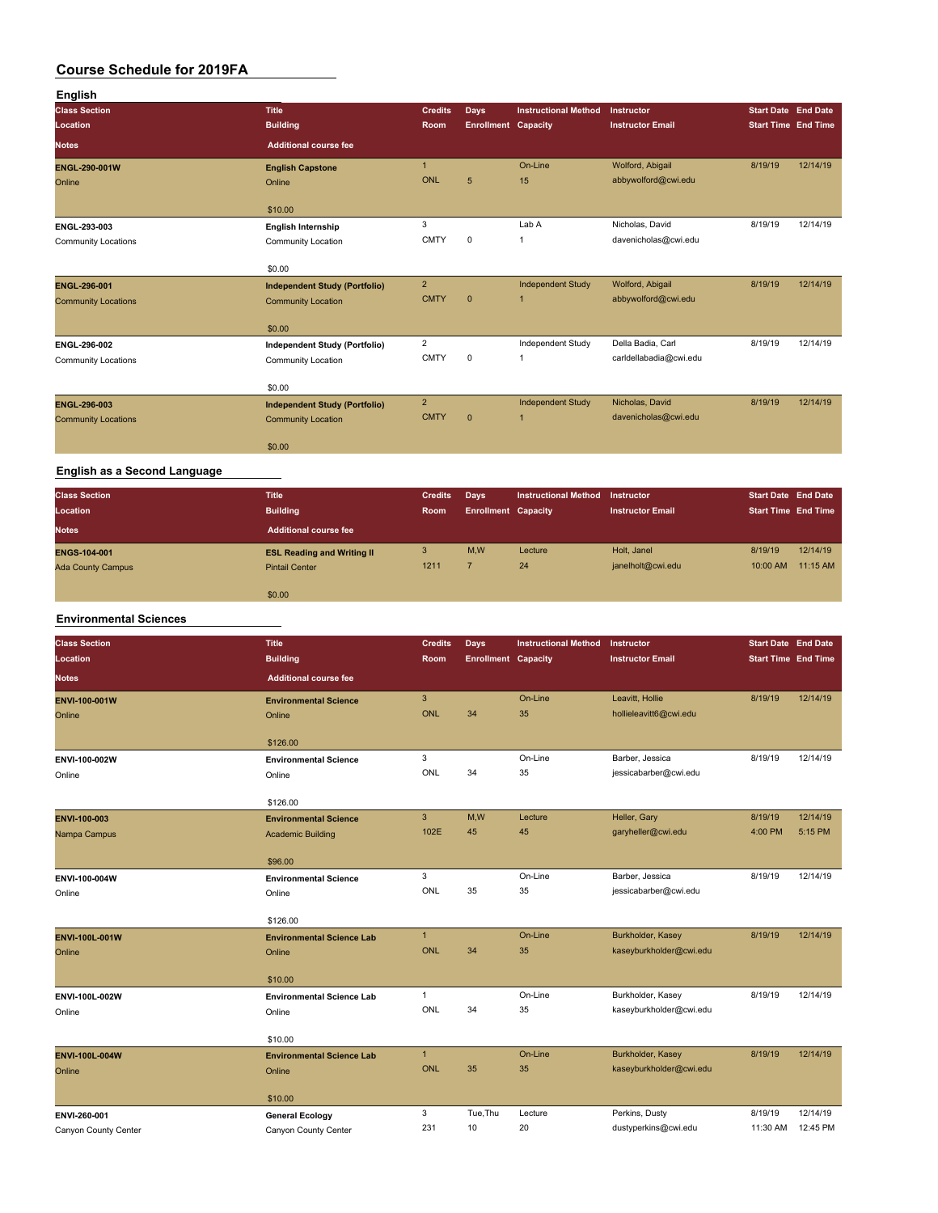# Course Schedule for 2019FA

## English

| Class Section / Location / Notes | Title / Building / Additional course fee | Credits / Room | Days / Enrollment | Instructional Method / Capacity | Instructor / Instructor Email | Start Date / Start Time | End Date / End Time |
|---|---|---|---|---|---|---|---|
| **ENGL-290-001W**<br>Online | **English Capstone**<br>Online<br>$10.00 | 1<br>ONL | <br>5 | On-Line<br>15 | Wolford, Abigail<br>abbywolford@cwi.edu | 8/19/19 | 12/14/19 |
| **ENGL-293-003**<br>Community Locations | **English Internship**<br>Community Location<br>$0.00 | 3<br>CMTY | <br>0 | Lab A<br>1 | Nicholas, David<br>davenicholas@cwi.edu | 8/19/19 | 12/14/19 |
| **ENGL-296-001**<br>Community Locations | **Independent Study (Portfolio)**<br>Community Location<br>$0.00 | 2<br>CMTY | <br>0 | Independent Study<br>1 | Wolford, Abigail<br>abbywolford@cwi.edu | 8/19/19 | 12/14/19 |
| **ENGL-296-002**<br>Community Locations | **Independent Study (Portfolio)**<br>Community Location<br>$0.00 | 2<br>CMTY | <br>0 | Independent Study<br>1 | Della Badia, Carl<br>carldellabadia@cwi.edu | 8/19/19 | 12/14/19 |
| **ENGL-296-003**<br>Community Locations | **Independent Study (Portfolio)**<br>Community Location<br>$0.00 | 2<br>CMTY | <br>0 | Independent Study<br>1 | Nicholas, David<br>davenicholas@cwi.edu | 8/19/19 | 12/14/19 |

## English as a Second Language

| Class Section / Location / Notes | Title / Building / Additional course fee | Credits / Room | Days / Enrollment | Instructional Method / Capacity | Instructor / Instructor Email | Start Date / Start Time | End Date / End Time |
|---|---|---|---|---|---|---|---|
| **ENGS-104-001**<br>Ada County Campus | **ESL Reading and Writing II**<br>Pintail Center<br>$0.00 | 3<br>1211 | M,W<br>7 | Lecture<br>24 | Holt, Janel<br>janelholt@cwi.edu | 8/19/19<br>10:00 AM | 12/14/19<br>11:15 AM |

## Environmental Sciences

| Class Section / Location / Notes | Title / Building / Additional course fee | Credits / Room | Days / Enrollment | Instructional Method / Capacity | Instructor / Instructor Email | Start Date / Start Time | End Date / End Time |
|---|---|---|---|---|---|---|---|
| **ENVI-100-001W**<br>Online | **Environmental Science**<br>Online<br>$126.00 | 3<br>ONL | <br>34 | On-Line<br>35 | Leavitt, Hollie<br>hollieleavitt6@cwi.edu | 8/19/19 | 12/14/19 |
| **ENVI-100-002W**<br>Online | **Environmental Science**<br>Online<br>$126.00 | 3<br>ONL | <br>34 | On-Line<br>35 | Barber, Jessica<br>jessicabarber@cwi.edu | 8/19/19 | 12/14/19 |
| **ENVI-100-003**<br>Nampa Campus | **Environmental Science**<br>Academic Building<br>$96.00 | 3<br>102E | M,W<br>45 | Lecture<br>45 | Heller, Gary<br>garyheller@cwi.edu | 8/19/19<br>4:00 PM | 12/14/19<br>5:15 PM |
| **ENVI-100-004W**<br>Online | **Environmental Science**<br>Online<br>$126.00 | 3<br>ONL | <br>35 | On-Line<br>35 | Barber, Jessica<br>jessicabarber@cwi.edu | 8/19/19 | 12/14/19 |
| **ENVI-100L-001W**<br>Online | **Environmental Science Lab**<br>Online<br>$10.00 | 1<br>ONL | <br>34 | On-Line<br>35 | Burkholder, Kasey<br>kaseyburkholder@cwi.edu | 8/19/19 | 12/14/19 |
| **ENVI-100L-002W**<br>Online | **Environmental Science Lab**<br>Online<br>$10.00 | 1<br>ONL | <br>34 | On-Line<br>35 | Burkholder, Kasey<br>kaseyburkholder@cwi.edu | 8/19/19 | 12/14/19 |
| **ENVI-100L-004W**<br>Online | **Environmental Science Lab**<br>Online<br>$10.00 | 1<br>ONL | <br>35 | On-Line<br>35 | Burkholder, Kasey<br>kaseyburkholder@cwi.edu | 8/19/19 | 12/14/19 |
| **ENVI-260-001**<br>Canyon County Center | **General Ecology**<br>Canyon County Center | 3<br>231 | Tue,Thu<br>10 | Lecture<br>20 | Perkins, Dusty<br>dustyperkins@cwi.edu | 8/19/19<br>11:30 AM | 12/14/19<br>12:45 PM |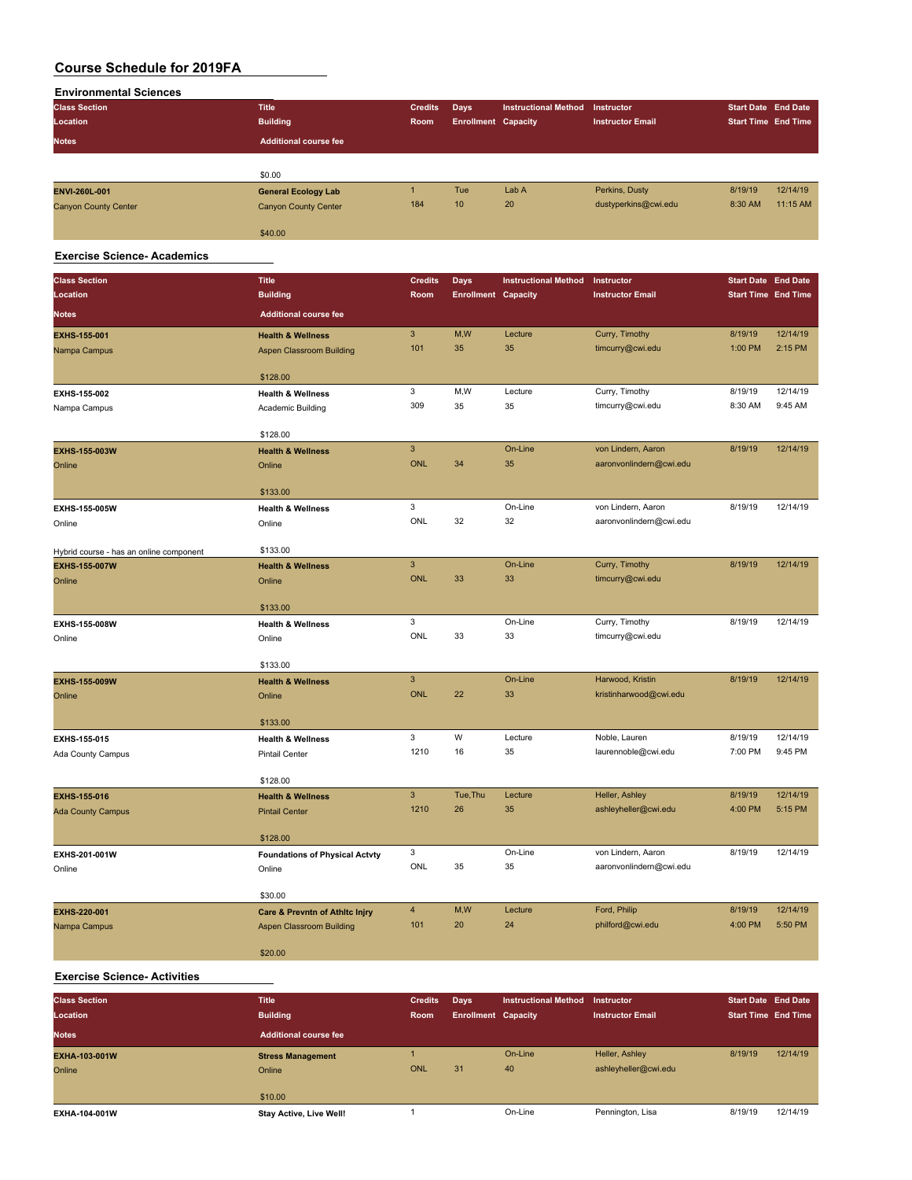# Course Schedule for 2019FA

## Environmental Sciences

| Class Section<br>Location<br>Notes | Title<br>Building<br>Additional course fee | Credits<br>Room | Days<br>Enrollment | Instructional Method<br>Capacity | Instructor<br>Instructor Email | Start Date<br>Start Time | End Date<br>End Time |
|---|---|---|---|---|---|---|---|
| | $0.00 | | | | | | |
| **ENVI-260L-001**<br>Canyon County Center | **General Ecology Lab**<br>Canyon County Center<br>$40.00 | 1<br>184 | Tue<br>10 | Lab A<br>20 | Perkins, Dusty<br>dustyperkins@cwi.edu | 8/19/19<br>8:30 AM | 12/14/19<br>11:15 AM |

## Exercise Science- Academics

| Class Section<br>Location<br>Notes | Title<br>Building<br>Additional course fee | Credits<br>Room | Days<br>Enrollment | Instructional Method<br>Capacity | Instructor<br>Instructor Email | Start Date<br>Start Time | End Date<br>End Time |
|---|---|---|---|---|---|---|---|
| **EXHS-155-001**<br>Nampa Campus | **Health & Wellness**<br>Aspen Classroom Building<br>$128.00 | 3<br>101 | M,W<br>35 | Lecture<br>35 | Curry, Timothy<br>timcurry@cwi.edu | 8/19/19<br>1:00 PM | 12/14/19<br>2:15 PM |
| **EXHS-155-002**<br>Nampa Campus | **Health & Wellness**<br>Academic Building<br>$128.00 | 3<br>309 | M,W<br>35 | Lecture<br>35 | Curry, Timothy<br>timcurry@cwi.edu | 8/19/19<br>8:30 AM | 12/14/19<br>9:45 AM |
| **EXHS-155-003W**<br>Online | **Health & Wellness**<br>Online<br>$133.00 | 3<br>ONL | <br>34 | On-Line<br>35 | von Lindern, Aaron<br>aaronvonlindern@cwi.edu | 8/19/19 | 12/14/19 |
| **EXHS-155-005W**<br>Online<br>Hybrid course - has an online component | **Health & Wellness**<br>Online<br>$133.00 | 3<br>ONL | <br>32 | On-Line<br>32 | von Lindern, Aaron<br>aaronvonlindern@cwi.edu | 8/19/19 | 12/14/19 |
| **EXHS-155-007W**<br>Online | **Health & Wellness**<br>Online<br>$133.00 | 3<br>ONL | <br>33 | On-Line<br>33 | Curry, Timothy<br>timcurry@cwi.edu | 8/19/19 | 12/14/19 |
| **EXHS-155-008W**<br>Online | **Health & Wellness**<br>Online<br>$133.00 | 3<br>ONL | <br>33 | On-Line<br>33 | Curry, Timothy<br>timcurry@cwi.edu | 8/19/19 | 12/14/19 |
| **EXHS-155-009W**<br>Online | **Health & Wellness**<br>Online<br>$133.00 | 3<br>ONL | <br>22 | On-Line<br>33 | Harwood, Kristin<br>kristinharwood@cwi.edu | 8/19/19 | 12/14/19 |
| **EXHS-155-015**<br>Ada County Campus | **Health & Wellness**<br>Pintail Center<br>$128.00 | 3<br>1210 | W<br>16 | Lecture<br>35 | Noble, Lauren<br>laurennoble@cwi.edu | 8/19/19<br>7:00 PM | 12/14/19<br>9:45 PM |
| **EXHS-155-016**<br>Ada County Campus | **Health & Wellness**<br>Pintail Center<br>$128.00 | 3<br>1210 | Tue,Thu<br>26 | Lecture<br>35 | Heller, Ashley<br>ashleyheller@cwi.edu | 8/19/19<br>4:00 PM | 12/14/19<br>5:15 PM |
| **EXHS-201-001W**<br>Online | **Foundations of Physical Actvty**<br>Online<br>$30.00 | 3<br>ONL | <br>35 | On-Line<br>35 | von Lindern, Aaron<br>aaronvonlindern@cwi.edu | 8/19/19 | 12/14/19 |
| **EXHS-220-001**<br>Nampa Campus | **Care & Prevntn of Athltc Injry**<br>Aspen Classroom Building<br>$20.00 | 4<br>101 | M,W<br>20 | Lecture<br>24 | Ford, Philip<br>philford@cwi.edu | 8/19/19<br>4:00 PM | 12/14/19<br>5:50 PM |

## Exercise Science- Activities

| Class Section<br>Location<br>Notes | Title<br>Building<br>Additional course fee | Credits<br>Room | Days<br>Enrollment | Instructional Method<br>Capacity | Instructor<br>Instructor Email | Start Date<br>Start Time | End Date<br>End Time |
|---|---|---|---|---|---|---|---|
| **EXHA-103-001W**<br>Online | **Stress Management**<br>Online<br>$10.00 | 1<br>ONL | <br>31 | On-Line<br>40 | Heller, Ashley<br>ashleyheller@cwi.edu | 8/19/19 | 12/14/19 |
| **EXHA-104-001W** | **Stay Active, Live Well!** | 1 | | On-Line | Pennington, Lisa | 8/19/19 | 12/14/19 |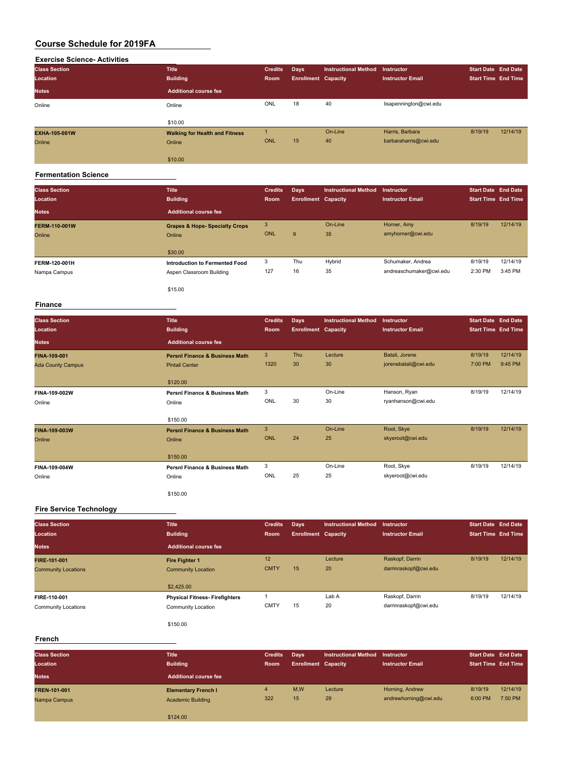# Course Schedule for 2019FA

## Exercise Science- Activities

| Class Section | Title | Credits | Days | Instructional Method | Instructor | Start Date | End Date |
|---|---|---|---|---|---|---|---|
| Location | Building | Room | Enrollment | Capacity | Instructor Email | Start Time | End Time |
| Notes | Additional course fee | | | | | | |
| Online | Online | ONL | 18 | 40 | lisapennington@cwi.edu | | |
| | $10.00 | | | | | | |
| EXHA-105-001W | Walking for Health and Fitness | 1 | | On-Line | Harris, Barbara | 8/19/19 | 12/14/19 |
| Online | Online | ONL | 15 | 40 | barbaraharris@cwi.edu | | |
| | $10.00 | | | | | | |

## Fermentation Science

| Class Section | Title | Credits | Days | Instructional Method | Instructor | Start Date | End Date |
|---|---|---|---|---|---|---|---|
| Location | Building | Room | Enrollment | Capacity | Instructor Email | Start Time | End Time |
| Notes | Additional course fee | | | | | | |
| FERM-110-001W | Grapes & Hops- Specialty Crops | 3 | | On-Line | Horner, Amy | 8/19/19 | 12/14/19 |
| Online | Online | ONL | 9 | 35 | amyhorner@cwi.edu | | |
| | $30.00 | | | | | | |
| FERM-120-001H | Introduction to Fermented Food | 3 | Thu | Hybrid | Schumaker, Andrea | 8/19/19 | 12/14/19 |
| Nampa Campus | Aspen Classroom Building | 127 | 16 | 35 | andreaschumaker@cwi.edu | 2:30 PM | 3:45 PM |
| | $15.00 | | | | | | |

## Finance

| Class Section | Title | Credits | Days | Instructional Method | Instructor | Start Date | End Date |
|---|---|---|---|---|---|---|---|
| Location | Building | Room | Enrollment | Capacity | Instructor Email | Start Time | End Time |
| Notes | Additional course fee | | | | | | |
| FINA-109-001 | Persnl Finance & Business Math | 3 | Thu | Lecture | Batali, Jorene | 8/19/19 | 12/14/19 |
| Ada County Campus | Pintail Center | 1320 | 30 | 30 | jorenebatali@cwi.edu | 7:00 PM | 9:45 PM |
| | $120.00 | | | | | | |
| FINA-109-002W | Persnl Finance & Business Math | 3 | | On-Line | Hanson, Ryan | 8/19/19 | 12/14/19 |
| Online | Online | ONL | 30 | 30 | ryanhanson@cwi.edu | | |
| | $150.00 | | | | | | |
| FINA-109-003W | Persnl Finance & Business Math | 3 | | On-Line | Root, Skye | 8/19/19 | 12/14/19 |
| Online | Online | ONL | 24 | 25 | skyeroot@cwi.edu | | |
| | $150.00 | | | | | | |
| FINA-109-004W | Persnl Finance & Business Math | 3 | | On-Line | Root, Skye | 8/19/19 | 12/14/19 |
| Online | Online | ONL | 25 | 25 | skyeroot@cwi.edu | | |
| | $150.00 | | | | | | |

## Fire Service Technology

| Class Section | Title | Credits | Days | Instructional Method | Instructor | Start Date | End Date |
|---|---|---|---|---|---|---|---|
| Location | Building | Room | Enrollment | Capacity | Instructor Email | Start Time | End Time |
| Notes | Additional course fee | | | | | | |
| FIRE-101-001 | Fire Fighter 1 | 12 | | Lecture | Raskopf, Darrin | 8/19/19 | 12/14/19 |
| Community Locations | Community Location | CMTY | 15 | 20 | darrinraskopf@cwi.edu | | |
| | $2,425.00 | | | | | | |
| FIRE-110-001 | Physical Fitness- Firefighters | 1 | | Lab A | Raskopf, Darrin | 8/19/19 | 12/14/19 |
| Community Locations | Community Location | CMTY | 15 | 20 | darrinraskopf@cwi.edu | | |
| | $150.00 | | | | | | |

## French

| Class Section | Title | Credits | Days | Instructional Method | Instructor | Start Date | End Date |
|---|---|---|---|---|---|---|---|
| Location | Building | Room | Enrollment | Capacity | Instructor Email | Start Time | End Time |
| Notes | Additional course fee | | | | | | |
| FREN-101-001 | Elementary French I | 4 | M,W | Lecture | Horning, Andrew | 8/19/19 | 12/14/19 |
| Nampa Campus | Academic Building | 322 | 15 | 29 | andrewhorning@cwi.edu | 6:00 PM | 7:50 PM |
| | $124.00 | | | | | | |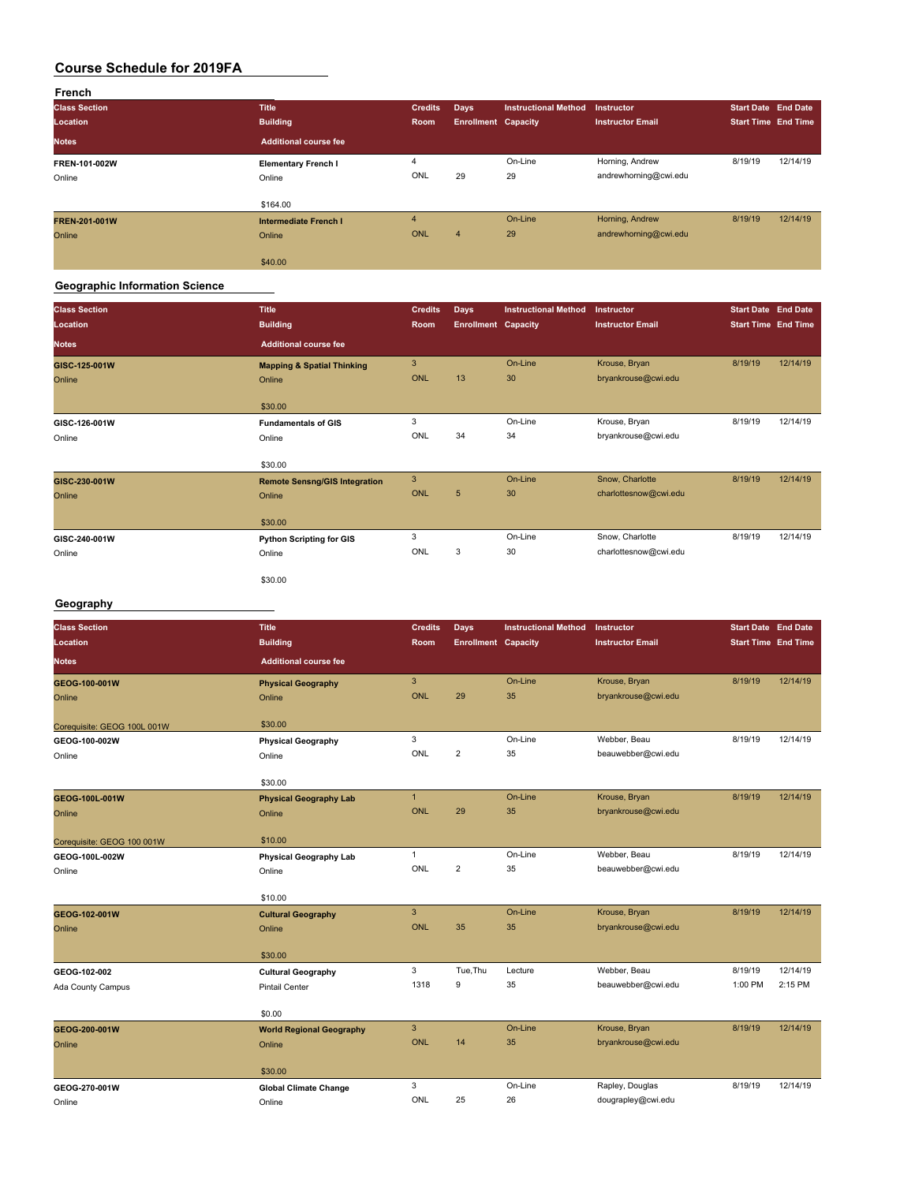# Course Schedule for 2019FA

## French

| Class Section / Location / Notes | Title / Building / Additional course fee | Credits / Room | Days / Enrollment | Instructional Method / Capacity | Instructor / Instructor Email | Start Date / Start Time | End Date / End Time |
|---|---|---|---|---|---|---|---|
| FREN-101-002W | Elementary French I | 4 | | On-Line | Horning, Andrew | 8/19/19 | 12/14/19 |
| Online | Online | ONL | 29 | 29 | andrewhorning@cwi.edu | | |
| | $164.00 | | | | | | |
| FREN-201-001W | Intermediate French I | 4 | | On-Line | Horning, Andrew | 8/19/19 | 12/14/19 |
| Online | Online | ONL | 4 | 29 | andrewhorning@cwi.edu | | |
| | $40.00 | | | | | | |

## Geographic Information Science

| Class Section / Location / Notes | Title / Building / Additional course fee | Credits / Room | Days / Enrollment | Instructional Method / Capacity | Instructor / Instructor Email | Start Date / Start Time | End Date / End Time |
|---|---|---|---|---|---|---|---|
| GISC-125-001W | Mapping & Spatial Thinking | 3 | | On-Line | Krouse, Bryan | 8/19/19 | 12/14/19 |
| Online | Online | ONL | 13 | 30 | bryankrouse@cwi.edu | | |
| | $30.00 | | | | | | |
| GISC-126-001W | Fundamentals of GIS | 3 | | On-Line | Krouse, Bryan | 8/19/19 | 12/14/19 |
| Online | Online | ONL | 34 | 34 | bryankrouse@cwi.edu | | |
| | $30.00 | | | | | | |
| GISC-230-001W | Remote Sensng/GIS Integration | 3 | | On-Line | Snow, Charlotte | 8/19/19 | 12/14/19 |
| Online | Online | ONL | 5 | 30 | charlottesnow@cwi.edu | | |
| | $30.00 | | | | | | |
| GISC-240-001W | Python Scripting for GIS | 3 | | On-Line | Snow, Charlotte | 8/19/19 | 12/14/19 |
| Online | Online | ONL | 3 | 30 | charlottesnow@cwi.edu | | |
| | $30.00 | | | | | | |

## Geography

| Class Section / Location / Notes | Title / Building / Additional course fee | Credits / Room | Days / Enrollment | Instructional Method / Capacity | Instructor / Instructor Email | Start Date / Start Time | End Date / End Time |
|---|---|---|---|---|---|---|---|
| GEOG-100-001W | Physical Geography | 3 | | On-Line | Krouse, Bryan | 8/19/19 | 12/14/19 |
| Online | Online | ONL | 29 | 35 | bryankrouse@cwi.edu | | |
| Corequisite: GEOG 100L 001W | $30.00 | | | | | | |
| GEOG-100-002W | Physical Geography | 3 | | On-Line | Webber, Beau | 8/19/19 | 12/14/19 |
| Online | Online | ONL | 2 | 35 | beauwebber@cwi.edu | | |
| | $30.00 | | | | | | |
| GEOG-100L-001W | Physical Geography Lab | 1 | | On-Line | Krouse, Bryan | 8/19/19 | 12/14/19 |
| Online | Online | ONL | 29 | 35 | bryankrouse@cwi.edu | | |
| Corequisite: GEOG 100 001W | $10.00 | | | | | | |
| GEOG-100L-002W | Physical Geography Lab | 1 | | On-Line | Webber, Beau | 8/19/19 | 12/14/19 |
| Online | Online | ONL | 2 | 35 | beauwebber@cwi.edu | | |
| | $10.00 | | | | | | |
| GEOG-102-001W | Cultural Geography | 3 | | On-Line | Krouse, Bryan | 8/19/19 | 12/14/19 |
| Online | Online | ONL | 35 | 35 | bryankrouse@cwi.edu | | |
| | $30.00 | | | | | | |
| GEOG-102-002 | Cultural Geography | 3 | Tue,Thu | Lecture | Webber, Beau | 8/19/19 | 12/14/19 |
| Ada County Campus | Pintail Center | 1318 | 9 | 35 | beauwebber@cwi.edu | 1:00 PM | 2:15 PM |
| | $0.00 | | | | | | |
| GEOG-200-001W | World Regional Geography | 3 | | On-Line | Krouse, Bryan | 8/19/19 | 12/14/19 |
| Online | Online | ONL | 14 | 35 | bryankrouse@cwi.edu | | |
| | $30.00 | | | | | | |
| GEOG-270-001W | Global Climate Change | 3 | | On-Line | Rapley, Douglas | 8/19/19 | 12/14/19 |
| Online | Online | ONL | 25 | 26 | dougrapley@cwi.edu | | |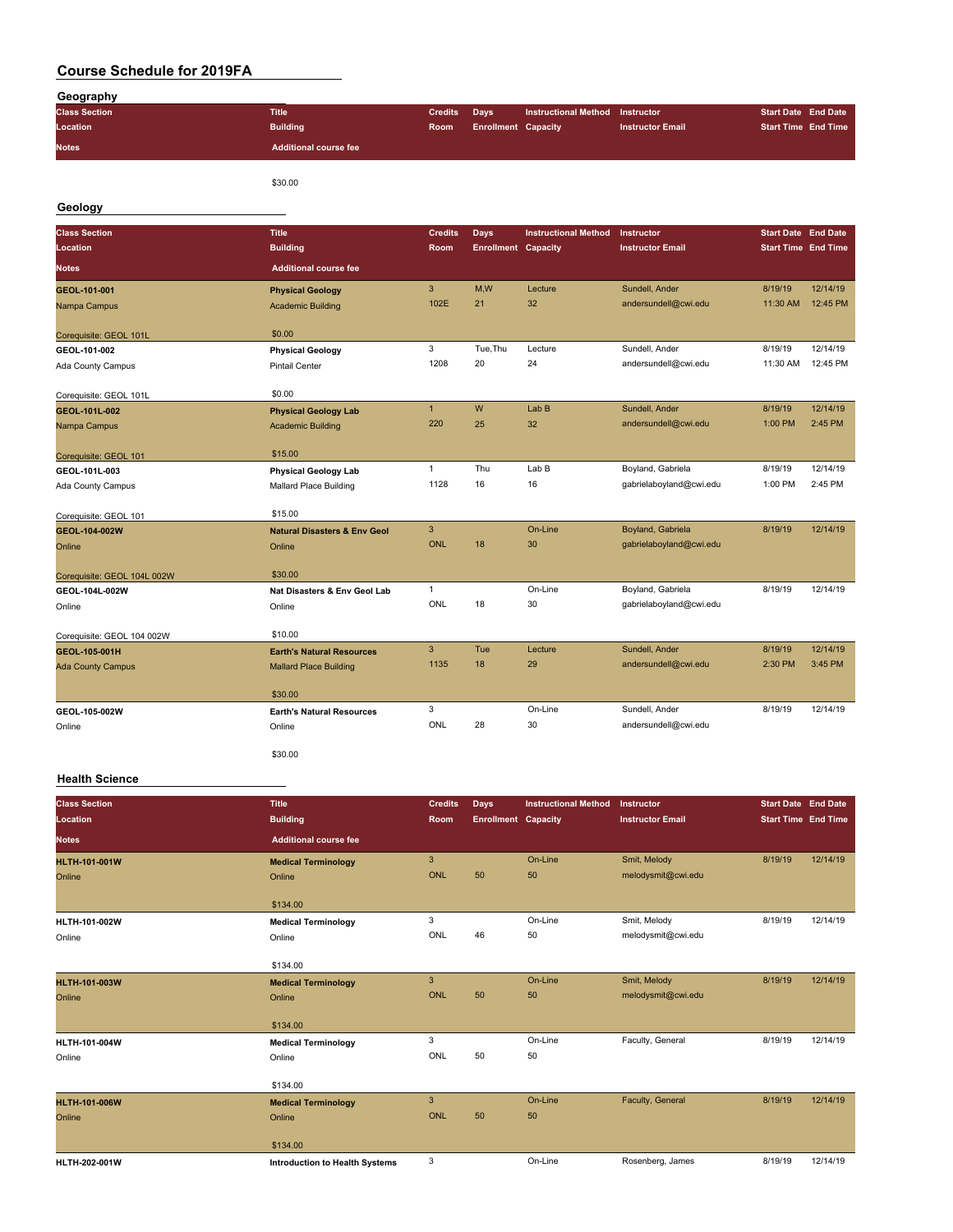# Course Schedule for 2019FA

## Geography

| Class Section / Location / Notes | Title / Building / Additional course fee | Credits / Room | Days / Enrollment | Instructional Method / Capacity | Instructor / Instructor Email | Start Date / Start Time | End Date / End Time |
|---|---|---|---|---|---|---|---|
| | $30.00 | | | | | | |

## Geology

| Class Section / Location / Notes | Title / Building / Additional course fee | Credits / Room | Days / Enrollment | Instructional Method / Capacity | Instructor / Instructor Email | Start Date / Start Time | End Date / End Time |
|---|---|---|---|---|---|---|---|
| GEOL-101-001 | Physical Geology | 3 | M,W | Lecture | Sundell, Ander | 8/19/19 | 12/14/19 |
| Nampa Campus | Academic Building | 102E | 21 | 32 | andersundell@cwi.edu | 11:30 AM | 12:45 PM |
| Corequisite: GEOL 101L | $0.00 | | | | | | |
| GEOL-101-002 | Physical Geology | 3 | Tue,Thu | Lecture | Sundell, Ander | 8/19/19 | 12/14/19 |
| Ada County Campus | Pintail Center | 1208 | 20 | 24 | andersundell@cwi.edu | 11:30 AM | 12:45 PM |
| Corequisite: GEOL 101L | $0.00 | | | | | | |
| GEOL-101L-002 | Physical Geology Lab | 1 | W | Lab B | Sundell, Ander | 8/19/19 | 12/14/19 |
| Nampa Campus | Academic Building | 220 | 25 | 32 | andersundell@cwi.edu | 1:00 PM | 2:45 PM |
| Corequisite: GEOL 101 | $15.00 | | | | | | |
| GEOL-101L-003 | Physical Geology Lab | 1 | Thu | Lab B | Boyland, Gabriela | 8/19/19 | 12/14/19 |
| Ada County Campus | Mallard Place Building | 1128 | 16 | 16 | gabrielaboyland@cwi.edu | 1:00 PM | 2:45 PM |
| Corequisite: GEOL 101 | $15.00 | | | | | | |
| GEOL-104-002W | Natural Disasters & Env Geol | 3 | | On-Line | Boyland, Gabriela | 8/19/19 | 12/14/19 |
| Online | Online | ONL | 18 | 30 | gabrielaboyland@cwi.edu | | |
| Corequisite: GEOL 104L 002W | $30.00 | | | | | | |
| GEOL-104L-002W | Nat Disasters & Env Geol Lab | 1 | | On-Line | Boyland, Gabriela | 8/19/19 | 12/14/19 |
| Online | Online | ONL | 18 | 30 | gabrielaboyland@cwi.edu | | |
| Corequisite: GEOL 104 002W | $10.00 | | | | | | |
| GEOL-105-001H | Earth's Natural Resources | 3 | Tue | Lecture | Sundell, Ander | 8/19/19 | 12/14/19 |
| Ada County Campus | Mallard Place Building | 1135 | 18 | 29 | andersundell@cwi.edu | 2:30 PM | 3:45 PM |
| | $30.00 | | | | | | |
| GEOL-105-002W | Earth's Natural Resources | 3 | | On-Line | Sundell, Ander | 8/19/19 | 12/14/19 |
| Online | Online | ONL | 28 | 30 | andersundell@cwi.edu | | |
| | $30.00 | | | | | | |

## Health Science

| Class Section / Location / Notes | Title / Building / Additional course fee | Credits / Room | Days / Enrollment | Instructional Method / Capacity | Instructor / Instructor Email | Start Date / Start Time | End Date / End Time |
|---|---|---|---|---|---|---|---|
| HLTH-101-001W | Medical Terminology | 3 | | On-Line | Smit, Melody | 8/19/19 | 12/14/19 |
| Online | Online | ONL | 50 | 50 | melodysmit@cwi.edu | | |
| | $134.00 | | | | | | |
| HLTH-101-002W | Medical Terminology | 3 | | On-Line | Smit, Melody | 8/19/19 | 12/14/19 |
| Online | Online | ONL | 46 | 50 | melodysmit@cwi.edu | | |
| | $134.00 | | | | | | |
| HLTH-101-003W | Medical Terminology | 3 | | On-Line | Smit, Melody | 8/19/19 | 12/14/19 |
| Online | Online | ONL | 50 | 50 | melodysmit@cwi.edu | | |
| | $134.00 | | | | | | |
| HLTH-101-004W | Medical Terminology | 3 | | On-Line | Faculty, General | 8/19/19 | 12/14/19 |
| Online | Online | ONL | 50 | 50 | | | |
| | $134.00 | | | | | | |
| HLTH-101-006W | Medical Terminology | 3 | | On-Line | Faculty, General | 8/19/19 | 12/14/19 |
| Online | Online | ONL | 50 | 50 | | | |
| | $134.00 | | | | | | |
| HLTH-202-001W | Introduction to Health Systems | 3 | | On-Line | Rosenberg, James | 8/19/19 | 12/14/19 |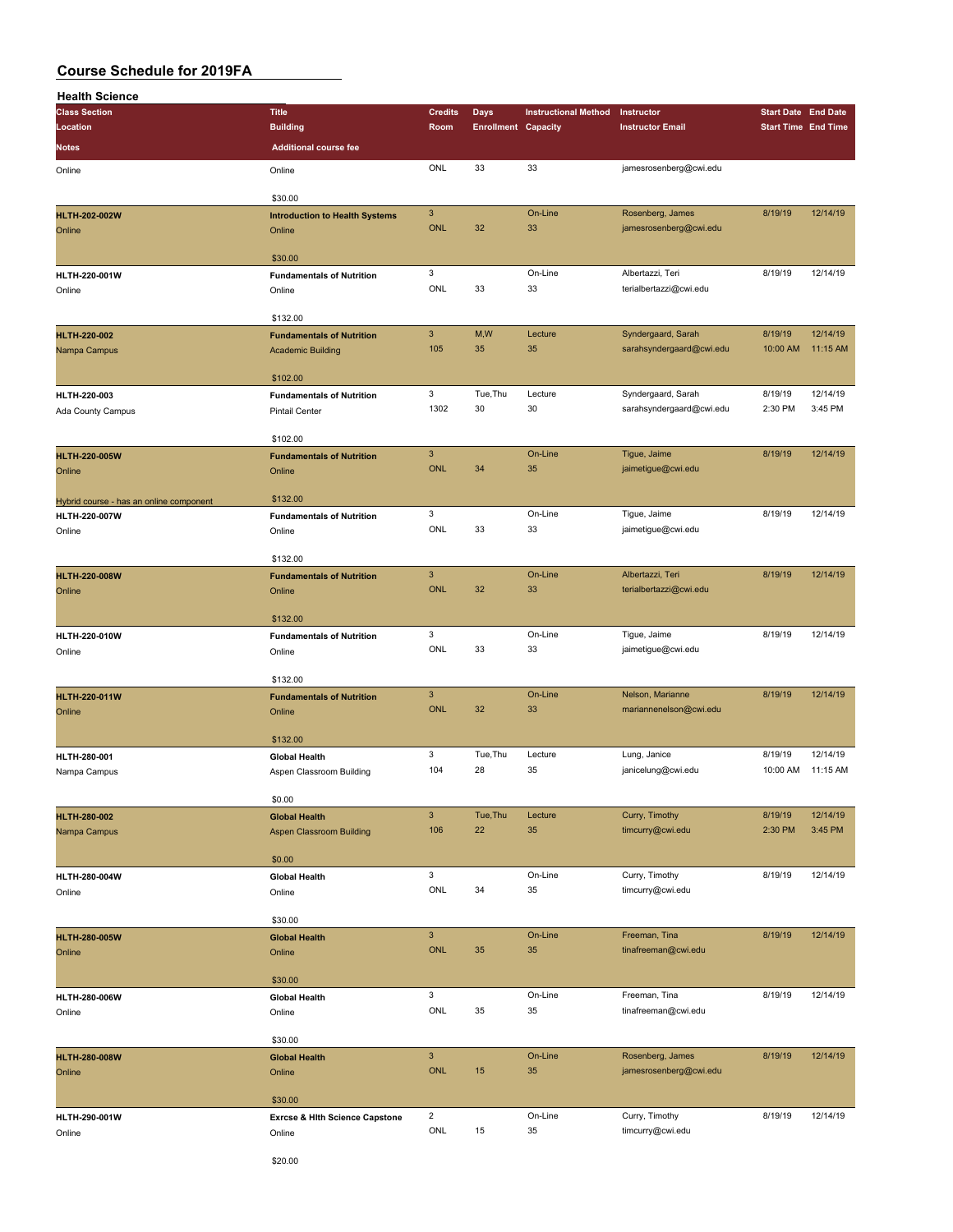# Course Schedule for 2019FA

## Health Science

| Class Section / Location / Notes | Title / Building / Additional course fee | Credits / Room | Days / Enrollment | Instructional Method / Capacity | Instructor / Instructor Email | Start Date / Start Time | End Date / End Time |
|---|---|---|---|---|---|---|---|
| Online | Online | ONL | 33 | 33 | jamesrosenberg@cwi.edu | | |
| | $30.00 | | | | | | |
| **HLTH-202-002W** | **Introduction to Health Systems** | 3 | | On-Line | Rosenberg, James | 8/19/19 | 12/14/19 |
| Online | Online | ONL | 32 | 33 | jamesrosenberg@cwi.edu | | |
| | $30.00 | | | | | | |
| **HLTH-220-001W** | **Fundamentals of Nutrition** | 3 | | On-Line | Albertazzi, Teri | 8/19/19 | 12/14/19 |
| Online | Online | ONL | 33 | 33 | terialbertazzi@cwi.edu | | |
| | $132.00 | | | | | | |
| **HLTH-220-002** | **Fundamentals of Nutrition** | 3 | M,W | Lecture | Syndergaard, Sarah | 8/19/19 | 12/14/19 |
| Nampa Campus | Academic Building | 105 | 35 | 35 | sarahsyndergaard@cwi.edu | 10:00 AM | 11:15 AM |
| | $102.00 | | | | | | |
| **HLTH-220-003** | **Fundamentals of Nutrition** | 3 | Tue,Thu | Lecture | Syndergaard, Sarah | 8/19/19 | 12/14/19 |
| Ada County Campus | Pintail Center | 1302 | 30 | 30 | sarahsyndergaard@cwi.edu | 2:30 PM | 3:45 PM |
| | $102.00 | | | | | | |
| **HLTH-220-005W** | **Fundamentals of Nutrition** | 3 | | On-Line | Tigue, Jaime | 8/19/19 | 12/14/19 |
| Online | Online | ONL | 34 | 35 | jaimetigue@cwi.edu | | |
| Hybrid course - has an online component | $132.00 | | | | | | |
| **HLTH-220-007W** | **Fundamentals of Nutrition** | 3 | | On-Line | Tigue, Jaime | 8/19/19 | 12/14/19 |
| Online | Online | ONL | 33 | 33 | jaimetigue@cwi.edu | | |
| | $132.00 | | | | | | |
| **HLTH-220-008W** | **Fundamentals of Nutrition** | 3 | | On-Line | Albertazzi, Teri | 8/19/19 | 12/14/19 |
| Online | Online | ONL | 32 | 33 | terialbertazzi@cwi.edu | | |
| | $132.00 | | | | | | |
| **HLTH-220-010W** | **Fundamentals of Nutrition** | 3 | | On-Line | Tigue, Jaime | 8/19/19 | 12/14/19 |
| Online | Online | ONL | 33 | 33 | jaimetigue@cwi.edu | | |
| | $132.00 | | | | | | |
| **HLTH-220-011W** | **Fundamentals of Nutrition** | 3 | | On-Line | Nelson, Marianne | 8/19/19 | 12/14/19 |
| Online | Online | ONL | 32 | 33 | mariannenelson@cwi.edu | | |
| | $132.00 | | | | | | |
| **HLTH-280-001** | **Global Health** | 3 | Tue,Thu | Lecture | Lung, Janice | 8/19/19 | 12/14/19 |
| Nampa Campus | Aspen Classroom Building | 104 | 28 | 35 | janicelung@cwi.edu | 10:00 AM | 11:15 AM |
| | $0.00 | | | | | | |
| **HLTH-280-002** | **Global Health** | 3 | Tue,Thu | Lecture | Curry, Timothy | 8/19/19 | 12/14/19 |
| Nampa Campus | Aspen Classroom Building | 106 | 22 | 35 | timcurry@cwi.edu | 2:30 PM | 3:45 PM |
| | $0.00 | | | | | | |
| **HLTH-280-004W** | **Global Health** | 3 | | On-Line | Curry, Timothy | 8/19/19 | 12/14/19 |
| Online | Online | ONL | 34 | 35 | timcurry@cwi.edu | | |
| | $30.00 | | | | | | |
| **HLTH-280-005W** | **Global Health** | 3 | | On-Line | Freeman, Tina | 8/19/19 | 12/14/19 |
| Online | Online | ONL | 35 | 35 | tinafreeman@cwi.edu | | |
| | $30.00 | | | | | | |
| **HLTH-280-006W** | **Global Health** | 3 | | On-Line | Freeman, Tina | 8/19/19 | 12/14/19 |
| Online | Online | ONL | 35 | 35 | tinafreeman@cwi.edu | | |
| | $30.00 | | | | | | |
| **HLTH-280-008W** | **Global Health** | 3 | | On-Line | Rosenberg, James | 8/19/19 | 12/14/19 |
| Online | Online | ONL | 15 | 35 | jamesrosenberg@cwi.edu | | |
| | $30.00 | | | | | | |
| **HLTH-290-001W** | **Exrcse & Hlth Science Capstone** | 2 | | On-Line | Curry, Timothy | 8/19/19 | 12/14/19 |
| Online | Online | ONL | 15 | 35 | timcurry@cwi.edu | | |
| | $20.00 | | | | | | |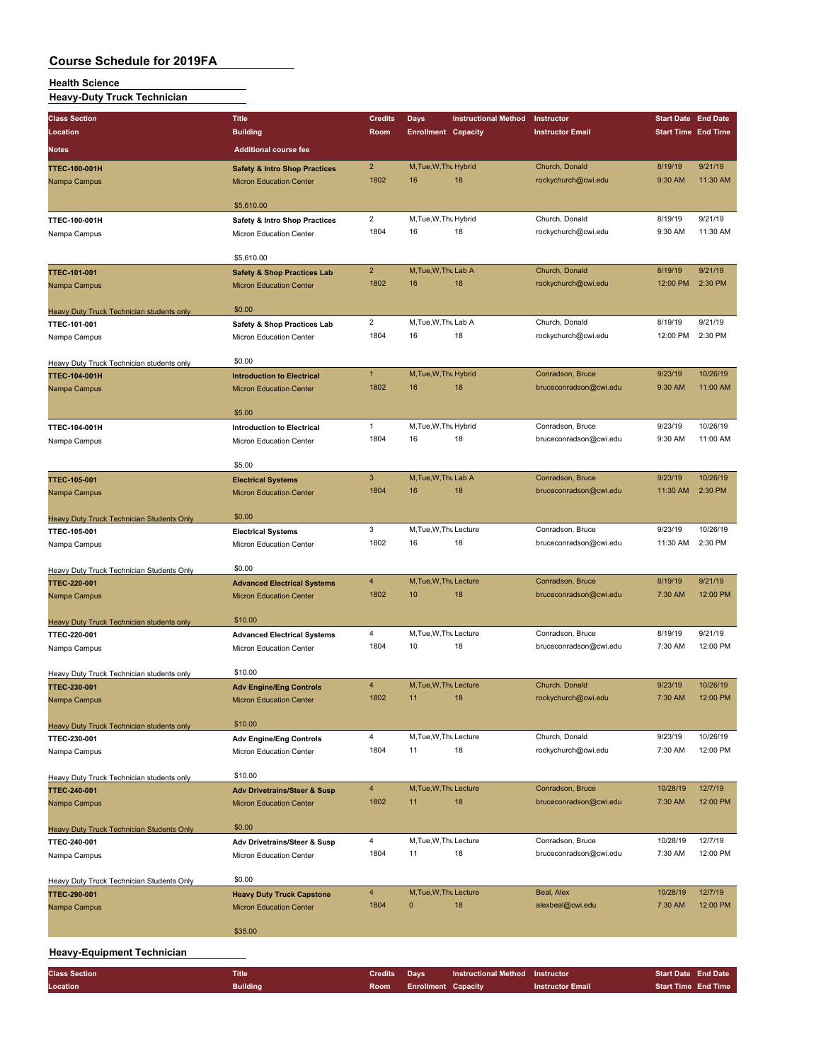# Course Schedule for 2019FA

## Health Science

### Heavy-Duty Truck Technician

| Class Section / Location / Notes | Title / Building / Additional course fee | Credits / Room | Days / Enrollment | Instructional Method / Capacity | Instructor / Instructor Email | Start Date / Start Time | End Date / End Time |
|---|---|---|---|---|---|---|---|
| TTEC-100-001H | Safety & Intro Shop Practices | 2 | M,Tue,W,Thu | Hybrid | Church, Donald | 8/19/19 | 9/21/19 |
| Nampa Campus | Micron Education Center | 1802 | 16 | 18 | rockychurch@cwi.edu | 9:30 AM | 11:30 AM |
| | $5,610.00 | | | | | | |
| TTEC-100-001H | Safety & Intro Shop Practices | 2 | M,Tue,W,Thu | Hybrid | Church, Donald | 8/19/19 | 9/21/19 |
| Nampa Campus | Micron Education Center | 1804 | 16 | 18 | rockychurch@cwi.edu | 9:30 AM | 11:30 AM |
| | $5,610.00 | | | | | | |
| TTEC-101-001 | Safety & Shop Practices Lab | 2 | M,Tue,W,Thu | Lab A | Church, Donald | 8/19/19 | 9/21/19 |
| Nampa Campus | Micron Education Center | 1802 | 16 | 18 | rockychurch@cwi.edu | 12:00 PM | 2:30 PM |
| Heavy Duty Truck Technician students only | $0.00 | | | | | | |
| TTEC-101-001 | Safety & Shop Practices Lab | 2 | M,Tue,W,Thu | Lab A | Church, Donald | 8/19/19 | 9/21/19 |
| Nampa Campus | Micron Education Center | 1804 | 16 | 18 | rockychurch@cwi.edu | 12:00 PM | 2:30 PM |
| Heavy Duty Truck Technician students only | $0.00 | | | | | | |
| TTEC-104-001H | Introduction to Electrical | 1 | M,Tue,W,Thu | Hybrid | Conradson, Bruce | 9/23/19 | 10/26/19 |
| Nampa Campus | Micron Education Center | 1802 | 16 | 18 | bruceconradson@cwi.edu | 9:30 AM | 11:00 AM |
| | $5.00 | | | | | | |
| TTEC-104-001H | Introduction to Electrical | 1 | M,Tue,W,Thu | Hybrid | Conradson, Bruce | 9/23/19 | 10/26/19 |
| Nampa Campus | Micron Education Center | 1804 | 16 | 18 | bruceconradson@cwi.edu | 9:30 AM | 11:00 AM |
| | $5.00 | | | | | | |
| TTEC-105-001 | Electrical Systems | 3 | M,Tue,W,Thu | Lab A | Conradson, Bruce | 9/23/19 | 10/26/19 |
| Nampa Campus | Micron Education Center | 1804 | 16 | 18 | bruceconradson@cwi.edu | 11:30 AM | 2:30 PM |
| Heavy Duty Truck Technician Students Only | $0.00 | | | | | | |
| TTEC-105-001 | Electrical Systems | 3 | M,Tue,W,Thu | Lecture | Conradson, Bruce | 9/23/19 | 10/26/19 |
| Nampa Campus | Micron Education Center | 1802 | 16 | 18 | bruceconradson@cwi.edu | 11:30 AM | 2:30 PM |
| Heavy Duty Truck Technician Students Only | $0.00 | | | | | | |
| TTEC-220-001 | Advanced Electrical Systems | 4 | M,Tue,W,Thu | Lecture | Conradson, Bruce | 8/19/19 | 9/21/19 |
| Nampa Campus | Micron Education Center | 1802 | 10 | 18 | bruceconradson@cwi.edu | 7:30 AM | 12:00 PM |
| Heavy Duty Truck Technician students only | $10.00 | | | | | | |
| TTEC-220-001 | Advanced Electrical Systems | 4 | M,Tue,W,Thu | Lecture | Conradson, Bruce | 8/19/19 | 9/21/19 |
| Nampa Campus | Micron Education Center | 1804 | 10 | 18 | bruceconradson@cwi.edu | 7:30 AM | 12:00 PM |
| Heavy Duty Truck Technician students only | $10.00 | | | | | | |
| TTEC-230-001 | Adv Engine/Eng Controls | 4 | M,Tue,W,Thu | Lecture | Church, Donald | 9/23/19 | 10/26/19 |
| Nampa Campus | Micron Education Center | 1802 | 11 | 18 | rockychurch@cwi.edu | 7:30 AM | 12:00 PM |
| Heavy Duty Truck Technician students only | $10.00 | | | | | | |
| TTEC-230-001 | Adv Engine/Eng Controls | 4 | M,Tue,W,Thu | Lecture | Church, Donald | 9/23/19 | 10/26/19 |
| Nampa Campus | Micron Education Center | 1804 | 11 | 18 | rockychurch@cwi.edu | 7:30 AM | 12:00 PM |
| Heavy Duty Truck Technician students only | $10.00 | | | | | | |
| TTEC-240-001 | Adv Drivetrains/Steer & Susp | 4 | M,Tue,W,Thu | Lecture | Conradson, Bruce | 10/28/19 | 12/7/19 |
| Nampa Campus | Micron Education Center | 1802 | 11 | 18 | bruceconradson@cwi.edu | 7:30 AM | 12:00 PM |
| Heavy Duty Truck Technician Students Only | $0.00 | | | | | | |
| TTEC-240-001 | Adv Drivetrains/Steer & Susp | 4 | M,Tue,W,Thu | Lecture | Conradson, Bruce | 10/28/19 | 12/7/19 |
| Nampa Campus | Micron Education Center | 1804 | 11 | 18 | bruceconradson@cwi.edu | 7:30 AM | 12:00 PM |
| Heavy Duty Truck Technician Students Only | $0.00 | | | | | | |
| TTEC-290-001 | Heavy Duty Truck Capstone | 4 | M,Tue,W,Thu | Lecture | Beal, Alex | 10/28/19 | 12/7/19 |
| Nampa Campus | Micron Education Center | 1804 | 0 | 18 | alexbeal@cwi.edu | 7:30 AM | 12:00 PM |
| | $35.00 | | | | | | |

### Heavy-Equipment Technician

| Class Section / Location | Title / Building | Credits / Room | Days / Enrollment | Instructional Method / Capacity | Instructor / Instructor Email | Start Date / Start Time | End Date / End Time |
|---|---|---|---|---|---|---|---|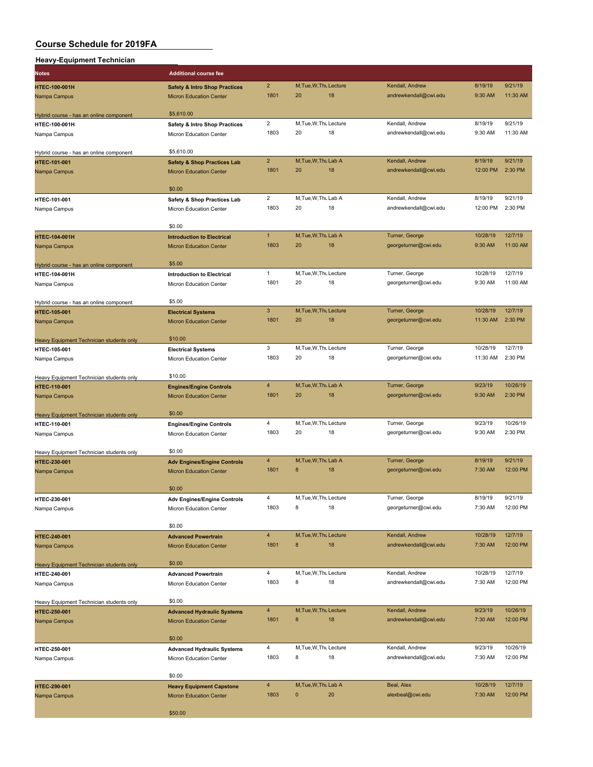# Course Schedule for 2019FA

## Heavy-Equipment Technician

| Notes | Additional course fee | | | | | | | |
|---|---|---|---|---|---|---|---|---|
| HTEC-100-001H | Safety & Intro Shop Practices | 2 | M,Tue,W,Thu | Lecture | Kendall, Andrew | 8/19/19 | 9/21/19 |
| Nampa Campus | Micron Education Center | 1801 | 20 | 18 | andrewkendall@cwi.edu | 9:30 AM | 11:30 AM |
| Hybrid course - has an online component | $5,610.00 | | | | | | |
| HTEC-100-001H | Safety & Intro Shop Practices | 2 | M,Tue,W,Thu | Lecture | Kendall, Andrew | 8/19/19 | 9/21/19 |
| Nampa Campus | Micron Education Center | 1803 | 20 | 18 | andrewkendall@cwi.edu | 9:30 AM | 11:30 AM |
| Hybrid course - has an online component | $5,610.00 | | | | | | |
| HTEC-101-001 | Safety & Shop Practices Lab | 2 | M,Tue,W,Thu | Lab A | Kendall, Andrew | 8/19/19 | 9/21/19 |
| Nampa Campus | Micron Education Center | 1801 | 20 | 18 | andrewkendall@cwi.edu | 12:00 PM | 2:30 PM |
| | $0.00 | | | | | | |
| HTEC-101-001 | Safety & Shop Practices Lab | 2 | M,Tue,W,Thu | Lab A | Kendall, Andrew | 8/19/19 | 9/21/19 |
| Nampa Campus | Micron Education Center | 1803 | 20 | 18 | andrewkendall@cwi.edu | 12:00 PM | 2:30 PM |
| | $0.00 | | | | | | |
| HTEC-104-001H | Introduction to Electrical | 1 | M,Tue,W,Thu | Lab A | Turner, George | 10/28/19 | 12/7/19 |
| Nampa Campus | Micron Education Center | 1803 | 20 | 18 | georgeturner@cwi.edu | 9:30 AM | 11:00 AM |
| Hybrid course - has an online component | $5.00 | | | | | | |
| HTEC-104-001H | Introduction to Electrical | 1 | M,Tue,W,Thu | Lecture | Turner, George | 10/28/19 | 12/7/19 |
| Nampa Campus | Micron Education Center | 1801 | 20 | 18 | georgeturner@cwi.edu | 9:30 AM | 11:00 AM |
| Hybrid course - has an online component | $5.00 | | | | | | |
| HTEC-105-001 | Electrical Systems | 3 | M,Tue,W,Thu | Lecture | Turner, George | 10/28/19 | 12/7/19 |
| Nampa Campus | Micron Education Center | 1801 | 20 | 18 | georgeturner@cwi.edu | 11:30 AM | 2:30 PM |
| Heavy Equipment Technician students only | $10.00 | | | | | | |
| HTEC-105-001 | Electrical Systems | 3 | M,Tue,W,Thu | Lecture | Turner, George | 10/28/19 | 12/7/19 |
| Nampa Campus | Micron Education Center | 1803 | 20 | 18 | georgeturner@cwi.edu | 11:30 AM | 2:30 PM |
| Heavy Equipment Technician students only | $10.00 | | | | | | |
| HTEC-110-001 | Engines/Engine Controls | 4 | M,Tue,W,Thu | Lab A | Turner, George | 9/23/19 | 10/26/19 |
| Nampa Campus | Micron Education Center | 1801 | 20 | 18 | georgeturner@cwi.edu | 9:30 AM | 2:30 PM |
| Heavy Equipment Technician students only | $0.00 | | | | | | |
| HTEC-110-001 | Engines/Engine Controls | 4 | M,Tue,W,Thu | Lecture | Turner, George | 9/23/19 | 10/26/19 |
| Nampa Campus | Micron Education Center | 1803 | 20 | 18 | georgeturner@cwi.edu | 9:30 AM | 2:30 PM |
| Heavy Equipment Technician students only | $0.00 | | | | | | |
| HTEC-230-001 | Adv Engines/Engine Controls | 4 | M,Tue,W,Thu | Lab A | Turner, George | 8/19/19 | 9/21/19 |
| Nampa Campus | Micron Education Center | 1801 | 8 | 18 | georgeturner@cwi.edu | 7:30 AM | 12:00 PM |
| | $0.00 | | | | | | |
| HTEC-230-001 | Adv Engines/Engine Controls | 4 | M,Tue,W,Thu | Lecture | Turner, George | 8/19/19 | 9/21/19 |
| Nampa Campus | Micron Education Center | 1803 | 8 | 18 | georgeturner@cwi.edu | 7:30 AM | 12:00 PM |
| | $0.00 | | | | | | |
| HTEC-240-001 | Advanced Powertrain | 4 | M,Tue,W,Thu | Lecture | Kendall, Andrew | 10/28/19 | 12/7/19 |
| Nampa Campus | Micron Education Center | 1801 | 8 | 18 | andrewkendall@cwi.edu | 7:30 AM | 12:00 PM |
| Heavy Equipment Technician students only | $0.00 | | | | | | |
| HTEC-240-001 | Advanced Powertrain | 4 | M,Tue,W,Thu | Lecture | Kendall, Andrew | 10/28/19 | 12/7/19 |
| Nampa Campus | Micron Education Center | 1803 | 8 | 18 | andrewkendall@cwi.edu | 7:30 AM | 12:00 PM |
| Heavy Equipment Technician students only | $0.00 | | | | | | |
| HTEC-250-001 | Advanced Hydraulic Systems | 4 | M,Tue,W,Thu | Lecture | Kendall, Andrew | 9/23/19 | 10/26/19 |
| Nampa Campus | Micron Education Center | 1801 | 8 | 18 | andrewkendall@cwi.edu | 7:30 AM | 12:00 PM |
| | $0.00 | | | | | | |
| HTEC-250-001 | Advanced Hydraulic Systems | 4 | M,Tue,W,Thu | Lecture | Kendall, Andrew | 9/23/19 | 10/26/19 |
| Nampa Campus | Micron Education Center | 1803 | 8 | 18 | andrewkendall@cwi.edu | 7:30 AM | 12:00 PM |
| | $0.00 | | | | | | |
| HTEC-290-001 | Heavy Equipment Capstone | 4 | M,Tue,W,Thu | Lab A | Beal, Alex | 10/28/19 | 12/7/19 |
| Nampa Campus | Micron Education Center | 1803 | 0 | 20 | alexbeal@cwi.edu | 7:30 AM | 12:00 PM |
| | $50.00 | | | | | | |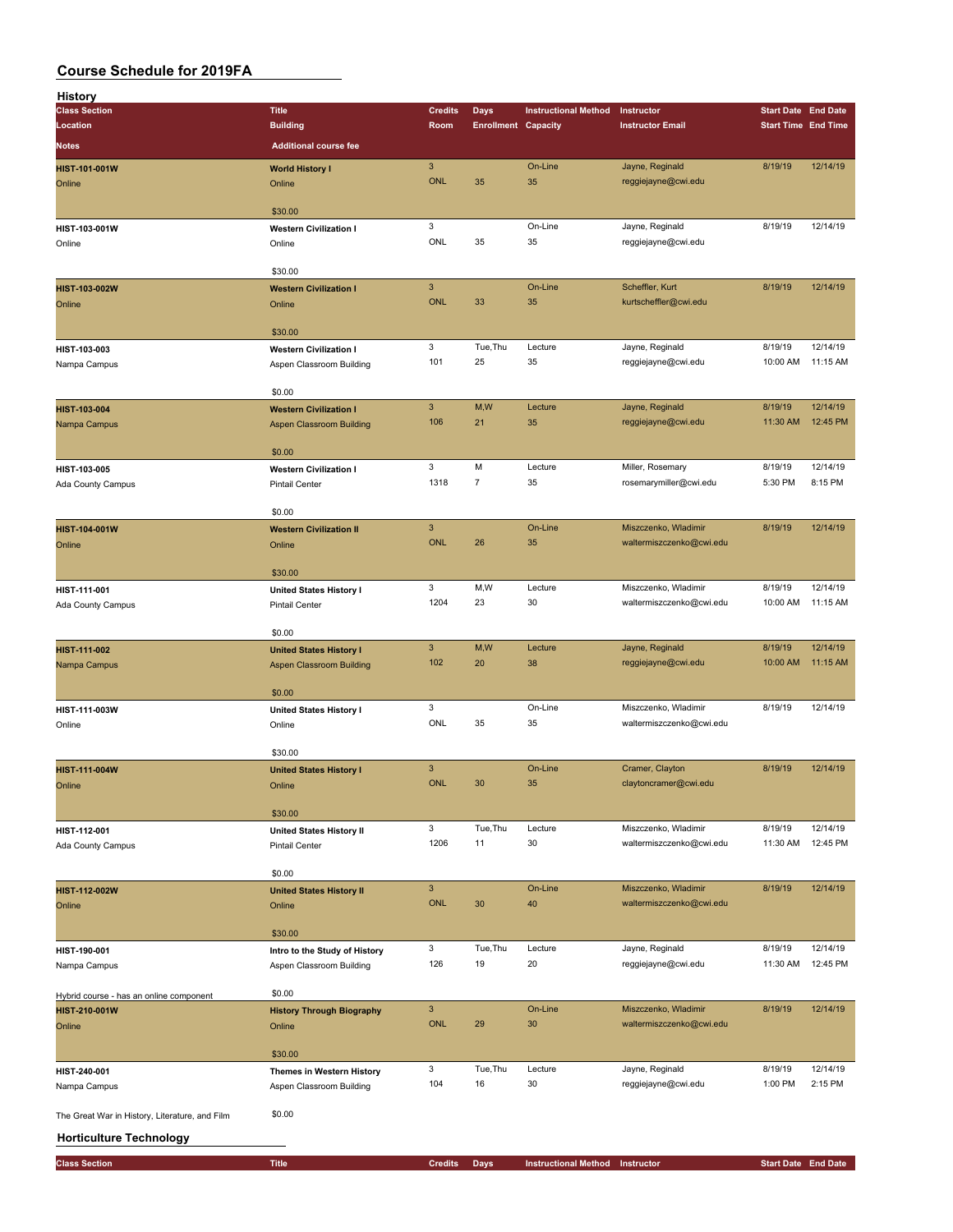# Course Schedule for 2019FA

## History

| Class Section / Location / Notes | Title / Building / Additional course fee | Credits / Room | Days / Enrollment | Instructional Method / Capacity | Instructor / Instructor Email | Start Date / Start Time | End Date / End Time |
|---|---|---|---|---|---|---|---|
| **HIST-101-001W**<br>Online | **World History I**<br>Online<br>$30.00 | 3<br>ONL | <br>35 | On-Line<br>35 | Jayne, Reginald<br>reggiejayne@cwi.edu | 8/19/19 | 12/14/19 |
| **HIST-103-001W**<br>Online | **Western Civilization I**<br>Online<br>$30.00 | 3<br>ONL | <br>35 | On-Line<br>35 | Jayne, Reginald<br>reggiejayne@cwi.edu | 8/19/19 | 12/14/19 |
| **HIST-103-002W**<br>Online | **Western Civilization I**<br>Online<br>$30.00 | 3<br>ONL | <br>33 | On-Line<br>35 | Scheffler, Kurt<br>kurtscheffler@cwi.edu | 8/19/19 | 12/14/19 |
| **HIST-103-003**<br>Nampa Campus | **Western Civilization I**<br>Aspen Classroom Building<br>$0.00 | 3<br>101 | Tue,Thu<br>25 | Lecture<br>35 | Jayne, Reginald<br>reggiejayne@cwi.edu | 8/19/19<br>10:00 AM | 12/14/19<br>11:15 AM |
| **HIST-103-004**<br>Nampa Campus | **Western Civilization I**<br>Aspen Classroom Building<br>$0.00 | 3<br>106 | M,W<br>21 | Lecture<br>35 | Jayne, Reginald<br>reggiejayne@cwi.edu | 8/19/19<br>11:30 AM | 12/14/19<br>12:45 PM |
| **HIST-103-005**<br>Ada County Campus | **Western Civilization I**<br>Pintail Center<br>$0.00 | 3<br>1318 | M<br>7 | Lecture<br>35 | Miller, Rosemary<br>rosemarymiller@cwi.edu | 8/19/19<br>5:30 PM | 12/14/19<br>8:15 PM |
| **HIST-104-001W**<br>Online | **Western Civilization II**<br>Online<br>$30.00 | 3<br>ONL | <br>26 | On-Line<br>35 | Miszczenko, Wladimir<br>waltermiszczenko@cwi.edu | 8/19/19 | 12/14/19 |
| **HIST-111-001**<br>Ada County Campus | **United States History I**<br>Pintail Center<br>$0.00 | 3<br>1204 | M,W<br>23 | Lecture<br>30 | Miszczenko, Wladimir<br>waltermiszczenko@cwi.edu | 8/19/19<br>10:00 AM | 12/14/19<br>11:15 AM |
| **HIST-111-002**<br>Nampa Campus | **United States History I**<br>Aspen Classroom Building<br>$0.00 | 3<br>102 | M,W<br>20 | Lecture<br>38 | Jayne, Reginald<br>reggiejayne@cwi.edu | 8/19/19<br>10:00 AM | 12/14/19<br>11:15 AM |
| **HIST-111-003W**<br>Online | **United States History I**<br>Online<br>$30.00 | 3<br>ONL | <br>35 | On-Line<br>35 | Miszczenko, Wladimir<br>waltermiszczenko@cwi.edu | 8/19/19 | 12/14/19 |
| **HIST-111-004W**<br>Online | **United States History I**<br>Online<br>$30.00 | 3<br>ONL | <br>30 | On-Line<br>35 | Cramer, Clayton<br>claytoncramer@cwi.edu | 8/19/19 | 12/14/19 |
| **HIST-112-001**<br>Ada County Campus | **United States History II**<br>Pintail Center<br>$0.00 | 3<br>1206 | Tue,Thu<br>11 | Lecture<br>30 | Miszczenko, Wladimir<br>waltermiszczenko@cwi.edu | 8/19/19<br>11:30 AM | 12/14/19<br>12:45 PM |
| **HIST-112-002W**<br>Online | **United States History II**<br>Online<br>$30.00 | 3<br>ONL | <br>30 | On-Line<br>40 | Miszczenko, Wladimir<br>waltermiszczenko@cwi.edu | 8/19/19 | 12/14/19 |
| **HIST-190-001**<br>Nampa Campus<br>Hybrid course - has an online component | **Intro to the Study of History**<br>Aspen Classroom Building<br>$0.00 | 3<br>126 | Tue,Thu<br>19 | Lecture<br>20 | Jayne, Reginald<br>reggiejayne@cwi.edu | 8/19/19<br>11:30 AM | 12/14/19<br>12:45 PM |
| **HIST-210-001W**<br>Online | **History Through Biography**<br>Online<br>$30.00 | 3<br>ONL | <br>29 | On-Line<br>30 | Miszczenko, Wladimir<br>waltermiszczenko@cwi.edu | 8/19/19 | 12/14/19 |
| **HIST-240-001**<br>Nampa Campus<br>The Great War in History, Literature, and Film | **Themes in Western History**<br>Aspen Classroom Building<br>$0.00 | 3<br>104 | Tue,Thu<br>16 | Lecture<br>30 | Jayne, Reginald<br>reggiejayne@cwi.edu | 8/19/19<br>1:00 PM | 12/14/19<br>2:15 PM |

## Horticulture Technology

| Class Section | Title | Credits | Days | Instructional Method | Instructor | Start Date | End Date |
|---|---|---|---|---|---|---|---|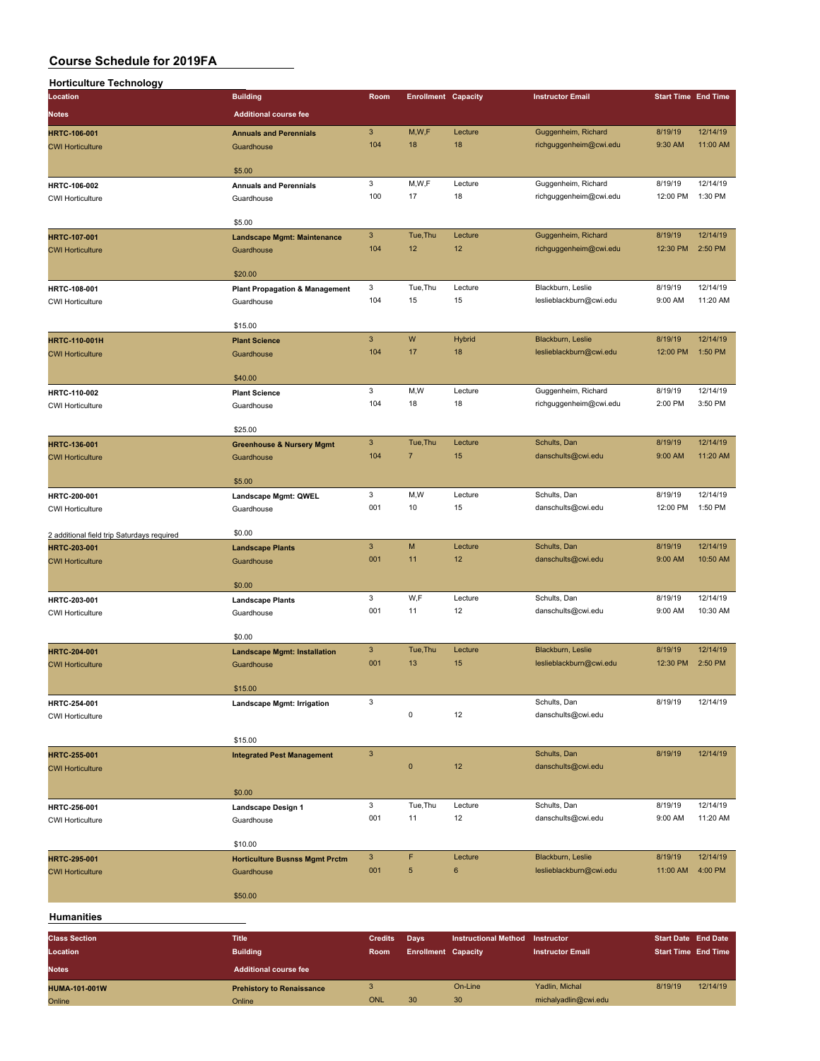# Course Schedule for 2019FA

## Horticulture Technology

| Class Section / Location / Notes | Title / Building / Additional course fee | Credits / Room | Days / Enrollment | Instructional Method / Capacity | Instructor / Instructor Email | Start Date / Start Time | End Date / End Time |
|---|---|---|---|---|---|---|---|
| HRTC-106-001<br>CWI Horticulture | Annuals and Perennials<br>Guardhouse<br>$5.00 | 3<br>104 | M,W,F<br>18 | Lecture<br>18 | Guggenheim, Richard<br>richguggenheim@cwi.edu | 8/19/19<br>9:30 AM | 12/14/19<br>11:00 AM |
| HRTC-106-002<br>CWI Horticulture | Annuals and Perennials<br>Guardhouse<br>$5.00 | 3<br>100 | M,W,F<br>17 | Lecture<br>18 | Guggenheim, Richard<br>richguggenheim@cwi.edu | 8/19/19<br>12:00 PM | 12/14/19<br>1:30 PM |
| HRTC-107-001<br>CWI Horticulture | Landscape Mgmt: Maintenance<br>Guardhouse<br>$20.00 | 3<br>104 | Tue,Thu<br>12 | Lecture<br>12 | Guggenheim, Richard<br>richguggenheim@cwi.edu | 8/19/19<br>12:30 PM | 12/14/19<br>2:50 PM |
| HRTC-108-001<br>CWI Horticulture | Plant Propagation & Management<br>Guardhouse<br>$15.00 | 3<br>104 | Tue,Thu<br>15 | Lecture<br>15 | Blackburn, Leslie<br>leslieblackburn@cwi.edu | 8/19/19<br>9:00 AM | 12/14/19<br>11:20 AM |
| HRTC-110-001H<br>CWI Horticulture | Plant Science<br>Guardhouse<br>$40.00 | 3<br>104 | W<br>17 | Hybrid<br>18 | Blackburn, Leslie<br>leslieblackburn@cwi.edu | 8/19/19<br>12:00 PM | 12/14/19<br>1:50 PM |
| HRTC-110-002<br>CWI Horticulture | Plant Science<br>Guardhouse<br>$25.00 | 3<br>104 | M,W<br>18 | Lecture<br>18 | Guggenheim, Richard<br>richguggenheim@cwi.edu | 8/19/19<br>2:00 PM | 12/14/19<br>3:50 PM |
| HRTC-136-001<br>CWI Horticulture | Greenhouse & Nursery Mgmt<br>Guardhouse<br>$5.00 | 3<br>104 | Tue,Thu<br>7 | Lecture<br>15 | Schults, Dan<br>danschults@cwi.edu | 8/19/19<br>9:00 AM | 12/14/19<br>11:20 AM |
| HRTC-200-001<br>CWI Horticulture<br>2 additional field trip Saturdays required | Landscape Mgmt: QWEL<br>Guardhouse<br>$0.00 | 3<br>001 | M,W<br>10 | Lecture<br>15 | Schults, Dan<br>danschults@cwi.edu | 8/19/19<br>12:00 PM | 12/14/19<br>1:50 PM |
| HRTC-203-001<br>CWI Horticulture | Landscape Plants<br>Guardhouse<br>$0.00 | 3<br>001 | M<br>11 | Lecture<br>12 | Schults, Dan<br>danschults@cwi.edu | 8/19/19<br>9:00 AM | 12/14/19<br>10:50 AM |
| HRTC-203-001<br>CWI Horticulture | Landscape Plants<br>Guardhouse<br>$0.00 | 3<br>001 | W,F<br>11 | Lecture<br>12 | Schults, Dan<br>danschults@cwi.edu | 8/19/19<br>9:00 AM | 12/14/19<br>10:30 AM |
| HRTC-204-001<br>CWI Horticulture | Landscape Mgmt: Installation<br>Guardhouse<br>$15.00 | 3<br>001 | Tue,Thu<br>13 | Lecture<br>15 | Blackburn, Leslie<br>leslieblackburn@cwi.edu | 8/19/19<br>12:30 PM | 12/14/19<br>2:50 PM |
| HRTC-254-001<br>CWI Horticulture | Landscape Mgmt: Irrigation<br>$15.00 | 3 | <br>0 | <br>12 | Schults, Dan<br>danschults@cwi.edu | 8/19/19 | 12/14/19 |
| HRTC-255-001<br>CWI Horticulture | Integrated Pest Management<br>$0.00 | 3 | <br>0 | <br>12 | Schults, Dan<br>danschults@cwi.edu | 8/19/19 | 12/14/19 |
| HRTC-256-001<br>CWI Horticulture | Landscape Design 1<br>Guardhouse<br>$10.00 | 3<br>001 | Tue,Thu<br>11 | Lecture<br>12 | Schults, Dan<br>danschults@cwi.edu | 8/19/19<br>9:00 AM | 12/14/19<br>11:20 AM |
| HRTC-295-001<br>CWI Horticulture | Horticulture Busnss Mgmt Prctm<br>Guardhouse<br>$50.00 | 3<br>001 | F<br>5 | Lecture<br>6 | Blackburn, Leslie<br>leslieblackburn@cwi.edu | 8/19/19<br>11:00 AM | 12/14/19<br>4:00 PM |

## Humanities

| Class Section / Location / Notes | Title / Building / Additional course fee | Credits / Room | Days / Enrollment | Instructional Method / Capacity | Instructor / Instructor Email | Start Date / Start Time | End Date / End Time |
|---|---|---|---|---|---|---|---|
| HUMA-101-001W<br>Online | Prehistory to Renaissance<br>Online | 3<br>ONL | <br>30 | On-Line<br>30 | Yadlin, Michal<br>michalyadlin@cwi.edu | 8/19/19 | 12/14/19 |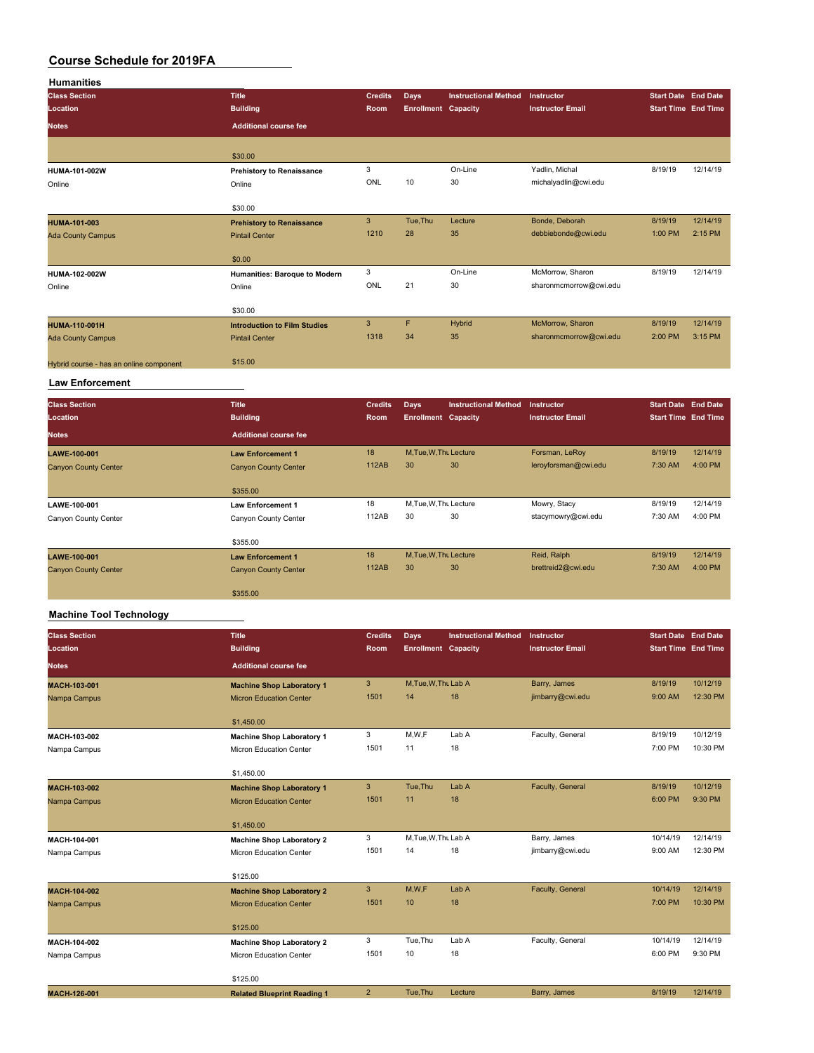# Course Schedule for 2019FA

## Humanities

| Class Section | Title | Credits | Days | Instructional Method | Instructor | Start Date | End Date |
|---|---|---|---|---|---|---|---|
| Location | Building | Room | Enrollment | Capacity | Instructor Email | Start Time | End Time |
| Notes | Additional course fee | | | | | | |
| | $30.00 | | | | | | |
| HUMA-101-002W | Prehistory to Renaissance | 3 | | On-Line | Yadlin, Michal | 8/19/19 | 12/14/19 |
| Online | Online | ONL | 10 | 30 | michalyadlin@cwi.edu | | |
| | $30.00 | | | | | | |
| HUMA-101-003 | Prehistory to Renaissance | 3 | Tue,Thu | Lecture | Bonde, Deborah | 8/19/19 | 12/14/19 |
| Ada County Campus | Pintail Center | 1210 | 28 | 35 | debbiebonde@cwi.edu | 1:00 PM | 2:15 PM |
| | $0.00 | | | | | | |
| HUMA-102-002W | Humanities: Baroque to Modern | 3 | | On-Line | McMorrow, Sharon | 8/19/19 | 12/14/19 |
| Online | Online | ONL | 21 | 30 | sharonmcmorrow@cwi.edu | | |
| | $30.00 | | | | | | |
| HUMA-110-001H | Introduction to Film Studies | 3 | F | Hybrid | McMorrow, Sharon | 8/19/19 | 12/14/19 |
| Ada County Campus | Pintail Center | 1318 | 34 | 35 | sharonmcmorrow@cwi.edu | 2:00 PM | 3:15 PM |
| Hybrid course - has an online component | $15.00 | | | | | | |

## Law Enforcement

| Class Section | Title | Credits | Days | Instructional Method | Instructor | Start Date | End Date |
|---|---|---|---|---|---|---|---|
| Location | Building | Room | Enrollment | Capacity | Instructor Email | Start Time | End Time |
| Notes | Additional course fee | | | | | | |
| LAWE-100-001 | Law Enforcement 1 | 18 | M,Tue,W,Thu | Lecture | Forsman, LeRoy | 8/19/19 | 12/14/19 |
| Canyon County Center | Canyon County Center | 112AB | 30 | 30 | leroyforsman@cwi.edu | 7:30 AM | 4:00 PM |
| | $355.00 | | | | | | |
| LAWE-100-001 | Law Enforcement 1 | 18 | M,Tue,W,Thu | Lecture | Mowry, Stacy | 8/19/19 | 12/14/19 |
| Canyon County Center | Canyon County Center | 112AB | 30 | 30 | stacymowry@cwi.edu | 7:30 AM | 4:00 PM |
| | $355.00 | | | | | | |
| LAWE-100-001 | Law Enforcement 1 | 18 | M,Tue,W,Thu | Lecture | Reid, Ralph | 8/19/19 | 12/14/19 |
| Canyon County Center | Canyon County Center | 112AB | 30 | 30 | brettreid2@cwi.edu | 7:30 AM | 4:00 PM |
| | $355.00 | | | | | | |

## Machine Tool Technology

| Class Section | Title | Credits | Days | Instructional Method | Instructor | Start Date | End Date |
|---|---|---|---|---|---|---|---|
| Location | Building | Room | Enrollment | Capacity | Instructor Email | Start Time | End Time |
| Notes | Additional course fee | | | | | | |
| MACH-103-001 | Machine Shop Laboratory 1 | 3 | M,Tue,W,Thu | Lab A | Barry, James | 8/19/19 | 10/12/19 |
| Nampa Campus | Micron Education Center | 1501 | 14 | 18 | jimbarry@cwi.edu | 9:00 AM | 12:30 PM |
| | $1,450.00 | | | | | | |
| MACH-103-002 | Machine Shop Laboratory 1 | 3 | M,W,F | Lab A | Faculty, General | 8/19/19 | 10/12/19 |
| Nampa Campus | Micron Education Center | 1501 | 11 | 18 | | 7:00 PM | 10:30 PM |
| | $1,450.00 | | | | | | |
| MACH-103-002 | Machine Shop Laboratory 1 | 3 | Tue,Thu | Lab A | Faculty, General | 8/19/19 | 10/12/19 |
| Nampa Campus | Micron Education Center | 1501 | 11 | 18 | | 6:00 PM | 9:30 PM |
| | $1,450.00 | | | | | | |
| MACH-104-001 | Machine Shop Laboratory 2 | 3 | M,Tue,W,Thu | Lab A | Barry, James | 10/14/19 | 12/14/19 |
| Nampa Campus | Micron Education Center | 1501 | 14 | 18 | jimbarry@cwi.edu | 9:00 AM | 12:30 PM |
| | $125.00 | | | | | | |
| MACH-104-002 | Machine Shop Laboratory 2 | 3 | M,W,F | Lab A | Faculty, General | 10/14/19 | 12/14/19 |
| Nampa Campus | Micron Education Center | 1501 | 10 | 18 | | 7:00 PM | 10:30 PM |
| | $125.00 | | | | | | |
| MACH-104-002 | Machine Shop Laboratory 2 | 3 | Tue,Thu | Lab A | Faculty, General | 10/14/19 | 12/14/19 |
| Nampa Campus | Micron Education Center | 1501 | 10 | 18 | | 6:00 PM | 9:30 PM |
| | $125.00 | | | | | | |
| MACH-126-001 | Related Blueprint Reading 1 | 2 | Tue,Thu | Lecture | Barry, James | 8/19/19 | 12/14/19 |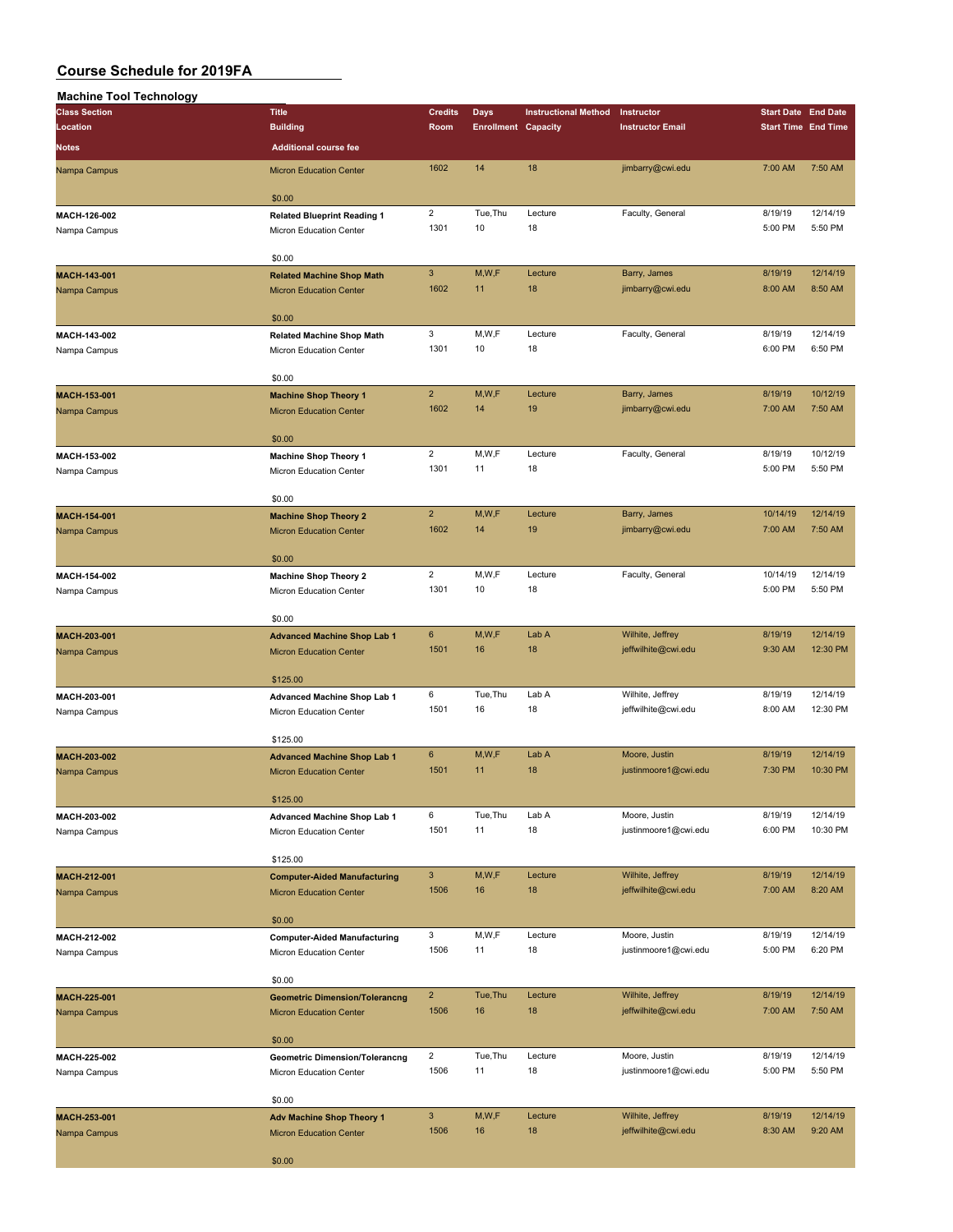# Course Schedule for 2019FA

## Machine Tool Technology

| Class Section / Location / Notes | Title / Building / Additional course fee | Credits / Room | Days / Enrollment | Instructional Method / Capacity | Instructor / Instructor Email | Start Date / Start Time | End Date / End Time |
|---|---|---|---|---|---|---|---|
| Nampa Campus | Micron Education Center<br>$0.00 | 1602 | 14 | 18 | jimbarry@cwi.edu | 7:00 AM | 7:50 AM |
| MACH-126-002<br>Nampa Campus | Related Blueprint Reading 1<br>Micron Education Center<br>$0.00 | 2<br>1301 | Tue,Thu<br>10 | Lecture<br>18 | Faculty, General | 8/19/19<br>5:00 PM | 12/14/19<br>5:50 PM |
| MACH-143-001<br>Nampa Campus | Related Machine Shop Math<br>Micron Education Center<br>$0.00 | 3<br>1602 | M,W,F<br>11 | Lecture<br>18 | Barry, James<br>jimbarry@cwi.edu | 8/19/19<br>8:00 AM | 12/14/19<br>8:50 AM |
| MACH-143-002<br>Nampa Campus | Related Machine Shop Math<br>Micron Education Center<br>$0.00 | 3<br>1301 | M,W,F<br>10 | Lecture<br>18 | Faculty, General | 8/19/19<br>6:00 PM | 12/14/19<br>6:50 PM |
| MACH-153-001<br>Nampa Campus | Machine Shop Theory 1<br>Micron Education Center<br>$0.00 | 2<br>1602 | M,W,F<br>14 | Lecture<br>19 | Barry, James<br>jimbarry@cwi.edu | 8/19/19<br>7:00 AM | 10/12/19<br>7:50 AM |
| MACH-153-002<br>Nampa Campus | Machine Shop Theory 1<br>Micron Education Center<br>$0.00 | 2<br>1301 | M,W,F<br>11 | Lecture<br>18 | Faculty, General | 8/19/19<br>5:00 PM | 10/12/19<br>5:50 PM |
| MACH-154-001<br>Nampa Campus | Machine Shop Theory 2<br>Micron Education Center<br>$0.00 | 2<br>1602 | M,W,F<br>14 | Lecture<br>19 | Barry, James<br>jimbarry@cwi.edu | 10/14/19<br>7:00 AM | 12/14/19<br>7:50 AM |
| MACH-154-002<br>Nampa Campus | Machine Shop Theory 2<br>Micron Education Center<br>$0.00 | 2<br>1301 | M,W,F<br>10 | Lecture<br>18 | Faculty, General | 10/14/19<br>5:00 PM | 12/14/19<br>5:50 PM |
| MACH-203-001<br>Nampa Campus | Advanced Machine Shop Lab 1<br>Micron Education Center<br>$125.00 | 6<br>1501 | M,W,F<br>16 | Lab A<br>18 | Wilhite, Jeffrey<br>jeffwilhite@cwi.edu | 8/19/19<br>9:30 AM | 12/14/19<br>12:30 PM |
| MACH-203-001<br>Nampa Campus | Advanced Machine Shop Lab 1<br>Micron Education Center<br>$125.00 | 6<br>1501 | Tue,Thu<br>16 | Lab A<br>18 | Wilhite, Jeffrey<br>jeffwilhite@cwi.edu | 8/19/19<br>8:00 AM | 12/14/19<br>12:30 PM |
| MACH-203-002<br>Nampa Campus | Advanced Machine Shop Lab 1<br>Micron Education Center<br>$125.00 | 6<br>1501 | M,W,F<br>11 | Lab A<br>18 | Moore, Justin<br>justinmoore1@cwi.edu | 8/19/19<br>7:30 PM | 12/14/19<br>10:30 PM |
| MACH-203-002<br>Nampa Campus | Advanced Machine Shop Lab 1<br>Micron Education Center<br>$125.00 | 6<br>1501 | Tue,Thu<br>11 | Lab A<br>18 | Moore, Justin<br>justinmoore1@cwi.edu | 8/19/19<br>6:00 PM | 12/14/19<br>10:30 PM |
| MACH-212-001<br>Nampa Campus | Computer-Aided Manufacturing<br>Micron Education Center<br>$0.00 | 3<br>1506 | M,W,F<br>16 | Lecture<br>18 | Wilhite, Jeffrey<br>jeffwilhite@cwi.edu | 8/19/19<br>7:00 AM | 12/14/19<br>8:20 AM |
| MACH-212-002<br>Nampa Campus | Computer-Aided Manufacturing<br>Micron Education Center<br>$0.00 | 3<br>1506 | M,W,F<br>11 | Lecture<br>18 | Moore, Justin<br>justinmoore1@cwi.edu | 8/19/19<br>5:00 PM | 12/14/19<br>6:20 PM |
| MACH-225-001<br>Nampa Campus | Geometric Dimension/Tolerancng<br>Micron Education Center<br>$0.00 | 2<br>1506 | Tue,Thu<br>16 | Lecture<br>18 | Wilhite, Jeffrey<br>jeffwilhite@cwi.edu | 8/19/19<br>7:00 AM | 12/14/19<br>7:50 AM |
| MACH-225-002<br>Nampa Campus | Geometric Dimension/Tolerancng<br>Micron Education Center<br>$0.00 | 2<br>1506 | Tue,Thu<br>11 | Lecture<br>18 | Moore, Justin<br>justinmoore1@cwi.edu | 8/19/19<br>5:00 PM | 12/14/19<br>5:50 PM |
| MACH-253-001<br>Nampa Campus | Adv Machine Shop Theory 1<br>Micron Education Center<br>$0.00 | 3<br>1506 | M,W,F<br>16 | Lecture<br>18 | Wilhite, Jeffrey<br>jeffwilhite@cwi.edu | 8/19/19<br>8:30 AM | 12/14/19<br>9:20 AM |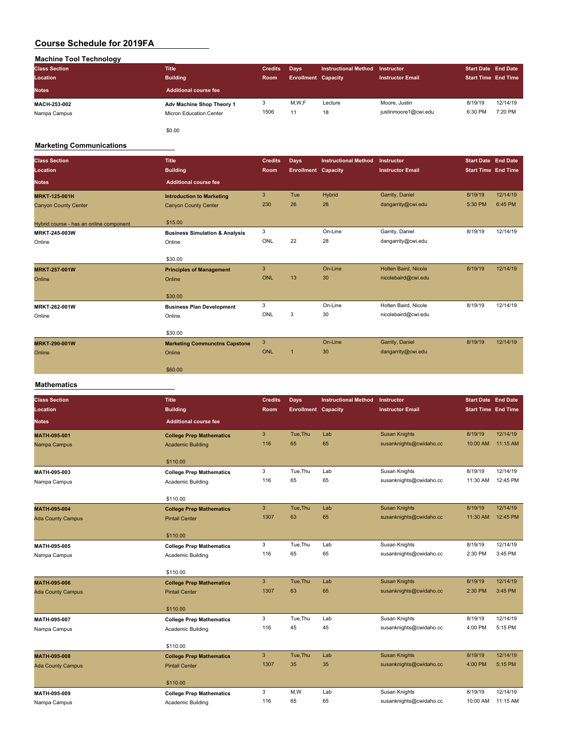# Course Schedule for 2019FA

## Machine Tool Technology

| Class Section / Location / Notes | Title / Building / Additional course fee | Credits / Room | Days / Enrollment | Instructional Method / Capacity | Instructor / Instructor Email | Start Date / Start Time | End Date / End Time |
|---|---|---|---|---|---|---|---|
| MACH-253-002 | Adv Machine Shop Theory 1 | 3 | M,W,F | Lecture | Moore, Justin | 8/19/19 | 12/14/19 |
| Nampa Campus | Micron Education Center | 1506 | 11 | 18 | justinmoore1@cwi.edu | 6:30 PM | 7:20 PM |
| | $0.00 | | | | | | |

## Marketing Communications

| Class Section / Location / Notes | Title / Building / Additional course fee | Credits / Room | Days / Enrollment | Instructional Method / Capacity | Instructor / Instructor Email | Start Date / Start Time | End Date / End Time |
|---|---|---|---|---|---|---|---|
| MRKT-125-001H | Introduction to Marketing | 3 | Tue | Hybrid | Garrity, Daniel | 8/19/19 | 12/14/19 |
| Canyon County Center | Canyon County Center | 230 | 26 | 28 | dangarrity@cwi.edu | 5:30 PM | 6:45 PM |
| Hybrid course - has an online component | $15.00 | | | | | | |
| MRKT-245-003W | Business Simulation & Analysis | 3 | | On-Line | Garrity, Daniel | 8/19/19 | 12/14/19 |
| Online | Online | ONL | 22 | 28 | dangarrity@cwi.edu | | |
| | $30.00 | | | | | | |
| MRKT-257-001W | Principles of Management | 3 | | On-Line | Holten Baird, Nicole | 8/19/19 | 12/14/19 |
| Online | Online | ONL | 13 | 30 | nicolebaird@cwi.edu | | |
| | $30.00 | | | | | | |
| MRKT-262-001W | Business Plan Development | 3 | | On-Line | Holten Baird, Nicole | 8/19/19 | 12/14/19 |
| Online | Online | ONL | 3 | 30 | nicolebaird@cwi.edu | | |
| | $30.00 | | | | | | |
| MRKT-290-001W | Marketing Communctns Capstone | 3 | | On-Line | Garrity, Daniel | 8/19/19 | 12/14/19 |
| Online | Online | ONL | 1 | 30 | dangarrity@cwi.edu | | |
| | $60.00 | | | | | | |

## Mathematics

| Class Section / Location / Notes | Title / Building / Additional course fee | Credits / Room | Days / Enrollment | Instructional Method / Capacity | Instructor / Instructor Email | Start Date / Start Time | End Date / End Time |
|---|---|---|---|---|---|---|---|
| MATH-095-001 | College Prep Mathematics | 3 | Tue,Thu | Lab | Susan Knights | 8/19/19 | 12/14/19 |
| Nampa Campus | Academic Building | 116 | 65 | 65 | susanknights@cwidaho.cc | 10:00 AM | 11:15 AM |
| | $110.00 | | | | | | |
| MATH-095-003 | College Prep Mathematics | 3 | Tue,Thu | Lab | Susan Knights | 8/19/19 | 12/14/19 |
| Nampa Campus | Academic Building | 116 | 65 | 65 | susanknights@cwidaho.cc | 11:30 AM | 12:45 PM |
| | $110.00 | | | | | | |
| MATH-095-004 | College Prep Mathematics | 3 | Tue,Thu | Lab | Susan Knights | 8/19/19 | 12/14/19 |
| Ada County Campus | Pintail Center | 1307 | 63 | 65 | susanknights@cwidaho.cc | 11:30 AM | 12:45 PM |
| | $110.00 | | | | | | |
| MATH-095-005 | College Prep Mathematics | 3 | Tue,Thu | Lab | Susan Knights | 8/19/19 | 12/14/19 |
| Nampa Campus | Academic Building | 116 | 65 | 65 | susanknights@cwidaho.cc | 2:30 PM | 3:45 PM |
| | $110.00 | | | | | | |
| MATH-095-006 | College Prep Mathematics | 3 | Tue,Thu | Lab | Susan Knights | 8/19/19 | 12/14/19 |
| Ada County Campus | Pintail Center | 1307 | 63 | 65 | susanknights@cwidaho.cc | 2:30 PM | 3:45 PM |
| | $110.00 | | | | | | |
| MATH-095-007 | College Prep Mathematics | 3 | Tue,Thu | Lab | Susan Knights | 8/19/19 | 12/14/19 |
| Nampa Campus | Academic Building | 116 | 45 | 45 | susanknights@cwidaho.cc | 4:00 PM | 5:15 PM |
| | $110.00 | | | | | | |
| MATH-095-008 | College Prep Mathematics | 3 | Tue,Thu | Lab | Susan Knights | 8/19/19 | 12/14/19 |
| Ada County Campus | Pintail Center | 1307 | 35 | 35 | susanknights@cwidaho.cc | 4:00 PM | 5:15 PM |
| | $110.00 | | | | | | |
| MATH-095-009 | College Prep Mathematics | 3 | M,W | Lab | Susan Knights | 8/19/19 | 12/14/19 |
| Nampa Campus | Academic Building | 116 | 65 | 65 | susanknights@cwidaho.cc | 10:00 AM | 11:15 AM |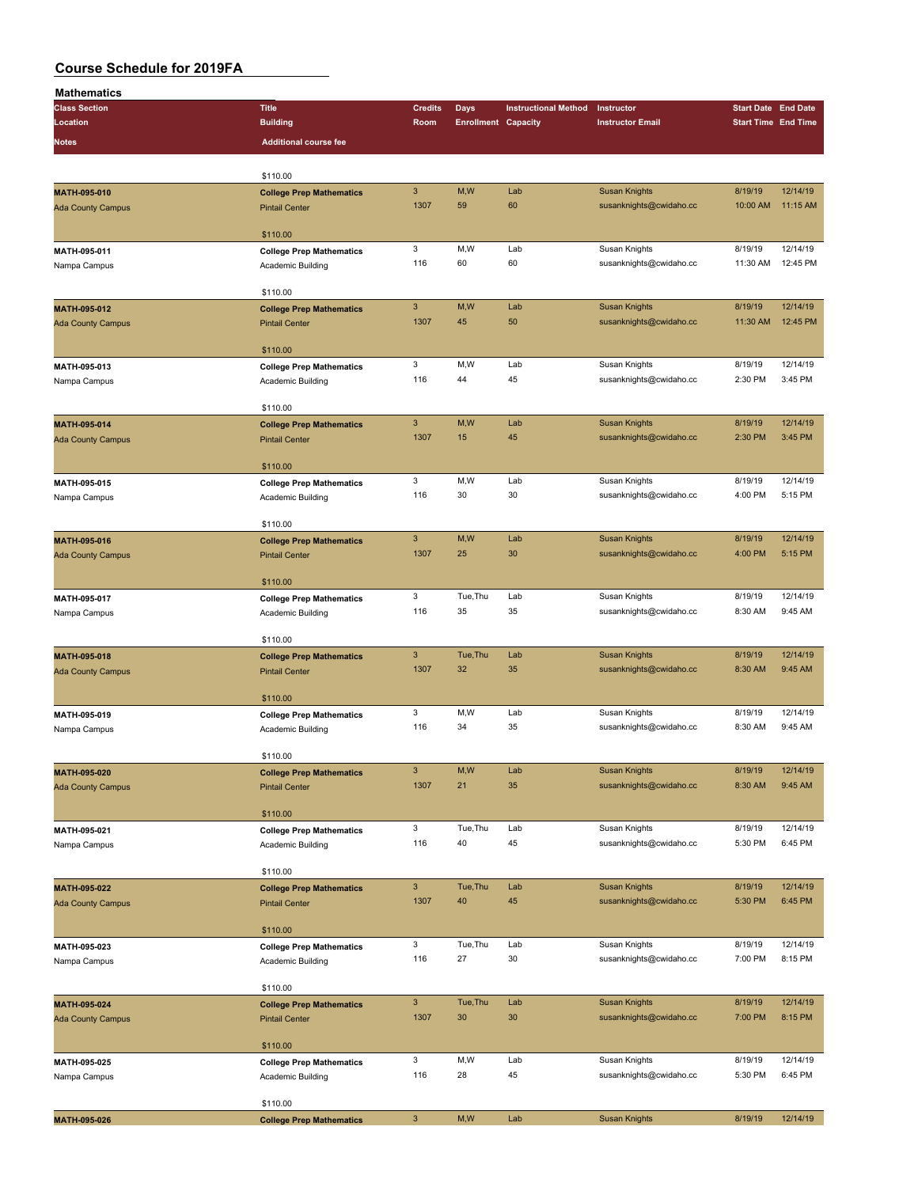# Course Schedule for 2019FA

## Mathematics

| Class Section / Location / Notes | Title / Building / Additional course fee | Credits / Room | Days / Enrollment | Instructional Method / Capacity | Instructor / Instructor Email | Start Date / Start Time | End Date / End Time |
|---|---|---|---|---|---|---|---|
| | $110.00 | | | | | | |
| **MATH-095-010** | **College Prep Mathematics** | 3 | M,W | Lab | Susan Knights | 8/19/19 | 12/14/19 |
| Ada County Campus | Pintail Center | 1307 | 59 | 60 | susanknights@cwidaho.cc | 10:00 AM | 11:15 AM |
| | $110.00 | | | | | | |
| **MATH-095-011** | **College Prep Mathematics** | 3 | M,W | Lab | Susan Knights | 8/19/19 | 12/14/19 |
| Nampa Campus | Academic Building | 116 | 60 | 60 | susanknights@cwidaho.cc | 11:30 AM | 12:45 PM |
| | $110.00 | | | | | | |
| **MATH-095-012** | **College Prep Mathematics** | 3 | M,W | Lab | Susan Knights | 8/19/19 | 12/14/19 |
| Ada County Campus | Pintail Center | 1307 | 45 | 50 | susanknights@cwidaho.cc | 11:30 AM | 12:45 PM |
| | $110.00 | | | | | | |
| **MATH-095-013** | **College Prep Mathematics** | 3 | M,W | Lab | Susan Knights | 8/19/19 | 12/14/19 |
| Nampa Campus | Academic Building | 116 | 44 | 45 | susanknights@cwidaho.cc | 2:30 PM | 3:45 PM |
| | $110.00 | | | | | | |
| **MATH-095-014** | **College Prep Mathematics** | 3 | M,W | Lab | Susan Knights | 8/19/19 | 12/14/19 |
| Ada County Campus | Pintail Center | 1307 | 15 | 45 | susanknights@cwidaho.cc | 2:30 PM | 3:45 PM |
| | $110.00 | | | | | | |
| **MATH-095-015** | **College Prep Mathematics** | 3 | M,W | Lab | Susan Knights | 8/19/19 | 12/14/19 |
| Nampa Campus | Academic Building | 116 | 30 | 30 | susanknights@cwidaho.cc | 4:00 PM | 5:15 PM |
| | $110.00 | | | | | | |
| **MATH-095-016** | **College Prep Mathematics** | 3 | M,W | Lab | Susan Knights | 8/19/19 | 12/14/19 |
| Ada County Campus | Pintail Center | 1307 | 25 | 30 | susanknights@cwidaho.cc | 4:00 PM | 5:15 PM |
| | $110.00 | | | | | | |
| **MATH-095-017** | **College Prep Mathematics** | 3 | Tue,Thu | Lab | Susan Knights | 8/19/19 | 12/14/19 |
| Nampa Campus | Academic Building | 116 | 35 | 35 | susanknights@cwidaho.cc | 8:30 AM | 9:45 AM |
| | $110.00 | | | | | | |
| **MATH-095-018** | **College Prep Mathematics** | 3 | Tue,Thu | Lab | Susan Knights | 8/19/19 | 12/14/19 |
| Ada County Campus | Pintail Center | 1307 | 32 | 35 | susanknights@cwidaho.cc | 8:30 AM | 9:45 AM |
| | $110.00 | | | | | | |
| **MATH-095-019** | **College Prep Mathematics** | 3 | M,W | Lab | Susan Knights | 8/19/19 | 12/14/19 |
| Nampa Campus | Academic Building | 116 | 34 | 35 | susanknights@cwidaho.cc | 8:30 AM | 9:45 AM |
| | $110.00 | | | | | | |
| **MATH-095-020** | **College Prep Mathematics** | 3 | M,W | Lab | Susan Knights | 8/19/19 | 12/14/19 |
| Ada County Campus | Pintail Center | 1307 | 21 | 35 | susanknights@cwidaho.cc | 8:30 AM | 9:45 AM |
| | $110.00 | | | | | | |
| **MATH-095-021** | **College Prep Mathematics** | 3 | Tue,Thu | Lab | Susan Knights | 8/19/19 | 12/14/19 |
| Nampa Campus | Academic Building | 116 | 40 | 45 | susanknights@cwidaho.cc | 5:30 PM | 6:45 PM |
| | $110.00 | | | | | | |
| **MATH-095-022** | **College Prep Mathematics** | 3 | Tue,Thu | Lab | Susan Knights | 8/19/19 | 12/14/19 |
| Ada County Campus | Pintail Center | 1307 | 40 | 45 | susanknights@cwidaho.cc | 5:30 PM | 6:45 PM |
| | $110.00 | | | | | | |
| **MATH-095-023** | **College Prep Mathematics** | 3 | Tue,Thu | Lab | Susan Knights | 8/19/19 | 12/14/19 |
| Nampa Campus | Academic Building | 116 | 27 | 30 | susanknights@cwidaho.cc | 7:00 PM | 8:15 PM |
| | $110.00 | | | | | | |
| **MATH-095-024** | **College Prep Mathematics** | 3 | Tue,Thu | Lab | Susan Knights | 8/19/19 | 12/14/19 |
| Ada County Campus | Pintail Center | 1307 | 30 | 30 | susanknights@cwidaho.cc | 7:00 PM | 8:15 PM |
| | $110.00 | | | | | | |
| **MATH-095-025** | **College Prep Mathematics** | 3 | M,W | Lab | Susan Knights | 8/19/19 | 12/14/19 |
| Nampa Campus | Academic Building | 116 | 28 | 45 | susanknights@cwidaho.cc | 5:30 PM | 6:45 PM |
| | $110.00 | | | | | | |
| **MATH-095-026** | **College Prep Mathematics** | 3 | M,W | Lab | Susan Knights | 8/19/19 | 12/14/19 |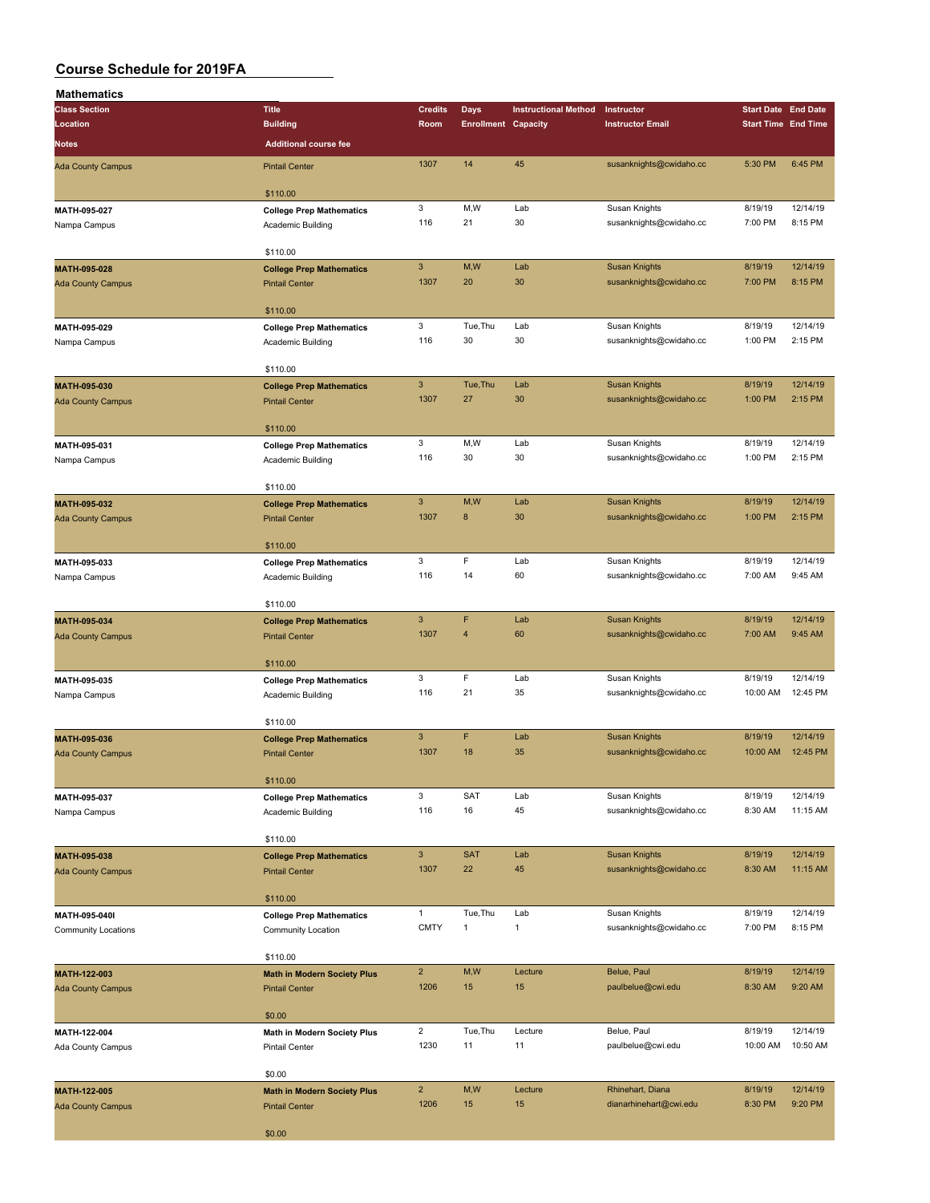# Course Schedule for 2019FA

## Mathematics

| Class Section / Location / Notes | Title / Building / Additional course fee | Credits / Room | Days / Enrollment | Instructional Method / Capacity | Instructor / Instructor Email | Start Date / Start Time | End Date / End Time |
|---|---|---|---|---|---|---|---|
| Ada County Campus | Pintail Center | 1307 | 14 | 45 | susanknights@cwidaho.cc | 5:30 PM | 6:45 PM |
| | $110.00 | | | | | | |
| **MATH-095-027** | **College Prep Mathematics** | 3 | M,W | Lab | Susan Knights | 8/19/19 | 12/14/19 |
| Nampa Campus | Academic Building | 116 | 21 | 30 | susanknights@cwidaho.cc | 7:00 PM | 8:15 PM |
| | $110.00 | | | | | | |
| **MATH-095-028** | **College Prep Mathematics** | 3 | M,W | Lab | Susan Knights | 8/19/19 | 12/14/19 |
| Ada County Campus | Pintail Center | 1307 | 20 | 30 | susanknights@cwidaho.cc | 7:00 PM | 8:15 PM |
| | $110.00 | | | | | | |
| **MATH-095-029** | **College Prep Mathematics** | 3 | Tue,Thu | Lab | Susan Knights | 8/19/19 | 12/14/19 |
| Nampa Campus | Academic Building | 116 | 30 | 30 | susanknights@cwidaho.cc | 1:00 PM | 2:15 PM |
| | $110.00 | | | | | | |
| **MATH-095-030** | **College Prep Mathematics** | 3 | Tue,Thu | Lab | Susan Knights | 8/19/19 | 12/14/19 |
| Ada County Campus | Pintail Center | 1307 | 27 | 30 | susanknights@cwidaho.cc | 1:00 PM | 2:15 PM |
| | $110.00 | | | | | | |
| **MATH-095-031** | **College Prep Mathematics** | 3 | M,W | Lab | Susan Knights | 8/19/19 | 12/14/19 |
| Nampa Campus | Academic Building | 116 | 30 | 30 | susanknights@cwidaho.cc | 1:00 PM | 2:15 PM |
| | $110.00 | | | | | | |
| **MATH-095-032** | **College Prep Mathematics** | 3 | M,W | Lab | Susan Knights | 8/19/19 | 12/14/19 |
| Ada County Campus | Pintail Center | 1307 | 8 | 30 | susanknights@cwidaho.cc | 1:00 PM | 2:15 PM |
| | $110.00 | | | | | | |
| **MATH-095-033** | **College Prep Mathematics** | 3 | F | Lab | Susan Knights | 8/19/19 | 12/14/19 |
| Nampa Campus | Academic Building | 116 | 14 | 60 | susanknights@cwidaho.cc | 7:00 AM | 9:45 AM |
| | $110.00 | | | | | | |
| **MATH-095-034** | **College Prep Mathematics** | 3 | F | Lab | Susan Knights | 8/19/19 | 12/14/19 |
| Ada County Campus | Pintail Center | 1307 | 4 | 60 | susanknights@cwidaho.cc | 7:00 AM | 9:45 AM |
| | $110.00 | | | | | | |
| **MATH-095-035** | **College Prep Mathematics** | 3 | F | Lab | Susan Knights | 8/19/19 | 12/14/19 |
| Nampa Campus | Academic Building | 116 | 21 | 35 | susanknights@cwidaho.cc | 10:00 AM | 12:45 PM |
| | $110.00 | | | | | | |
| **MATH-095-036** | **College Prep Mathematics** | 3 | F | Lab | Susan Knights | 8/19/19 | 12/14/19 |
| Ada County Campus | Pintail Center | 1307 | 18 | 35 | susanknights@cwidaho.cc | 10:00 AM | 12:45 PM |
| | $110.00 | | | | | | |
| **MATH-095-037** | **College Prep Mathematics** | 3 | SAT | Lab | Susan Knights | 8/19/19 | 12/14/19 |
| Nampa Campus | Academic Building | 116 | 16 | 45 | susanknights@cwidaho.cc | 8:30 AM | 11:15 AM |
| | $110.00 | | | | | | |
| **MATH-095-038** | **College Prep Mathematics** | 3 | SAT | Lab | Susan Knights | 8/19/19 | 12/14/19 |
| Ada County Campus | Pintail Center | 1307 | 22 | 45 | susanknights@cwidaho.cc | 8:30 AM | 11:15 AM |
| | $110.00 | | | | | | |
| **MATH-095-040I** | **College Prep Mathematics** | 1 | Tue,Thu | Lab | Susan Knights | 8/19/19 | 12/14/19 |
| Community Locations | Community Location | CMTY | 1 | 1 | susanknights@cwidaho.cc | 7:00 PM | 8:15 PM |
| | $110.00 | | | | | | |
| **MATH-122-003** | **Math in Modern Society Plus** | 2 | M,W | Lecture | Belue, Paul | 8/19/19 | 12/14/19 |
| Ada County Campus | Pintail Center | 1206 | 15 | 15 | paulbelue@cwi.edu | 8:30 AM | 9:20 AM |
| | $0.00 | | | | | | |
| **MATH-122-004** | **Math in Modern Society Plus** | 2 | Tue,Thu | Lecture | Belue, Paul | 8/19/19 | 12/14/19 |
| Ada County Campus | Pintail Center | 1230 | 11 | 11 | paulbelue@cwi.edu | 10:00 AM | 10:50 AM |
| | $0.00 | | | | | | |
| **MATH-122-005** | **Math in Modern Society Plus** | 2 | M,W | Lecture | Rhinehart, Diana | 8/19/19 | 12/14/19 |
| Ada County Campus | Pintail Center | 1206 | 15 | 15 | dianarhinehart@cwi.edu | 8:30 PM | 9:20 PM |
| | $0.00 | | | | | | |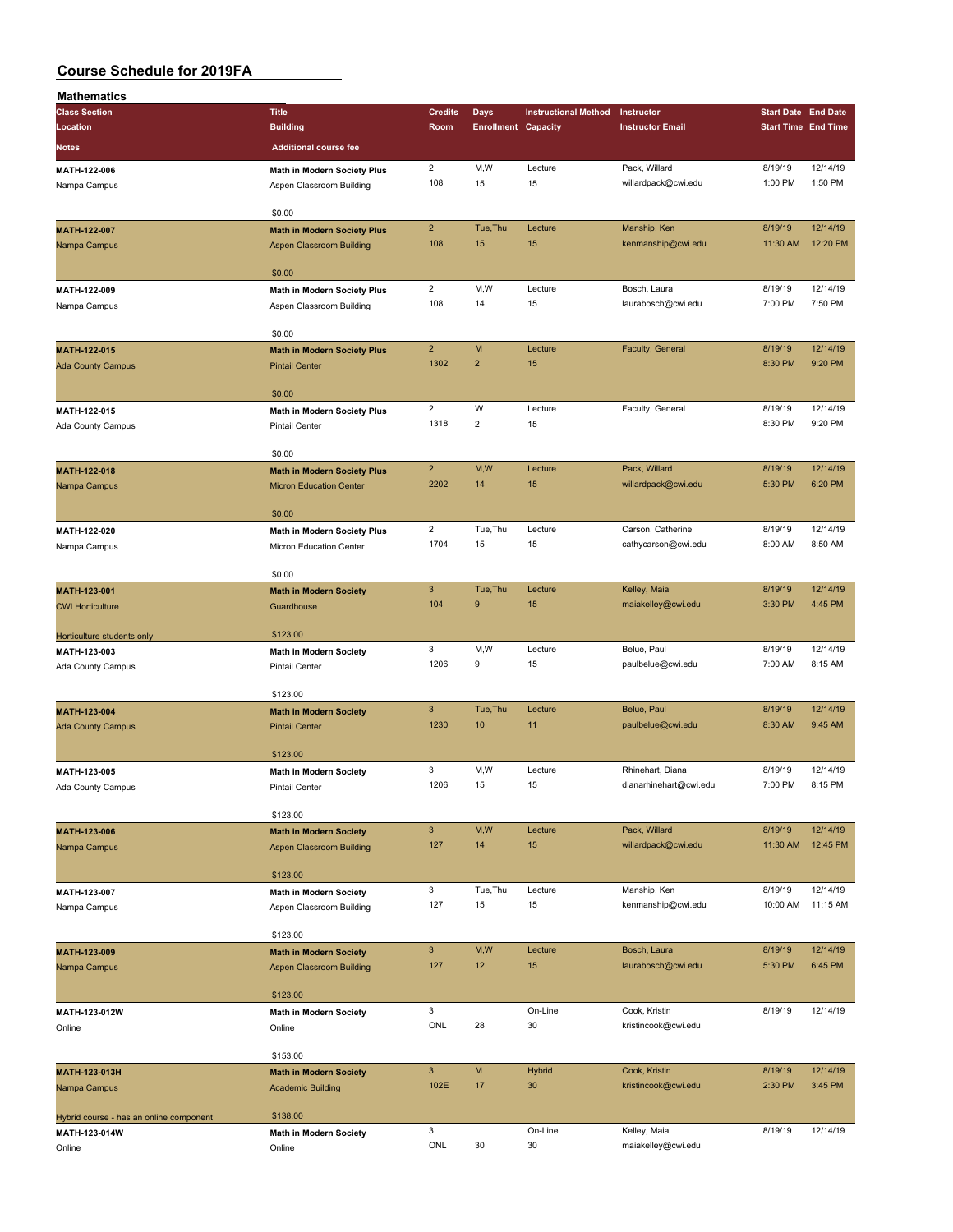# Course Schedule for 2019FA

## Mathematics

| Class Section / Location / Notes | Title / Building / Additional course fee | Credits / Room | Days / Enrollment | Instructional Method / Capacity | Instructor / Instructor Email | Start Date / Start Time | End Date / End Time |
|---|---|---|---|---|---|---|---|
| MATH-122-006<br>Nampa Campus | **Math in Modern Society Plus**<br>Aspen Classroom Building<br>$0.00 | 2<br>108 | M,W<br>15 | Lecture<br>15 | Pack, Willard<br>willardpack@cwi.edu | 8/19/19<br>1:00 PM | 12/14/19<br>1:50 PM |
| MATH-122-007<br>Nampa Campus | **Math in Modern Society Plus**<br>Aspen Classroom Building<br>$0.00 | 2<br>108 | Tue,Thu<br>15 | Lecture<br>15 | Manship, Ken<br>kenmanship@cwi.edu | 8/19/19<br>11:30 AM | 12/14/19<br>12:20 PM |
| MATH-122-009<br>Nampa Campus | **Math in Modern Society Plus**<br>Aspen Classroom Building<br>$0.00 | 2<br>108 | M,W<br>14 | Lecture<br>15 | Bosch, Laura<br>laurabosch@cwi.edu | 8/19/19<br>7:00 PM | 12/14/19<br>7:50 PM |
| MATH-122-015<br>Ada County Campus | **Math in Modern Society Plus**<br>Pintail Center<br>$0.00 | 2<br>1302 | M<br>2 | Lecture<br>15 | Faculty, General | 8/19/19<br>8:30 PM | 12/14/19<br>9:20 PM |
| MATH-122-015<br>Ada County Campus | **Math in Modern Society Plus**<br>Pintail Center<br>$0.00 | 2<br>1318 | W<br>2 | Lecture<br>15 | Faculty, General | 8/19/19<br>8:30 PM | 12/14/19<br>9:20 PM |
| MATH-122-018<br>Nampa Campus | **Math in Modern Society Plus**<br>Micron Education Center<br>$0.00 | 2<br>2202 | M,W<br>14 | Lecture<br>15 | Pack, Willard<br>willardpack@cwi.edu | 8/19/19<br>5:30 PM | 12/14/19<br>6:20 PM |
| MATH-122-020<br>Nampa Campus | **Math in Modern Society Plus**<br>Micron Education Center<br>$0.00 | 2<br>1704 | Tue,Thu<br>15 | Lecture<br>15 | Carson, Catherine<br>cathycarson@cwi.edu | 8/19/19<br>8:00 AM | 12/14/19<br>8:50 AM |
| MATH-123-001<br>CWI Horticulture<br>Horticulture students only | **Math in Modern Society**<br>Guardhouse<br>$123.00 | 3<br>104 | Tue,Thu<br>9 | Lecture<br>15 | Kelley, Maia<br>maiakelley@cwi.edu | 8/19/19<br>3:30 PM | 12/14/19<br>4:45 PM |
| MATH-123-003<br>Ada County Campus | **Math in Modern Society**<br>Pintail Center<br>$123.00 | 3<br>1206 | M,W<br>9 | Lecture<br>15 | Belue, Paul<br>paulbelue@cwi.edu | 8/19/19<br>7:00 AM | 12/14/19<br>8:15 AM |
| MATH-123-004<br>Ada County Campus | **Math in Modern Society**<br>Pintail Center<br>$123.00 | 3<br>1230 | Tue,Thu<br>10 | Lecture<br>11 | Belue, Paul<br>paulbelue@cwi.edu | 8/19/19<br>8:30 AM | 12/14/19<br>9:45 AM |
| MATH-123-005<br>Ada County Campus | **Math in Modern Society**<br>Pintail Center<br>$123.00 | 3<br>1206 | M,W<br>15 | Lecture<br>15 | Rhinehart, Diana<br>dianarhinehart@cwi.edu | 8/19/19<br>7:00 PM | 12/14/19<br>8:15 PM |
| MATH-123-006<br>Nampa Campus | **Math in Modern Society**<br>Aspen Classroom Building<br>$123.00 | 3<br>127 | M,W<br>14 | Lecture<br>15 | Pack, Willard<br>willardpack@cwi.edu | 8/19/19<br>11:30 AM | 12/14/19<br>12:45 PM |
| MATH-123-007<br>Nampa Campus | **Math in Modern Society**<br>Aspen Classroom Building<br>$123.00 | 3<br>127 | Tue,Thu<br>15 | Lecture<br>15 | Manship, Ken<br>kenmanship@cwi.edu | 8/19/19<br>10:00 AM | 12/14/19<br>11:15 AM |
| MATH-123-009<br>Nampa Campus | **Math in Modern Society**<br>Aspen Classroom Building<br>$123.00 | 3<br>127 | M,W<br>12 | Lecture<br>15 | Bosch, Laura<br>laurabosch@cwi.edu | 8/19/19<br>5:30 PM | 12/14/19<br>6:45 PM |
| MATH-123-012W<br>Online | **Math in Modern Society**<br>Online<br>$153.00 | 3<br>ONL | <br>28 | On-Line<br>30 | Cook, Kristin<br>kristincook@cwi.edu | 8/19/19 | 12/14/19 |
| MATH-123-013H<br>Nampa Campus<br>Hybrid course - has an online component | **Math in Modern Society**<br>Academic Building<br>$138.00 | 3<br>102E | M<br>17 | Hybrid<br>30 | Cook, Kristin<br>kristincook@cwi.edu | 8/19/19<br>2:30 PM | 12/14/19<br>3:45 PM |
| MATH-123-014W<br>Online | **Math in Modern Society**<br>Online | 3<br>ONL | <br>30 | On-Line<br>30 | Kelley, Maia<br>maiakelley@cwi.edu | 8/19/19 | 12/14/19 |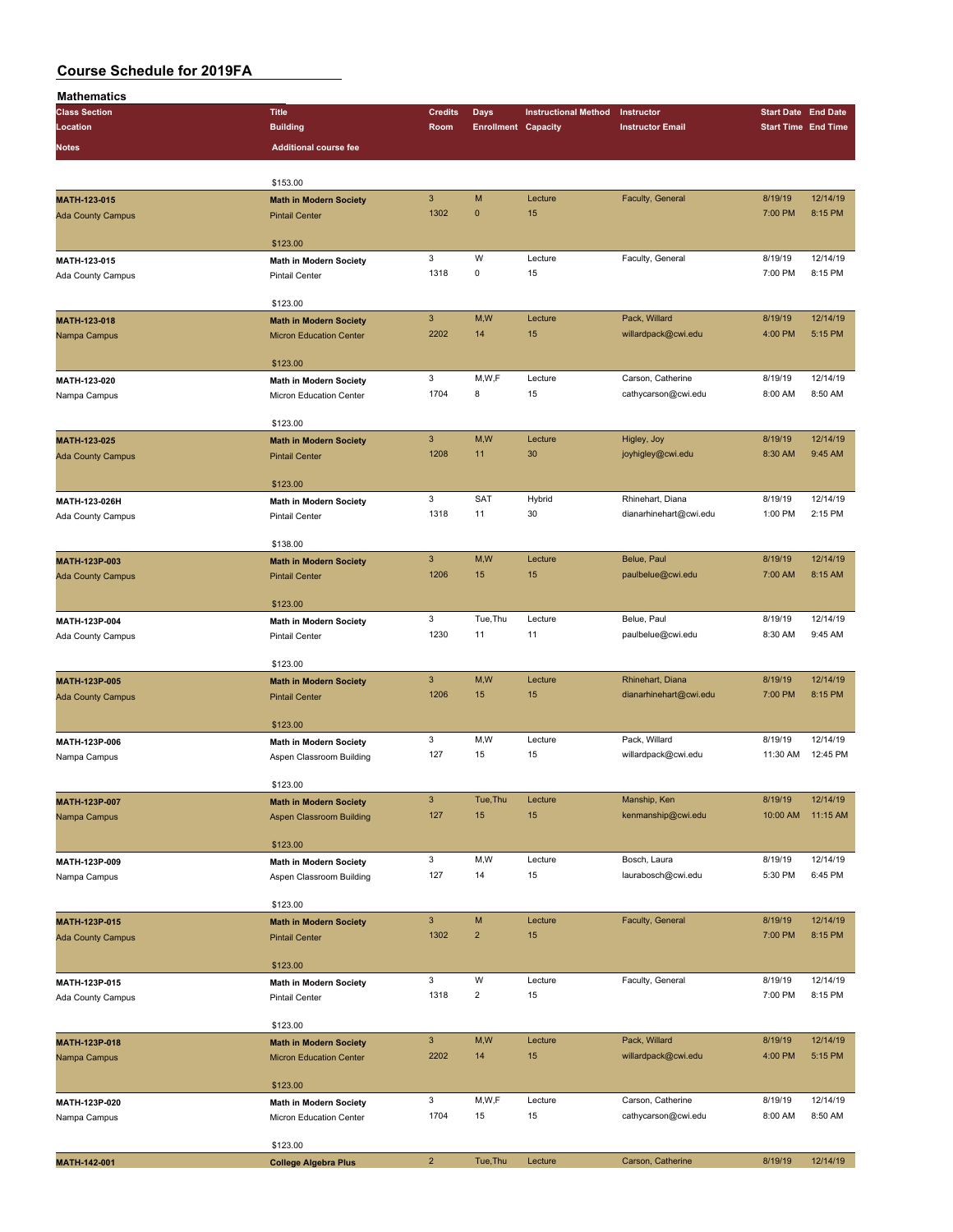# Course Schedule for 2019FA

## Mathematics

| Class Section / Location / Notes | Title / Building / Additional course fee | Credits / Room | Days / Enrollment | Instructional Method / Capacity | Instructor / Instructor Email | Start Date / Start Time | End Date / End Time |
|---|---|---|---|---|---|---|---|
| | $153.00 | | | | | | |
| MATH-123-015 | Math in Modern Society | 3 | M | Lecture | Faculty, General | 8/19/19 | 12/14/19 |
| Ada County Campus | Pintail Center | 1302 | 0 | 15 | | 7:00 PM | 8:15 PM |
| | $123.00 | | | | | | |
| MATH-123-015 | Math in Modern Society | 3 | W | Lecture | Faculty, General | 8/19/19 | 12/14/19 |
| Ada County Campus | Pintail Center | 1318 | 0 | 15 | | 7:00 PM | 8:15 PM |
| | $123.00 | | | | | | |
| MATH-123-018 | Math in Modern Society | 3 | M,W | Lecture | Pack, Willard | 8/19/19 | 12/14/19 |
| Nampa Campus | Micron Education Center | 2202 | 14 | 15 | willardpack@cwi.edu | 4:00 PM | 5:15 PM |
| | $123.00 | | | | | | |
| MATH-123-020 | Math in Modern Society | 3 | M,W,F | Lecture | Carson, Catherine | 8/19/19 | 12/14/19 |
| Nampa Campus | Micron Education Center | 1704 | 8 | 15 | cathycarson@cwi.edu | 8:00 AM | 8:50 AM |
| | $123.00 | | | | | | |
| MATH-123-025 | Math in Modern Society | 3 | M,W | Lecture | Higley, Joy | 8/19/19 | 12/14/19 |
| Ada County Campus | Pintail Center | 1208 | 11 | 30 | joyhigley@cwi.edu | 8:30 AM | 9:45 AM |
| | $123.00 | | | | | | |
| MATH-123-026H | Math in Modern Society | 3 | SAT | Hybrid | Rhinehart, Diana | 8/19/19 | 12/14/19 |
| Ada County Campus | Pintail Center | 1318 | 11 | 30 | dianarhinehart@cwi.edu | 1:00 PM | 2:15 PM |
| | $138.00 | | | | | | |
| MATH-123P-003 | Math in Modern Society | 3 | M,W | Lecture | Belue, Paul | 8/19/19 | 12/14/19 |
| Ada County Campus | Pintail Center | 1206 | 15 | 15 | paulbelue@cwi.edu | 7:00 AM | 8:15 AM |
| | $123.00 | | | | | | |
| MATH-123P-004 | Math in Modern Society | 3 | Tue,Thu | Lecture | Belue, Paul | 8/19/19 | 12/14/19 |
| Ada County Campus | Pintail Center | 1230 | 11 | 11 | paulbelue@cwi.edu | 8:30 AM | 9:45 AM |
| | $123.00 | | | | | | |
| MATH-123P-005 | Math in Modern Society | 3 | M,W | Lecture | Rhinehart, Diana | 8/19/19 | 12/14/19 |
| Ada County Campus | Pintail Center | 1206 | 15 | 15 | dianarhinehart@cwi.edu | 7:00 PM | 8:15 PM |
| | $123.00 | | | | | | |
| MATH-123P-006 | Math in Modern Society | 3 | M,W | Lecture | Pack, Willard | 8/19/19 | 12/14/19 |
| Nampa Campus | Aspen Classroom Building | 127 | 15 | 15 | willardpack@cwi.edu | 11:30 AM | 12:45 PM |
| | $123.00 | | | | | | |
| MATH-123P-007 | Math in Modern Society | 3 | Tue,Thu | Lecture | Manship, Ken | 8/19/19 | 12/14/19 |
| Nampa Campus | Aspen Classroom Building | 127 | 15 | 15 | kenmanship@cwi.edu | 10:00 AM | 11:15 AM |
| | $123.00 | | | | | | |
| MATH-123P-009 | Math in Modern Society | 3 | M,W | Lecture | Bosch, Laura | 8/19/19 | 12/14/19 |
| Nampa Campus | Aspen Classroom Building | 127 | 14 | 15 | laurabosch@cwi.edu | 5:30 PM | 6:45 PM |
| | $123.00 | | | | | | |
| MATH-123P-015 | Math in Modern Society | 3 | M | Lecture | Faculty, General | 8/19/19 | 12/14/19 |
| Ada County Campus | Pintail Center | 1302 | 2 | 15 | | 7:00 PM | 8:15 PM |
| | $123.00 | | | | | | |
| MATH-123P-015 | Math in Modern Society | 3 | W | Lecture | Faculty, General | 8/19/19 | 12/14/19 |
| Ada County Campus | Pintail Center | 1318 | 2 | 15 | | 7:00 PM | 8:15 PM |
| | $123.00 | | | | | | |
| MATH-123P-018 | Math in Modern Society | 3 | M,W | Lecture | Pack, Willard | 8/19/19 | 12/14/19 |
| Nampa Campus | Micron Education Center | 2202 | 14 | 15 | willardpack@cwi.edu | 4:00 PM | 5:15 PM |
| | $123.00 | | | | | | |
| MATH-123P-020 | Math in Modern Society | 3 | M,W,F | Lecture | Carson, Catherine | 8/19/19 | 12/14/19 |
| Nampa Campus | Micron Education Center | 1704 | 15 | 15 | cathycarson@cwi.edu | 8:00 AM | 8:50 AM |
| | $123.00 | | | | | | |
| MATH-142-001 | College Algebra Plus | 2 | Tue,Thu | Lecture | Carson, Catherine | 8/19/19 | 12/14/19 |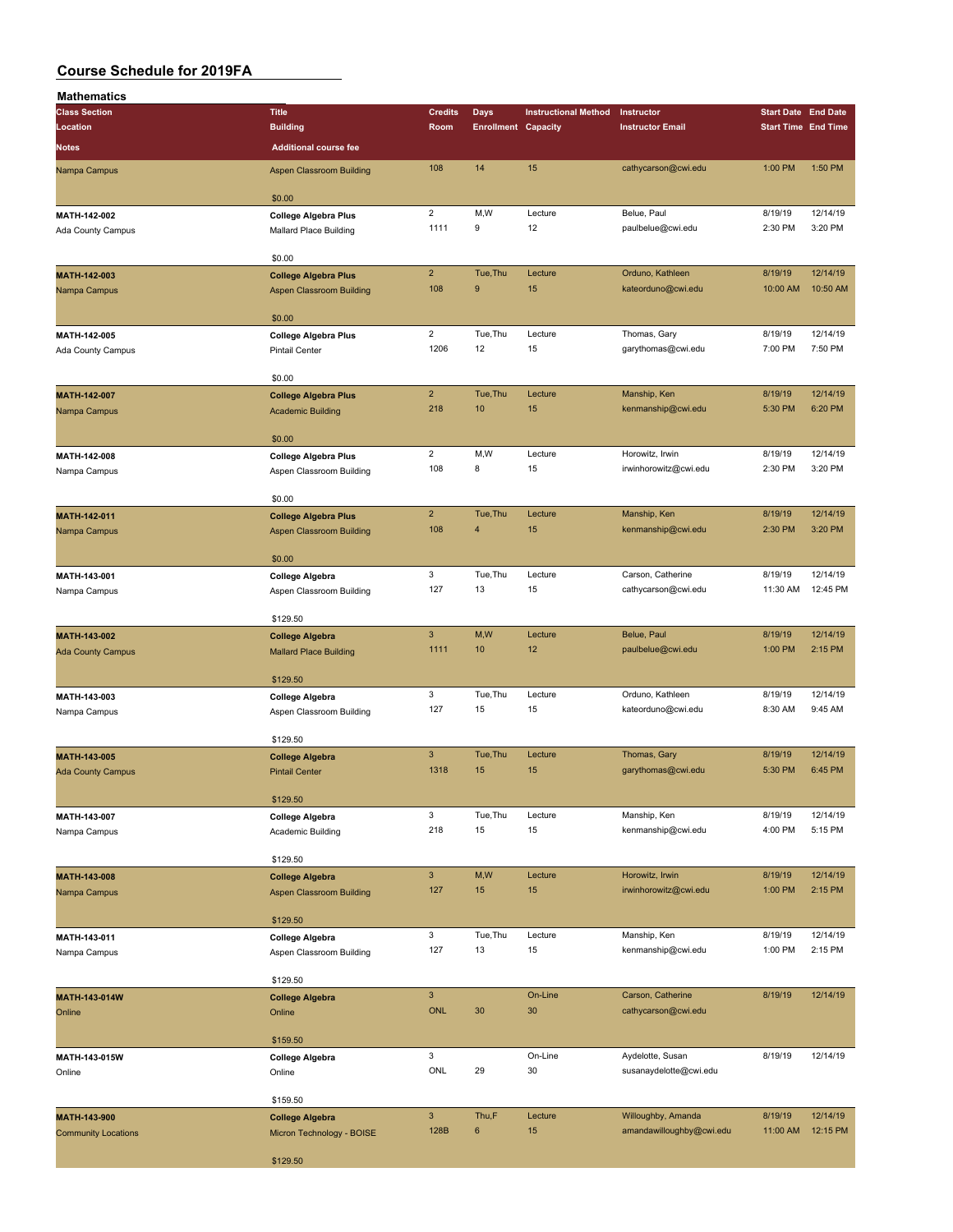## Course Schedule for 2019FA

### Mathematics

| Class Section / Location / Notes | Title / Building / Additional course fee | Credits / Room | Days / Enrollment | Instructional Method / Capacity | Instructor / Instructor Email | Start Date / Start Time | End Date / End Time |
|---|---|---|---|---|---|---|---|
| Nampa Campus | Aspen Classroom Building<br>$0.00 | 108 | 14 | 15 | cathycarson@cwi.edu | 1:00 PM | 1:50 PM |
| MATH-142-002<br>Ada County Campus | College Algebra Plus<br>Mallard Place Building<br>$0.00 | 2<br>1111 | M,W<br>9 | Lecture<br>12 | Belue, Paul<br>paulbelue@cwi.edu | 8/19/19<br>2:30 PM | 12/14/19<br>3:20 PM |
| MATH-142-003<br>Nampa Campus | College Algebra Plus<br>Aspen Classroom Building<br>$0.00 | 2<br>108 | Tue,Thu<br>9 | Lecture<br>15 | Orduno, Kathleen<br>kateorduno@cwi.edu | 8/19/19<br>10:00 AM | 12/14/19<br>10:50 AM |
| MATH-142-005<br>Ada County Campus | College Algebra Plus<br>Pintail Center<br>$0.00 | 2<br>1206 | Tue,Thu<br>12 | Lecture<br>15 | Thomas, Gary<br>garythomas@cwi.edu | 8/19/19<br>7:00 PM | 12/14/19<br>7:50 PM |
| MATH-142-007<br>Nampa Campus | College Algebra Plus<br>Academic Building<br>$0.00 | 2<br>218 | Tue,Thu<br>10 | Lecture<br>15 | Manship, Ken<br>kenmanship@cwi.edu | 8/19/19<br>5:30 PM | 12/14/19<br>6:20 PM |
| MATH-142-008<br>Nampa Campus | College Algebra Plus<br>Aspen Classroom Building<br>$0.00 | 2<br>108 | M,W<br>8 | Lecture<br>15 | Horowitz, Irwin<br>irwinhorowitz@cwi.edu | 8/19/19<br>2:30 PM | 12/14/19<br>3:20 PM |
| MATH-142-011<br>Nampa Campus | College Algebra Plus<br>Aspen Classroom Building<br>$0.00 | 2<br>108 | Tue,Thu<br>4 | Lecture<br>15 | Manship, Ken<br>kenmanship@cwi.edu | 8/19/19<br>2:30 PM | 12/14/19<br>3:20 PM |
| MATH-143-001<br>Nampa Campus | College Algebra<br>Aspen Classroom Building<br>$129.50 | 3<br>127 | Tue,Thu<br>13 | Lecture<br>15 | Carson, Catherine<br>cathycarson@cwi.edu | 8/19/19<br>11:30 AM | 12/14/19<br>12:45 PM |
| MATH-143-002<br>Ada County Campus | College Algebra<br>Mallard Place Building<br>$129.50 | 3<br>1111 | M,W<br>10 | Lecture<br>12 | Belue, Paul<br>paulbelue@cwi.edu | 8/19/19<br>1:00 PM | 12/14/19<br>2:15 PM |
| MATH-143-003<br>Nampa Campus | College Algebra<br>Aspen Classroom Building<br>$129.50 | 3<br>127 | Tue,Thu<br>15 | Lecture<br>15 | Orduno, Kathleen<br>kateorduno@cwi.edu | 8/19/19<br>8:30 AM | 12/14/19<br>9:45 AM |
| MATH-143-005<br>Ada County Campus | College Algebra<br>Pintail Center<br>$129.50 | 3<br>1318 | Tue,Thu<br>15 | Lecture<br>15 | Thomas, Gary<br>garythomas@cwi.edu | 8/19/19<br>5:30 PM | 12/14/19<br>6:45 PM |
| MATH-143-007<br>Nampa Campus | College Algebra<br>Academic Building<br>$129.50 | 3<br>218 | Tue,Thu<br>15 | Lecture<br>15 | Manship, Ken<br>kenmanship@cwi.edu | 8/19/19<br>4:00 PM | 12/14/19<br>5:15 PM |
| MATH-143-008<br>Nampa Campus | College Algebra<br>Aspen Classroom Building<br>$129.50 | 3<br>127 | M,W<br>15 | Lecture<br>15 | Horowitz, Irwin<br>irwinhorowitz@cwi.edu | 8/19/19<br>1:00 PM | 12/14/19<br>2:15 PM |
| MATH-143-011<br>Nampa Campus | College Algebra<br>Aspen Classroom Building<br>$129.50 | 3<br>127 | Tue,Thu<br>13 | Lecture<br>15 | Manship, Ken<br>kenmanship@cwi.edu | 8/19/19<br>1:00 PM | 12/14/19<br>2:15 PM |
| MATH-143-014W<br>Online | College Algebra<br>Online<br>$159.50 | 3<br>ONL | <br>30 | On-Line<br>30 | Carson, Catherine<br>cathycarson@cwi.edu | 8/19/19 | 12/14/19 |
| MATH-143-015W<br>Online | College Algebra<br>Online<br>$159.50 | 3<br>ONL | <br>29 | On-Line<br>30 | Aydelotte, Susan<br>susanaydelotte@cwi.edu | 8/19/19 | 12/14/19 |
| MATH-143-900<br>Community Locations | College Algebra<br>Micron Technology - BOISE<br>$129.50 | 3<br>128B | Thu,F<br>6 | Lecture<br>15 | Willoughby, Amanda<br>amandawilloughby@cwi.edu | 8/19/19<br>11:00 AM | 12/14/19<br>12:15 PM |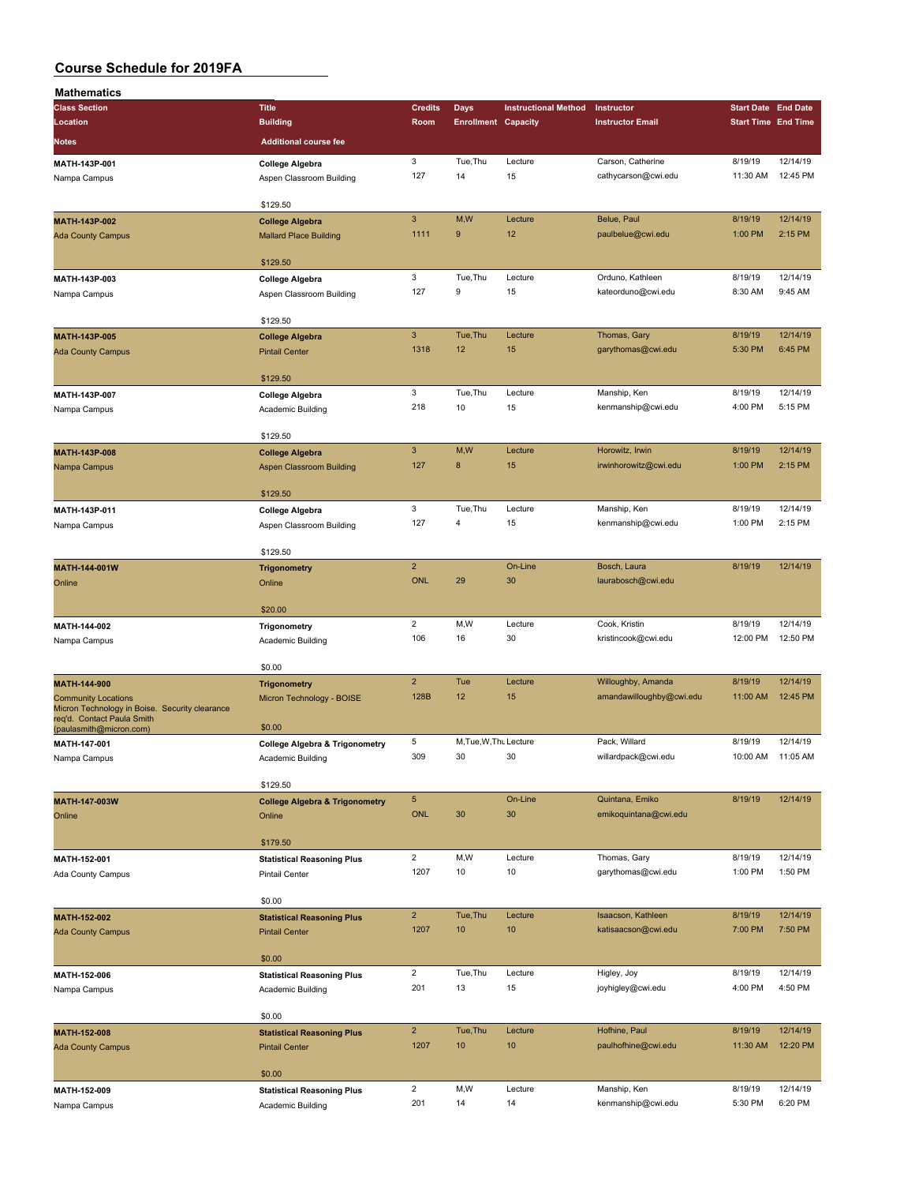# Course Schedule for 2019FA

## Mathematics

| Class Section / Location / Notes | Title / Building / Additional course fee | Credits / Room | Days / Enrollment | Instructional Method / Capacity | Instructor / Instructor Email | Start Date / Start Time | End Date / End Time |
|---|---|---|---|---|---|---|---|
| **MATH-143P-001** Nampa Campus | **College Algebra** Aspen Classroom Building $129.50 | 3 / 127 | Tue,Thu / 14 | Lecture / 15 | Carson, Catherine cathycarson@cwi.edu | 8/19/19 11:30 AM | 12/14/19 12:45 PM |
| **MATH-143P-002** Ada County Campus | **College Algebra** Mallard Place Building $129.50 | 3 / 1111 | M,W / 9 | Lecture / 12 | Belue, Paul paulbelue@cwi.edu | 8/19/19 1:00 PM | 12/14/19 2:15 PM |
| **MATH-143P-003** Nampa Campus | **College Algebra** Aspen Classroom Building $129.50 | 3 / 127 | Tue,Thu / 9 | Lecture / 15 | Orduno, Kathleen kateorduno@cwi.edu | 8/19/19 8:30 AM | 12/14/19 9:45 AM |
| **MATH-143P-005** Ada County Campus | **College Algebra** Pintail Center $129.50 | 3 / 1318 | Tue,Thu / 12 | Lecture / 15 | Thomas, Gary garythomas@cwi.edu | 8/19/19 5:30 PM | 12/14/19 6:45 PM |
| **MATH-143P-007** Nampa Campus | **College Algebra** Academic Building $129.50 | 3 / 218 | Tue,Thu / 10 | Lecture / 15 | Manship, Ken kenmanship@cwi.edu | 8/19/19 4:00 PM | 12/14/19 5:15 PM |
| **MATH-143P-008** Nampa Campus | **College Algebra** Aspen Classroom Building $129.50 | 3 / 127 | M,W / 8 | Lecture / 15 | Horowitz, Irwin irwinhorowitz@cwi.edu | 8/19/19 1:00 PM | 12/14/19 2:15 PM |
| **MATH-143P-011** Nampa Campus | **College Algebra** Aspen Classroom Building $129.50 | 3 / 127 | Tue,Thu / 4 | Lecture / 15 | Manship, Ken kenmanship@cwi.edu | 8/19/19 1:00 PM | 12/14/19 2:15 PM |
| **MATH-144-001W** Online | **Trigonometry** Online $20.00 | 2 / ONL | / 29 | On-Line / 30 | Bosch, Laura laurabosch@cwi.edu | 8/19/19 | 12/14/19 |
| **MATH-144-002** Nampa Campus | **Trigonometry** Academic Building $0.00 | 2 / 106 | M,W / 16 | Lecture / 30 | Cook, Kristin kristincook@cwi.edu | 8/19/19 12:00 PM | 12/14/19 12:50 PM |
| **MATH-144-900** Community Locations; Micron Technology in Boise. Security clearance req'd. Contact Paula Smith (paulasmith@micron.com) | **Trigonometry** Micron Technology - BOISE $0.00 | 2 / 128B | Tue / 12 | Lecture / 15 | Willoughby, Amanda amandawilloughby@cwi.edu | 8/19/19 11:00 AM | 12/14/19 12:45 PM |
| **MATH-147-001** Nampa Campus | **College Algebra & Trigonometry** Academic Building $129.50 | 5 / 309 | M,Tue,W,Thu / 30 | Lecture / 30 | Pack, Willard willardpack@cwi.edu | 8/19/19 10:00 AM | 12/14/19 11:05 AM |
| **MATH-147-003W** Online | **College Algebra & Trigonometry** Online $179.50 | 5 / ONL | / 30 | On-Line / 30 | Quintana, Emiko emikoquintana@cwi.edu | 8/19/19 | 12/14/19 |
| **MATH-152-001** Ada County Campus | **Statistical Reasoning Plus** Pintail Center $0.00 | 2 / 1207 | M,W / 10 | Lecture / 10 | Thomas, Gary garythomas@cwi.edu | 8/19/19 1:00 PM | 12/14/19 1:50 PM |
| **MATH-152-002** Ada County Campus | **Statistical Reasoning Plus** Pintail Center $0.00 | 2 / 1207 | Tue,Thu / 10 | Lecture / 10 | Isaacson, Kathleen katisaacson@cwi.edu | 8/19/19 7:00 PM | 12/14/19 7:50 PM |
| **MATH-152-006** Nampa Campus | **Statistical Reasoning Plus** Academic Building $0.00 | 2 / 201 | Tue,Thu / 13 | Lecture / 15 | Higley, Joy joyhigley@cwi.edu | 8/19/19 4:00 PM | 12/14/19 4:50 PM |
| **MATH-152-008** Ada County Campus | **Statistical Reasoning Plus** Pintail Center $0.00 | 2 / 1207 | Tue,Thu / 10 | Lecture / 10 | Hofhine, Paul paulhofhine@cwi.edu | 8/19/19 11:30 AM | 12/14/19 12:20 PM |
| **MATH-152-009** Nampa Campus | **Statistical Reasoning Plus** Academic Building | 2 / 201 | M,W / 14 | Lecture / 14 | Manship, Ken kenmanship@cwi.edu | 8/19/19 5:30 PM | 12/14/19 6:20 PM |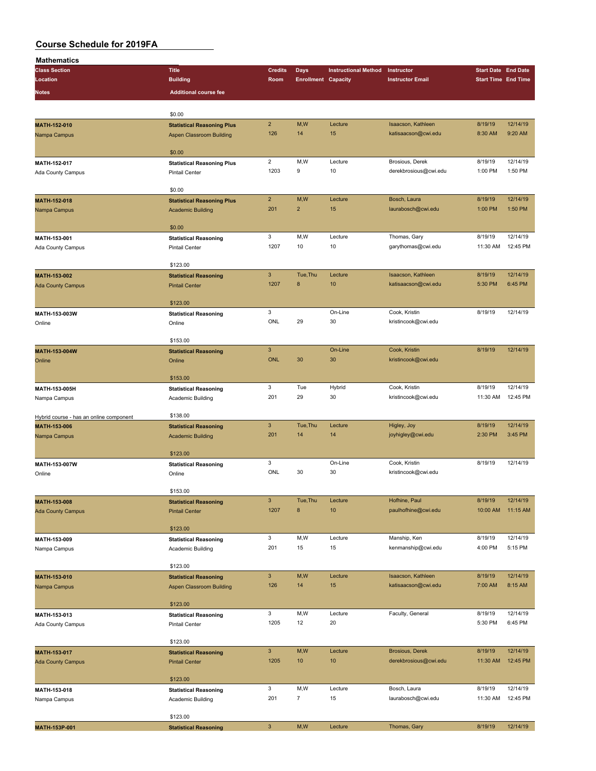# Course Schedule for 2019FA

## Mathematics

| Class Section | Title | Credits | Days | Instructional Method | Instructor | Start Date | End Date |
|---|---|---|---|---|---|---|---|
| Location | Building | Room | Enrollment | Capacity | Instructor Email | Start Time | End Time |
| Notes | Additional course fee | | | | | | |
| | $0.00 | | | | | | |
| **MATH-152-010** | **Statistical Reasoning Plus** | 2 | M,W | Lecture | Isaacson, Kathleen | 8/19/19 | 12/14/19 |
| Nampa Campus | Aspen Classroom Building | 126 | 14 | 15 | katisaacson@cwi.edu | 8:30 AM | 9:20 AM |
| | $0.00 | | | | | | |
| **MATH-152-017** | **Statistical Reasoning Plus** | 2 | M,W | Lecture | Brosious, Derek | 8/19/19 | 12/14/19 |
| Ada County Campus | Pintail Center | 1203 | 9 | 10 | derekbrosious@cwi.edu | 1:00 PM | 1:50 PM |
| | $0.00 | | | | | | |
| **MATH-152-018** | **Statistical Reasoning Plus** | 2 | M,W | Lecture | Bosch, Laura | 8/19/19 | 12/14/19 |
| Nampa Campus | Academic Building | 201 | 2 | 15 | laurabosch@cwi.edu | 1:00 PM | 1:50 PM |
| | $0.00 | | | | | | |
| **MATH-153-001** | **Statistical Reasoning** | 3 | M,W | Lecture | Thomas, Gary | 8/19/19 | 12/14/19 |
| Ada County Campus | Pintail Center | 1207 | 10 | 10 | garythomas@cwi.edu | 11:30 AM | 12:45 PM |
| | $123.00 | | | | | | |
| **MATH-153-002** | **Statistical Reasoning** | 3 | Tue,Thu | Lecture | Isaacson, Kathleen | 8/19/19 | 12/14/19 |
| Ada County Campus | Pintail Center | 1207 | 8 | 10 | katisaacson@cwi.edu | 5:30 PM | 6:45 PM |
| | $123.00 | | | | | | |
| **MATH-153-003W** | **Statistical Reasoning** | 3 | | On-Line | Cook, Kristin | 8/19/19 | 12/14/19 |
| Online | Online | ONL | 29 | 30 | kristincook@cwi.edu | | |
| | $153.00 | | | | | | |
| **MATH-153-004W** | **Statistical Reasoning** | 3 | | On-Line | Cook, Kristin | 8/19/19 | 12/14/19 |
| Online | Online | ONL | 30 | 30 | kristincook@cwi.edu | | |
| | $153.00 | | | | | | |
| **MATH-153-005H** | **Statistical Reasoning** | 3 | Tue | Hybrid | Cook, Kristin | 8/19/19 | 12/14/19 |
| Nampa Campus | Academic Building | 201 | 29 | 30 | kristincook@cwi.edu | 11:30 AM | 12:45 PM |
| Hybrid course - has an online component | $138.00 | | | | | | |
| **MATH-153-006** | **Statistical Reasoning** | 3 | Tue,Thu | Lecture | Higley, Joy | 8/19/19 | 12/14/19 |
| Nampa Campus | Academic Building | 201 | 14 | 14 | joyhigley@cwi.edu | 2:30 PM | 3:45 PM |
| | $123.00 | | | | | | |
| **MATH-153-007W** | **Statistical Reasoning** | 3 | | On-Line | Cook, Kristin | 8/19/19 | 12/14/19 |
| Online | Online | ONL | 30 | 30 | kristincook@cwi.edu | | |
| | $153.00 | | | | | | |
| **MATH-153-008** | **Statistical Reasoning** | 3 | Tue,Thu | Lecture | Hofhine, Paul | 8/19/19 | 12/14/19 |
| Ada County Campus | Pintail Center | 1207 | 8 | 10 | paulhofhine@cwi.edu | 10:00 AM | 11:15 AM |
| | $123.00 | | | | | | |
| **MATH-153-009** | **Statistical Reasoning** | 3 | M,W | Lecture | Manship, Ken | 8/19/19 | 12/14/19 |
| Nampa Campus | Academic Building | 201 | 15 | 15 | kenmanship@cwi.edu | 4:00 PM | 5:15 PM |
| | $123.00 | | | | | | |
| **MATH-153-010** | **Statistical Reasoning** | 3 | M,W | Lecture | Isaacson, Kathleen | 8/19/19 | 12/14/19 |
| Nampa Campus | Aspen Classroom Building | 126 | 14 | 15 | katisaacson@cwi.edu | 7:00 AM | 8:15 AM |
| | $123.00 | | | | | | |
| **MATH-153-013** | **Statistical Reasoning** | 3 | M,W | Lecture | Faculty, General | 8/19/19 | 12/14/19 |
| Ada County Campus | Pintail Center | 1205 | 12 | 20 | | 5:30 PM | 6:45 PM |
| | $123.00 | | | | | | |
| **MATH-153-017** | **Statistical Reasoning** | 3 | M,W | Lecture | Brosious, Derek | 8/19/19 | 12/14/19 |
| Ada County Campus | Pintail Center | 1205 | 10 | 10 | derekbrosious@cwi.edu | 11:30 AM | 12:45 PM |
| | $123.00 | | | | | | |
| **MATH-153-018** | **Statistical Reasoning** | 3 | M,W | Lecture | Bosch, Laura | 8/19/19 | 12/14/19 |
| Nampa Campus | Academic Building | 201 | 7 | 15 | laurabosch@cwi.edu | 11:30 AM | 12:45 PM |
| | $123.00 | | | | | | |
| **MATH-153P-001** | **Statistical Reasoning** | 3 | M,W | Lecture | Thomas, Gary | 8/19/19 | 12/14/19 |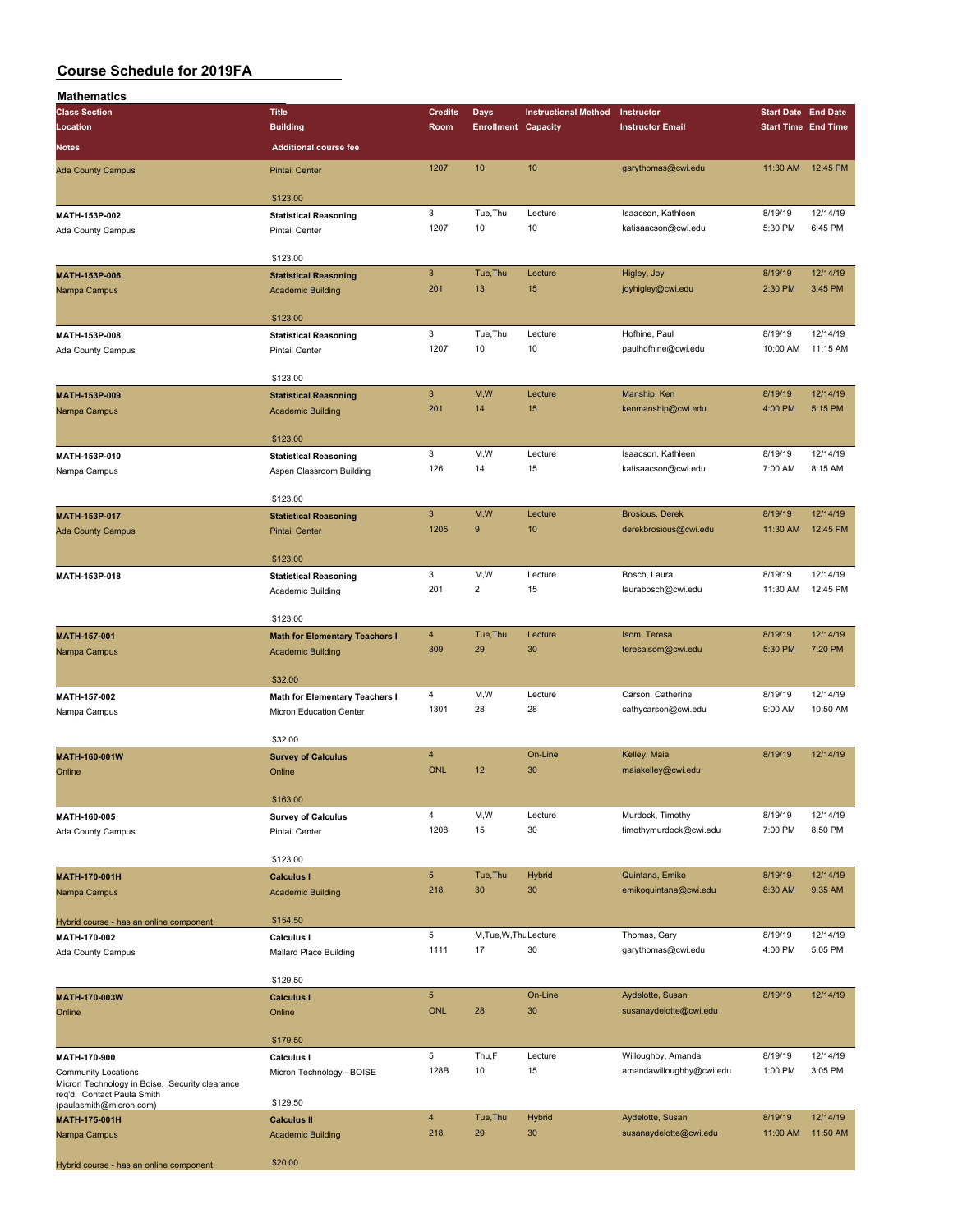# Course Schedule for 2019FA

## Mathematics

| Class Section / Location / Notes | Title / Building / Additional course fee | Credits / Room | Days / Enrollment | Instructional Method / Capacity | Instructor / Instructor Email | Start Date / Start Time | End Date / End Time |
|---|---|---|---|---|---|---|---|
| Ada County Campus | Pintail Center | 1207 | 10 | 10 | garythomas@cwi.edu | 11:30 AM | 12:45 PM |
| | $123.00 | | | | | | |
| **MATH-153P-002** | **Statistical Reasoning** | 3 | Tue,Thu | Lecture | Isaacson, Kathleen | 8/19/19 | 12/14/19 |
| Ada County Campus | Pintail Center | 1207 | 10 | 10 | katisaacson@cwi.edu | 5:30 PM | 6:45 PM |
| | $123.00 | | | | | | |
| **MATH-153P-006** | **Statistical Reasoning** | 3 | Tue,Thu | Lecture | Higley, Joy | 8/19/19 | 12/14/19 |
| Nampa Campus | Academic Building | 201 | 13 | 15 | joyhigley@cwi.edu | 2:30 PM | 3:45 PM |
| | $123.00 | | | | | | |
| **MATH-153P-008** | **Statistical Reasoning** | 3 | Tue,Thu | Lecture | Hofhine, Paul | 8/19/19 | 12/14/19 |
| Ada County Campus | Pintail Center | 1207 | 10 | 10 | paulhofhine@cwi.edu | 10:00 AM | 11:15 AM |
| | $123.00 | | | | | | |
| **MATH-153P-009** | **Statistical Reasoning** | 3 | M,W | Lecture | Manship, Ken | 8/19/19 | 12/14/19 |
| Nampa Campus | Academic Building | 201 | 14 | 15 | kenmanship@cwi.edu | 4:00 PM | 5:15 PM |
| | $123.00 | | | | | | |
| **MATH-153P-010** | **Statistical Reasoning** | 3 | M,W | Lecture | Isaacson, Kathleen | 8/19/19 | 12/14/19 |
| Nampa Campus | Aspen Classroom Building | 126 | 14 | 15 | katisaacson@cwi.edu | 7:00 AM | 8:15 AM |
| | $123.00 | | | | | | |
| **MATH-153P-017** | **Statistical Reasoning** | 3 | M,W | Lecture | Brosious, Derek | 8/19/19 | 12/14/19 |
| Ada County Campus | Pintail Center | 1205 | 9 | 10 | derekbrosious@cwi.edu | 11:30 AM | 12:45 PM |
| | $123.00 | | | | | | |
| **MATH-153P-018** | **Statistical Reasoning** | 3 | M,W | Lecture | Bosch, Laura | 8/19/19 | 12/14/19 |
| | Academic Building | 201 | 2 | 15 | laurabosch@cwi.edu | 11:30 AM | 12:45 PM |
| | $123.00 | | | | | | |
| **MATH-157-001** | **Math for Elementary Teachers I** | 4 | Tue,Thu | Lecture | Isom, Teresa | 8/19/19 | 12/14/19 |
| Nampa Campus | Academic Building | 309 | 29 | 30 | teresaisom@cwi.edu | 5:30 PM | 7:20 PM |
| | $32.00 | | | | | | |
| **MATH-157-002** | **Math for Elementary Teachers I** | 4 | M,W | Lecture | Carson, Catherine | 8/19/19 | 12/14/19 |
| Nampa Campus | Micron Education Center | 1301 | 28 | 28 | cathycarson@cwi.edu | 9:00 AM | 10:50 AM |
| | $32.00 | | | | | | |
| **MATH-160-001W** | **Survey of Calculus** | 4 | | On-Line | Kelley, Maia | 8/19/19 | 12/14/19 |
| Online | Online | ONL | 12 | 30 | maiakelley@cwi.edu | | |
| | $163.00 | | | | | | |
| **MATH-160-005** | **Survey of Calculus** | 4 | M,W | Lecture | Murdock, Timothy | 8/19/19 | 12/14/19 |
| Ada County Campus | Pintail Center | 1208 | 15 | 30 | timothymurdock@cwi.edu | 7:00 PM | 8:50 PM |
| | $123.00 | | | | | | |
| **MATH-170-001H** | **Calculus I** | 5 | Tue,Thu | Hybrid | Quintana, Emiko | 8/19/19 | 12/14/19 |
| Nampa Campus | Academic Building | 218 | 30 | 30 | emikoquintana@cwi.edu | 8:30 AM | 9:35 AM |
| Hybrid course - has an online component | $154.50 | | | | | | |
| **MATH-170-002** | **Calculus I** | 5 | M,Tue,W,Thu | Lecture | Thomas, Gary | 8/19/19 | 12/14/19 |
| Ada County Campus | Mallard Place Building | 1111 | 17 | 30 | garythomas@cwi.edu | 4:00 PM | 5:05 PM |
| | $129.50 | | | | | | |
| **MATH-170-003W** | **Calculus I** | 5 | | On-Line | Aydelotte, Susan | 8/19/19 | 12/14/19 |
| Online | Online | ONL | 28 | 30 | susanaydelotte@cwi.edu | | |
| | $179.50 | | | | | | |
| **MATH-170-900** | **Calculus I** | 5 | Thu,F | Lecture | Willoughby, Amanda | 8/19/19 | 12/14/19 |
| Community Locations | Micron Technology - BOISE | 128B | 10 | 15 | amandawilloughby@cwi.edu | 1:00 PM | 3:05 PM |
| Micron Technology in Boise. Security clearance req'd. Contact Paula Smith (paulasmith@micron.com) | $129.50 | | | | | | |
| **MATH-175-001H** | **Calculus II** | 4 | Tue,Thu | Hybrid | Aydelotte, Susan | 8/19/19 | 12/14/19 |
| Nampa Campus | Academic Building | 218 | 29 | 30 | susanaydelotte@cwi.edu | 11:00 AM | 11:50 AM |
| Hybrid course - has an online component | $20.00 | | | | | | |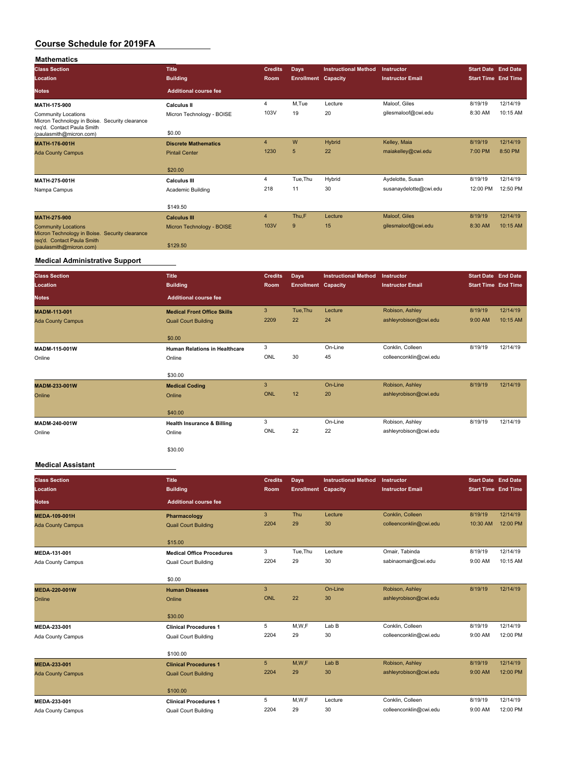# Course Schedule for 2019FA

## Mathematics

| Class Section / Location / Notes | Title / Building / Additional course fee | Credits / Room | Days / Enrollment | Instructional Method / Capacity | Instructor / Instructor Email | Start Date / Start Time | End Date / End Time |
|---|---|---|---|---|---|---|---|
| **MATH-175-900** | **Calculus II** | 4 | M,Tue | Lecture | Maloof, Giles | 8/19/19 | 12/14/19 |
| Community Locations | Micron Technology - BOISE | 103V | 19 | 20 | gilesmaloof@cwi.edu | 8:30 AM | 10:15 AM |
| Micron Technology in Boise. Security clearance req'd. Contact Paula Smith (paulasmith@micron.com) | $0.00 | | | | | | |
| **MATH-176-001H** | **Discrete Mathematics** | 4 | W | Hybrid | Kelley, Maia | 8/19/19 | 12/14/19 |
| Ada County Campus | Pintail Center | 1230 | 5 | 22 | maiakelley@cwi.edu | 7:00 PM | 8:50 PM |
| | $20.00 | | | | | | |
| **MATH-275-001H** | **Calculus III** | 4 | Tue,Thu | Hybrid | Aydelotte, Susan | 8/19/19 | 12/14/19 |
| Nampa Campus | Academic Building | 218 | 11 | 30 | susanaydelotte@cwi.edu | 12:00 PM | 12:50 PM |
| | $149.50 | | | | | | |
| **MATH-275-900** | **Calculus III** | 4 | Thu,F | Lecture | Maloof, Giles | 8/19/19 | 12/14/19 |
| Community Locations | Micron Technology - BOISE | 103V | 9 | 15 | gilesmaloof@cwi.edu | 8:30 AM | 10:15 AM |
| Micron Technology in Boise. Security clearance req'd. Contact Paula Smith (paulasmith@micron.com) | $129.50 | | | | | | |

## Medical Administrative Support

| Class Section / Location / Notes | Title / Building / Additional course fee | Credits / Room | Days / Enrollment | Instructional Method / Capacity | Instructor / Instructor Email | Start Date / Start Time | End Date / End Time |
|---|---|---|---|---|---|---|---|
| **MADM-113-001** | **Medical Front Office Skills** | 3 | Tue,Thu | Lecture | Robison, Ashley | 8/19/19 | 12/14/19 |
| Ada County Campus | Quail Court Building | 2209 | 22 | 24 | ashleyrobison@cwi.edu | 9:00 AM | 10:15 AM |
| | $0.00 | | | | | | |
| **MADM-115-001W** | **Human Relations in Healthcare** | 3 | | On-Line | Conklin, Colleen | 8/19/19 | 12/14/19 |
| Online | Online | ONL | 30 | 45 | colleenconklin@cwi.edu | | |
| | $30.00 | | | | | | |
| **MADM-233-001W** | **Medical Coding** | 3 | | On-Line | Robison, Ashley | 8/19/19 | 12/14/19 |
| Online | Online | ONL | 12 | 20 | ashleyrobison@cwi.edu | | |
| | $40.00 | | | | | | |
| **MADM-240-001W** | **Health Insurance & Billing** | 3 | | On-Line | Robison, Ashley | 8/19/19 | 12/14/19 |
| Online | Online | ONL | 22 | 22 | ashleyrobison@cwi.edu | | |
| | $30.00 | | | | | | |

## Medical Assistant

| Class Section / Location / Notes | Title / Building / Additional course fee | Credits / Room | Days / Enrollment | Instructional Method / Capacity | Instructor / Instructor Email | Start Date / Start Time | End Date / End Time |
|---|---|---|---|---|---|---|---|
| **MEDA-109-001H** | **Pharmacology** | 3 | Thu | Lecture | Conklin, Colleen | 8/19/19 | 12/14/19 |
| Ada County Campus | Quail Court Building | 2204 | 29 | 30 | colleenconklin@cwi.edu | 10:30 AM | 12:00 PM |
| | $15.00 | | | | | | |
| **MEDA-131-001** | **Medical Office Procedures** | 3 | Tue,Thu | Lecture | Omair, Tabinda | 8/19/19 | 12/14/19 |
| Ada County Campus | Quail Court Building | 2204 | 29 | 30 | sabinaomair@cwi.edu | 9:00 AM | 10:15 AM |
| | $0.00 | | | | | | |
| **MEDA-220-001W** | **Human Diseases** | 3 | | On-Line | Robison, Ashley | 8/19/19 | 12/14/19 |
| Online | Online | ONL | 22 | 30 | ashleyrobison@cwi.edu | | |
| | $30.00 | | | | | | |
| **MEDA-233-001** | **Clinical Procedures 1** | 5 | M,W,F | Lab B | Conklin, Colleen | 8/19/19 | 12/14/19 |
| Ada County Campus | Quail Court Building | 2204 | 29 | 30 | colleenconklin@cwi.edu | 9:00 AM | 12:00 PM |
| | $100.00 | | | | | | |
| **MEDA-233-001** | **Clinical Procedures 1** | 5 | M,W,F | Lab B | Robison, Ashley | 8/19/19 | 12/14/19 |
| Ada County Campus | Quail Court Building | 2204 | 29 | 30 | ashleyrobison@cwi.edu | 9:00 AM | 12:00 PM |
| | $100.00 | | | | | | |
| **MEDA-233-001** | **Clinical Procedures 1** | 5 | M,W,F | Lecture | Conklin, Colleen | 8/19/19 | 12/14/19 |
| Ada County Campus | Quail Court Building | 2204 | 29 | 30 | colleenconklin@cwi.edu | 9:00 AM | 12:00 PM |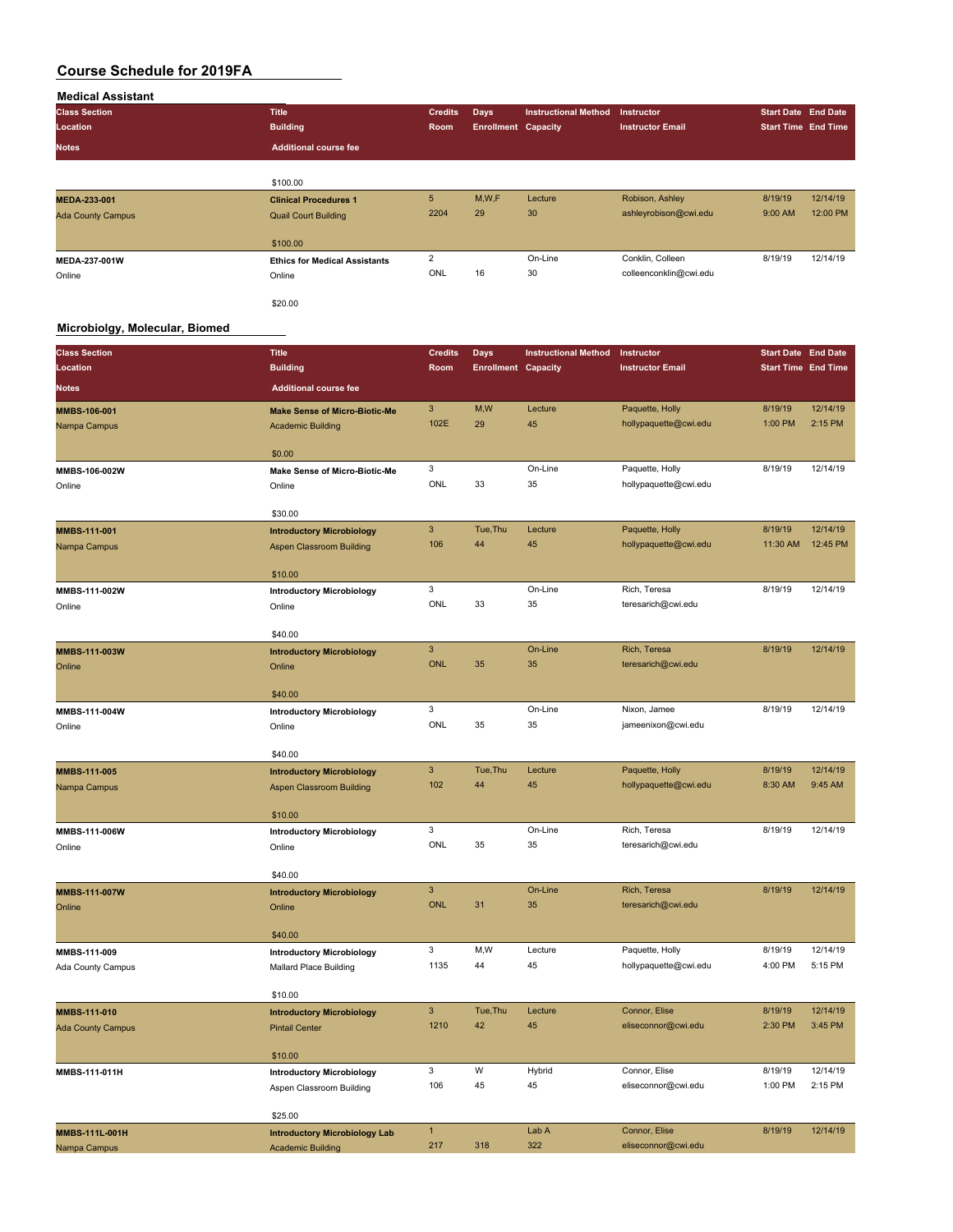# Course Schedule for 2019FA

## Medical Assistant

| Class Section / Location / Notes | Title / Building / Additional course fee | Credits / Room | Days / Enrollment | Instructional Method / Capacity | Instructor / Instructor Email | Start Date / Start Time | End Date / End Time |
|---|---|---|---|---|---|---|---|
| | $100.00 | | | | | | |
| MEDA-233-001<br>Ada County Campus | Clinical Procedures 1<br>Quail Court Building<br>$100.00 | 5<br>2204 | M,W,F<br>29 | Lecture<br>30 | Robison, Ashley<br>ashleyrobison@cwi.edu | 8/19/19<br>9:00 AM | 12/14/19<br>12:00 PM |
| MEDA-237-001W<br>Online | Ethics for Medical Assistants<br>Online<br>$20.00 | 2<br>ONL | <br>16 | On-Line<br>30 | Conklin, Colleen<br>colleenconklin@cwi.edu | 8/19/19 | 12/14/19 |

## Microbiolgy, Molecular, Biomed

| Class Section / Location / Notes | Title / Building / Additional course fee | Credits / Room | Days / Enrollment | Instructional Method / Capacity | Instructor / Instructor Email | Start Date / Start Time | End Date / End Time |
|---|---|---|---|---|---|---|---|
| MMBS-106-001<br>Nampa Campus | Make Sense of Micro-Biotic-Me<br>Academic Building<br>$0.00 | 3<br>102E | M,W<br>29 | Lecture<br>45 | Paquette, Holly<br>hollypaquette@cwi.edu | 8/19/19<br>1:00 PM | 12/14/19<br>2:15 PM |
| MMBS-106-002W<br>Online | Make Sense of Micro-Biotic-Me<br>Online<br>$30.00 | 3<br>ONL | <br>33 | On-Line<br>35 | Paquette, Holly<br>hollypaquette@cwi.edu | 8/19/19 | 12/14/19 |
| MMBS-111-001<br>Nampa Campus | Introductory Microbiology<br>Aspen Classroom Building<br>$10.00 | 3<br>106 | Tue,Thu<br>44 | Lecture<br>45 | Paquette, Holly<br>hollypaquette@cwi.edu | 8/19/19<br>11:30 AM | 12/14/19<br>12:45 PM |
| MMBS-111-002W<br>Online | Introductory Microbiology<br>Online<br>$40.00 | 3<br>ONL | <br>33 | On-Line<br>35 | Rich, Teresa<br>teresarich@cwi.edu | 8/19/19 | 12/14/19 |
| MMBS-111-003W<br>Online | Introductory Microbiology<br>Online<br>$40.00 | 3<br>ONL | <br>35 | On-Line<br>35 | Rich, Teresa<br>teresarich@cwi.edu | 8/19/19 | 12/14/19 |
| MMBS-111-004W<br>Online | Introductory Microbiology<br>Online<br>$40.00 | 3<br>ONL | <br>35 | On-Line<br>35 | Nixon, Jamee<br>jameenixon@cwi.edu | 8/19/19 | 12/14/19 |
| MMBS-111-005<br>Nampa Campus | Introductory Microbiology<br>Aspen Classroom Building<br>$10.00 | 3<br>102 | Tue,Thu<br>44 | Lecture<br>45 | Paquette, Holly<br>hollypaquette@cwi.edu | 8/19/19<br>8:30 AM | 12/14/19<br>9:45 AM |
| MMBS-111-006W<br>Online | Introductory Microbiology<br>Online<br>$40.00 | 3<br>ONL | <br>35 | On-Line<br>35 | Rich, Teresa<br>teresarich@cwi.edu | 8/19/19 | 12/14/19 |
| MMBS-111-007W<br>Online | Introductory Microbiology<br>Online<br>$40.00 | 3<br>ONL | <br>31 | On-Line<br>35 | Rich, Teresa<br>teresarich@cwi.edu | 8/19/19 | 12/14/19 |
| MMBS-111-009<br>Ada County Campus | Introductory Microbiology<br>Mallard Place Building<br>$10.00 | 3<br>1135 | M,W<br>44 | Lecture<br>45 | Paquette, Holly<br>hollypaquette@cwi.edu | 8/19/19<br>4:00 PM | 12/14/19<br>5:15 PM |
| MMBS-111-010<br>Ada County Campus | Introductory Microbiology<br>Pintail Center<br>$10.00 | 3<br>1210 | Tue,Thu<br>42 | Lecture<br>45 | Connor, Elise<br>eliseconnor@cwi.edu | 8/19/19<br>2:30 PM | 12/14/19<br>3:45 PM |
| MMBS-111-011H | Introductory Microbiology<br>Aspen Classroom Building<br>$25.00 | 3<br>106 | W<br>45 | Hybrid<br>45 | Connor, Elise<br>eliseconnor@cwi.edu | 8/19/19<br>1:00 PM | 12/14/19<br>2:15 PM |
| MMBS-111L-001H<br>Nampa Campus | Introductory Microbiology Lab<br>Academic Building | 1<br>217 | <br>318 | Lab A<br>322 | Connor, Elise<br>eliseconnor@cwi.edu | 8/19/19 | 12/14/19 |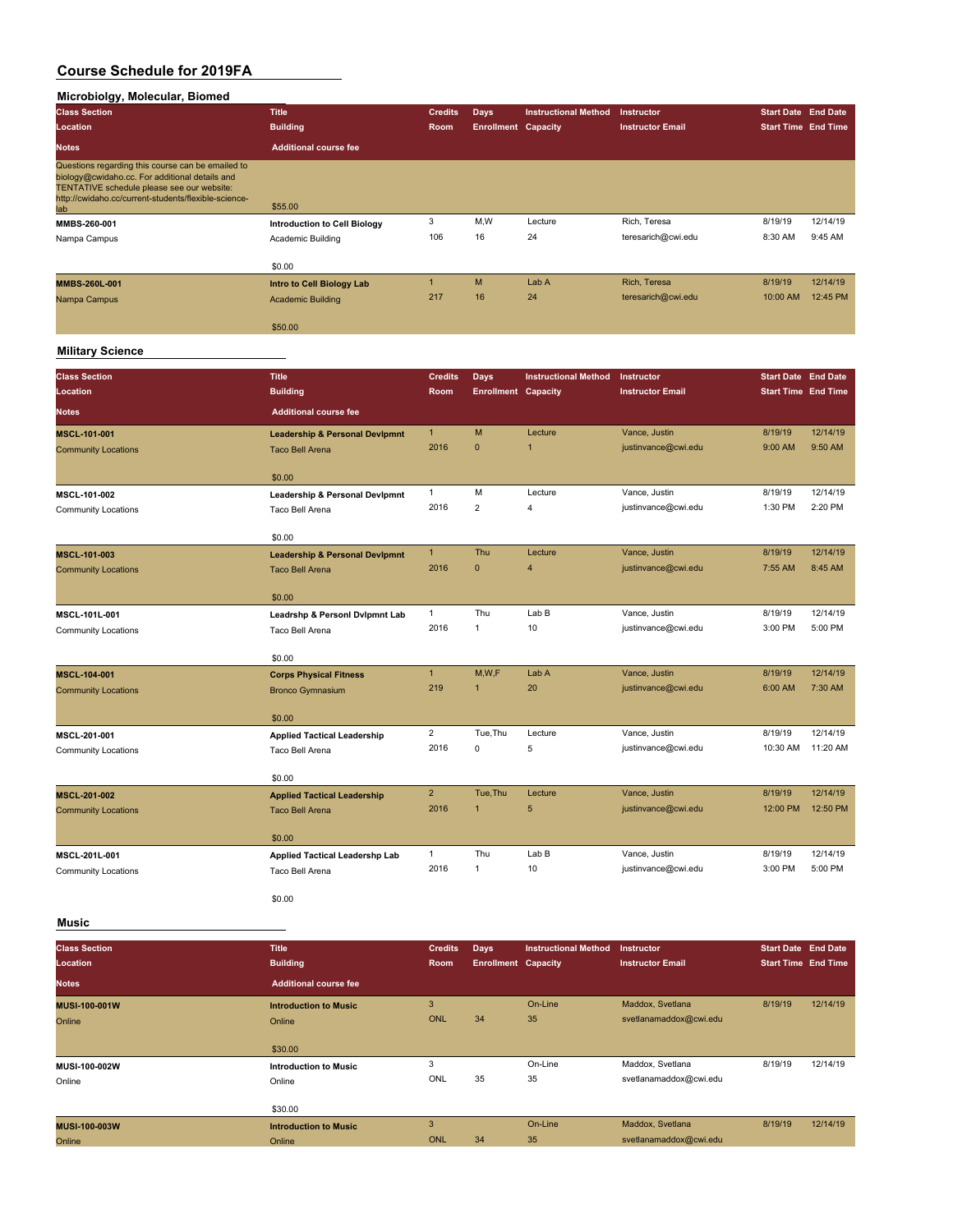# Course Schedule for 2019FA

## Microbiolgy, Molecular, Biomed

| Class Section / Location / Notes | Title / Building / Additional course fee | Credits / Room | Days / Enrollment | Instructional Method / Capacity | Instructor / Instructor Email | Start Date / Start Time | End Date / End Time |
|---|---|---|---|---|---|---|---|
| Questions regarding this course can be emailed to biology@cwidaho.cc. For additional details and TENTATIVE schedule please see our website: http://cwidaho.cc/current-students/flexible-science-lab | $55.00 | | | | | | |
| MMBS-260-001 | Introduction to Cell Biology | 3 | M,W | Lecture | Rich, Teresa | 8/19/19 | 12/14/19 |
| Nampa Campus | Academic Building | 106 | 16 | 24 | teresarich@cwi.edu | 8:30 AM | 9:45 AM |
| | $0.00 | | | | | | |
| MMBS-260L-001 | Intro to Cell Biology Lab | 1 | M | Lab A | Rich, Teresa | 8/19/19 | 12/14/19 |
| Nampa Campus | Academic Building | 217 | 16 | 24 | teresarich@cwi.edu | 10:00 AM | 12:45 PM |
| | $50.00 | | | | | | |

## Military Science

| Class Section / Location / Notes | Title / Building / Additional course fee | Credits / Room | Days / Enrollment | Instructional Method / Capacity | Instructor / Instructor Email | Start Date / Start Time | End Date / End Time |
|---|---|---|---|---|---|---|---|
| MSCL-101-001 | Leadership & Personal Devlpmnt | 1 | M | Lecture | Vance, Justin | 8/19/19 | 12/14/19 |
| Community Locations | Taco Bell Arena | 2016 | 0 | 1 | justinvance@cwi.edu | 9:00 AM | 9:50 AM |
| | $0.00 | | | | | | |
| MSCL-101-002 | Leadership & Personal Devlpmnt | 1 | M | Lecture | Vance, Justin | 8/19/19 | 12/14/19 |
| Community Locations | Taco Bell Arena | 2016 | 2 | 4 | justinvance@cwi.edu | 1:30 PM | 2:20 PM |
| | $0.00 | | | | | | |
| MSCL-101-003 | Leadership & Personal Devlpmnt | 1 | Thu | Lecture | Vance, Justin | 8/19/19 | 12/14/19 |
| Community Locations | Taco Bell Arena | 2016 | 0 | 4 | justinvance@cwi.edu | 7:55 AM | 8:45 AM |
| | $0.00 | | | | | | |
| MSCL-101L-001 | Leadrshp & Personl Dvlpmnt Lab | 1 | Thu | Lab B | Vance, Justin | 8/19/19 | 12/14/19 |
| Community Locations | Taco Bell Arena | 2016 | 1 | 10 | justinvance@cwi.edu | 3:00 PM | 5:00 PM |
| | $0.00 | | | | | | |
| MSCL-104-001 | Corps Physical Fitness | 1 | M,W,F | Lab A | Vance, Justin | 8/19/19 | 12/14/19 |
| Community Locations | Bronco Gymnasium | 219 | 1 | 20 | justinvance@cwi.edu | 6:00 AM | 7:30 AM |
| | $0.00 | | | | | | |
| MSCL-201-001 | Applied Tactical Leadership | 2 | Tue,Thu | Lecture | Vance, Justin | 8/19/19 | 12/14/19 |
| Community Locations | Taco Bell Arena | 2016 | 0 | 5 | justinvance@cwi.edu | 10:30 AM | 11:20 AM |
| | $0.00 | | | | | | |
| MSCL-201-002 | Applied Tactical Leadership | 2 | Tue,Thu | Lecture | Vance, Justin | 8/19/19 | 12/14/19 |
| Community Locations | Taco Bell Arena | 2016 | 1 | 5 | justinvance@cwi.edu | 12:00 PM | 12:50 PM |
| | $0.00 | | | | | | |
| MSCL-201L-001 | Applied Tactical Leadershp Lab | 1 | Thu | Lab B | Vance, Justin | 8/19/19 | 12/14/19 |
| Community Locations | Taco Bell Arena | 2016 | 1 | 10 | justinvance@cwi.edu | 3:00 PM | 5:00 PM |
| | $0.00 | | | | | | |

## Music

| Class Section / Location / Notes | Title / Building / Additional course fee | Credits / Room | Days / Enrollment | Instructional Method / Capacity | Instructor / Instructor Email | Start Date / Start Time | End Date / End Time |
|---|---|---|---|---|---|---|---|
| MUSI-100-001W | Introduction to Music | 3 | | On-Line | Maddox, Svetlana | 8/19/19 | 12/14/19 |
| Online | Online | ONL | 34 | 35 | svetlanamaddox@cwi.edu | | |
| | $30.00 | | | | | | |
| MUSI-100-002W | Introduction to Music | 3 | | On-Line | Maddox, Svetlana | 8/19/19 | 12/14/19 |
| Online | Online | ONL | 35 | 35 | svetlanamaddox@cwi.edu | | |
| | $30.00 | | | | | | |
| MUSI-100-003W | Introduction to Music | 3 | | On-Line | Maddox, Svetlana | 8/19/19 | 12/14/19 |
| Online | Online | ONL | 34 | 35 | svetlanamaddox@cwi.edu | | |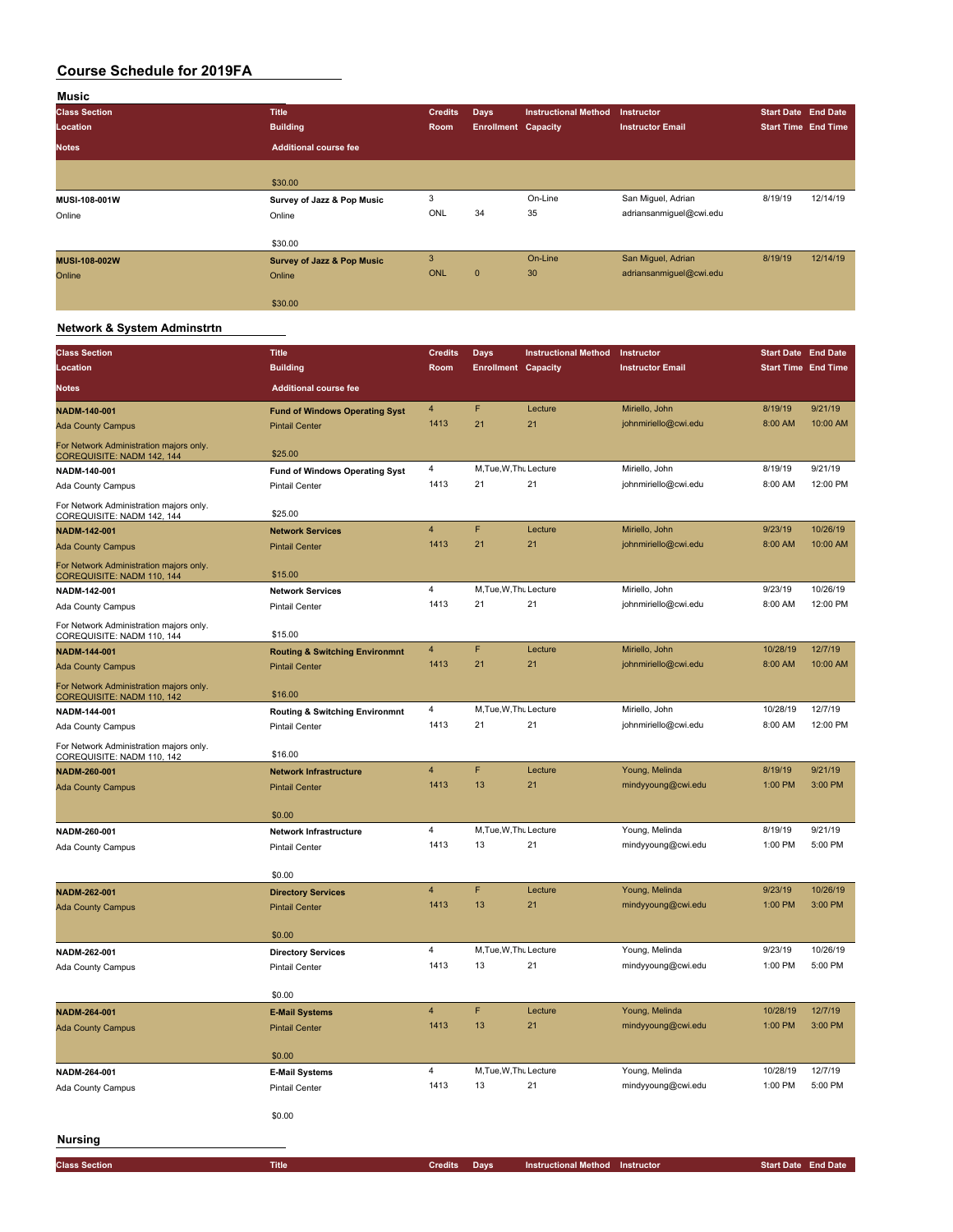# Course Schedule for 2019FA

## Music

| Class Section / Location / Notes | Title / Building / Additional course fee | Credits / Room | Days / Enrollment | Instructional Method / Capacity | Instructor / Instructor Email | Start Date / Start Time | End Date / End Time |
|---|---|---|---|---|---|---|---|
| | $30.00 | | | | | | |
| MUSI-108-001W<br>Online | Survey of Jazz & Pop Music<br>Online<br>$30.00 | 3<br>ONL | <br>34 | On-Line<br>35 | San Miguel, Adrian<br>adriansanmiguel@cwi.edu | 8/19/19 | 12/14/19 |
| MUSI-108-002W<br>Online | Survey of Jazz & Pop Music<br>Online<br>$30.00 | 3<br>ONL | <br>0 | On-Line<br>30 | San Miguel, Adrian<br>adriansanmiguel@cwi.edu | 8/19/19 | 12/14/19 |

## Network & System Adminstrtn

| Class Section / Location / Notes | Title / Building / Additional course fee | Credits / Room | Days / Enrollment | Instructional Method / Capacity | Instructor / Instructor Email | Start Date / Start Time | End Date / End Time |
|---|---|---|---|---|---|---|---|
| NADM-140-001<br>Ada County Campus<br>For Network Administration majors only. COREQUISITE: NADM 142, 144 | Fund of Windows Operating Syst<br>Pintail Center<br>$25.00 | 4<br>1413 | F<br>21 | Lecture<br>21 | Miriello, John<br>johnmiriello@cwi.edu | 8/19/19<br>8:00 AM | 9/21/19<br>10:00 AM |
| NADM-140-001<br>Ada County Campus<br>For Network Administration majors only. COREQUISITE: NADM 142, 144 | Fund of Windows Operating Syst<br>Pintail Center<br>$25.00 | 4<br>1413 | M,Tue,W,Thu<br>21 | Lecture<br>21 | Miriello, John<br>johnmiriello@cwi.edu | 8/19/19<br>8:00 AM | 9/21/19<br>12:00 PM |
| NADM-142-001<br>Ada County Campus<br>For Network Administration majors only. COREQUISITE: NADM 110, 144 | Network Services<br>Pintail Center<br>$15.00 | 4<br>1413 | F<br>21 | Lecture<br>21 | Miriello, John<br>johnmiriello@cwi.edu | 9/23/19<br>8:00 AM | 10/26/19<br>10:00 AM |
| NADM-142-001<br>Ada County Campus<br>For Network Administration majors only. COREQUISITE: NADM 110, 144 | Network Services<br>Pintail Center<br>$15.00 | 4<br>1413 | M,Tue,W,Thu<br>21 | Lecture<br>21 | Miriello, John<br>johnmiriello@cwi.edu | 9/23/19<br>8:00 AM | 10/26/19<br>12:00 PM |
| NADM-144-001<br>Ada County Campus<br>For Network Administration majors only. COREQUISITE: NADM 110, 142 | Routing & Switching Environmnt<br>Pintail Center<br>$16.00 | 4<br>1413 | F<br>21 | Lecture<br>21 | Miriello, John<br>johnmiriello@cwi.edu | 10/28/19<br>8:00 AM | 12/7/19<br>10:00 AM |
| NADM-144-001<br>Ada County Campus<br>For Network Administration majors only. COREQUISITE: NADM 110, 142 | Routing & Switching Environmnt<br>Pintail Center<br>$16.00 | 4<br>1413 | M,Tue,W,Thu<br>21 | Lecture<br>21 | Miriello, John<br>johnmiriello@cwi.edu | 10/28/19<br>8:00 AM | 12/7/19<br>12:00 PM |
| NADM-260-001<br>Ada County Campus | Network Infrastructure<br>Pintail Center<br>$0.00 | 4<br>1413 | F<br>13 | Lecture<br>21 | Young, Melinda<br>mindyyoung@cwi.edu | 8/19/19<br>1:00 PM | 9/21/19<br>3:00 PM |
| NADM-260-001<br>Ada County Campus | Network Infrastructure<br>Pintail Center<br>$0.00 | 4<br>1413 | M,Tue,W,Thu<br>13 | Lecture<br>21 | Young, Melinda<br>mindyyoung@cwi.edu | 8/19/19<br>1:00 PM | 9/21/19<br>5:00 PM |
| NADM-262-001<br>Ada County Campus | Directory Services<br>Pintail Center<br>$0.00 | 4<br>1413 | F<br>13 | Lecture<br>21 | Young, Melinda<br>mindyyoung@cwi.edu | 9/23/19<br>1:00 PM | 10/26/19<br>3:00 PM |
| NADM-262-001<br>Ada County Campus | Directory Services<br>Pintail Center<br>$0.00 | 4<br>1413 | M,Tue,W,Thu<br>13 | Lecture<br>21 | Young, Melinda<br>mindyyoung@cwi.edu | 9/23/19<br>1:00 PM | 10/26/19<br>5:00 PM |
| NADM-264-001<br>Ada County Campus | E-Mail Systems<br>Pintail Center<br>$0.00 | 4<br>1413 | F<br>13 | Lecture<br>21 | Young, Melinda<br>mindyyoung@cwi.edu | 10/28/19<br>1:00 PM | 12/7/19<br>3:00 PM |
| NADM-264-001<br>Ada County Campus | E-Mail Systems<br>Pintail Center<br>$0.00 | 4<br>1413 | M,Tue,W,Thu<br>13 | Lecture<br>21 | Young, Melinda<br>mindyyoung@cwi.edu | 10/28/19<br>1:00 PM | 12/7/19<br>5:00 PM |

## Nursing

| Class Section | Title | Credits | Days | Instructional Method | Instructor | Start Date | End Date |
|---|---|---|---|---|---|---|---|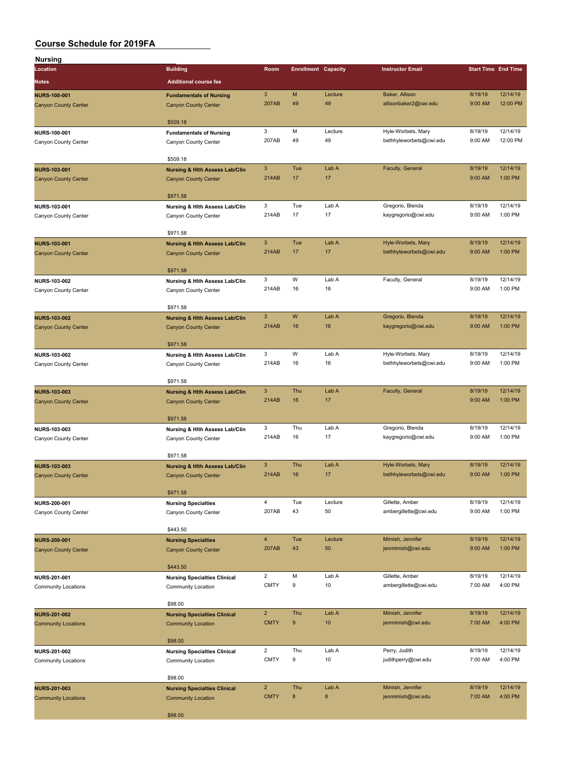# Course Schedule for 2019FA

## Nursing

| Location | Building | Room | Enrollment | Capacity | Instructor Email | Start Time | End Time |
|---|---|---|---|---|---|---|---|
| Notes | Additional course fee | | | | | | |
| NURS-100-001 | Fundamentals of Nursing | 3 | M | Lecture | Baker, Allison | 8/19/19 | 12/14/19 |
| Canyon County Center | Canyon County Center | 207AB | 49 | 49 | allisonbaker2@cwi.edu | 9:00 AM | 12:00 PM |
| | $509.18 | | | | | | |
| NURS-100-001 | Fundamentals of Nursing | 3 | M | Lecture | Hyle-Worbets, Mary | 8/19/19 | 12/14/19 |
| Canyon County Center | Canyon County Center | 207AB | 49 | 49 | bethhyleworbets@cwi.edu | 9:00 AM | 12:00 PM |
| | $509.18 | | | | | | |
| NURS-103-001 | Nursing & Hlth Assess Lab/Clin | 3 | Tue | Lab A | Faculty, General | 8/19/19 | 12/14/19 |
| Canyon County Center | Canyon County Center | 214AB | 17 | 17 | | 9:00 AM | 1:00 PM |
| | $971.58 | | | | | | |
| NURS-103-001 | Nursing & Hlth Assess Lab/Clin | 3 | Tue | Lab A | Gregorio, Blenda | 8/19/19 | 12/14/19 |
| Canyon County Center | Canyon County Center | 214AB | 17 | 17 | kaygregorio@cwi.edu | 9:00 AM | 1:00 PM |
| | $971.58 | | | | | | |
| NURS-103-001 | Nursing & Hlth Assess Lab/Clin | 3 | Tue | Lab A | Hyle-Worbets, Mary | 8/19/19 | 12/14/19 |
| Canyon County Center | Canyon County Center | 214AB | 17 | 17 | bethhyleworbets@cwi.edu | 9:00 AM | 1:00 PM |
| | $971.58 | | | | | | |
| NURS-103-002 | Nursing & Hlth Assess Lab/Clin | 3 | W | Lab A | Faculty, General | 8/19/19 | 12/14/19 |
| Canyon County Center | Canyon County Center | 214AB | 16 | 16 | | 9:00 AM | 1:00 PM |
| | $971.58 | | | | | | |
| NURS-103-002 | Nursing & Hlth Assess Lab/Clin | 3 | W | Lab A | Gregorio, Blenda | 8/19/19 | 12/14/19 |
| Canyon County Center | Canyon County Center | 214AB | 16 | 16 | kaygregorio@cwi.edu | 9:00 AM | 1:00 PM |
| | $971.58 | | | | | | |
| NURS-103-002 | Nursing & Hlth Assess Lab/Clin | 3 | W | Lab A | Hyle-Worbets, Mary | 8/19/19 | 12/14/19 |
| Canyon County Center | Canyon County Center | 214AB | 16 | 16 | bethhyleworbets@cwi.edu | 9:00 AM | 1:00 PM |
| | $971.58 | | | | | | |
| NURS-103-003 | Nursing & Hlth Assess Lab/Clin | 3 | Thu | Lab A | Faculty, General | 8/19/19 | 12/14/19 |
| Canyon County Center | Canyon County Center | 214AB | 16 | 17 | | 9:00 AM | 1:00 PM |
| | $971.58 | | | | | | |
| NURS-103-003 | Nursing & Hlth Assess Lab/Clin | 3 | Thu | Lab A | Gregorio, Blenda | 8/19/19 | 12/14/19 |
| Canyon County Center | Canyon County Center | 214AB | 16 | 17 | kaygregorio@cwi.edu | 9:00 AM | 1:00 PM |
| | $971.58 | | | | | | |
| NURS-103-003 | Nursing & Hlth Assess Lab/Clin | 3 | Thu | Lab A | Hyle-Worbets, Mary | 8/19/19 | 12/14/19 |
| Canyon County Center | Canyon County Center | 214AB | 16 | 17 | bethhyleworbets@cwi.edu | 9:00 AM | 1:00 PM |
| | $971.58 | | | | | | |
| NURS-200-001 | Nursing Specialties | 4 | Tue | Lecture | Gillette, Amber | 8/19/19 | 12/14/19 |
| Canyon County Center | Canyon County Center | 207AB | 43 | 50 | ambergillette@cwi.edu | 9:00 AM | 1:00 PM |
| | $443.50 | | | | | | |
| NURS-200-001 | Nursing Specialties | 4 | Tue | Lecture | Mimish, Jennifer | 8/19/19 | 12/14/19 |
| Canyon County Center | Canyon County Center | 207AB | 43 | 50 | jenmimish@cwi.edu | 9:00 AM | 1:00 PM |
| | $443.50 | | | | | | |
| NURS-201-001 | Nursing Specialties Clinical | 2 | M | Lab A | Gillette, Amber | 8/19/19 | 12/14/19 |
| Community Locations | Community Location | CMTY | 9 | 10 | ambergillette@cwi.edu | 7:00 AM | 4:00 PM |
| | $98.00 | | | | | | |
| NURS-201-002 | Nursing Specialties Clinical | 2 | Thu | Lab A | Mimish, Jennifer | 8/19/19 | 12/14/19 |
| Community Locations | Community Location | CMTY | 9 | 10 | jenmimish@cwi.edu | 7:00 AM | 4:00 PM |
| | $98.00 | | | | | | |
| NURS-201-002 | Nursing Specialties Clinical | 2 | Thu | Lab A | Perry, Judith | 8/19/19 | 12/14/19 |
| Community Locations | Community Location | CMTY | 9 | 10 | judithperry@cwi.edu | 7:00 AM | 4:00 PM |
| | $98.00 | | | | | | |
| NURS-201-003 | Nursing Specialties Clinical | 2 | Thu | Lab A | Mimish, Jennifer | 8/19/19 | 12/14/19 |
| Community Locations | Community Location | CMTY | 8 | 8 | jenmimish@cwi.edu | 7:00 AM | 4:00 PM |
| | $98.00 | | | | | | |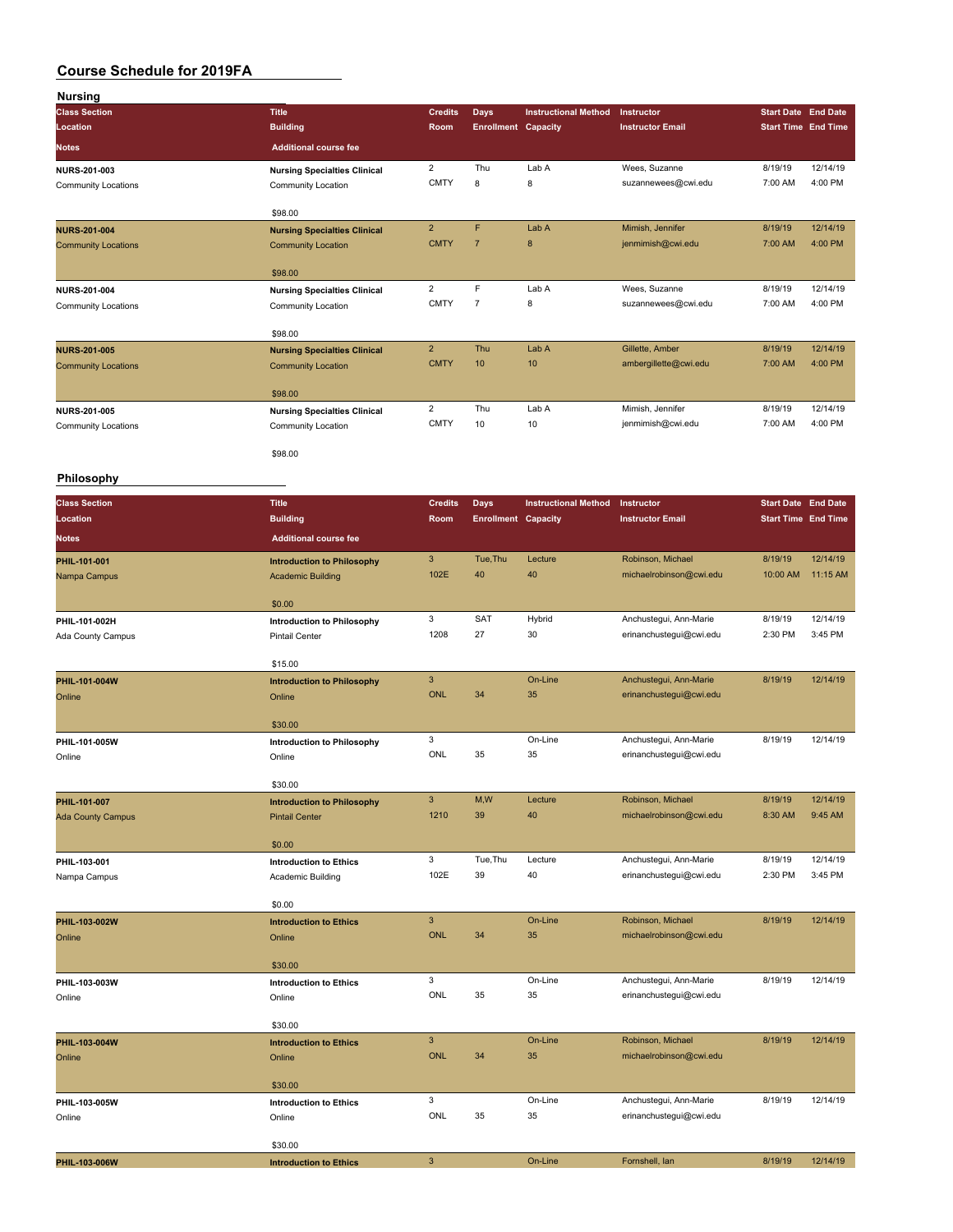# Course Schedule for 2019FA

## Nursing

| Class Section / Location / Notes | Title / Building / Additional course fee | Credits / Room | Days / Enrollment | Instructional Method / Capacity | Instructor / Instructor Email | Start Date / Start Time | End Date / End Time |
|---|---|---|---|---|---|---|---|
| **NURS-201-003** Community Locations | **Nursing Specialties Clinical** Community Location $98.00 | 2 CMTY | Thu 8 | Lab A 8 | Wees, Suzanne suzannewees@cwi.edu | 8/19/19 7:00 AM | 12/14/19 4:00 PM |
| **NURS-201-004** Community Locations | **Nursing Specialties Clinical** Community Location $98.00 | 2 CMTY | F 7 | Lab A 8 | Mimish, Jennifer jenmimish@cwi.edu | 8/19/19 7:00 AM | 12/14/19 4:00 PM |
| **NURS-201-004** Community Locations | **Nursing Specialties Clinical** Community Location $98.00 | 2 CMTY | F 7 | Lab A 8 | Wees, Suzanne suzannewees@cwi.edu | 8/19/19 7:00 AM | 12/14/19 4:00 PM |
| **NURS-201-005** Community Locations | **Nursing Specialties Clinical** Community Location $98.00 | 2 CMTY | Thu 10 | Lab A 10 | Gillette, Amber ambergillette@cwi.edu | 8/19/19 7:00 AM | 12/14/19 4:00 PM |
| **NURS-201-005** Community Locations | **Nursing Specialties Clinical** Community Location $98.00 | 2 CMTY | Thu 10 | Lab A 10 | Mimish, Jennifer jenmimish@cwi.edu | 8/19/19 7:00 AM | 12/14/19 4:00 PM |

## Philosophy

| Class Section / Location / Notes | Title / Building / Additional course fee | Credits / Room | Days / Enrollment | Instructional Method / Capacity | Instructor / Instructor Email | Start Date / Start Time | End Date / End Time |
|---|---|---|---|---|---|---|---|
| **PHIL-101-001** Nampa Campus | **Introduction to Philosophy** Academic Building $0.00 | 3 102E | Tue,Thu 40 | Lecture 40 | Robinson, Michael michaelrobinson@cwi.edu | 8/19/19 10:00 AM | 12/14/19 11:15 AM |
| **PHIL-101-002H** Ada County Campus | **Introduction to Philosophy** Pintail Center $15.00 | 3 1208 | SAT 27 | Hybrid 30 | Anchustegui, Ann-Marie erinanchustegui@cwi.edu | 8/19/19 2:30 PM | 12/14/19 3:45 PM |
| **PHIL-101-004W** Online | **Introduction to Philosophy** Online $30.00 | 3 ONL | 34 | On-Line 35 | Anchustegui, Ann-Marie erinanchustegui@cwi.edu | 8/19/19 | 12/14/19 |
| **PHIL-101-005W** Online | **Introduction to Philosophy** Online $30.00 | 3 ONL | 35 | On-Line 35 | Anchustegui, Ann-Marie erinanchustegui@cwi.edu | 8/19/19 | 12/14/19 |
| **PHIL-101-007** Ada County Campus | **Introduction to Philosophy** Pintail Center $0.00 | 3 1210 | M,W 39 | Lecture 40 | Robinson, Michael michaelrobinson@cwi.edu | 8/19/19 8:30 AM | 12/14/19 9:45 AM |
| **PHIL-103-001** Nampa Campus | **Introduction to Ethics** Academic Building $0.00 | 3 102E | Tue,Thu 39 | Lecture 40 | Anchustegui, Ann-Marie erinanchustegui@cwi.edu | 8/19/19 2:30 PM | 12/14/19 3:45 PM |
| **PHIL-103-002W** Online | **Introduction to Ethics** Online $30.00 | 3 ONL | 34 | On-Line 35 | Robinson, Michael michaelrobinson@cwi.edu | 8/19/19 | 12/14/19 |
| **PHIL-103-003W** Online | **Introduction to Ethics** Online $30.00 | 3 ONL | 35 | On-Line 35 | Anchustegui, Ann-Marie erinanchustegui@cwi.edu | 8/19/19 | 12/14/19 |
| **PHIL-103-004W** Online | **Introduction to Ethics** Online $30.00 | 3 ONL | 34 | On-Line 35 | Robinson, Michael michaelrobinson@cwi.edu | 8/19/19 | 12/14/19 |
| **PHIL-103-005W** Online | **Introduction to Ethics** Online $30.00 | 3 ONL | 35 | On-Line 35 | Anchustegui, Ann-Marie erinanchustegui@cwi.edu | 8/19/19 | 12/14/19 |
| **PHIL-103-006W** | **Introduction to Ethics** | 3 | | On-Line | Fornshell, Ian | 8/19/19 | 12/14/19 |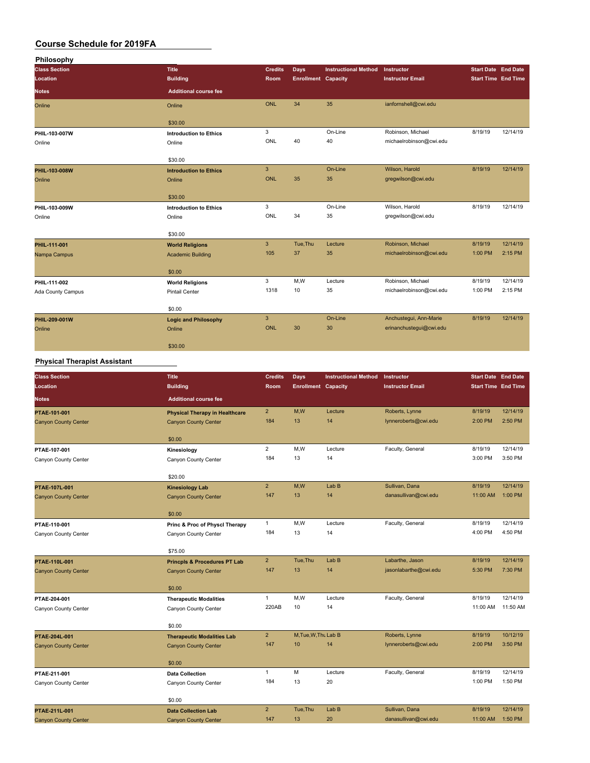# Course Schedule for 2019FA

## Philosophy

| Class Section | Title | Credits | Days | Instructional Method | Instructor | Start Date | End Date |
|---|---|---|---|---|---|---|---|
| Location | Building | Room | Enrollment | Capacity | Instructor Email | Start Time | End Time |
| Notes | Additional course fee | | | | | | |
| Online | Online | ONL | 34 | 35 | ianfornshell@cwi.edu | | |
| | $30.00 | | | | | | |
| PHIL-103-007W | Introduction to Ethics | 3 | | On-Line | Robinson, Michael | 8/19/19 | 12/14/19 |
| Online | Online | ONL | 40 | 40 | michaelrobinson@cwi.edu | | |
| | $30.00 | | | | | | |
| PHIL-103-008W | Introduction to Ethics | 3 | | On-Line | Wilson, Harold | 8/19/19 | 12/14/19 |
| Online | Online | ONL | 35 | 35 | gregwilson@cwi.edu | | |
| | $30.00 | | | | | | |
| PHIL-103-009W | Introduction to Ethics | 3 | | On-Line | Wilson, Harold | 8/19/19 | 12/14/19 |
| Online | Online | ONL | 34 | 35 | gregwilson@cwi.edu | | |
| | $30.00 | | | | | | |
| PHIL-111-001 | World Religions | 3 | Tue,Thu | Lecture | Robinson, Michael | 8/19/19 | 12/14/19 |
| Nampa Campus | Academic Building | 105 | 37 | 35 | michaelrobinson@cwi.edu | 1:00 PM | 2:15 PM |
| | $0.00 | | | | | | |
| PHIL-111-002 | World Religions | 3 | M,W | Lecture | Robinson, Michael | 8/19/19 | 12/14/19 |
| Ada County Campus | Pintail Center | 1318 | 10 | 35 | michaelrobinson@cwi.edu | 1:00 PM | 2:15 PM |
| | $0.00 | | | | | | |
| PHIL-209-001W | Logic and Philosophy | 3 | | On-Line | Anchustegui, Ann-Marie | 8/19/19 | 12/14/19 |
| Online | Online | ONL | 30 | 30 | erinanchustegui@cwi.edu | | |
| | $30.00 | | | | | | |

## Physical Therapist Assistant

| Class Section | Title | Credits | Days | Instructional Method | Instructor | Start Date | End Date |
|---|---|---|---|---|---|---|---|
| Location | Building | Room | Enrollment | Capacity | Instructor Email | Start Time | End Time |
| Notes | Additional course fee | | | | | | |
| PTAE-101-001 | Physical Therapy in Healthcare | 2 | M,W | Lecture | Roberts, Lynne | 8/19/19 | 12/14/19 |
| Canyon County Center | Canyon County Center | 184 | 13 | 14 | lynneroberts@cwi.edu | 2:00 PM | 2:50 PM |
| | $0.00 | | | | | | |
| PTAE-107-001 | Kinesiology | 2 | M,W | Lecture | Faculty, General | 8/19/19 | 12/14/19 |
| Canyon County Center | Canyon County Center | 184 | 13 | 14 | | 3:00 PM | 3:50 PM |
| | $20.00 | | | | | | |
| PTAE-107L-001 | Kinesiology Lab | 2 | M,W | Lab B | Sullivan, Dana | 8/19/19 | 12/14/19 |
| Canyon County Center | Canyon County Center | 147 | 13 | 14 | danasullivan@cwi.edu | 11:00 AM | 1:00 PM |
| | $0.00 | | | | | | |
| PTAE-110-001 | Princ & Proc of Physcl Therapy | 1 | M,W | Lecture | Faculty, General | 8/19/19 | 12/14/19 |
| Canyon County Center | Canyon County Center | 184 | 13 | 14 | | 4:00 PM | 4:50 PM |
| | $75.00 | | | | | | |
| PTAE-110L-001 | Princpls & Procedures PT Lab | 2 | Tue,Thu | Lab B | Labarthe, Jason | 8/19/19 | 12/14/19 |
| Canyon County Center | Canyon County Center | 147 | 13 | 14 | jasonlabarthe@cwi.edu | 5:30 PM | 7:30 PM |
| | $0.00 | | | | | | |
| PTAE-204-001 | Therapeutic Modalities | 1 | M,W | Lecture | Faculty, General | 8/19/19 | 12/14/19 |
| Canyon County Center | Canyon County Center | 220AB | 10 | 14 | | 11:00 AM | 11:50 AM |
| | $0.00 | | | | | | |
| PTAE-204L-001 | Therapeutic Modalities Lab | 2 | M,Tue,W,Thu | Lab B | Roberts, Lynne | 8/19/19 | 10/12/19 |
| Canyon County Center | Canyon County Center | 147 | 10 | 14 | lynneroberts@cwi.edu | 2:00 PM | 3:50 PM |
| | $0.00 | | | | | | |
| PTAE-211-001 | Data Collection | 1 | M | Lecture | Faculty, General | 8/19/19 | 12/14/19 |
| Canyon County Center | Canyon County Center | 184 | 13 | 20 | | 1:00 PM | 1:50 PM |
| | $0.00 | | | | | | |
| PTAE-211L-001 | Data Collection Lab | 2 | Tue,Thu | Lab B | Sullivan, Dana | 8/19/19 | 12/14/19 |
| Canyon County Center | Canyon County Center | 147 | 13 | 20 | danasullivan@cwi.edu | 11:00 AM | 1:50 PM |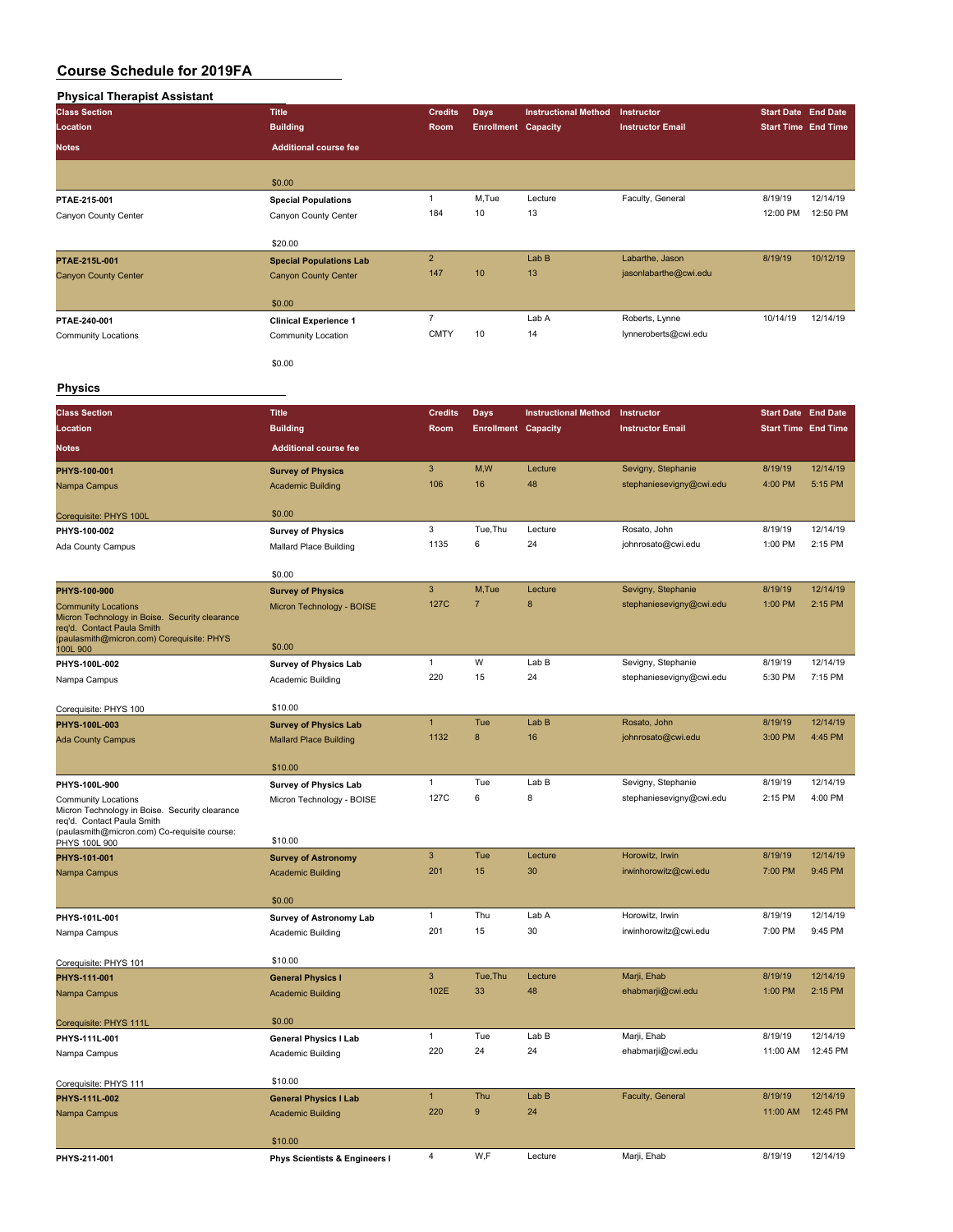# Course Schedule for 2019FA

## Physical Therapist Assistant

| Class Section<br>Location<br>Notes | Title<br>Building<br>Additional course fee | Credits<br>Room | Days<br>Enrollment | Instructional Method<br>Capacity | Instructor<br>Instructor Email | Start Date<br>Start Time | End Date<br>End Time |
|---|---|---|---|---|---|---|---|
| | $0.00 | | | | | | |
| PTAE-215-001<br>Canyon County Center | Special Populations<br>Canyon County Center<br>$20.00 | 1<br>184 | M,Tue<br>10 | Lecture<br>13 | Faculty, General | 8/19/19<br>12:00 PM | 12/14/19<br>12:50 PM |
| PTAE-215L-001<br>Canyon County Center | Special Populations Lab<br>Canyon County Center<br>$0.00 | 2<br>147 | <br>10 | Lab B<br>13 | Labarthe, Jason<br>jasonlabarthe@cwi.edu | 8/19/19 | 10/12/19 |
| PTAE-240-001<br>Community Locations | Clinical Experience 1<br>Community Location<br>$0.00 | 7<br>CMTY | <br>10 | Lab A<br>14 | Roberts, Lynne<br>lynneroberts@cwi.edu | 10/14/19 | 12/14/19 |

## Physics

| Class Section<br>Location<br>Notes | Title<br>Building<br>Additional course fee | Credits<br>Room | Days<br>Enrollment | Instructional Method<br>Capacity | Instructor<br>Instructor Email | Start Date<br>Start Time | End Date<br>End Time |
|---|---|---|---|---|---|---|---|
| PHYS-100-001<br>Nampa Campus<br>Corequisite: PHYS 100L | Survey of Physics<br>Academic Building<br>$0.00 | 3<br>106 | M,W<br>16 | Lecture<br>48 | Sevigny, Stephanie<br>stephaniesevigny@cwi.edu | 8/19/19<br>4:00 PM | 12/14/19<br>5:15 PM |
| PHYS-100-002<br>Ada County Campus | Survey of Physics<br>Mallard Place Building<br>$0.00 | 3<br>1135 | Tue,Thu<br>6 | Lecture<br>24 | Rosato, John<br>johnrosato@cwi.edu | 8/19/19<br>1:00 PM | 12/14/19<br>2:15 PM |
| PHYS-100-900<br>Community Locations<br>Micron Technology in Boise. Security clearance req'd. Contact Paula Smith (paulasmith@micron.com) Corequisite: PHYS 100L 900 | Survey of Physics<br>Micron Technology - BOISE<br>$0.00 | 3<br>127C | M,Tue<br>7 | Lecture<br>8 | Sevigny, Stephanie<br>stephaniesevigny@cwi.edu | 8/19/19<br>1:00 PM | 12/14/19<br>2:15 PM |
| PHYS-100L-002<br>Nampa Campus<br>Corequisite: PHYS 100 | Survey of Physics Lab<br>Academic Building<br>$10.00 | 1<br>220 | W<br>15 | Lab B<br>24 | Sevigny, Stephanie<br>stephaniesevigny@cwi.edu | 8/19/19<br>5:30 PM | 12/14/19<br>7:15 PM |
| PHYS-100L-003<br>Ada County Campus | Survey of Physics Lab<br>Mallard Place Building<br>$10.00 | 1<br>1132 | Tue<br>8 | Lab B<br>16 | Rosato, John<br>johnrosato@cwi.edu | 8/19/19<br>3:00 PM | 12/14/19<br>4:45 PM |
| PHYS-100L-900<br>Community Locations<br>Micron Technology in Boise. Security clearance req'd. Contact Paula Smith (paulasmith@micron.com) Co-requisite course: PHYS 100L 900 | Survey of Physics Lab<br>Micron Technology - BOISE<br>$10.00 | 1<br>127C | Tue<br>6 | Lab B<br>8 | Sevigny, Stephanie<br>stephaniesevigny@cwi.edu | 8/19/19<br>2:15 PM | 12/14/19<br>4:00 PM |
| PHYS-101-001<br>Nampa Campus | Survey of Astronomy<br>Academic Building<br>$0.00 | 3<br>201 | Tue<br>15 | Lecture<br>30 | Horowitz, Irwin<br>irwinhorowitz@cwi.edu | 8/19/19<br>7:00 PM | 12/14/19<br>9:45 PM |
| PHYS-101L-001<br>Nampa Campus<br>Corequisite: PHYS 101 | Survey of Astronomy Lab<br>Academic Building<br>$10.00 | 1<br>201 | Thu<br>15 | Lab A<br>30 | Horowitz, Irwin<br>irwinhorowitz@cwi.edu | 8/19/19<br>7:00 PM | 12/14/19<br>9:45 PM |
| PHYS-111-001<br>Nampa Campus<br>Corequisite: PHYS 111L | General Physics I<br>Academic Building<br>$0.00 | 3<br>102E | Tue,Thu<br>33 | Lecture<br>48 | Marji, Ehab<br>ehabmarji@cwi.edu | 8/19/19<br>1:00 PM | 12/14/19<br>2:15 PM |
| PHYS-111L-001<br>Nampa Campus<br>Corequisite: PHYS 111 | General Physics I Lab<br>Academic Building<br>$10.00 | 1<br>220 | Tue<br>24 | Lab B<br>24 | Marji, Ehab<br>ehabmarji@cwi.edu | 8/19/19<br>11:00 AM | 12/14/19<br>12:45 PM |
| PHYS-111L-002<br>Nampa Campus | General Physics I Lab<br>Academic Building<br>$10.00 | 1<br>220 | Thu<br>9 | Lab B<br>24 | Faculty, General | 8/19/19<br>11:00 AM | 12/14/19<br>12:45 PM |
| PHYS-211-001 | Phys Scientists & Engineers I | 4 | W,F | Lecture | Marji, Ehab | 8/19/19 | 12/14/19 |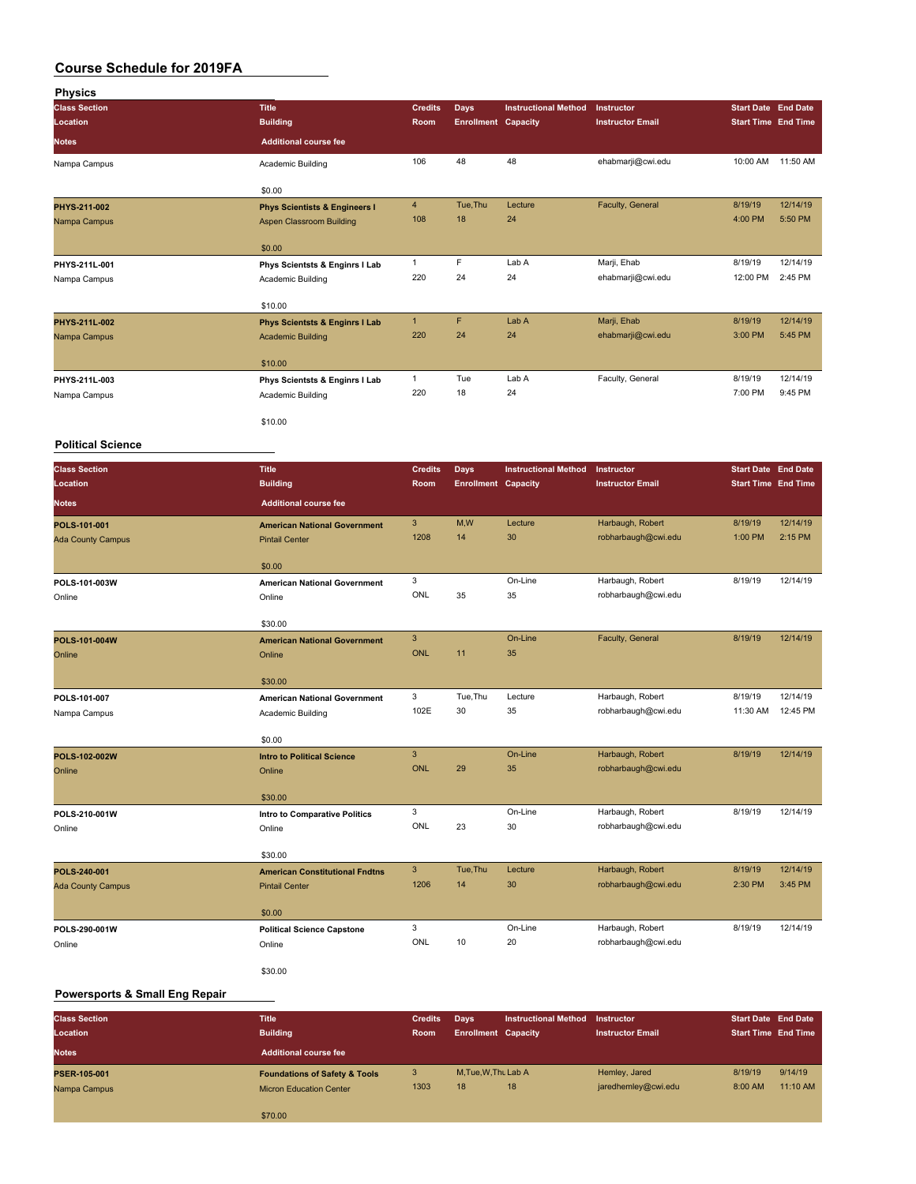# Course Schedule for 2019FA

## Physics

| Class Section | Title | Credits | Days | Instructional Method | Instructor | Start Date | End Date |
|---|---|---|---|---|---|---|---|
| Location | Building | Room | Enrollment | Capacity | Instructor Email | Start Time | End Time |
| Notes | Additional course fee | | | | | | |
| Nampa Campus | Academic Building | 106 | 48 | 48 | ehabmarji@cwi.edu | 10:00 AM | 11:50 AM |
| | $0.00 | | | | | | |
| PHYS-211-002 | Phys Scientists & Engineers I | 4 | Tue,Thu | Lecture | Faculty, General | 8/19/19 | 12/14/19 |
| Nampa Campus | Aspen Classroom Building | 108 | 18 | 24 | | 4:00 PM | 5:50 PM |
| | $0.00 | | | | | | |
| PHYS-211L-001 | Phys Scientsts & Enginrs I Lab | 1 | F | Lab A | Marji, Ehab | 8/19/19 | 12/14/19 |
| Nampa Campus | Academic Building | 220 | 24 | 24 | ehabmarji@cwi.edu | 12:00 PM | 2:45 PM |
| | $10.00 | | | | | | |
| PHYS-211L-002 | Phys Scientsts & Enginrs I Lab | 1 | F | Lab A | Marji, Ehab | 8/19/19 | 12/14/19 |
| Nampa Campus | Academic Building | 220 | 24 | 24 | ehabmarji@cwi.edu | 3:00 PM | 5:45 PM |
| | $10.00 | | | | | | |
| PHYS-211L-003 | Phys Scientsts & Enginrs I Lab | 1 | Tue | Lab A | Faculty, General | 8/19/19 | 12/14/19 |
| Nampa Campus | Academic Building | 220 | 18 | 24 | | 7:00 PM | 9:45 PM |
| | $10.00 | | | | | | |

## Political Science

| Class Section | Title | Credits | Days | Instructional Method | Instructor | Start Date | End Date |
|---|---|---|---|---|---|---|---|
| Location | Building | Room | Enrollment | Capacity | Instructor Email | Start Time | End Time |
| Notes | Additional course fee | | | | | | |
| POLS-101-001 | American National Government | 3 | M,W | Lecture | Harbaugh, Robert | 8/19/19 | 12/14/19 |
| Ada County Campus | Pintail Center | 1208 | 14 | 30 | robharbaugh@cwi.edu | 1:00 PM | 2:15 PM |
| | $0.00 | | | | | | |
| POLS-101-003W | American National Government | 3 | | On-Line | Harbaugh, Robert | 8/19/19 | 12/14/19 |
| Online | Online | ONL | 35 | 35 | robharbaugh@cwi.edu | | |
| | $30.00 | | | | | | |
| POLS-101-004W | American National Government | 3 | | On-Line | Faculty, General | 8/19/19 | 12/14/19 |
| Online | Online | ONL | 11 | 35 | | | |
| | $30.00 | | | | | | |
| POLS-101-007 | American National Government | 3 | Tue,Thu | Lecture | Harbaugh, Robert | 8/19/19 | 12/14/19 |
| Nampa Campus | Academic Building | 102E | 30 | 35 | robharbaugh@cwi.edu | 11:30 AM | 12:45 PM |
| | $0.00 | | | | | | |
| POLS-102-002W | Intro to Political Science | 3 | | On-Line | Harbaugh, Robert | 8/19/19 | 12/14/19 |
| Online | Online | ONL | 29 | 35 | robharbaugh@cwi.edu | | |
| | $30.00 | | | | | | |
| POLS-210-001W | Intro to Comparative Politics | 3 | | On-Line | Harbaugh, Robert | 8/19/19 | 12/14/19 |
| Online | Online | ONL | 23 | 30 | robharbaugh@cwi.edu | | |
| | $30.00 | | | | | | |
| POLS-240-001 | American Constitutional Fndtns | 3 | Tue,Thu | Lecture | Harbaugh, Robert | 8/19/19 | 12/14/19 |
| Ada County Campus | Pintail Center | 1206 | 14 | 30 | robharbaugh@cwi.edu | 2:30 PM | 3:45 PM |
| | $0.00 | | | | | | |
| POLS-290-001W | Political Science Capstone | 3 | | On-Line | Harbaugh, Robert | 8/19/19 | 12/14/19 |
| Online | Online | ONL | 10 | 20 | robharbaugh@cwi.edu | | |
| | $30.00 | | | | | | |

## Powersports & Small Eng Repair

| Class Section | Title | Credits | Days | Instructional Method | Instructor | Start Date | End Date |
|---|---|---|---|---|---|---|---|
| Location | Building | Room | Enrollment | Capacity | Instructor Email | Start Time | End Time |
| Notes | Additional course fee | | | | | | |
| PSER-105-001 | Foundations of Safety & Tools | 3 | M,Tue,W,Thu | Lab A | Hemley, Jared | 8/19/19 | 9/14/19 |
| Nampa Campus | Micron Education Center | 1303 | 18 | 18 | jaredhemley@cwi.edu | 8:00 AM | 11:10 AM |
| | $70.00 | | | | | | |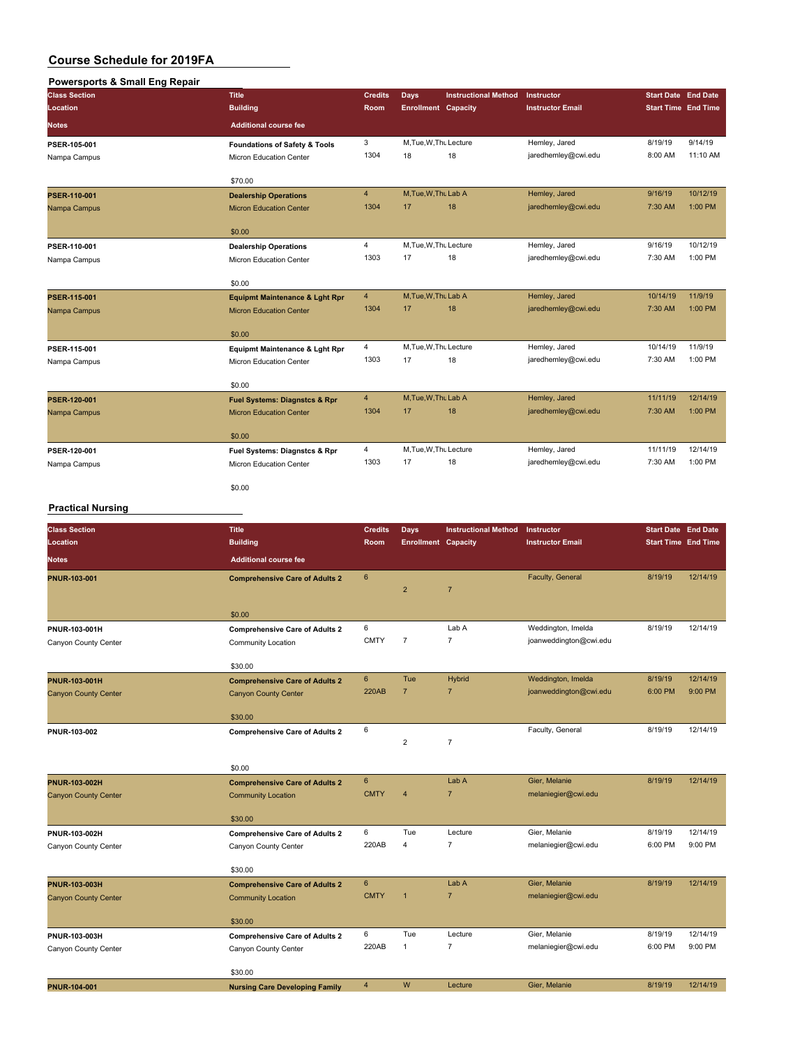# Course Schedule for 2019FA

## Powersports & Small Eng Repair

| Class Section<br>Location<br>Notes | Title<br>Building<br>Additional course fee | Credits<br>Room | Days<br>Enrollment | Instructional Method<br>Capacity | Instructor<br>Instructor Email | Start Date<br>Start Time | End Date<br>End Time |
|---|---|---|---|---|---|---|---|
| PSER-105-001<br>Nampa Campus | Foundations of Safety & Tools<br>Micron Education Center<br>$70.00 | 3<br>1304 | M,Tue,W,Thu<br>18 | Lecture<br>18 | Hemley, Jared<br>jaredhemley@cwi.edu | 8/19/19<br>8:00 AM | 9/14/19<br>11:10 AM |
| PSER-110-001<br>Nampa Campus | Dealership Operations<br>Micron Education Center<br>$0.00 | 4<br>1304 | M,Tue,W,Thu<br>17 | Lab A<br>18 | Hemley, Jared<br>jaredhemley@cwi.edu | 9/16/19<br>7:30 AM | 10/12/19<br>1:00 PM |
| PSER-110-001<br>Nampa Campus | Dealership Operations<br>Micron Education Center<br>$0.00 | 4<br>1303 | M,Tue,W,Thu<br>17 | Lecture<br>18 | Hemley, Jared<br>jaredhemley@cwi.edu | 9/16/19<br>7:30 AM | 10/12/19<br>1:00 PM |
| PSER-115-001<br>Nampa Campus | Equipmt Maintenance & Lght Rpr<br>Micron Education Center<br>$0.00 | 4<br>1304 | M,Tue,W,Thu<br>17 | Lab A<br>18 | Hemley, Jared<br>jaredhemley@cwi.edu | 10/14/19<br>7:30 AM | 11/9/19<br>1:00 PM |
| PSER-115-001<br>Nampa Campus | Equipmt Maintenance & Lght Rpr<br>Micron Education Center<br>$0.00 | 4<br>1303 | M,Tue,W,Thu<br>17 | Lecture<br>18 | Hemley, Jared<br>jaredhemley@cwi.edu | 10/14/19<br>7:30 AM | 11/9/19<br>1:00 PM |
| PSER-120-001<br>Nampa Campus | Fuel Systems: Diagnstcs & Rpr<br>Micron Education Center<br>$0.00 | 4<br>1304 | M,Tue,W,Thu<br>17 | Lab A<br>18 | Hemley, Jared<br>jaredhemley@cwi.edu | 11/11/19<br>7:30 AM | 12/14/19<br>1:00 PM |
| PSER-120-001<br>Nampa Campus | Fuel Systems: Diagnstcs & Rpr<br>Micron Education Center<br>$0.00 | 4<br>1303 | M,Tue,W,Thu<br>17 | Lecture<br>18 | Hemley, Jared<br>jaredhemley@cwi.edu | 11/11/19<br>7:30 AM | 12/14/19<br>1:00 PM |

## Practical Nursing

| Class Section<br>Location<br>Notes | Title<br>Building<br>Additional course fee | Credits<br>Room | Days<br>Enrollment | Instructional Method<br>Capacity | Instructor<br>Instructor Email | Start Date<br>Start Time | End Date<br>End Time |
|---|---|---|---|---|---|---|---|
| PNUR-103-001 | Comprehensive Care of Adults 2<br>$0.00 | 6 | 2 | 7 | Faculty, General | 8/19/19 | 12/14/19 |
| PNUR-103-001H<br>Canyon County Center | Comprehensive Care of Adults 2<br>Community Location<br>$30.00 | 6<br>CMTY | 7 | Lab A<br>7 | Weddington, Imelda<br>joanweddington@cwi.edu | 8/19/19 | 12/14/19 |
| PNUR-103-001H<br>Canyon County Center | Comprehensive Care of Adults 2<br>Canyon County Center<br>$30.00 | 6<br>220AB | Tue<br>7 | Hybrid<br>7 | Weddington, Imelda<br>joanweddington@cwi.edu | 8/19/19<br>6:00 PM | 12/14/19<br>9:00 PM |
| PNUR-103-002 | Comprehensive Care of Adults 2<br>$0.00 | 6 | 2 | 7 | Faculty, General | 8/19/19 | 12/14/19 |
| PNUR-103-002H<br>Canyon County Center | Comprehensive Care of Adults 2<br>Community Location<br>$30.00 | 6<br>CMTY | 4 | Lab A<br>7 | Gier, Melanie<br>melaniegier@cwi.edu | 8/19/19 | 12/14/19 |
| PNUR-103-002H<br>Canyon County Center | Comprehensive Care of Adults 2<br>Canyon County Center<br>$30.00 | 6<br>220AB | Tue<br>4 | Lecture<br>7 | Gier, Melanie<br>melaniegier@cwi.edu | 8/19/19<br>6:00 PM | 12/14/19<br>9:00 PM |
| PNUR-103-003H<br>Canyon County Center | Comprehensive Care of Adults 2<br>Community Location<br>$30.00 | 6<br>CMTY | 1 | Lab A<br>7 | Gier, Melanie<br>melaniegier@cwi.edu | 8/19/19 | 12/14/19 |
| PNUR-103-003H<br>Canyon County Center | Comprehensive Care of Adults 2<br>Canyon County Center<br>$30.00 | 6<br>220AB | Tue<br>1 | Lecture<br>7 | Gier, Melanie<br>melaniegier@cwi.edu | 8/19/19<br>6:00 PM | 12/14/19<br>9:00 PM |
| PNUR-104-001 | Nursing Care Developing Family | 4 | W | Lecture | Gier, Melanie | 8/19/19 | 12/14/19 |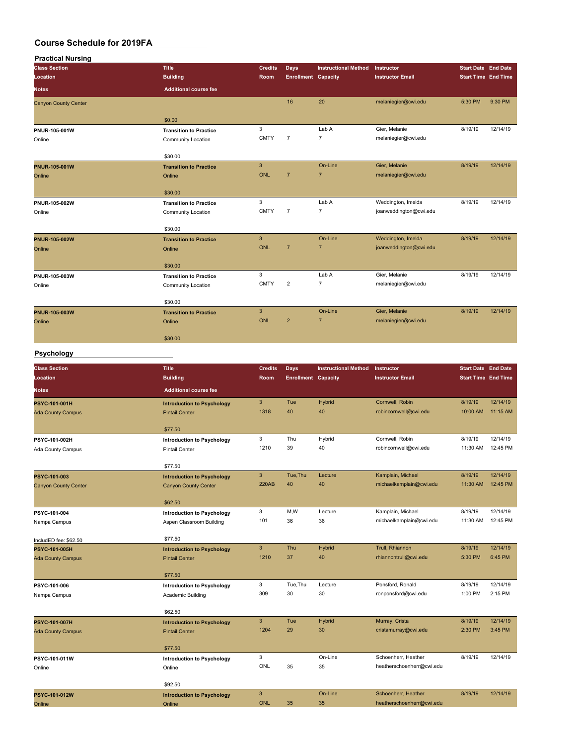# Course Schedule for 2019FA

## Practical Nursing

| Class Section / Location / Notes | Title / Building / Additional course fee | Credits / Room | Days / Enrollment | Instructional Method / Capacity | Instructor / Instructor Email | Start Date / Start Time | End Date / End Time |
|---|---|---|---|---|---|---|---|
| Canyon County Center | | | 16 | 20 | melaniegier@cwi.edu | 5:30 PM | 9:30 PM |
| | $0.00 | | | | | | |
| PNUR-105-001W | Transition to Practice | 3 | | Lab A | Gier, Melanie | 8/19/19 | 12/14/19 |
| Online | Community Location | CMTY | 7 | 7 | melaniegier@cwi.edu | | |
| | $30.00 | | | | | | |
| PNUR-105-001W | Transition to Practice | 3 | | On-Line | Gier, Melanie | 8/19/19 | 12/14/19 |
| Online | Online | ONL | 7 | 7 | melaniegier@cwi.edu | | |
| | $30.00 | | | | | | |
| PNUR-105-002W | Transition to Practice | 3 | | Lab A | Weddington, Imelda | 8/19/19 | 12/14/19 |
| Online | Community Location | CMTY | 7 | 7 | joanweddington@cwi.edu | | |
| | $30.00 | | | | | | |
| PNUR-105-002W | Transition to Practice | 3 | | On-Line | Weddington, Imelda | 8/19/19 | 12/14/19 |
| Online | Online | ONL | 7 | 7 | joanweddington@cwi.edu | | |
| | $30.00 | | | | | | |
| PNUR-105-003W | Transition to Practice | 3 | | Lab A | Gier, Melanie | 8/19/19 | 12/14/19 |
| Online | Community Location | CMTY | 2 | 7 | melaniegier@cwi.edu | | |
| | $30.00 | | | | | | |
| PNUR-105-003W | Transition to Practice | 3 | | On-Line | Gier, Melanie | 8/19/19 | 12/14/19 |
| Online | Online | ONL | 2 | 7 | melaniegier@cwi.edu | | |
| | $30.00 | | | | | | |

## Psychology

| Class Section / Location / Notes | Title / Building / Additional course fee | Credits / Room | Days / Enrollment | Instructional Method / Capacity | Instructor / Instructor Email | Start Date / Start Time | End Date / End Time |
|---|---|---|---|---|---|---|---|
| PSYC-101-001H | Introduction to Psychology | 3 | Tue | Hybrid | Cornwell, Robin | 8/19/19 | 12/14/19 |
| Ada County Campus | Pintail Center | 1318 | 40 | 40 | robincornwell@cwi.edu | 10:00 AM | 11:15 AM |
| | $77.50 | | | | | | |
| PSYC-101-002H | Introduction to Psychology | 3 | Thu | Hybrid | Cornwell, Robin | 8/19/19 | 12/14/19 |
| Ada County Campus | Pintail Center | 1210 | 39 | 40 | robincornwell@cwi.edu | 11:30 AM | 12:45 PM |
| | $77.50 | | | | | | |
| PSYC-101-003 | Introduction to Psychology | 3 | Tue,Thu | Lecture | Kamplain, Michael | 8/19/19 | 12/14/19 |
| Canyon County Center | Canyon County Center | 220AB | 40 | 40 | michaelkamplain@cwi.edu | 11:30 AM | 12:45 PM |
| | $62.50 | | | | | | |
| PSYC-101-004 | Introduction to Psychology | 3 | M,W | Lecture | Kamplain, Michael | 8/19/19 | 12/14/19 |
| Nampa Campus | Aspen Classroom Building | 101 | 36 | 36 | michaelkamplain@cwi.edu | 11:30 AM | 12:45 PM |
| IncludED fee: $62.50 | $77.50 | | | | | | |
| PSYC-101-005H | Introduction to Psychology | 3 | Thu | Hybrid | Trull, Rhiannon | 8/19/19 | 12/14/19 |
| Ada County Campus | Pintail Center | 1210 | 37 | 40 | rhiannontrull@cwi.edu | 5:30 PM | 6:45 PM |
| | $77.50 | | | | | | |
| PSYC-101-006 | Introduction to Psychology | 3 | Tue,Thu | Lecture | Ponsford, Ronald | 8/19/19 | 12/14/19 |
| Nampa Campus | Academic Building | 309 | 30 | 30 | ronponsford@cwi.edu | 1:00 PM | 2:15 PM |
| | $62.50 | | | | | | |
| PSYC-101-007H | Introduction to Psychology | 3 | Tue | Hybrid | Murray, Crista | 8/19/19 | 12/14/19 |
| Ada County Campus | Pintail Center | 1204 | 29 | 30 | cristamurray@cwi.edu | 2:30 PM | 3:45 PM |
| | $77.50 | | | | | | |
| PSYC-101-011W | Introduction to Psychology | 3 | | On-Line | Schoenherr, Heather | 8/19/19 | 12/14/19 |
| Online | Online | ONL | 35 | 35 | heatherschoenherr@cwi.edu | | |
| | $92.50 | | | | | | |
| PSYC-101-012W | Introduction to Psychology | 3 | | On-Line | Schoenherr, Heather | 8/19/19 | 12/14/19 |
| Online | Online | ONL | 35 | 35 | heatherschoenherr@cwi.edu | | |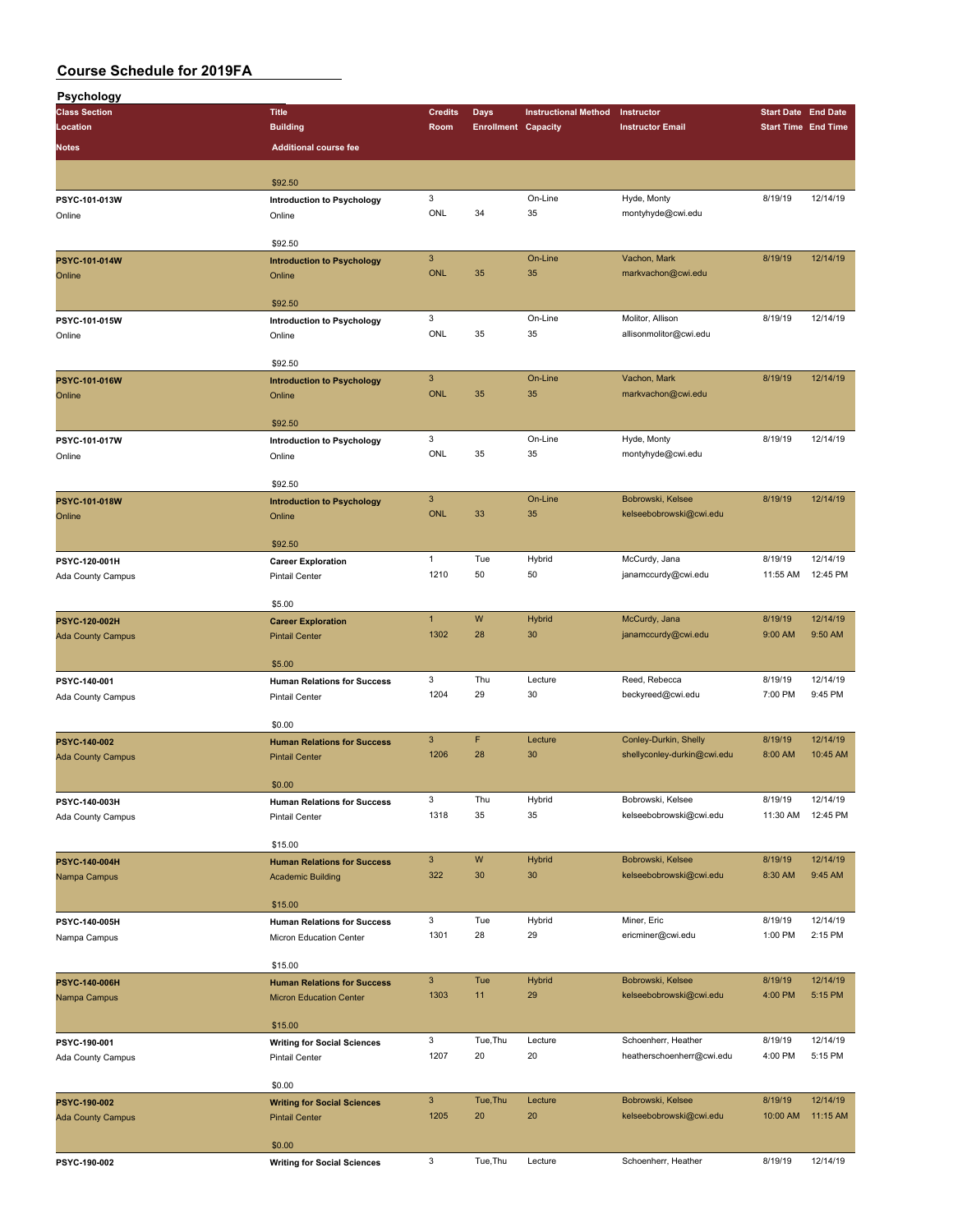# Course Schedule for 2019FA

## Psychology

| Class Section / Location / Notes | Title / Building / Additional course fee | Credits / Room | Days / Enrollment | Instructional Method / Capacity | Instructor / Instructor Email | Start Date / Start Time | End Date / End Time |
|---|---|---|---|---|---|---|---|
| | $92.50 | | | | | | |
| PSYC-101-013W<br>Online | Introduction to Psychology<br>Online<br>$92.50 | 3<br>ONL | <br>34 | On-Line<br>35 | Hyde, Monty<br>montyhyde@cwi.edu | 8/19/19 | 12/14/19 |
| PSYC-101-014W<br>Online | Introduction to Psychology<br>Online<br>$92.50 | 3<br>ONL | <br>35 | On-Line<br>35 | Vachon, Mark<br>markvachon@cwi.edu | 8/19/19 | 12/14/19 |
| PSYC-101-015W<br>Online | Introduction to Psychology<br>Online<br>$92.50 | 3<br>ONL | <br>35 | On-Line<br>35 | Molitor, Allison<br>allisonmolitor@cwi.edu | 8/19/19 | 12/14/19 |
| PSYC-101-016W<br>Online | Introduction to Psychology<br>Online<br>$92.50 | 3<br>ONL | <br>35 | On-Line<br>35 | Vachon, Mark<br>markvachon@cwi.edu | 8/19/19 | 12/14/19 |
| PSYC-101-017W<br>Online | Introduction to Psychology<br>Online<br>$92.50 | 3<br>ONL | <br>35 | On-Line<br>35 | Hyde, Monty<br>montyhyde@cwi.edu | 8/19/19 | 12/14/19 |
| PSYC-101-018W<br>Online | Introduction to Psychology<br>Online<br>$92.50 | 3<br>ONL | <br>33 | On-Line<br>35 | Bobrowski, Kelsee<br>kelseebobrowski@cwi.edu | 8/19/19 | 12/14/19 |
| PSYC-120-001H<br>Ada County Campus | Career Exploration<br>Pintail Center<br>$5.00 | 1<br>1210 | Tue<br>50 | Hybrid<br>50 | McCurdy, Jana<br>janamccurdy@cwi.edu | 8/19/19<br>11:55 AM | 12/14/19<br>12:45 PM |
| PSYC-120-002H<br>Ada County Campus | Career Exploration<br>Pintail Center<br>$5.00 | 1<br>1302 | W<br>28 | Hybrid<br>30 | McCurdy, Jana<br>janamccurdy@cwi.edu | 8/19/19<br>9:00 AM | 12/14/19<br>9:50 AM |
| PSYC-140-001<br>Ada County Campus | Human Relations for Success<br>Pintail Center<br>$0.00 | 3<br>1204 | Thu<br>29 | Lecture<br>30 | Reed, Rebecca<br>beckyreed@cwi.edu | 8/19/19<br>7:00 PM | 12/14/19<br>9:45 PM |
| PSYC-140-002<br>Ada County Campus | Human Relations for Success<br>Pintail Center<br>$0.00 | 3<br>1206 | F<br>28 | Lecture<br>30 | Conley-Durkin, Shelly<br>shellyconley-durkin@cwi.edu | 8/19/19<br>8:00 AM | 12/14/19<br>10:45 AM |
| PSYC-140-003H<br>Ada County Campus | Human Relations for Success<br>Pintail Center<br>$15.00 | 3<br>1318 | Thu<br>35 | Hybrid<br>35 | Bobrowski, Kelsee<br>kelseebobrowski@cwi.edu | 8/19/19<br>11:30 AM | 12/14/19<br>12:45 PM |
| PSYC-140-004H<br>Nampa Campus | Human Relations for Success<br>Academic Building<br>$15.00 | 3<br>322 | W<br>30 | Hybrid<br>30 | Bobrowski, Kelsee<br>kelseebobrowski@cwi.edu | 8/19/19<br>8:30 AM | 12/14/19<br>9:45 AM |
| PSYC-140-005H<br>Nampa Campus | Human Relations for Success<br>Micron Education Center<br>$15.00 | 3<br>1301 | Tue<br>28 | Hybrid<br>29 | Miner, Eric<br>ericminer@cwi.edu | 8/19/19<br>1:00 PM | 12/14/19<br>2:15 PM |
| PSYC-140-006H<br>Nampa Campus | Human Relations for Success<br>Micron Education Center<br>$15.00 | 3<br>1303 | Tue<br>11 | Hybrid<br>29 | Bobrowski, Kelsee<br>kelseebobrowski@cwi.edu | 8/19/19<br>4:00 PM | 12/14/19<br>5:15 PM |
| PSYC-190-001<br>Ada County Campus | Writing for Social Sciences<br>Pintail Center<br>$0.00 | 3<br>1207 | Tue,Thu<br>20 | Lecture<br>20 | Schoenherr, Heather<br>heatherschoenherr@cwi.edu | 8/19/19<br>4:00 PM | 12/14/19<br>5:15 PM |
| PSYC-190-002<br>Ada County Campus | Writing for Social Sciences<br>Pintail Center<br>$0.00 | 3<br>1205 | Tue,Thu<br>20 | Lecture<br>20 | Bobrowski, Kelsee<br>kelseebobrowski@cwi.edu | 8/19/19<br>10:00 AM | 12/14/19<br>11:15 AM |
| PSYC-190-002 | Writing for Social Sciences | 3 | Tue,Thu | Lecture | Schoenherr, Heather | 8/19/19 | 12/14/19 |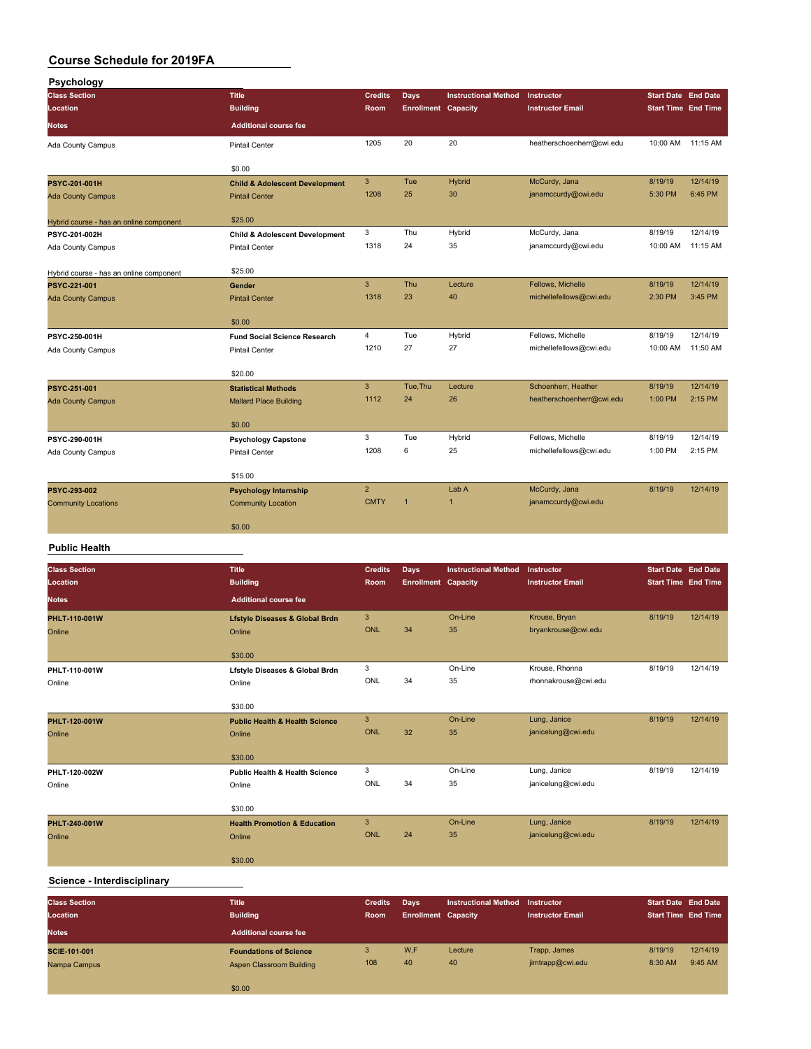# Course Schedule for 2019FA

## Psychology

| Class Section / Location / Notes | Title / Building / Additional course fee | Credits / Room | Days / Enrollment | Instructional Method / Capacity | Instructor / Instructor Email | Start Date / Start Time | End Date / End Time |
|---|---|---|---|---|---|---|---|
| Ada County Campus | Pintail Center | 1205 | 20 | 20 | heatherschoenherr@cwi.edu | 10:00 AM | 11:15 AM |
| | $0.00 | | | | | | |
| **PSYC-201-001H** | **Child & Adolescent Development** | 3 | Tue | Hybrid | McCurdy, Jana | 8/19/19 | 12/14/19 |
| Ada County Campus | Pintail Center | 1208 | 25 | 30 | janamccurdy@cwi.edu | 5:30 PM | 6:45 PM |
| Hybrid course - has an online component | $25.00 | | | | | | |
| **PSYC-201-002H** | **Child & Adolescent Development** | 3 | Thu | Hybrid | McCurdy, Jana | 8/19/19 | 12/14/19 |
| Ada County Campus | Pintail Center | 1318 | 24 | 35 | janamccurdy@cwi.edu | 10:00 AM | 11:15 AM |
| Hybrid course - has an online component | $25.00 | | | | | | |
| **PSYC-221-001** | **Gender** | 3 | Thu | Lecture | Fellows, Michelle | 8/19/19 | 12/14/19 |
| Ada County Campus | Pintail Center | 1318 | 23 | 40 | michellefellows@cwi.edu | 2:30 PM | 3:45 PM |
| | $0.00 | | | | | | |
| **PSYC-250-001H** | **Fund Social Science Research** | 4 | Tue | Hybrid | Fellows, Michelle | 8/19/19 | 12/14/19 |
| Ada County Campus | Pintail Center | 1210 | 27 | 27 | michellefellows@cwi.edu | 10:00 AM | 11:50 AM |
| | $20.00 | | | | | | |
| **PSYC-251-001** | **Statistical Methods** | 3 | Tue,Thu | Lecture | Schoenherr, Heather | 8/19/19 | 12/14/19 |
| Ada County Campus | Mallard Place Building | 1112 | 24 | 26 | heatherschoenherr@cwi.edu | 1:00 PM | 2:15 PM |
| | $0.00 | | | | | | |
| **PSYC-290-001H** | **Psychology Capstone** | 3 | Tue | Hybrid | Fellows, Michelle | 8/19/19 | 12/14/19 |
| Ada County Campus | Pintail Center | 1208 | 6 | 25 | michellefellows@cwi.edu | 1:00 PM | 2:15 PM |
| | $15.00 | | | | | | |
| **PSYC-293-002** | **Psychology Internship** | 2 | | Lab A | McCurdy, Jana | 8/19/19 | 12/14/19 |
| Community Locations | Community Location | CMTY | 1 | 1 | janamccurdy@cwi.edu | | |
| | $0.00 | | | | | | |

## Public Health

| Class Section / Location / Notes | Title / Building / Additional course fee | Credits / Room | Days / Enrollment | Instructional Method / Capacity | Instructor / Instructor Email | Start Date / Start Time | End Date / End Time |
|---|---|---|---|---|---|---|---|
| **PHLT-110-001W** | **Lfstyle Diseases & Global Brdn** | 3 | | On-Line | Krouse, Bryan | 8/19/19 | 12/14/19 |
| Online | Online | ONL | 34 | 35 | bryankrouse@cwi.edu | | |
| | $30.00 | | | | | | |
| **PHLT-110-001W** | **Lfstyle Diseases & Global Brdn** | 3 | | On-Line | Krouse, Rhonna | 8/19/19 | 12/14/19 |
| Online | Online | ONL | 34 | 35 | rhonnakrouse@cwi.edu | | |
| | $30.00 | | | | | | |
| **PHLT-120-001W** | **Public Health & Health Science** | 3 | | On-Line | Lung, Janice | 8/19/19 | 12/14/19 |
| Online | Online | ONL | 32 | 35 | janicelung@cwi.edu | | |
| | $30.00 | | | | | | |
| **PHLT-120-002W** | **Public Health & Health Science** | 3 | | On-Line | Lung, Janice | 8/19/19 | 12/14/19 |
| Online | Online | ONL | 34 | 35 | janicelung@cwi.edu | | |
| | $30.00 | | | | | | |
| **PHLT-240-001W** | **Health Promotion & Education** | 3 | | On-Line | Lung, Janice | 8/19/19 | 12/14/19 |
| Online | Online | ONL | 24 | 35 | janicelung@cwi.edu | | |
| | $30.00 | | | | | | |

## Science - Interdisciplinary

| Class Section / Location / Notes | Title / Building / Additional course fee | Credits / Room | Days / Enrollment | Instructional Method / Capacity | Instructor / Instructor Email | Start Date / Start Time | End Date / End Time |
|---|---|---|---|---|---|---|---|
| **SCIE-101-001** | **Foundations of Science** | 3 | W,F | Lecture | Trapp, James | 8/19/19 | 12/14/19 |
| Nampa Campus | Aspen Classroom Building | 108 | 40 | 40 | jimtrapp@cwi.edu | 8:30 AM | 9:45 AM |
| | $0.00 | | | | | | |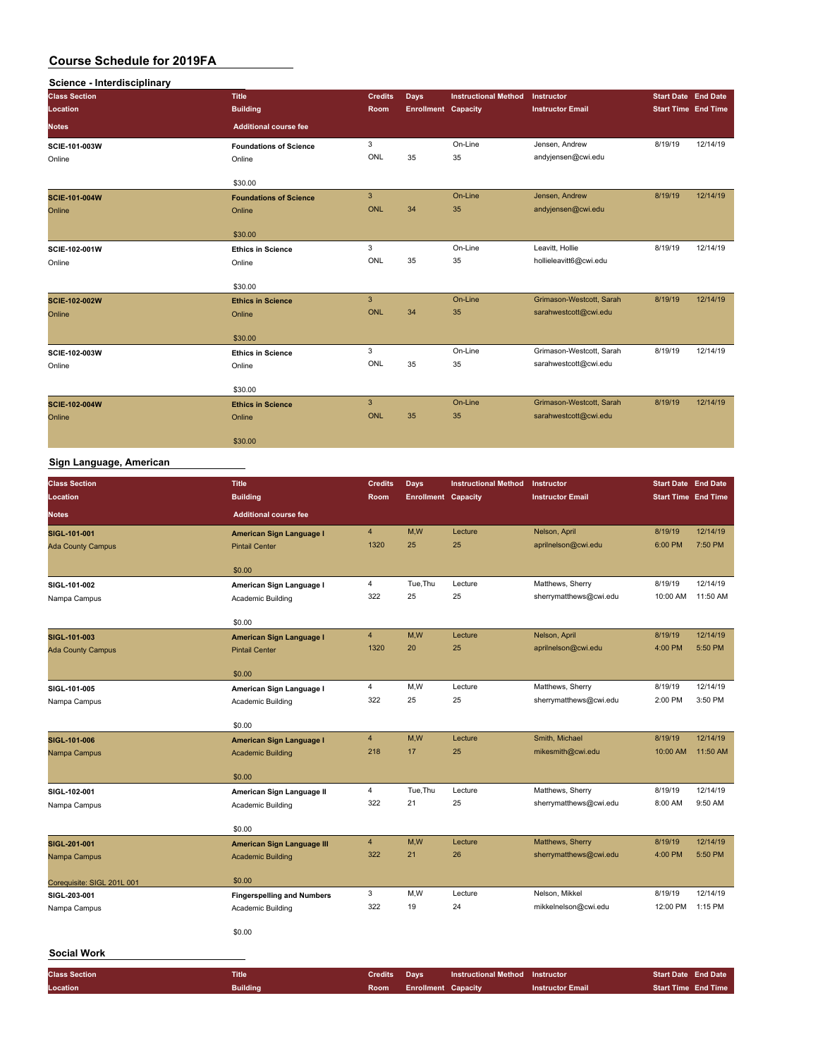# Course Schedule for 2019FA

## Science - Interdisciplinary

| Class Section / Location / Notes | Title / Building / Additional course fee | Credits / Room | Days / Enrollment | Instructional Method / Capacity | Instructor / Instructor Email | Start Date / Start Time | End Date / End Time |
|---|---|---|---|---|---|---|---|
| **SCIE-101-003W** | **Foundations of Science** | 3 | | On-Line | Jensen, Andrew | 8/19/19 | 12/14/19 |
| Online | Online | ONL | 35 | 35 | andyjensen@cwi.edu | | |
| | $30.00 | | | | | | |
| **SCIE-101-004W** | **Foundations of Science** | 3 | | On-Line | Jensen, Andrew | 8/19/19 | 12/14/19 |
| Online | Online | ONL | 34 | 35 | andyjensen@cwi.edu | | |
| | $30.00 | | | | | | |
| **SCIE-102-001W** | **Ethics in Science** | 3 | | On-Line | Leavitt, Hollie | 8/19/19 | 12/14/19 |
| Online | Online | ONL | 35 | 35 | hollieleavitt6@cwi.edu | | |
| | $30.00 | | | | | | |
| **SCIE-102-002W** | **Ethics in Science** | 3 | | On-Line | Grimason-Westcott, Sarah | 8/19/19 | 12/14/19 |
| Online | Online | ONL | 34 | 35 | sarahwestcott@cwi.edu | | |
| | $30.00 | | | | | | |
| **SCIE-102-003W** | **Ethics in Science** | 3 | | On-Line | Grimason-Westcott, Sarah | 8/19/19 | 12/14/19 |
| Online | Online | ONL | 35 | 35 | sarahwestcott@cwi.edu | | |
| | $30.00 | | | | | | |
| **SCIE-102-004W** | **Ethics in Science** | 3 | | On-Line | Grimason-Westcott, Sarah | 8/19/19 | 12/14/19 |
| Online | Online | ONL | 35 | 35 | sarahwestcott@cwi.edu | | |
| | $30.00 | | | | | | |

## Sign Language, American

| Class Section / Location / Notes | Title / Building / Additional course fee | Credits / Room | Days / Enrollment | Instructional Method / Capacity | Instructor / Instructor Email | Start Date / Start Time | End Date / End Time |
|---|---|---|---|---|---|---|---|
| **SIGL-101-001** | **American Sign Language I** | 4 | M,W | Lecture | Nelson, April | 8/19/19 | 12/14/19 |
| Ada County Campus | Pintail Center | 1320 | 25 | 25 | aprilnelson@cwi.edu | 6:00 PM | 7:50 PM |
| | $0.00 | | | | | | |
| **SIGL-101-002** | **American Sign Language I** | 4 | Tue,Thu | Lecture | Matthews, Sherry | 8/19/19 | 12/14/19 |
| Nampa Campus | Academic Building | 322 | 25 | 25 | sherrymatthews@cwi.edu | 10:00 AM | 11:50 AM |
| | $0.00 | | | | | | |
| **SIGL-101-003** | **American Sign Language I** | 4 | M,W | Lecture | Nelson, April | 8/19/19 | 12/14/19 |
| Ada County Campus | Pintail Center | 1320 | 20 | 25 | aprilnelson@cwi.edu | 4:00 PM | 5:50 PM |
| | $0.00 | | | | | | |
| **SIGL-101-005** | **American Sign Language I** | 4 | M,W | Lecture | Matthews, Sherry | 8/19/19 | 12/14/19 |
| Nampa Campus | Academic Building | 322 | 25 | 25 | sherrymatthews@cwi.edu | 2:00 PM | 3:50 PM |
| | $0.00 | | | | | | |
| **SIGL-101-006** | **American Sign Language I** | 4 | M,W | Lecture | Smith, Michael | 8/19/19 | 12/14/19 |
| Nampa Campus | Academic Building | 218 | 17 | 25 | mikesmith@cwi.edu | 10:00 AM | 11:50 AM |
| | $0.00 | | | | | | |
| **SIGL-102-001** | **American Sign Language II** | 4 | Tue,Thu | Lecture | Matthews, Sherry | 8/19/19 | 12/14/19 |
| Nampa Campus | Academic Building | 322 | 21 | 25 | sherrymatthews@cwi.edu | 8:00 AM | 9:50 AM |
| | $0.00 | | | | | | |
| **SIGL-201-001** | **American Sign Language III** | 4 | M,W | Lecture | Matthews, Sherry | 8/19/19 | 12/14/19 |
| Nampa Campus | Academic Building | 322 | 21 | 26 | sherrymatthews@cwi.edu | 4:00 PM | 5:50 PM |
| Corequisite: SIGL 201L 001 | $0.00 | | | | | | |
| **SIGL-203-001** | **Fingerspelling and Numbers** | 3 | M,W | Lecture | Nelson, Mikkel | 8/19/19 | 12/14/19 |
| Nampa Campus | Academic Building | 322 | 19 | 24 | mikkelnelson@cwi.edu | 12:00 PM | 1:15 PM |
| | $0.00 | | | | | | |

## Social Work

| Class Section / Location | Title / Building | Credits / Room | Days / Enrollment | Instructional Method / Capacity | Instructor / Instructor Email | Start Date / Start Time | End Date / End Time |
|---|---|---|---|---|---|---|---|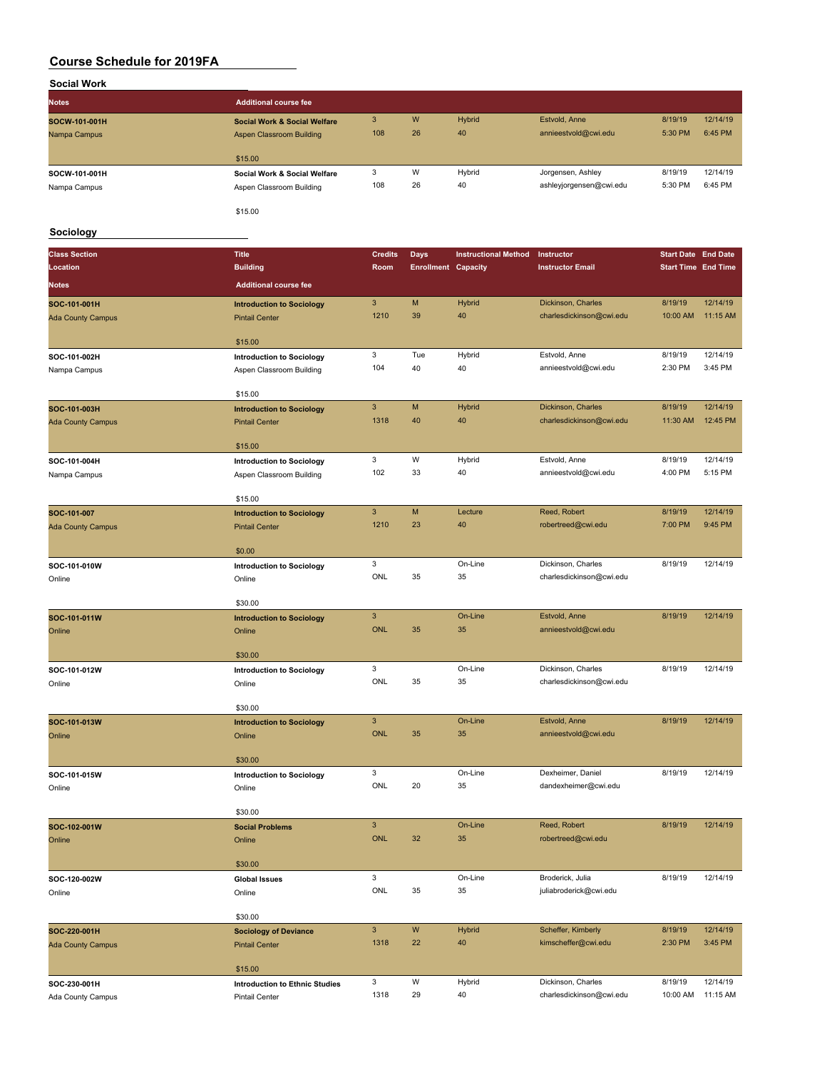# Course Schedule for 2019FA

## Social Work

| Class Section / Location | Title / Building / Additional course fee | Credits / Room | Days / Enrollment | Instructional Method / Capacity | Instructor / Instructor Email | Start Date / Start Time | End Date / End Time |
|---|---|---|---|---|---|---|---|
| Notes | Additional course fee | | | | | | |
| SOCW-101-001H<br>Nampa Campus | Social Work & Social Welfare<br>Aspen Classroom Building<br>$15.00 | 3<br>108 | W<br>26 | Hybrid<br>40 | Estvold, Anne<br>annieestvold@cwi.edu | 8/19/19<br>5:30 PM | 12/14/19<br>6:45 PM |
| SOCW-101-001H<br>Nampa Campus | Social Work & Social Welfare<br>Aspen Classroom Building<br>$15.00 | 3<br>108 | W<br>26 | Hybrid<br>40 | Jorgensen, Ashley<br>ashleyjorgensen@cwi.edu | 8/19/19<br>5:30 PM | 12/14/19<br>6:45 PM |

## Sociology

| Class Section / Location / Notes | Title / Building / Additional course fee | Credits / Room | Days / Enrollment | Instructional Method / Capacity | Instructor / Instructor Email | Start Date / Start Time | End Date / End Time |
|---|---|---|---|---|---|---|---|
| SOC-101-001H<br>Ada County Campus | Introduction to Sociology<br>Pintail Center<br>$15.00 | 3<br>1210 | M<br>39 | Hybrid<br>40 | Dickinson, Charles<br>charlesdickinson@cwi.edu | 8/19/19<br>10:00 AM | 12/14/19<br>11:15 AM |
| SOC-101-002H<br>Nampa Campus | Introduction to Sociology<br>Aspen Classroom Building<br>$15.00 | 3<br>104 | Tue<br>40 | Hybrid<br>40 | Estvold, Anne<br>annieestvold@cwi.edu | 8/19/19<br>2:30 PM | 12/14/19<br>3:45 PM |
| SOC-101-003H<br>Ada County Campus | Introduction to Sociology<br>Pintail Center<br>$15.00 | 3<br>1318 | M<br>40 | Hybrid<br>40 | Dickinson, Charles<br>charlesdickinson@cwi.edu | 8/19/19<br>11:30 AM | 12/14/19<br>12:45 PM |
| SOC-101-004H<br>Nampa Campus | Introduction to Sociology<br>Aspen Classroom Building<br>$15.00 | 3<br>102 | W<br>33 | Hybrid<br>40 | Estvold, Anne<br>annieestvold@cwi.edu | 8/19/19<br>4:00 PM | 12/14/19<br>5:15 PM |
| SOC-101-007<br>Ada County Campus | Introduction to Sociology<br>Pintail Center<br>$0.00 | 3<br>1210 | M<br>23 | Lecture<br>40 | Reed, Robert<br>robertreed@cwi.edu | 8/19/19<br>7:00 PM | 12/14/19<br>9:45 PM |
| SOC-101-010W<br>Online | Introduction to Sociology<br>Online<br>$30.00 | 3<br>ONL | <br>35 | On-Line<br>35 | Dickinson, Charles<br>charlesdickinson@cwi.edu | 8/19/19 | 12/14/19 |
| SOC-101-011W<br>Online | Introduction to Sociology<br>Online<br>$30.00 | 3<br>ONL | <br>35 | On-Line<br>35 | Estvold, Anne<br>annieestvold@cwi.edu | 8/19/19 | 12/14/19 |
| SOC-101-012W<br>Online | Introduction to Sociology<br>Online<br>$30.00 | 3<br>ONL | <br>35 | On-Line<br>35 | Dickinson, Charles<br>charlesdickinson@cwi.edu | 8/19/19 | 12/14/19 |
| SOC-101-013W<br>Online | Introduction to Sociology<br>Online<br>$30.00 | 3<br>ONL | <br>35 | On-Line<br>35 | Estvold, Anne<br>annieestvold@cwi.edu | 8/19/19 | 12/14/19 |
| SOC-101-015W<br>Online | Introduction to Sociology<br>Online<br>$30.00 | 3<br>ONL | <br>20 | On-Line<br>35 | Dexheimer, Daniel<br>dandexheimer@cwi.edu | 8/19/19 | 12/14/19 |
| SOC-102-001W<br>Online | Social Problems<br>Online<br>$30.00 | 3<br>ONL | <br>32 | On-Line<br>35 | Reed, Robert<br>robertreed@cwi.edu | 8/19/19 | 12/14/19 |
| SOC-120-002W<br>Online | Global Issues<br>Online<br>$30.00 | 3<br>ONL | <br>35 | On-Line<br>35 | Broderick, Julia<br>juliabroderick@cwi.edu | 8/19/19 | 12/14/19 |
| SOC-220-001H<br>Ada County Campus | Sociology of Deviance<br>Pintail Center<br>$15.00 | 3<br>1318 | W<br>22 | Hybrid<br>40 | Scheffer, Kimberly<br>kimscheffer@cwi.edu | 8/19/19<br>2:30 PM | 12/14/19<br>3:45 PM |
| SOC-230-001H<br>Ada County Campus | Introduction to Ethnic Studies<br>Pintail Center | 3<br>1318 | W<br>29 | Hybrid<br>40 | Dickinson, Charles<br>charlesdickinson@cwi.edu | 8/19/19<br>10:00 AM | 12/14/19<br>11:15 AM |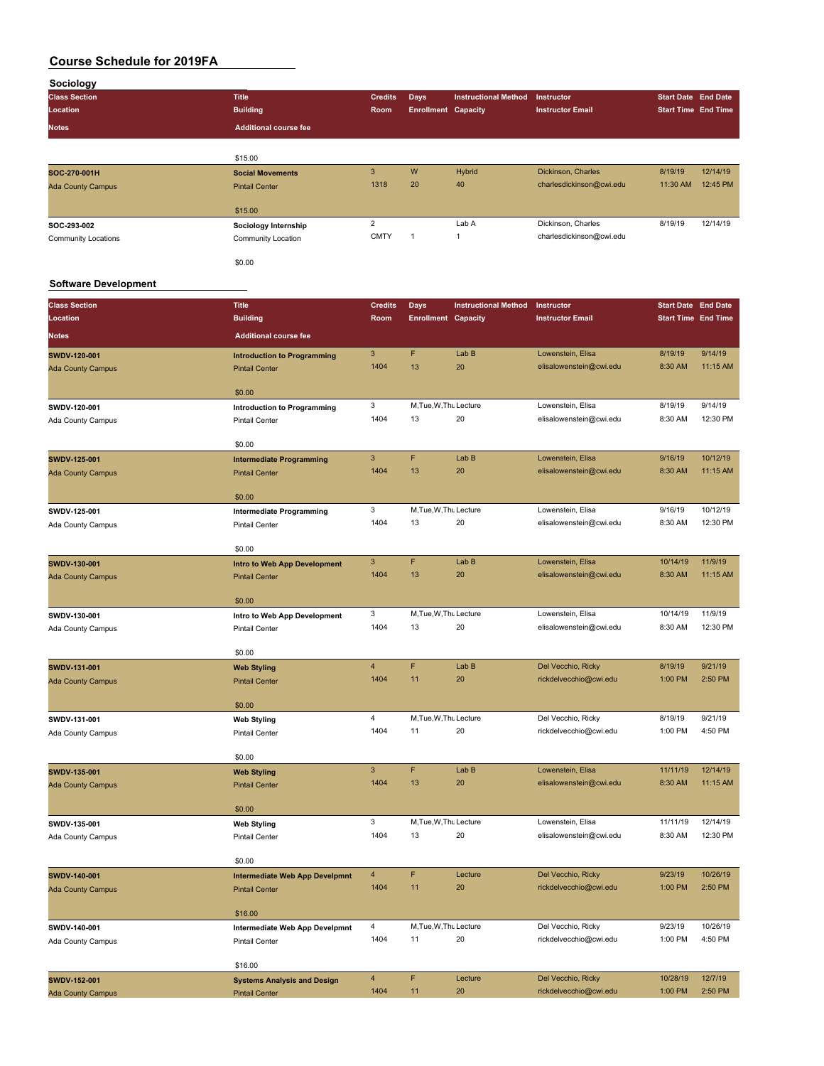# Course Schedule for 2019FA

## Sociology

| Class Section / Location / Notes | Title / Building / Additional course fee | Credits / Room | Days / Enrollment | Instructional Method / Capacity | Instructor / Instructor Email | Start Date / Start Time | End Date / End Time |
|---|---|---|---|---|---|---|---|
| | $15.00 | | | | | | |
| SOC-270-001H<br>Ada County Campus | Social Movements<br>Pintail Center<br>$15.00 | 3<br>1318 | W<br>20 | Hybrid<br>40 | Dickinson, Charles<br>charlesdickinson@cwi.edu | 8/19/19<br>11:30 AM | 12/14/19<br>12:45 PM |
| SOC-293-002<br>Community Locations | Sociology Internship<br>Community Location<br>$0.00 | 2<br>CMTY | <br>1 | Lab A<br>1 | Dickinson, Charles<br>charlesdickinson@cwi.edu | 8/19/19 | 12/14/19 |

## Software Development

| Class Section / Location / Notes | Title / Building / Additional course fee | Credits / Room | Days / Enrollment | Instructional Method / Capacity | Instructor / Instructor Email | Start Date / Start Time | End Date / End Time |
|---|---|---|---|---|---|---|---|
| SWDV-120-001<br>Ada County Campus | Introduction to Programming<br>Pintail Center<br>$0.00 | 3<br>1404 | F<br>13 | Lab B<br>20 | Lowenstein, Elisa<br>elisalowenstein@cwi.edu | 8/19/19<br>8:30 AM | 9/14/19<br>11:15 AM |
| SWDV-120-001<br>Ada County Campus | Introduction to Programming<br>Pintail Center<br>$0.00 | 3<br>1404 | M,Tue,W,Thu<br>13 | Lecture<br>20 | Lowenstein, Elisa<br>elisalowenstein@cwi.edu | 8/19/19<br>8:30 AM | 9/14/19<br>12:30 PM |
| SWDV-125-001<br>Ada County Campus | Intermediate Programming<br>Pintail Center<br>$0.00 | 3<br>1404 | F<br>13 | Lab B<br>20 | Lowenstein, Elisa<br>elisalowenstein@cwi.edu | 9/16/19<br>8:30 AM | 10/12/19<br>11:15 AM |
| SWDV-125-001<br>Ada County Campus | Intermediate Programming<br>Pintail Center<br>$0.00 | 3<br>1404 | M,Tue,W,Thu<br>13 | Lecture<br>20 | Lowenstein, Elisa<br>elisalowenstein@cwi.edu | 9/16/19<br>8:30 AM | 10/12/19<br>12:30 PM |
| SWDV-130-001<br>Ada County Campus | Intro to Web App Development<br>Pintail Center<br>$0.00 | 3<br>1404 | F<br>13 | Lab B<br>20 | Lowenstein, Elisa<br>elisalowenstein@cwi.edu | 10/14/19<br>8:30 AM | 11/9/19<br>11:15 AM |
| SWDV-130-001<br>Ada County Campus | Intro to Web App Development<br>Pintail Center<br>$0.00 | 3<br>1404 | M,Tue,W,Thu<br>13 | Lecture<br>20 | Lowenstein, Elisa<br>elisalowenstein@cwi.edu | 10/14/19<br>8:30 AM | 11/9/19<br>12:30 PM |
| SWDV-131-001<br>Ada County Campus | Web Styling<br>Pintail Center<br>$0.00 | 4<br>1404 | F<br>11 | Lab B<br>20 | Del Vecchio, Ricky<br>rickdelvecchio@cwi.edu | 8/19/19<br>1:00 PM | 9/21/19<br>2:50 PM |
| SWDV-131-001<br>Ada County Campus | Web Styling<br>Pintail Center<br>$0.00 | 4<br>1404 | M,Tue,W,Thu<br>11 | Lecture<br>20 | Del Vecchio, Ricky<br>rickdelvecchio@cwi.edu | 8/19/19<br>1:00 PM | 9/21/19<br>4:50 PM |
| SWDV-135-001<br>Ada County Campus | Web Styling<br>Pintail Center<br>$0.00 | 3<br>1404 | F<br>13 | Lab B<br>20 | Lowenstein, Elisa<br>elisalowenstein@cwi.edu | 11/11/19<br>8:30 AM | 12/14/19<br>11:15 AM |
| SWDV-135-001<br>Ada County Campus | Web Styling<br>Pintail Center<br>$0.00 | 3<br>1404 | M,Tue,W,Thu<br>13 | Lecture<br>20 | Lowenstein, Elisa<br>elisalowenstein@cwi.edu | 11/11/19<br>8:30 AM | 12/14/19<br>12:30 PM |
| SWDV-140-001<br>Ada County Campus | Intermediate Web App Develpmnt<br>Pintail Center<br>$16.00 | 4<br>1404 | F<br>11 | Lecture<br>20 | Del Vecchio, Ricky<br>rickdelvecchio@cwi.edu | 9/23/19<br>1:00 PM | 10/26/19<br>2:50 PM |
| SWDV-140-001<br>Ada County Campus | Intermediate Web App Develpmnt<br>Pintail Center<br>$16.00 | 4<br>1404 | M,Tue,W,Thu<br>11 | Lecture<br>20 | Del Vecchio, Ricky<br>rickdelvecchio@cwi.edu | 9/23/19<br>1:00 PM | 10/26/19<br>4:50 PM |
| SWDV-152-001<br>Ada County Campus | Systems Analysis and Design<br>Pintail Center | 4<br>1404 | F<br>11 | Lecture<br>20 | Del Vecchio, Ricky<br>rickdelvecchio@cwi.edu | 10/28/19<br>1:00 PM | 12/7/19<br>2:50 PM |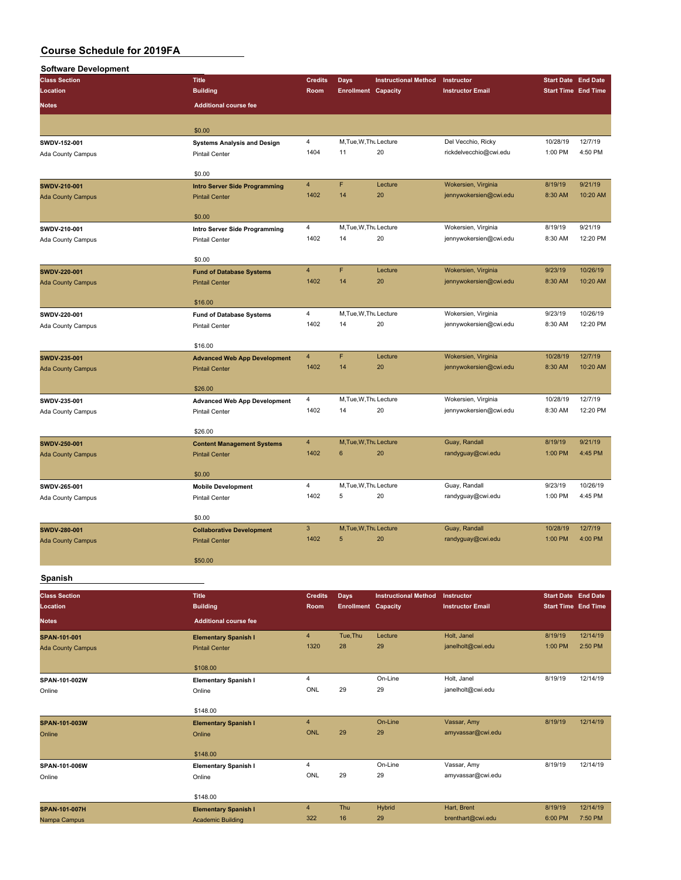# Course Schedule for 2019FA

## Software Development

| Class Section / Location / Notes | Title / Building / Additional course fee | Credits / Room | Days / Enrollment | Instructional Method / Capacity | Instructor / Instructor Email | Start Date / Start Time | End Date / End Time |
|---|---|---|---|---|---|---|---|
| | $0.00 | | | | | | |
| SWDV-152-001 / Ada County Campus | Systems Analysis and Design / Pintail Center / $0.00 | 4 / 1404 | M,Tue,W,Thu / 11 | Lecture / 20 | Del Vecchio, Ricky / rickdelvecchio@cwi.edu | 10/28/19 / 1:00 PM | 12/7/19 / 4:50 PM |
| SWDV-210-001 / Ada County Campus | Intro Server Side Programming / Pintail Center / $0.00 | 4 / 1402 | F / 14 | Lecture / 20 | Wokersien, Virginia / jennywokersien@cwi.edu | 8/19/19 / 8:30 AM | 9/21/19 / 10:20 AM |
| SWDV-210-001 / Ada County Campus | Intro Server Side Programming / Pintail Center / $0.00 | 4 / 1402 | M,Tue,W,Thu / 14 | Lecture / 20 | Wokersien, Virginia / jennywokersien@cwi.edu | 8/19/19 / 8:30 AM | 9/21/19 / 12:20 PM |
| SWDV-220-001 / Ada County Campus | Fund of Database Systems / Pintail Center / $16.00 | 4 / 1402 | F / 14 | Lecture / 20 | Wokersien, Virginia / jennywokersien@cwi.edu | 9/23/19 / 8:30 AM | 10/26/19 / 10:20 AM |
| SWDV-220-001 / Ada County Campus | Fund of Database Systems / Pintail Center / $16.00 | 4 / 1402 | M,Tue,W,Thu / 14 | Lecture / 20 | Wokersien, Virginia / jennywokersien@cwi.edu | 9/23/19 / 8:30 AM | 10/26/19 / 12:20 PM |
| SWDV-235-001 / Ada County Campus | Advanced Web App Development / Pintail Center / $26.00 | 4 / 1402 | F / 14 | Lecture / 20 | Wokersien, Virginia / jennywokersien@cwi.edu | 10/28/19 / 8:30 AM | 12/7/19 / 10:20 AM |
| SWDV-235-001 / Ada County Campus | Advanced Web App Development / Pintail Center / $26.00 | 4 / 1402 | M,Tue,W,Thu / 14 | Lecture / 20 | Wokersien, Virginia / jennywokersien@cwi.edu | 10/28/19 / 8:30 AM | 12/7/19 / 12:20 PM |
| SWDV-250-001 / Ada County Campus | Content Management Systems / Pintail Center / $0.00 | 4 / 1402 | M,Tue,W,Thu / 6 | Lecture / 20 | Guay, Randall / randyguay@cwi.edu | 8/19/19 / 1:00 PM | 9/21/19 / 4:45 PM |
| SWDV-265-001 / Ada County Campus | Mobile Development / Pintail Center / $0.00 | 4 / 1402 | M,Tue,W,Thu / 5 | Lecture / 20 | Guay, Randall / randyguay@cwi.edu | 9/23/19 / 1:00 PM | 10/26/19 / 4:45 PM |
| SWDV-280-001 / Ada County Campus | Collaborative Development / Pintail Center / $50.00 | 3 / 1402 | M,Tue,W,Thu / 5 | Lecture / 20 | Guay, Randall / randyguay@cwi.edu | 10/28/19 / 1:00 PM | 12/7/19 / 4:00 PM |

## Spanish

| Class Section / Location / Notes | Title / Building / Additional course fee | Credits / Room | Days / Enrollment | Instructional Method / Capacity | Instructor / Instructor Email | Start Date / Start Time | End Date / End Time |
|---|---|---|---|---|---|---|---|
| SPAN-101-001 / Ada County Campus | Elementary Spanish I / Pintail Center / $108.00 | 4 / 1320 | Tue,Thu / 28 | Lecture / 29 | Holt, Janel / janelholt@cwi.edu | 8/19/19 / 1:00 PM | 12/14/19 / 2:50 PM |
| SPAN-101-002W / Online | Elementary Spanish I / Online / $148.00 | 4 / ONL | 29 | On-Line / 29 | Holt, Janel / janelholt@cwi.edu | 8/19/19 | 12/14/19 |
| SPAN-101-003W / Online | Elementary Spanish I / Online / $148.00 | 4 / ONL | 29 | On-Line / 29 | Vassar, Amy / amyvassar@cwi.edu | 8/19/19 | 12/14/19 |
| SPAN-101-006W / Online | Elementary Spanish I / Online / $148.00 | 4 / ONL | 29 | On-Line / 29 | Vassar, Amy / amyvassar@cwi.edu | 8/19/19 | 12/14/19 |
| SPAN-101-007H / Nampa Campus | Elementary Spanish I / Academic Building | 4 / 322 | Thu / 16 | Hybrid / 29 | Hart, Brent / brenthart@cwi.edu | 8/19/19 / 6:00 PM | 12/14/19 / 7:50 PM |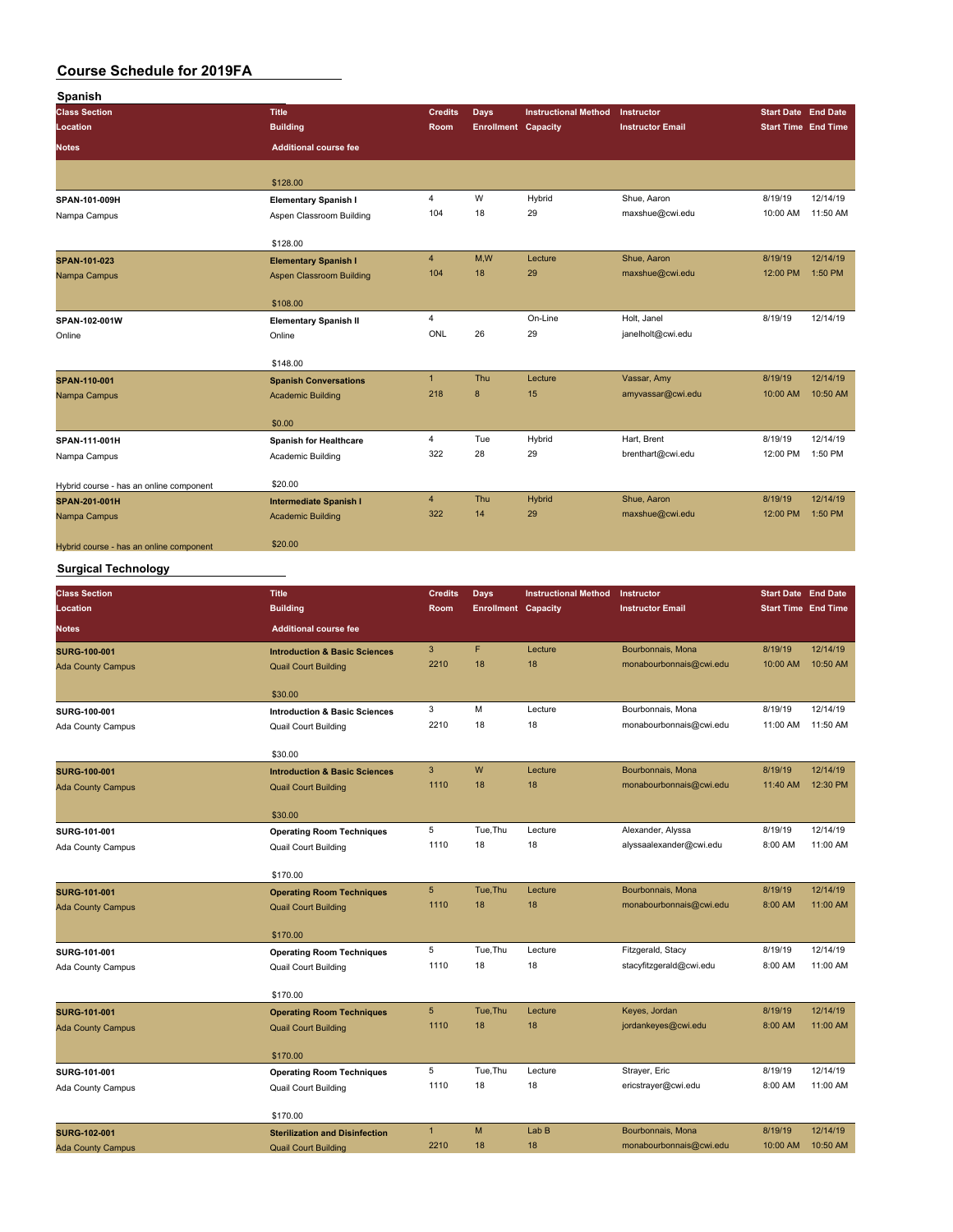# Course Schedule for 2019FA

## Spanish

| Class Section / Location / Notes | Title / Building / Additional course fee | Credits / Room | Days / Enrollment | Instructional Method / Capacity | Instructor / Instructor Email | Start Date / Start Time | End Date / End Time |
|---|---|---|---|---|---|---|---|
| | $128.00 | | | | | | |
| SPAN-101-009H | Elementary Spanish I | 4 | W | Hybrid | Shue, Aaron | 8/19/19 | 12/14/19 |
| Nampa Campus | Aspen Classroom Building | 104 | 18 | 29 | maxshue@cwi.edu | 10:00 AM | 11:50 AM |
| | $128.00 | | | | | | |
| SPAN-101-023 | Elementary Spanish I | 4 | M,W | Lecture | Shue, Aaron | 8/19/19 | 12/14/19 |
| Nampa Campus | Aspen Classroom Building | 104 | 18 | 29 | maxshue@cwi.edu | 12:00 PM | 1:50 PM |
| | $108.00 | | | | | | |
| SPAN-102-001W | Elementary Spanish II | 4 | | On-Line | Holt, Janel | 8/19/19 | 12/14/19 |
| Online | Online | ONL | 26 | 29 | janelholt@cwi.edu | | |
| | $148.00 | | | | | | |
| SPAN-110-001 | Spanish Conversations | 1 | Thu | Lecture | Vassar, Amy | 8/19/19 | 12/14/19 |
| Nampa Campus | Academic Building | 218 | 8 | 15 | amyvassar@cwi.edu | 10:00 AM | 10:50 AM |
| | $0.00 | | | | | | |
| SPAN-111-001H | Spanish for Healthcare | 4 | Tue | Hybrid | Hart, Brent | 8/19/19 | 12/14/19 |
| Nampa Campus | Academic Building | 322 | 28 | 29 | brenthart@cwi.edu | 12:00 PM | 1:50 PM |
| Hybrid course - has an online component | $20.00 | | | | | | |
| SPAN-201-001H | Intermediate Spanish I | 4 | Thu | Hybrid | Shue, Aaron | 8/19/19 | 12/14/19 |
| Nampa Campus | Academic Building | 322 | 14 | 29 | maxshue@cwi.edu | 12:00 PM | 1:50 PM |
| Hybrid course - has an online component | $20.00 | | | | | | |

## Surgical Technology

| Class Section / Location / Notes | Title / Building / Additional course fee | Credits / Room | Days / Enrollment | Instructional Method / Capacity | Instructor / Instructor Email | Start Date / Start Time | End Date / End Time |
|---|---|---|---|---|---|---|---|
| SURG-100-001 | Introduction & Basic Sciences | 3 | F | Lecture | Bourbonnais, Mona | 8/19/19 | 12/14/19 |
| Ada County Campus | Quail Court Building | 2210 | 18 | 18 | monabourbonnais@cwi.edu | 10:00 AM | 10:50 AM |
| | $30.00 | | | | | | |
| SURG-100-001 | Introduction & Basic Sciences | 3 | M | Lecture | Bourbonnais, Mona | 8/19/19 | 12/14/19 |
| Ada County Campus | Quail Court Building | 2210 | 18 | 18 | monabourbonnais@cwi.edu | 11:00 AM | 11:50 AM |
| | $30.00 | | | | | | |
| SURG-100-001 | Introduction & Basic Sciences | 3 | W | Lecture | Bourbonnais, Mona | 8/19/19 | 12/14/19 |
| Ada County Campus | Quail Court Building | 1110 | 18 | 18 | monabourbonnais@cwi.edu | 11:40 AM | 12:30 PM |
| | $30.00 | | | | | | |
| SURG-101-001 | Operating Room Techniques | 5 | Tue,Thu | Lecture | Alexander, Alyssa | 8/19/19 | 12/14/19 |
| Ada County Campus | Quail Court Building | 1110 | 18 | 18 | alyssaalexander@cwi.edu | 8:00 AM | 11:00 AM |
| | $170.00 | | | | | | |
| SURG-101-001 | Operating Room Techniques | 5 | Tue,Thu | Lecture | Bourbonnais, Mona | 8/19/19 | 12/14/19 |
| Ada County Campus | Quail Court Building | 1110 | 18 | 18 | monabourbonnais@cwi.edu | 8:00 AM | 11:00 AM |
| | $170.00 | | | | | | |
| SURG-101-001 | Operating Room Techniques | 5 | Tue,Thu | Lecture | Fitzgerald, Stacy | 8/19/19 | 12/14/19 |
| Ada County Campus | Quail Court Building | 1110 | 18 | 18 | stacyfitzgerald@cwi.edu | 8:00 AM | 11:00 AM |
| | $170.00 | | | | | | |
| SURG-101-001 | Operating Room Techniques | 5 | Tue,Thu | Lecture | Keyes, Jordan | 8/19/19 | 12/14/19 |
| Ada County Campus | Quail Court Building | 1110 | 18 | 18 | jordankeyes@cwi.edu | 8:00 AM | 11:00 AM |
| | $170.00 | | | | | | |
| SURG-101-001 | Operating Room Techniques | 5 | Tue,Thu | Lecture | Strayer, Eric | 8/19/19 | 12/14/19 |
| Ada County Campus | Quail Court Building | 1110 | 18 | 18 | ericstrayer@cwi.edu | 8:00 AM | 11:00 AM |
| | $170.00 | | | | | | |
| SURG-102-001 | Sterilization and Disinfection | 1 | M | Lab B | Bourbonnais, Mona | 8/19/19 | 12/14/19 |
| Ada County Campus | Quail Court Building | 2210 | 18 | 18 | monabourbonnais@cwi.edu | 10:00 AM | 10:50 AM |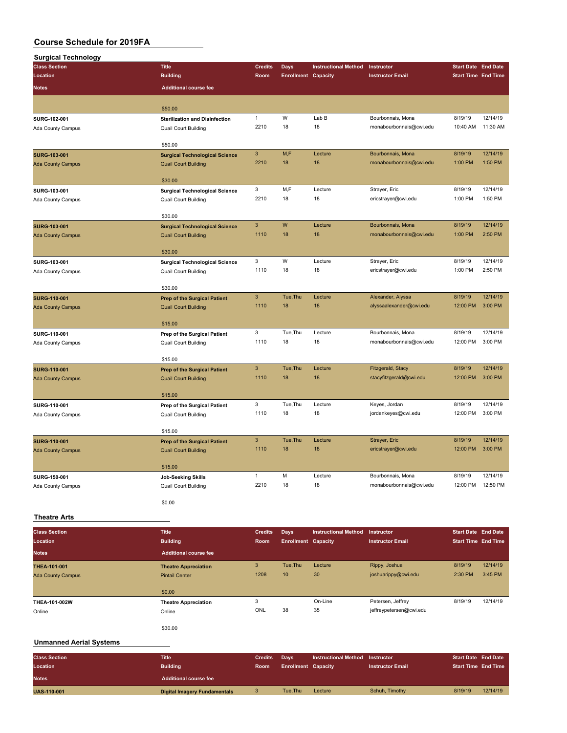# Course Schedule for 2019FA

## Surgical Technology

| Class Section / Location / Notes | Title / Building / Additional course fee | Credits / Room | Days / Enrollment | Instructional Method / Capacity | Instructor / Instructor Email | Start Date / Start Time | End Date / End Time |
|---|---|---|---|---|---|---|---|
| | $50.00 | | | | | | |
| SURG-102-001<br>Ada County Campus | Sterilization and Disinfection<br>Quail Court Building<br>$50.00 | 1<br>2210 | W<br>18 | Lab B<br>18 | Bourbonnais, Mona<br>monabourbonnais@cwi.edu | 8/19/19<br>10:40 AM | 12/14/19<br>11:30 AM |
| SURG-103-001<br>Ada County Campus | Surgical Technological Science<br>Quail Court Building<br>$30.00 | 3<br>2210 | M,F<br>18 | Lecture<br>18 | Bourbonnais, Mona<br>monabourbonnais@cwi.edu | 8/19/19<br>1:00 PM | 12/14/19<br>1:50 PM |
| SURG-103-001<br>Ada County Campus | Surgical Technological Science<br>Quail Court Building<br>$30.00 | 3<br>2210 | M,F<br>18 | Lecture<br>18 | Strayer, Eric<br>ericstrayer@cwi.edu | 8/19/19<br>1:00 PM | 12/14/19<br>1:50 PM |
| SURG-103-001<br>Ada County Campus | Surgical Technological Science<br>Quail Court Building<br>$30.00 | 3<br>1110 | W<br>18 | Lecture<br>18 | Bourbonnais, Mona<br>monabourbonnais@cwi.edu | 8/19/19<br>1:00 PM | 12/14/19<br>2:50 PM |
| SURG-103-001<br>Ada County Campus | Surgical Technological Science<br>Quail Court Building<br>$30.00 | 3<br>1110 | W<br>18 | Lecture<br>18 | Strayer, Eric<br>ericstrayer@cwi.edu | 8/19/19<br>1:00 PM | 12/14/19<br>2:50 PM |
| SURG-110-001<br>Ada County Campus | Prep of the Surgical Patient<br>Quail Court Building<br>$15.00 | 3<br>1110 | Tue,Thu<br>18 | Lecture<br>18 | Alexander, Alyssa<br>alyssaalexander@cwi.edu | 8/19/19<br>12:00 PM | 12/14/19<br>3:00 PM |
| SURG-110-001<br>Ada County Campus | Prep of the Surgical Patient<br>Quail Court Building<br>$15.00 | 3<br>1110 | Tue,Thu<br>18 | Lecture<br>18 | Bourbonnais, Mona<br>monabourbonnais@cwi.edu | 8/19/19<br>12:00 PM | 12/14/19<br>3:00 PM |
| SURG-110-001<br>Ada County Campus | Prep of the Surgical Patient<br>Quail Court Building<br>$15.00 | 3<br>1110 | Tue,Thu<br>18 | Lecture<br>18 | Fitzgerald, Stacy<br>stacyfitzgerald@cwi.edu | 8/19/19<br>12:00 PM | 12/14/19<br>3:00 PM |
| SURG-110-001<br>Ada County Campus | Prep of the Surgical Patient<br>Quail Court Building<br>$15.00 | 3<br>1110 | Tue,Thu<br>18 | Lecture<br>18 | Keyes, Jordan<br>jordankeyes@cwi.edu | 8/19/19<br>12:00 PM | 12/14/19<br>3:00 PM |
| SURG-110-001<br>Ada County Campus | Prep of the Surgical Patient<br>Quail Court Building<br>$15.00 | 3<br>1110 | Tue,Thu<br>18 | Lecture<br>18 | Strayer, Eric<br>ericstrayer@cwi.edu | 8/19/19<br>12:00 PM | 12/14/19<br>3:00 PM |
| SURG-150-001<br>Ada County Campus | Job-Seeking Skills<br>Quail Court Building<br>$0.00 | 1<br>2210 | M<br>18 | Lecture<br>18 | Bourbonnais, Mona<br>monabourbonnais@cwi.edu | 8/19/19<br>12:00 PM | 12/14/19<br>12:50 PM |

## Theatre Arts

| Class Section / Location / Notes | Title / Building / Additional course fee | Credits / Room | Days / Enrollment | Instructional Method / Capacity | Instructor / Instructor Email | Start Date / Start Time | End Date / End Time |
|---|---|---|---|---|---|---|---|
| THEA-101-001<br>Ada County Campus | Theatre Appreciation<br>Pintail Center<br>$0.00 | 3<br>1208 | Tue,Thu<br>10 | Lecture<br>30 | Rippy, Joshua<br>joshuarippy@cwi.edu | 8/19/19<br>2:30 PM | 12/14/19<br>3:45 PM |
| THEA-101-002W<br>Online | Theatre Appreciation<br>Online<br>$30.00 | 3<br>ONL | <br>38 | On-Line<br>35 | Petersen, Jeffrey<br>jeffreypetersen@cwi.edu | 8/19/19 | 12/14/19 |

## Unmanned Aerial Systems

| Class Section / Location / Notes | Title / Building / Additional course fee | Credits / Room | Days / Enrollment | Instructional Method / Capacity | Instructor / Instructor Email | Start Date / Start Time | End Date / End Time |
|---|---|---|---|---|---|---|---|
| UAS-110-001 | Digital Imagery Fundamentals | 3 | Tue,Thu | Lecture | Schuh, Timothy | 8/19/19 | 12/14/19 |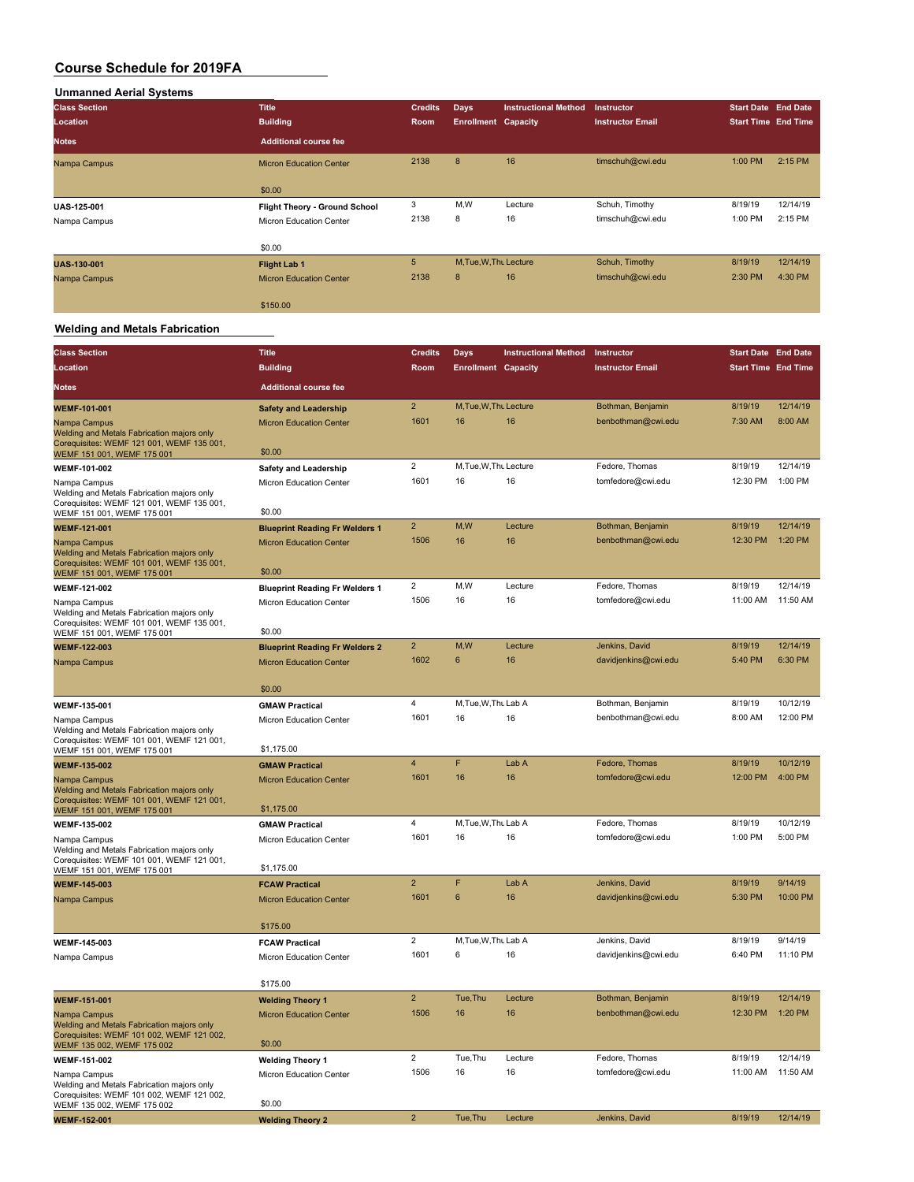# Course Schedule for 2019FA

## Unmanned Aerial Systems

| Class Section / Location / Notes | Title / Building / Additional course fee | Credits / Room | Days / Enrollment | Instructional Method / Capacity | Instructor / Instructor Email | Start Date / Start Time | End Date / End Time |
|---|---|---|---|---|---|---|---|
| Nampa Campus | Micron Education Center<br>$0.00 | 2138 | 8 | 16 | timschuh@cwi.edu | 1:00 PM | 2:15 PM |
| **UAS-125-001**<br>Nampa Campus | **Flight Theory - Ground School**<br>Micron Education Center<br>$0.00 | 3<br>2138 | M,W<br>8 | Lecture<br>16 | Schuh, Timothy<br>timschuh@cwi.edu | 8/19/19<br>1:00 PM | 12/14/19<br>2:15 PM |
| **UAS-130-001**<br>Nampa Campus | **Flight Lab 1**<br>Micron Education Center<br>$150.00 | 5<br>2138 | M,Tue,W,Thu<br>8 | Lecture<br>16 | Schuh, Timothy<br>timschuh@cwi.edu | 8/19/19<br>2:30 PM | 12/14/19<br>4:30 PM |

## Welding and Metals Fabrication

| Class Section / Location / Notes | Title / Building / Additional course fee | Credits / Room | Days / Enrollment | Instructional Method / Capacity | Instructor / Instructor Email | Start Date / Start Time | End Date / End Time |
|---|---|---|---|---|---|---|---|
| **WEMF-101-001**<br>Nampa Campus<br>Welding and Metals Fabrication majors only<br>Corequisites: WEMF 121 001, WEMF 135 001, WEMF 151 001, WEMF 175 001 | **Safety and Leadership**<br>Micron Education Center<br>$0.00 | 2<br>1601 | M,Tue,W,Thu<br>16 | Lecture<br>16 | Bothman, Benjamin<br>benbothman@cwi.edu | 8/19/19<br>7:30 AM | 12/14/19<br>8:00 AM |
| **WEMF-101-002**<br>Nampa Campus<br>Welding and Metals Fabrication majors only<br>Corequisites: WEMF 121 001, WEMF 135 001, WEMF 151 001, WEMF 175 001 | **Safety and Leadership**<br>Micron Education Center<br>$0.00 | 2<br>1601 | M,Tue,W,Thu<br>16 | Lecture<br>16 | Fedore, Thomas<br>tomfedore@cwi.edu | 8/19/19<br>12:30 PM | 12/14/19<br>1:00 PM |
| **WEMF-121-001**<br>Nampa Campus<br>Welding and Metals Fabrication majors only<br>Corequisites: WEMF 101 001, WEMF 135 001, WEMF 151 001, WEMF 175 001 | **Blueprint Reading Fr Welders 1**<br>Micron Education Center<br>$0.00 | 2<br>1506 | M,W<br>16 | Lecture<br>16 | Bothman, Benjamin<br>benbothman@cwi.edu | 8/19/19<br>12:30 PM | 12/14/19<br>1:20 PM |
| **WEMF-121-002**<br>Nampa Campus<br>Welding and Metals Fabrication majors only<br>Corequisites: WEMF 101 001, WEMF 135 001, WEMF 151 001, WEMF 175 001 | **Blueprint Reading Fr Welders 1**<br>Micron Education Center<br>$0.00 | 2<br>1506 | M,W<br>16 | Lecture<br>16 | Fedore, Thomas<br>tomfedore@cwi.edu | 8/19/19<br>11:00 AM | 12/14/19<br>11:50 AM |
| **WEMF-122-003**<br>Nampa Campus | **Blueprint Reading Fr Welders 2**<br>Micron Education Center<br>$0.00 | 2<br>1602 | M,W<br>6 | Lecture<br>16 | Jenkins, David<br>davidjenkins@cwi.edu | 8/19/19<br>5:40 PM | 12/14/19<br>6:30 PM |
| **WEMF-135-001**<br>Nampa Campus<br>Welding and Metals Fabrication majors only<br>Corequisites: WEMF 101 001, WEMF 121 001, WEMF 151 001, WEMF 175 001 | **GMAW Practical**<br>Micron Education Center<br>$1,175.00 | 4<br>1601 | M,Tue,W,Thu<br>16 | Lab A<br>16 | Bothman, Benjamin<br>benbothman@cwi.edu | 8/19/19<br>8:00 AM | 10/12/19<br>12:00 PM |
| **WEMF-135-002**<br>Nampa Campus<br>Welding and Metals Fabrication majors only<br>Corequisites: WEMF 101 001, WEMF 121 001, WEMF 151 001, WEMF 175 001 | **GMAW Practical**<br>Micron Education Center<br>$1,175.00 | 4<br>1601 | F<br>16 | Lab A<br>16 | Fedore, Thomas<br>tomfedore@cwi.edu | 8/19/19<br>12:00 PM | 10/12/19<br>4:00 PM |
| **WEMF-135-002**<br>Nampa Campus<br>Welding and Metals Fabrication majors only<br>Corequisites: WEMF 101 001, WEMF 121 001, WEMF 151 001, WEMF 175 001 | **GMAW Practical**<br>Micron Education Center<br>$1,175.00 | 4<br>1601 | M,Tue,W,Thu<br>16 | Lab A<br>16 | Fedore, Thomas<br>tomfedore@cwi.edu | 8/19/19<br>1:00 PM | 10/12/19<br>5:00 PM |
| **WEMF-145-003**<br>Nampa Campus | **FCAW Practical**<br>Micron Education Center<br>$175.00 | 2<br>1601 | F<br>6 | Lab A<br>16 | Jenkins, David<br>davidjenkins@cwi.edu | 8/19/19<br>5:30 PM | 9/14/19<br>10:00 PM |
| **WEMF-145-003**<br>Nampa Campus | **FCAW Practical**<br>Micron Education Center<br>$175.00 | 2<br>1601 | M,Tue,W,Thu<br>6 | Lab A<br>16 | Jenkins, David<br>davidjenkins@cwi.edu | 8/19/19<br>6:40 PM | 9/14/19<br>11:10 PM |
| **WEMF-151-001**<br>Nampa Campus<br>Welding and Metals Fabrication majors only<br>Corequisites: WEMF 101 002, WEMF 121 002, WEMF 135 002, WEMF 175 002 | **Welding Theory 1**<br>Micron Education Center<br>$0.00 | 2<br>1506 | Tue,Thu<br>16 | Lecture<br>16 | Bothman, Benjamin<br>benbothman@cwi.edu | 8/19/19<br>12:30 PM | 12/14/19<br>1:20 PM |
| **WEMF-151-002**<br>Nampa Campus<br>Welding and Metals Fabrication majors only<br>Corequisites: WEMF 101 002, WEMF 121 002, WEMF 135 002, WEMF 175 002 | **Welding Theory 1**<br>Micron Education Center<br>$0.00 | 2<br>1506 | Tue,Thu<br>16 | Lecture<br>16 | Fedore, Thomas<br>tomfedore@cwi.edu | 8/19/19<br>11:00 AM | 12/14/19<br>11:50 AM |
| **WEMF-152-001** | **Welding Theory 2** | 2 | Tue,Thu | Lecture | Jenkins, David | 8/19/19 | 12/14/19 |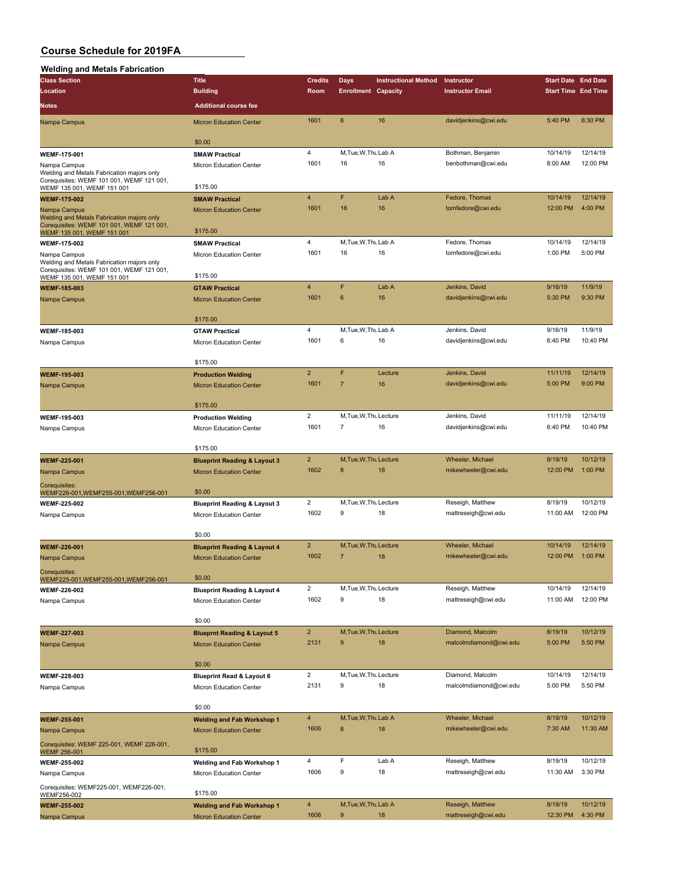# Course Schedule for 2019FA

## Welding and Metals Fabrication

| Class Section | Title | Credits | Days | Instructional Method | Instructor | Start Date | End Date |
|---|---|---|---|---|---|---|---|
| Location | Building | Room | Enrollment | Capacity | Instructor Email | Start Time | End Time |
| Notes | Additional course fee | | | | | | |
| Nampa Campus | Micron Education Center | 1601 | 6 | 16 | davidjenkins@cwi.edu | 5:40 PM | 6:30 PM |
| | $0.00 | | | | | | |
| WEMF-175-001 | SMAW Practical | 4 | M,Tue,W,Thu | Lab A | Bothman, Benjamin | 10/14/19 | 12/14/19 |
| Nampa Campus | Micron Education Center | 1601 | 16 | 16 | benbothman@cwi.edu | 8:00 AM | 12:00 PM |
| Welding and Metals Fabrication majors only Corequisites: WEMF 101 001, WEMF 121 001, WEMF 135 001, WEMF 151 001 | $175.00 | | | | | | |
| WEMF-175-002 | SMAW Practical | 4 | F | Lab A | Fedore, Thomas | 10/14/19 | 12/14/19 |
| Nampa Campus | Micron Education Center | 1601 | 16 | 16 | tomfedore@cwi.edu | 12:00 PM | 4:00 PM |
| Welding and Metals Fabrication majors only Corequisites: WEMF 101 001, WEMF 121 001, WEMF 135 001, WEMF 151 001 | $175.00 | | | | | | |
| WEMF-175-002 | SMAW Practical | 4 | M,Tue,W,Thu | Lab A | Fedore, Thomas | 10/14/19 | 12/14/19 |
| Nampa Campus | Micron Education Center | 1601 | 16 | 16 | tomfedore@cwi.edu | 1:00 PM | 5:00 PM |
| Welding and Metals Fabrication majors only Corequisites: WEMF 101 001, WEMF 121 001, WEMF 135 001, WEMF 151 001 | $175.00 | | | | | | |
| WEMF-185-003 | GTAW Practical | 4 | F | Lab A | Jenkins, David | 9/16/19 | 11/9/19 |
| Nampa Campus | Micron Education Center | 1601 | 6 | 16 | davidjenkins@cwi.edu | 5:30 PM | 9:30 PM |
| | $175.00 | | | | | | |
| WEMF-185-003 | GTAW Practical | 4 | M,Tue,W,Thu | Lab A | Jenkins, David | 9/16/19 | 11/9/19 |
| Nampa Campus | Micron Education Center | 1601 | 6 | 16 | davidjenkins@cwi.edu | 6:40 PM | 10:40 PM |
| | $175.00 | | | | | | |
| WEMF-195-003 | Production Welding | 2 | F | Lecture | Jenkins, David | 11/11/19 | 12/14/19 |
| Nampa Campus | Micron Education Center | 1601 | 7 | 16 | davidjenkins@cwi.edu | 5:00 PM | 9:00 PM |
| | $175.00 | | | | | | |
| WEMF-195-003 | Production Welding | 2 | M,Tue,W,Thu | Lecture | Jenkins, David | 11/11/19 | 12/14/19 |
| Nampa Campus | Micron Education Center | 1601 | 7 | 16 | davidjenkins@cwi.edu | 6:40 PM | 10:40 PM |
| | $175.00 | | | | | | |
| WEMF-225-001 | Blueprint Reading & Layout 3 | 2 | M,Tue,W,Thu | Lecture | Wheeler, Michael | 8/19/19 | 10/12/19 |
| Nampa Campus | Micron Education Center | 1602 | 8 | 18 | mikewheeler@cwi.edu | 12:00 PM | 1:00 PM |
| Corequisites: WEMF226-001,WEMF255-001,WEMF256-001 | $0.00 | | | | | | |
| WEMF-225-002 | Blueprint Reading & Layout 3 | 2 | M,Tue,W,Thu | Lecture | Reseigh, Matthew | 8/19/19 | 10/12/19 |
| Nampa Campus | Micron Education Center | 1602 | 9 | 18 | mattreseigh@cwi.edu | 11:00 AM | 12:00 PM |
| | $0.00 | | | | | | |
| WEMF-226-001 | Blueprint Reading & Layout 4 | 2 | M,Tue,W,Thu | Lecture | Wheeler, Michael | 10/14/19 | 12/14/19 |
| Nampa Campus | Micron Education Center | 1602 | 7 | 18 | mikewheeler@cwi.edu | 12:00 PM | 1:00 PM |
| Corequisites: WEMF225-001,WEMF255-001,WEMF256-001 | $0.00 | | | | | | |
| WEMF-226-002 | Blueprint Reading & Layout 4 | 2 | M,Tue,W,Thu | Lecture | Reseigh, Matthew | 10/14/19 | 12/14/19 |
| Nampa Campus | Micron Education Center | 1602 | 9 | 18 | mattreseigh@cwi.edu | 11:00 AM | 12:00 PM |
| | $0.00 | | | | | | |
| WEMF-227-003 | Blueprnt Reading & Layout 5 | 2 | M,Tue,W,Thu | Lecture | Diamond, Malcolm | 8/19/19 | 10/12/19 |
| Nampa Campus | Micron Education Center | 2131 | 9 | 18 | malcolmdiamond@cwi.edu | 5:00 PM | 5:50 PM |
| | $0.00 | | | | | | |
| WEMF-228-003 | Blueprint Read & Layout 6 | 2 | M,Tue,W,Thu | Lecture | Diamond, Malcolm | 10/14/19 | 12/14/19 |
| Nampa Campus | Micron Education Center | 2131 | 9 | 18 | malcolmdiamond@cwi.edu | 5:00 PM | 5:50 PM |
| | $0.00 | | | | | | |
| WEMF-255-001 | Welding and Fab Workshop 1 | 4 | M,Tue,W,Thu | Lab A | Wheeler, Michael | 8/19/19 | 10/12/19 |
| Nampa Campus | Micron Education Center | 1606 | 8 | 18 | mikewheeler@cwi.edu | 7:30 AM | 11:30 AM |
| Corequisites: WEMF 225-001, WEMF 226-001, WEMF 256-001 | $175.00 | | | | | | |
| WEMF-255-002 | Welding and Fab Workshop 1 | 4 | F | Lab A | Reseigh, Matthew | 8/19/19 | 10/12/19 |
| Nampa Campus | Micron Education Center | 1606 | 9 | 18 | mattreseigh@cwi.edu | 11:30 AM | 3:30 PM |
| Corequisites: WEMF225-001, WEMF226-001, WEMF256-002 | $175.00 | | | | | | |
| WEMF-255-002 | Welding and Fab Workshop 1 | 4 | M,Tue,W,Thu | Lab A | Reseigh, Matthew | 8/19/19 | 10/12/19 |
| Nampa Campus | Micron Education Center | 1606 | 9 | 18 | mattreseigh@cwi.edu | 12:30 PM | 4:30 PM |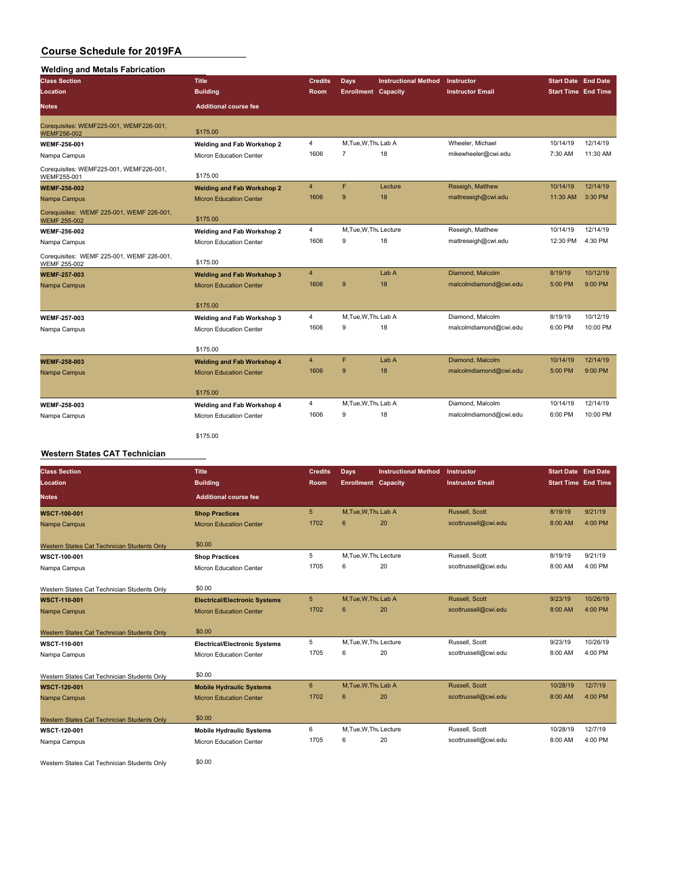# Course Schedule for 2019FA

## Welding and Metals Fabrication

| Class Section / Location / Notes | Title / Building / Additional course fee | Credits / Room | Days / Enrollment | Instructional Method / Capacity | Instructor / Instructor Email | Start Date / Start Time | End Date / End Time |
|---|---|---|---|---|---|---|---|
| Corequisites: WEMF225-001, WEMF226-001, WEMF256-002 | $175.00 | | | | | | |
| WEMF-256-001 | Welding and Fab Workshop 2 | 4 | M,Tue,W,Thu | Lab A | Wheeler, Michael | 10/14/19 | 12/14/19 |
| Nampa Campus | Micron Education Center | 1606 | 7 | 18 | mikewheeler@cwi.edu | 7:30 AM | 11:30 AM |
| Corequisites: WEMF225-001, WEMF226-001, WEMF255-001 | $175.00 | | | | | | |
| WEMF-256-002 | Welding and Fab Workshop 2 | 4 | F | Lecture | Reseigh, Matthew | 10/14/19 | 12/14/19 |
| Nampa Campus | Micron Education Center | 1606 | 9 | 18 | mattreseigh@cwi.edu | 11:30 AM | 3:30 PM |
| Corequisites: WEMF 225-001, WEMF 226-001, WEMF 255-002 | $175.00 | | | | | | |
| WEMF-256-002 | Welding and Fab Workshop 2 | 4 | M,Tue,W,Thu | Lecture | Reseigh, Matthew | 10/14/19 | 12/14/19 |
| Nampa Campus | Micron Education Center | 1606 | 9 | 18 | mattreseigh@cwi.edu | 12:30 PM | 4:30 PM |
| Corequisites: WEMF 225-001, WEMF 226-001, WEMF 255-002 | $175.00 | | | | | | |
| WEMF-257-003 | Welding and Fab Workshop 3 | 4 | | Lab A | Diamond, Malcolm | 8/19/19 | 10/12/19 |
| Nampa Campus | Micron Education Center | 1606 | 9 | 18 | malcolmdiamond@cwi.edu | 5:00 PM | 9:00 PM |
| | $175.00 | | | | | | |
| WEMF-257-003 | Welding and Fab Workshop 3 | 4 | M,Tue,W,Thu | Lab A | Diamond, Malcolm | 8/19/19 | 10/12/19 |
| Nampa Campus | Micron Education Center | 1606 | 9 | 18 | malcolmdiamond@cwi.edu | 6:00 PM | 10:00 PM |
| | $175.00 | | | | | | |
| WEMF-258-003 | Welding and Fab Workshop 4 | 4 | F | Lab A | Diamond, Malcolm | 10/14/19 | 12/14/19 |
| Nampa Campus | Micron Education Center | 1606 | 9 | 18 | malcolmdiamond@cwi.edu | 5:00 PM | 9:00 PM |
| | $175.00 | | | | | | |
| WEMF-258-003 | Welding and Fab Workshop 4 | 4 | M,Tue,W,Thu | Lab A | Diamond, Malcolm | 10/14/19 | 12/14/19 |
| Nampa Campus | Micron Education Center | 1606 | 9 | 18 | malcolmdiamond@cwi.edu | 6:00 PM | 10:00 PM |
| | $175.00 | | | | | | |

## Western States CAT Technician

| Class Section / Location / Notes | Title / Building / Additional course fee | Credits / Room | Days / Enrollment | Instructional Method / Capacity | Instructor / Instructor Email | Start Date / Start Time | End Date / End Time |
|---|---|---|---|---|---|---|---|
| WSCT-100-001 | Shop Practices | 5 | M,Tue,W,Thu | Lab A | Russell, Scott | 8/19/19 | 9/21/19 |
| Nampa Campus | Micron Education Center | 1702 | 6 | 20 | scottrussell@cwi.edu | 8:00 AM | 4:00 PM |
| Western States Cat Technician Students Only | $0.00 | | | | | | |
| WSCT-100-001 | Shop Practices | 5 | M,Tue,W,Thu | Lecture | Russell, Scott | 8/19/19 | 9/21/19 |
| Nampa Campus | Micron Education Center | 1705 | 6 | 20 | scottrussell@cwi.edu | 8:00 AM | 4:00 PM |
| Western States Cat Technician Students Only | $0.00 | | | | | | |
| WSCT-110-001 | Electrical/Electronic Systems | 5 | M,Tue,W,Thu | Lab A | Russell, Scott | 9/23/19 | 10/26/19 |
| Nampa Campus | Micron Education Center | 1702 | 6 | 20 | scottrussell@cwi.edu | 8:00 AM | 4:00 PM |
| Western States Cat Technician Students Only | $0.00 | | | | | | |
| WSCT-110-001 | Electrical/Electronic Systems | 5 | M,Tue,W,Thu | Lecture | Russell, Scott | 9/23/19 | 10/26/19 |
| Nampa Campus | Micron Education Center | 1705 | 6 | 20 | scottrussell@cwi.edu | 8:00 AM | 4:00 PM |
| Western States Cat Technician Students Only | $0.00 | | | | | | |
| WSCT-120-001 | Mobile Hydraulic Systems | 6 | M,Tue,W,Thu | Lab A | Russell, Scott | 10/28/19 | 12/7/19 |
| Nampa Campus | Micron Education Center | 1702 | 6 | 20 | scottrussell@cwi.edu | 8:00 AM | 4:00 PM |
| Western States Cat Technician Students Only | $0.00 | | | | | | |
| WSCT-120-001 | Mobile Hydraulic Systems | 6 | M,Tue,W,Thu | Lecture | Russell, Scott | 10/28/19 | 12/7/19 |
| Nampa Campus | Micron Education Center | 1705 | 6 | 20 | scottrussell@cwi.edu | 8:00 AM | 4:00 PM |
| Western States Cat Technician Students Only | $0.00 | | | | | | |